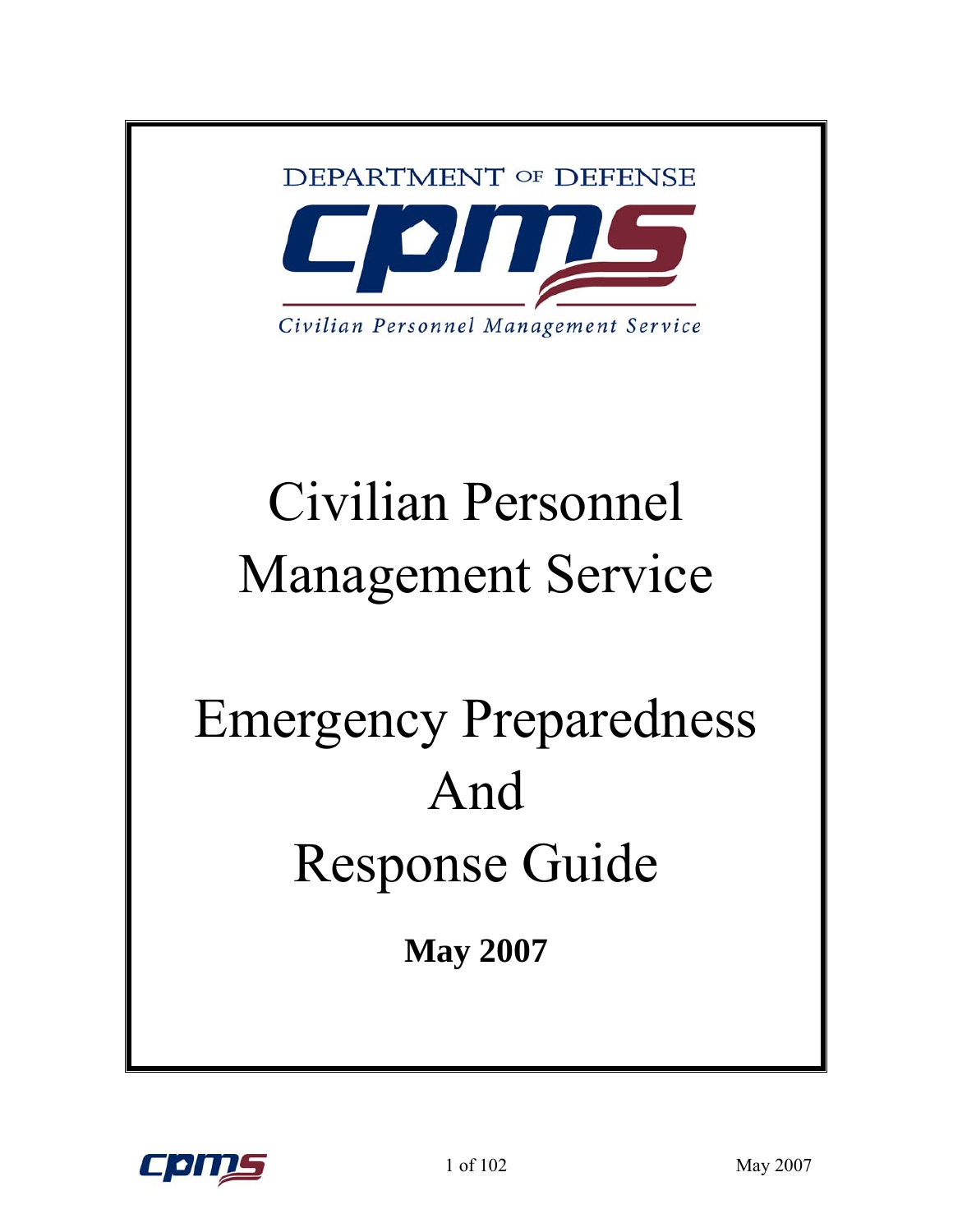DEPARTMENT OF DEFENSE

cpms

Civilian Personnel Management Service

# Civilian Personnel Management Service

# Emergency Preparedness And Response Guide

**May 2007**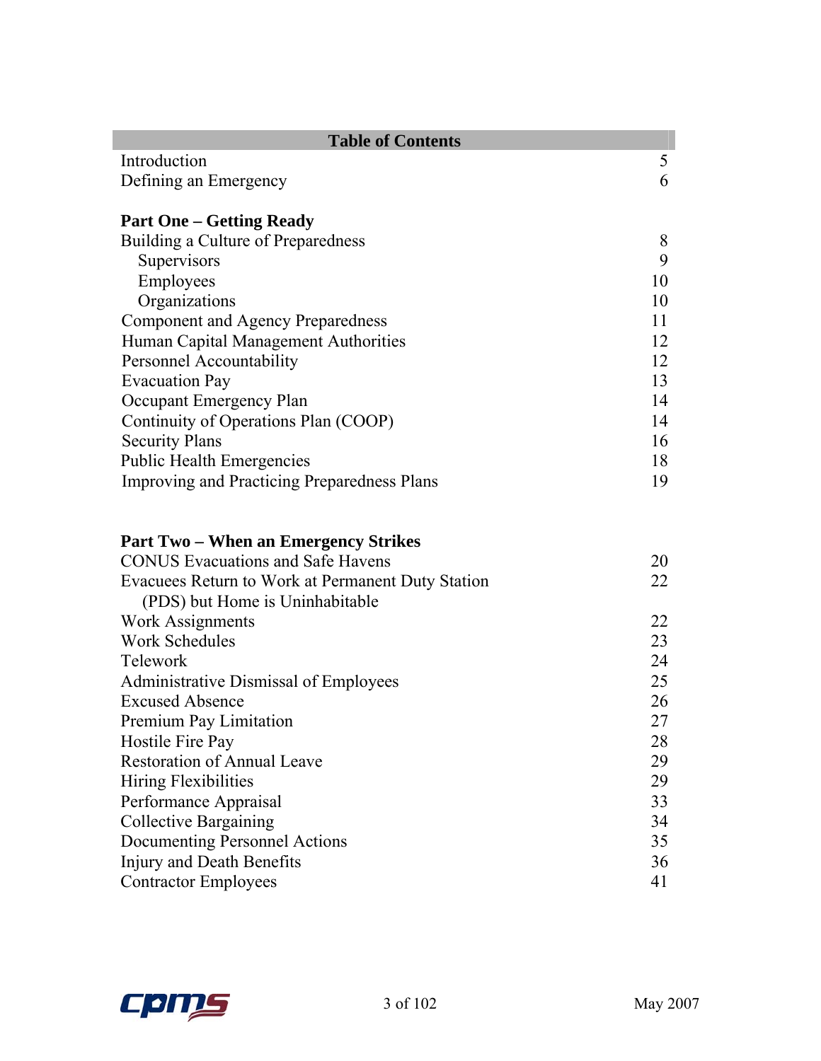## Table of Contents

| | |
|---|---|
| Introduction | 5 |
| Defining an Emergency | 6 |
| **Part One – Getting Ready** | |
| Building a Culture of Preparedness | 8 |
| Supervisors | 9 |
| Employees | 10 |
| Organizations | 10 |
| Component and Agency Preparedness | 11 |
| Human Capital Management Authorities | 12 |
| Personnel Accountability | 12 |
| Evacuation Pay | 13 |
| Occupant Emergency Plan | 14 |
| Continuity of Operations Plan (COOP) | 14 |
| Security Plans | 16 |
| Public Health Emergencies | 18 |
| Improving and Practicing Preparedness Plans | 19 |
| **Part Two – When an Emergency Strikes** | |
| CONUS Evacuations and Safe Havens | 20 |
| Evacuees Return to Work at Permanent Duty Station (PDS) but Home is Uninhabitable | 22 |
| Work Assignments | 22 |
| Work Schedules | 23 |
| Telework | 24 |
| Administrative Dismissal of Employees | 25 |
| Excused Absence | 26 |
| Premium Pay Limitation | 27 |
| Hostile Fire Pay | 28 |
| Restoration of Annual Leave | 29 |
| Hiring Flexibilities | 29 |
| Performance Appraisal | 33 |
| Collective Bargaining | 34 |
| Documenting Personnel Actions | 35 |
| Injury and Death Benefits | 36 |
| Contractor Employees | 41 |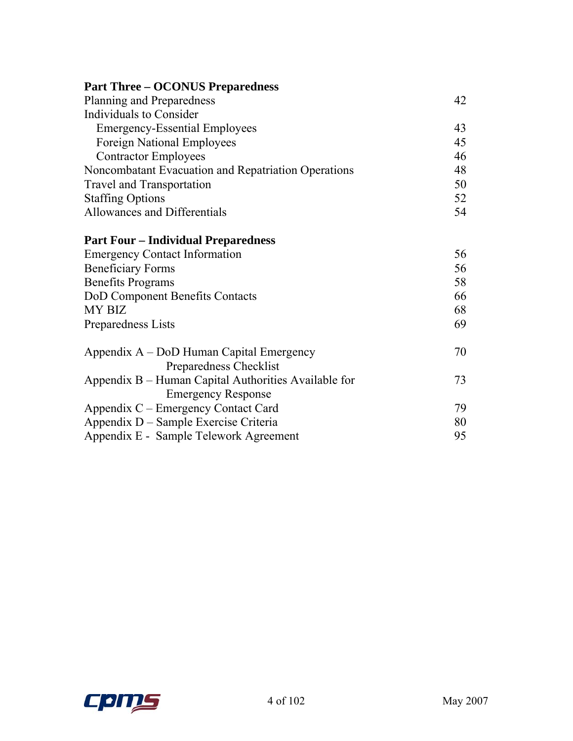**Part Three – OCONUS Preparedness**

| | |
|---|---|
| Planning and Preparedness | 42 |
| Individuals to Consider | |
| Emergency-Essential Employees | 43 |
| Foreign National Employees | 45 |
| Contractor Employees | 46 |
| Noncombatant Evacuation and Repatriation Operations | 48 |
| Travel and Transportation | 50 |
| Staffing Options | 52 |
| Allowances and Differentials | 54 |

**Part Four – Individual Preparedness**

| | |
|---|---|
| Emergency Contact Information | 56 |
| Beneficiary Forms | 56 |
| Benefits Programs | 58 |
| DoD Component Benefits Contacts | 66 |
| MY BIZ | 68 |
| Preparedness Lists | 69 |

| | |
|---|---|
| Appendix A – DoD Human Capital Emergency Preparedness Checklist | 70 |
| Appendix B – Human Capital Authorities Available for Emergency Response | 73 |
| Appendix C – Emergency Contact Card | 79 |
| Appendix D – Sample Exercise Criteria | 80 |
| Appendix E - Sample Telework Agreement | 95 |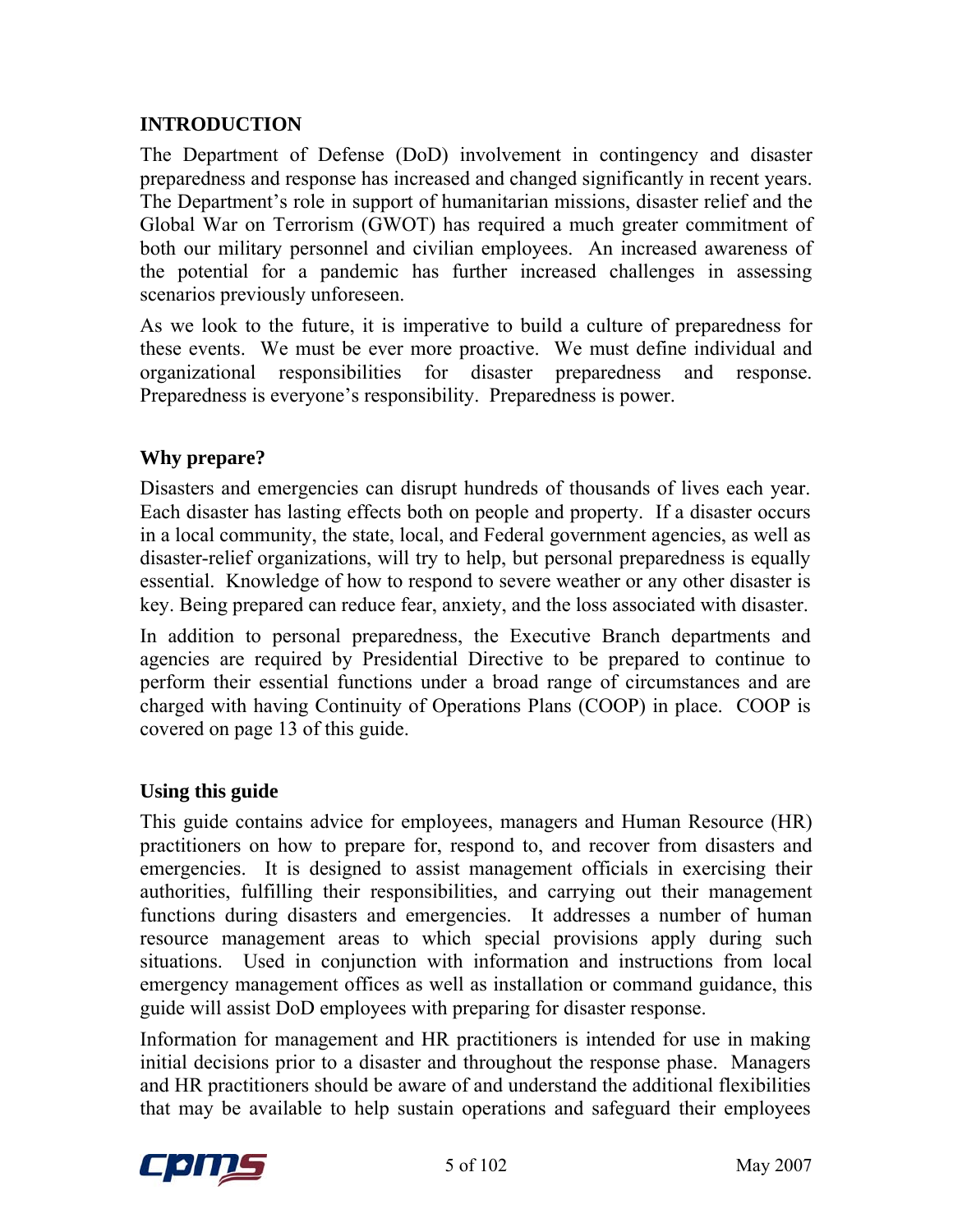## INTRODUCTION

The Department of Defense (DoD) involvement in contingency and disaster preparedness and response has increased and changed significantly in recent years. The Department's role in support of humanitarian missions, disaster relief and the Global War on Terrorism (GWOT) has required a much greater commitment of both our military personnel and civilian employees. An increased awareness of the potential for a pandemic has further increased challenges in assessing scenarios previously unforeseen.

As we look to the future, it is imperative to build a culture of preparedness for these events. We must be ever more proactive. We must define individual and organizational responsibilities for disaster preparedness and response. Preparedness is everyone's responsibility. Preparedness is power.

### Why prepare?

Disasters and emergencies can disrupt hundreds of thousands of lives each year. Each disaster has lasting effects both on people and property. If a disaster occurs in a local community, the state, local, and Federal government agencies, as well as disaster-relief organizations, will try to help, but personal preparedness is equally essential. Knowledge of how to respond to severe weather or any other disaster is key. Being prepared can reduce fear, anxiety, and the loss associated with disaster.

In addition to personal preparedness, the Executive Branch departments and agencies are required by Presidential Directive to be prepared to continue to perform their essential functions under a broad range of circumstances and are charged with having Continuity of Operations Plans (COOP) in place. COOP is covered on page 13 of this guide.

### Using this guide

This guide contains advice for employees, managers and Human Resource (HR) practitioners on how to prepare for, respond to, and recover from disasters and emergencies. It is designed to assist management officials in exercising their authorities, fulfilling their responsibilities, and carrying out their management functions during disasters and emergencies. It addresses a number of human resource management areas to which special provisions apply during such situations. Used in conjunction with information and instructions from local emergency management offices as well as installation or command guidance, this guide will assist DoD employees with preparing for disaster response.

Information for management and HR practitioners is intended for use in making initial decisions prior to a disaster and throughout the response phase. Managers and HR practitioners should be aware of and understand the additional flexibilities that may be available to help sustain operations and safeguard their employees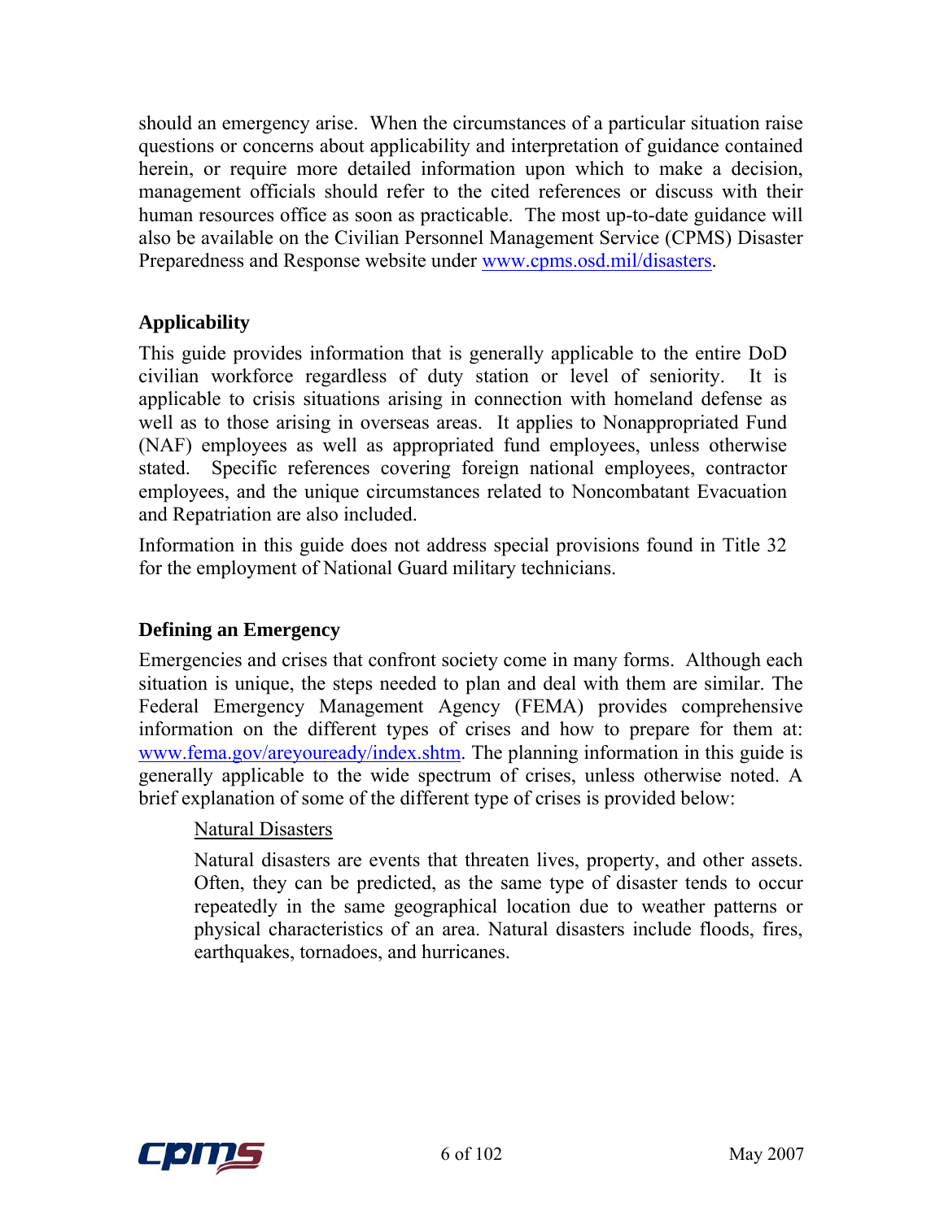should an emergency arise. When the circumstances of a particular situation raise questions or concerns about applicability and interpretation of guidance contained herein, or require more detailed information upon which to make a decision, management officials should refer to the cited references or discuss with their human resources office as soon as practicable. The most up-to-date guidance will also be available on the Civilian Personnel Management Service (CPMS) Disaster Preparedness and Response website under [www.cpms.osd.mil/disasters](www.cpms.osd.mil/disasters).

**Applicability**

This guide provides information that is generally applicable to the entire DoD civilian workforce regardless of duty station or level of seniority. It is applicable to crisis situations arising in connection with homeland defense as well as to those arising in overseas areas. It applies to Nonappropriated Fund (NAF) employees as well as appropriated fund employees, unless otherwise stated. Specific references covering foreign national employees, contractor employees, and the unique circumstances related to Noncombatant Evacuation and Repatriation are also included.

Information in this guide does not address special provisions found in Title 32 for the employment of National Guard military technicians.

**Defining an Emergency**

Emergencies and crises that confront society come in many forms. Although each situation is unique, the steps needed to plan and deal with them are similar. The Federal Emergency Management Agency (FEMA) provides comprehensive information on the different types of crises and how to prepare for them at: [www.fema.gov/areyouready/index.shtm](www.fema.gov/areyouready/index.shtm). The planning information in this guide is generally applicable to the wide spectrum of crises, unless otherwise noted. A brief explanation of some of the different type of crises is provided below:

<u>Natural Disasters</u>

Natural disasters are events that threaten lives, property, and other assets. Often, they can be predicted, as the same type of disaster tends to occur repeatedly in the same geographical location due to weather patterns or physical characteristics of an area. Natural disasters include floods, fires, earthquakes, tornadoes, and hurricanes.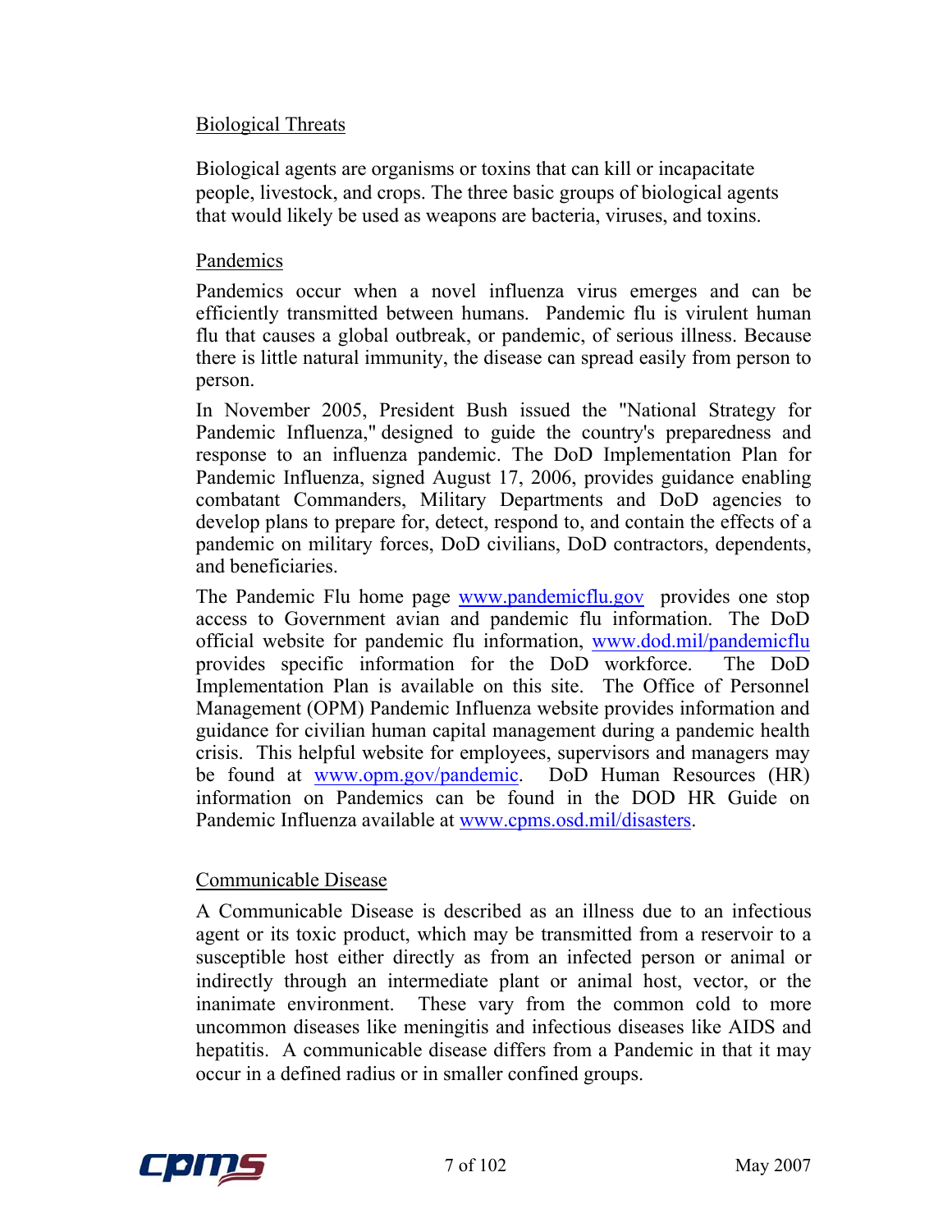## Biological Threats

Biological agents are organisms or toxins that can kill or incapacitate people, livestock, and crops. The three basic groups of biological agents that would likely be used as weapons are bacteria, viruses, and toxins.

## Pandemics

Pandemics occur when a novel influenza virus emerges and can be efficiently transmitted between humans. Pandemic flu is virulent human flu that causes a global outbreak, or pandemic, of serious illness. Because there is little natural immunity, the disease can spread easily from person to person.

In November 2005, President Bush issued the "National Strategy for Pandemic Influenza," designed to guide the country's preparedness and response to an influenza pandemic. The DoD Implementation Plan for Pandemic Influenza, signed August 17, 2006, provides guidance enabling combatant Commanders, Military Departments and DoD agencies to develop plans to prepare for, detect, respond to, and contain the effects of a pandemic on military forces, DoD civilians, DoD contractors, dependents, and beneficiaries.

The Pandemic Flu home page www.pandemicflu.gov provides one stop access to Government avian and pandemic flu information. The DoD official website for pandemic flu information, www.dod.mil/pandemicflu provides specific information for the DoD workforce. The DoD Implementation Plan is available on this site. The Office of Personnel Management (OPM) Pandemic Influenza website provides information and guidance for civilian human capital management during a pandemic health crisis. This helpful website for employees, supervisors and managers may be found at www.opm.gov/pandemic. DoD Human Resources (HR) information on Pandemics can be found in the DOD HR Guide on Pandemic Influenza available at www.cpms.osd.mil/disasters.

## Communicable Disease

A Communicable Disease is described as an illness due to an infectious agent or its toxic product, which may be transmitted from a reservoir to a susceptible host either directly as from an infected person or animal or indirectly through an intermediate plant or animal host, vector, or the inanimate environment. These vary from the common cold to more uncommon diseases like meningitis and infectious diseases like AIDS and hepatitis. A communicable disease differs from a Pandemic in that it may occur in a defined radius or in smaller confined groups.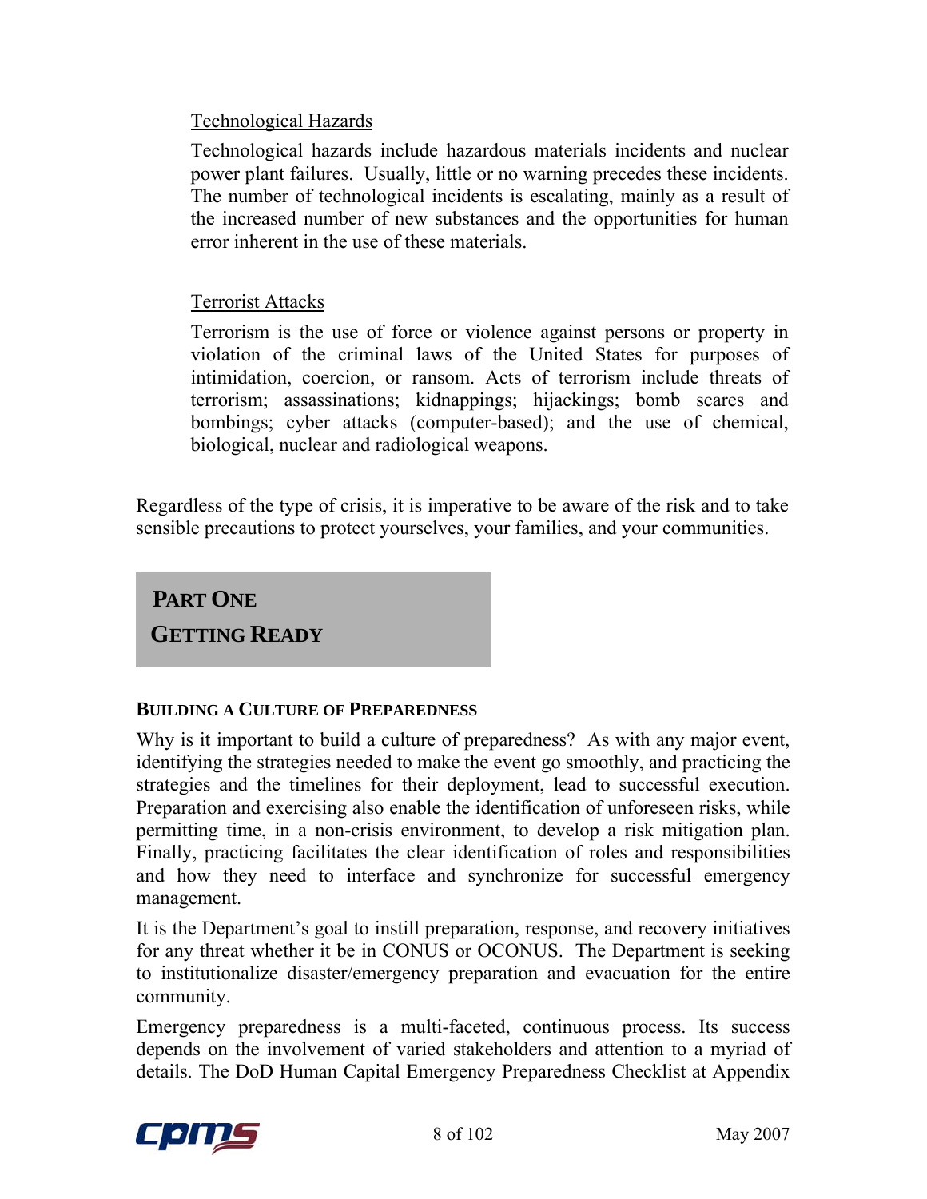Technological Hazards

Technological hazards include hazardous materials incidents and nuclear power plant failures. Usually, little or no warning precedes these incidents. The number of technological incidents is escalating, mainly as a result of the increased number of new substances and the opportunities for human error inherent in the use of these materials.

Terrorist Attacks

Terrorism is the use of force or violence against persons or property in violation of the criminal laws of the United States for purposes of intimidation, coercion, or ransom. Acts of terrorism include threats of terrorism; assassinations; kidnappings; hijackings; bomb scares and bombings; cyber attacks (computer-based); and the use of chemical, biological, nuclear and radiological weapons.

Regardless of the type of crisis, it is imperative to be aware of the risk and to take sensible precautions to protect yourselves, your families, and your communities.

# PART ONE
# GETTING READY

### BUILDING A CULTURE OF PREPAREDNESS

Why is it important to build a culture of preparedness? As with any major event, identifying the strategies needed to make the event go smoothly, and practicing the strategies and the timelines for their deployment, lead to successful execution. Preparation and exercising also enable the identification of unforeseen risks, while permitting time, in a non-crisis environment, to develop a risk mitigation plan. Finally, practicing facilitates the clear identification of roles and responsibilities and how they need to interface and synchronize for successful emergency management.

It is the Department's goal to instill preparation, response, and recovery initiatives for any threat whether it be in CONUS or OCONUS. The Department is seeking to institutionalize disaster/emergency preparation and evacuation for the entire community.

Emergency preparedness is a multi-faceted, continuous process. Its success depends on the involvement of varied stakeholders and attention to a myriad of details. The DoD Human Capital Emergency Preparedness Checklist at Appendix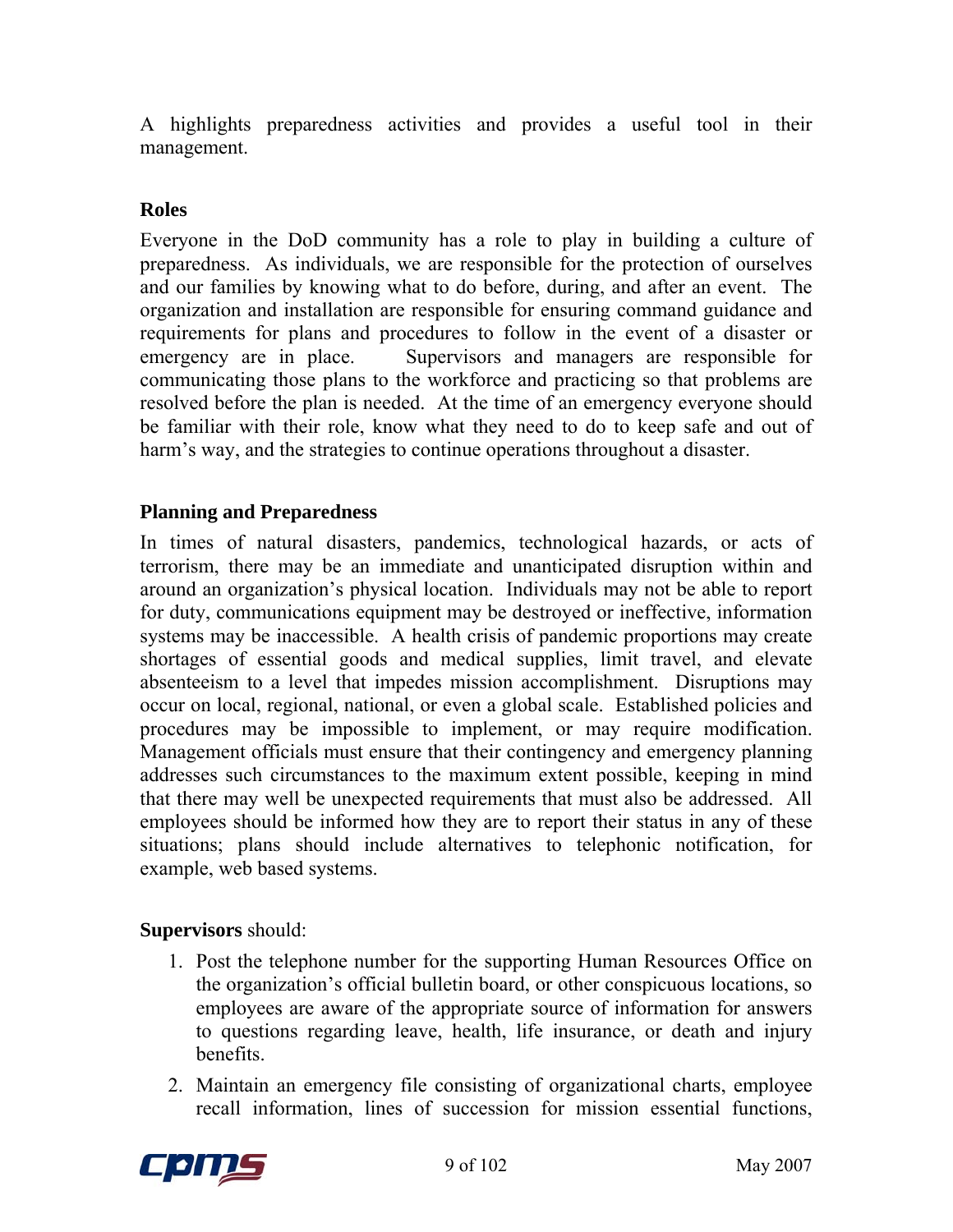A highlights preparedness activities and provides a useful tool in their management.

## Roles

Everyone in the DoD community has a role to play in building a culture of preparedness. As individuals, we are responsible for the protection of ourselves and our families by knowing what to do before, during, and after an event. The organization and installation are responsible for ensuring command guidance and requirements for plans and procedures to follow in the event of a disaster or emergency are in place. Supervisors and managers are responsible for communicating those plans to the workforce and practicing so that problems are resolved before the plan is needed. At the time of an emergency everyone should be familiar with their role, know what they need to do to keep safe and out of harm's way, and the strategies to continue operations throughout a disaster.

## Planning and Preparedness

In times of natural disasters, pandemics, technological hazards, or acts of terrorism, there may be an immediate and unanticipated disruption within and around an organization's physical location. Individuals may not be able to report for duty, communications equipment may be destroyed or ineffective, information systems may be inaccessible. A health crisis of pandemic proportions may create shortages of essential goods and medical supplies, limit travel, and elevate absenteeism to a level that impedes mission accomplishment. Disruptions may occur on local, regional, national, or even a global scale. Established policies and procedures may be impossible to implement, or may require modification. Management officials must ensure that their contingency and emergency planning addresses such circumstances to the maximum extent possible, keeping in mind that there may well be unexpected requirements that must also be addressed. All employees should be informed how they are to report their status in any of these situations; plans should include alternatives to telephonic notification, for example, web based systems.

**Supervisors** should:

1. Post the telephone number for the supporting Human Resources Office on the organization's official bulletin board, or other conspicuous locations, so employees are aware of the appropriate source of information for answers to questions regarding leave, health, life insurance, or death and injury benefits.
2. Maintain an emergency file consisting of organizational charts, employee recall information, lines of succession for mission essential functions,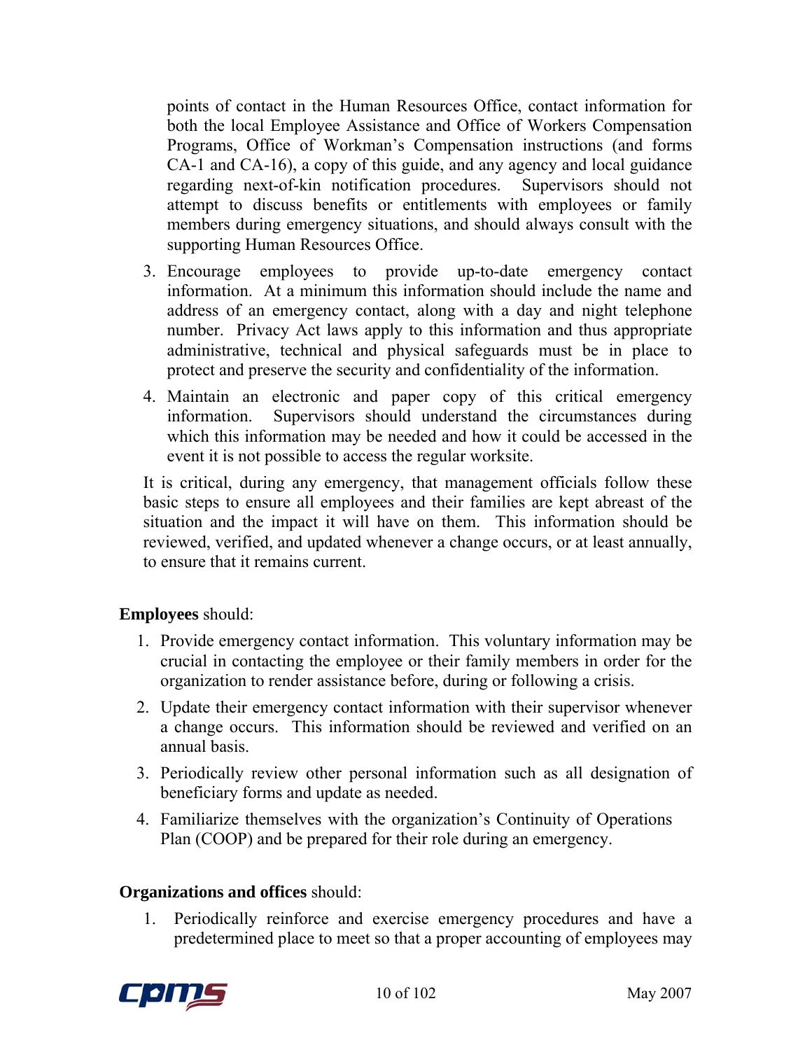points of contact in the Human Resources Office, contact information for both the local Employee Assistance and Office of Workers Compensation Programs, Office of Workman's Compensation instructions (and forms CA-1 and CA-16), a copy of this guide, and any agency and local guidance regarding next-of-kin notification procedures. Supervisors should not attempt to discuss benefits or entitlements with employees or family members during emergency situations, and should always consult with the supporting Human Resources Office.

3. Encourage employees to provide up-to-date emergency contact information. At a minimum this information should include the name and address of an emergency contact, along with a day and night telephone number. Privacy Act laws apply to this information and thus appropriate administrative, technical and physical safeguards must be in place to protect and preserve the security and confidentiality of the information.
4. Maintain an electronic and paper copy of this critical emergency information. Supervisors should understand the circumstances during which this information may be needed and how it could be accessed in the event it is not possible to access the regular worksite.

It is critical, during any emergency, that management officials follow these basic steps to ensure all employees and their families are kept abreast of the situation and the impact it will have on them. This information should be reviewed, verified, and updated whenever a change occurs, or at least annually, to ensure that it remains current.

**Employees** should:

1. Provide emergency contact information. This voluntary information may be crucial in contacting the employee or their family members in order for the organization to render assistance before, during or following a crisis.
2. Update their emergency contact information with their supervisor whenever a change occurs. This information should be reviewed and verified on an annual basis.
3. Periodically review other personal information such as all designation of beneficiary forms and update as needed.
4. Familiarize themselves with the organization's Continuity of Operations Plan (COOP) and be prepared for their role during an emergency.

**Organizations and offices** should:

1. Periodically reinforce and exercise emergency procedures and have a predetermined place to meet so that a proper accounting of employees may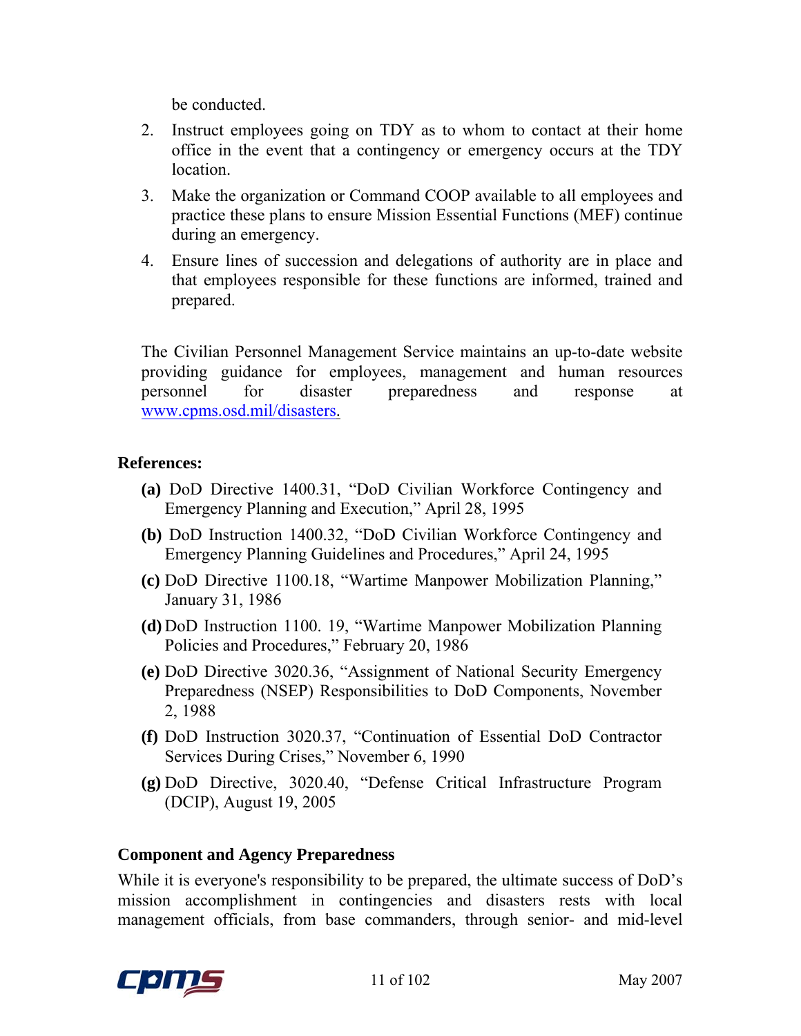be conducted.

2. Instruct employees going on TDY as to whom to contact at their home office in the event that a contingency or emergency occurs at the TDY location.
3. Make the organization or Command COOP available to all employees and practice these plans to ensure Mission Essential Functions (MEF) continue during an emergency.
4. Ensure lines of succession and delegations of authority are in place and that employees responsible for these functions are informed, trained and prepared.

The Civilian Personnel Management Service maintains an up-to-date website providing guidance for employees, management and human resources personnel for disaster preparedness and response at www.cpms.osd.mil/disasters.

**References:**

**(a)** DoD Directive 1400.31, "DoD Civilian Workforce Contingency and Emergency Planning and Execution," April 28, 1995

**(b)** DoD Instruction 1400.32, "DoD Civilian Workforce Contingency and Emergency Planning Guidelines and Procedures," April 24, 1995

**(c)** DoD Directive 1100.18, "Wartime Manpower Mobilization Planning," January 31, 1986

**(d)** DoD Instruction 1100. 19, "Wartime Manpower Mobilization Planning Policies and Procedures," February 20, 1986

**(e)** DoD Directive 3020.36, "Assignment of National Security Emergency Preparedness (NSEP) Responsibilities to DoD Components, November 2, 1988

**(f)** DoD Instruction 3020.37, "Continuation of Essential DoD Contractor Services During Crises," November 6, 1990

**(g)** DoD Directive, 3020.40, "Defense Critical Infrastructure Program (DCIP), August 19, 2005

**Component and Agency Preparedness**

While it is everyone's responsibility to be prepared, the ultimate success of DoD's mission accomplishment in contingencies and disasters rests with local management officials, from base commanders, through senior- and mid-level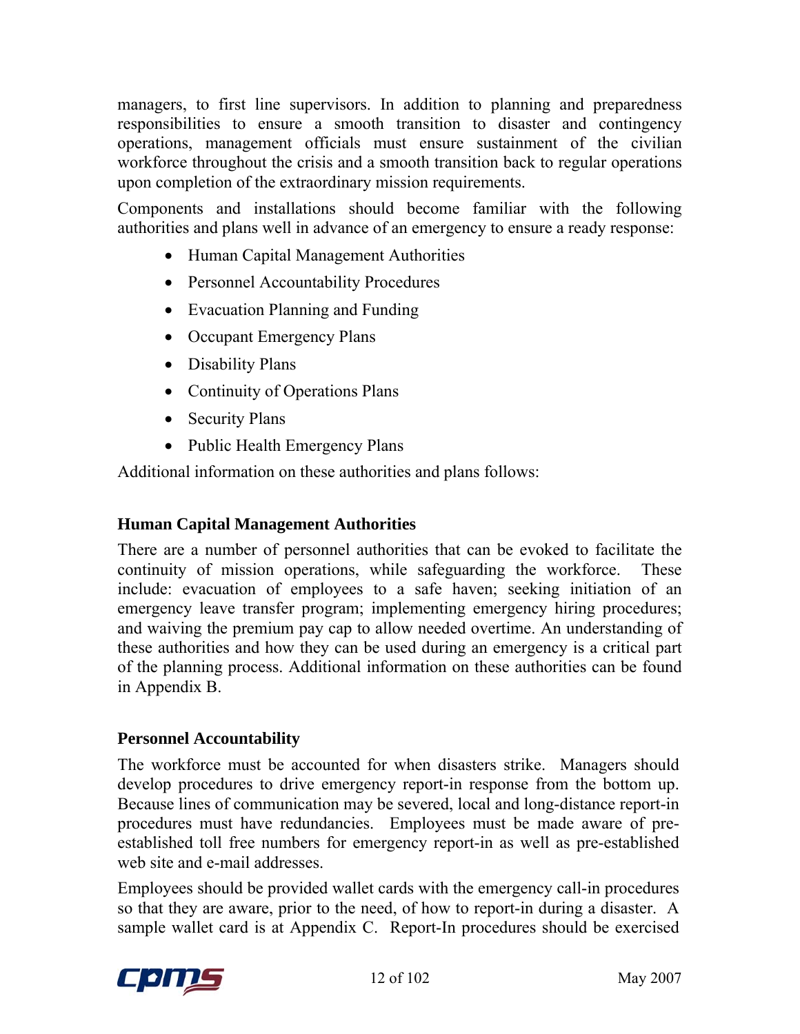managers, to first line supervisors. In addition to planning and preparedness responsibilities to ensure a smooth transition to disaster and contingency operations, management officials must ensure sustainment of the civilian workforce throughout the crisis and a smooth transition back to regular operations upon completion of the extraordinary mission requirements.

Components and installations should become familiar with the following authorities and plans well in advance of an emergency to ensure a ready response:

- Human Capital Management Authorities
- Personnel Accountability Procedures
- Evacuation Planning and Funding
- Occupant Emergency Plans
- Disability Plans
- Continuity of Operations Plans
- Security Plans
- Public Health Emergency Plans

Additional information on these authorities and plans follows:

**Human Capital Management Authorities**

There are a number of personnel authorities that can be evoked to facilitate the continuity of mission operations, while safeguarding the workforce. These include: evacuation of employees to a safe haven; seeking initiation of an emergency leave transfer program; implementing emergency hiring procedures; and waiving the premium pay cap to allow needed overtime. An understanding of these authorities and how they can be used during an emergency is a critical part of the planning process. Additional information on these authorities can be found in Appendix B.

**Personnel Accountability**

The workforce must be accounted for when disasters strike. Managers should develop procedures to drive emergency report-in response from the bottom up. Because lines of communication may be severed, local and long-distance report-in procedures must have redundancies. Employees must be made aware of pre-established toll free numbers for emergency report-in as well as pre-established web site and e-mail addresses.

Employees should be provided wallet cards with the emergency call-in procedures so that they are aware, prior to the need, of how to report-in during a disaster. A sample wallet card is at Appendix C. Report-In procedures should be exercised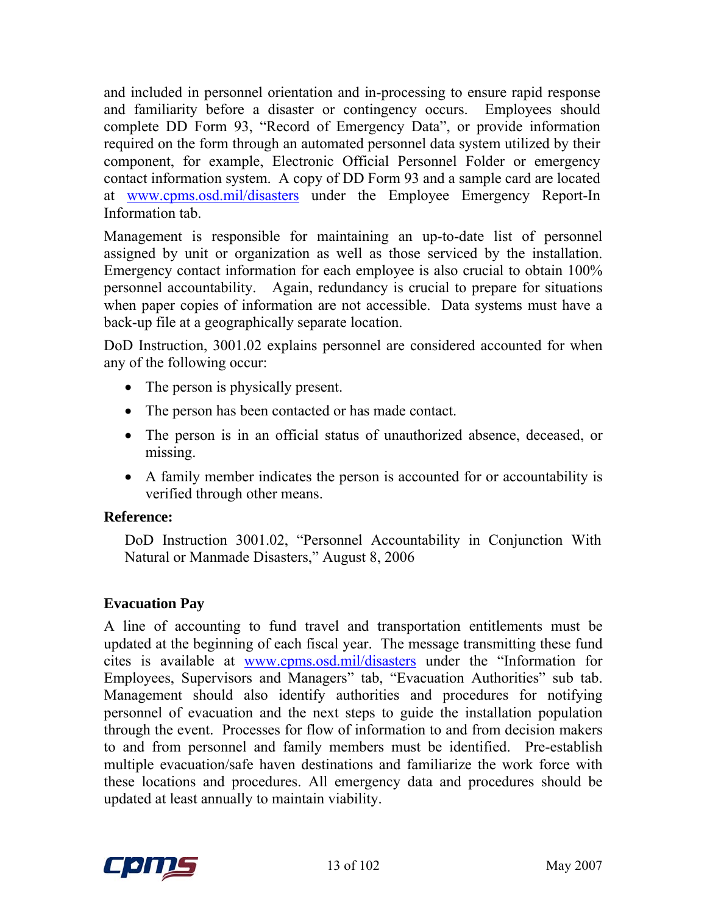and included in personnel orientation and in-processing to ensure rapid response and familiarity before a disaster or contingency occurs. Employees should complete DD Form 93, "Record of Emergency Data", or provide information required on the form through an automated personnel data system utilized by their component, for example, Electronic Official Personnel Folder or emergency contact information system. A copy of DD Form 93 and a sample card are located at [www.cpms.osd.mil/disasters](http://www.cpms.osd.mil/disasters) under the Employee Emergency Report-In Information tab.

Management is responsible for maintaining an up-to-date list of personnel assigned by unit or organization as well as those serviced by the installation. Emergency contact information for each employee is also crucial to obtain 100% personnel accountability. Again, redundancy is crucial to prepare for situations when paper copies of information are not accessible. Data systems must have a back-up file at a geographically separate location.

DoD Instruction, 3001.02 explains personnel are considered accounted for when any of the following occur:

- The person is physically present.
- The person has been contacted or has made contact.
- The person is in an official status of unauthorized absence, deceased, or missing.
- A family member indicates the person is accounted for or accountability is verified through other means.

**Reference:**

DoD Instruction 3001.02, "Personnel Accountability in Conjunction With Natural or Manmade Disasters," August 8, 2006

**Evacuation Pay**

A line of accounting to fund travel and transportation entitlements must be updated at the beginning of each fiscal year. The message transmitting these fund cites is available at [www.cpms.osd.mil/disasters](http://www.cpms.osd.mil/disasters) under the "Information for Employees, Supervisors and Managers" tab, "Evacuation Authorities" sub tab. Management should also identify authorities and procedures for notifying personnel of evacuation and the next steps to guide the installation population through the event. Processes for flow of information to and from decision makers to and from personnel and family members must be identified. Pre-establish multiple evacuation/safe haven destinations and familiarize the work force with these locations and procedures. All emergency data and procedures should be updated at least annually to maintain viability.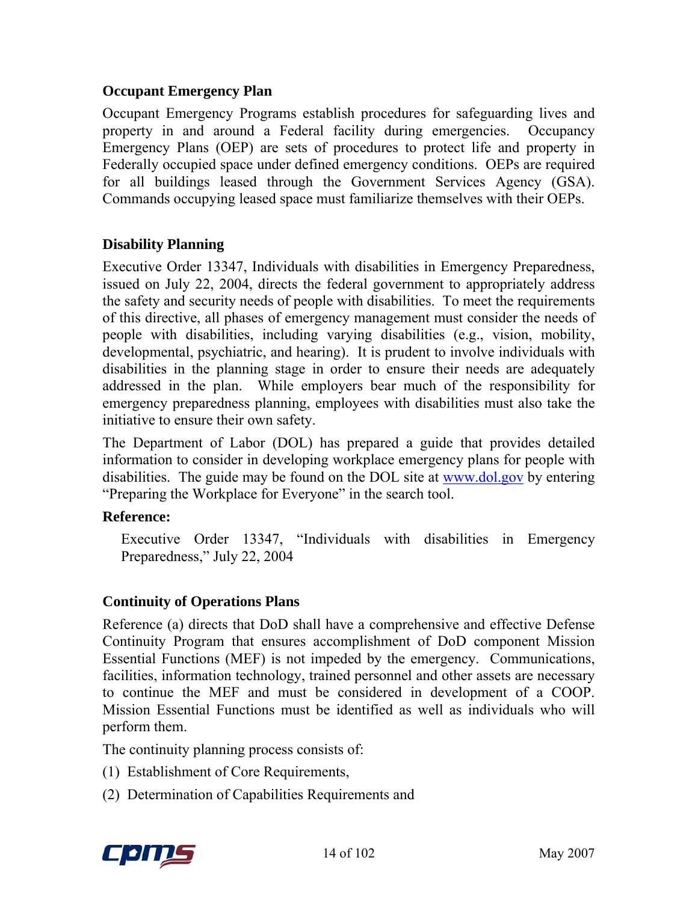### Occupant Emergency Plan

Occupant Emergency Programs establish procedures for safeguarding lives and property in and around a Federal facility during emergencies. Occupancy Emergency Plans (OEP) are sets of procedures to protect life and property in Federally occupied space under defined emergency conditions. OEPs are required for all buildings leased through the Government Services Agency (GSA). Commands occupying leased space must familiarize themselves with their OEPs.

### Disability Planning

Executive Order 13347, Individuals with disabilities in Emergency Preparedness, issued on July 22, 2004, directs the federal government to appropriately address the safety and security needs of people with disabilities. To meet the requirements of this directive, all phases of emergency management must consider the needs of people with disabilities, including varying disabilities (e.g., vision, mobility, developmental, psychiatric, and hearing). It is prudent to involve individuals with disabilities in the planning stage in order to ensure their needs are adequately addressed in the plan. While employers bear much of the responsibility for emergency preparedness planning, employees with disabilities must also take the initiative to ensure their own safety.

The Department of Labor (DOL) has prepared a guide that provides detailed information to consider in developing workplace emergency plans for people with disabilities. The guide may be found on the DOL site at [www.dol.gov](http://www.dol.gov) by entering "Preparing the Workplace for Everyone" in the search tool.

**Reference:**

Executive Order 13347, "Individuals with disabilities in Emergency Preparedness," July 22, 2004

### Continuity of Operations Plans

Reference (a) directs that DoD shall have a comprehensive and effective Defense Continuity Program that ensures accomplishment of DoD component Mission Essential Functions (MEF) is not impeded by the emergency. Communications, facilities, information technology, trained personnel and other assets are necessary to continue the MEF and must be considered in development of a COOP. Mission Essential Functions must be identified as well as individuals who will perform them.

The continuity planning process consists of:

(1) Establishment of Core Requirements,

(2) Determination of Capabilities Requirements and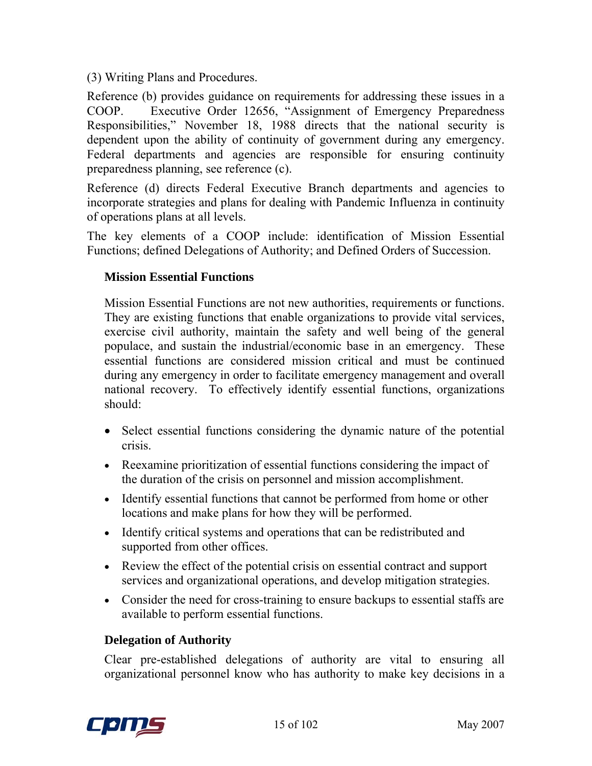(3) Writing Plans and Procedures.

Reference (b) provides guidance on requirements for addressing these issues in a COOP. Executive Order 12656, "Assignment of Emergency Preparedness Responsibilities," November 18, 1988 directs that the national security is dependent upon the ability of continuity of government during any emergency. Federal departments and agencies are responsible for ensuring continuity preparedness planning, see reference (c).

Reference (d) directs Federal Executive Branch departments and agencies to incorporate strategies and plans for dealing with Pandemic Influenza in continuity of operations plans at all levels.

The key elements of a COOP include: identification of Mission Essential Functions; defined Delegations of Authority; and Defined Orders of Succession.

**Mission Essential Functions**

Mission Essential Functions are not new authorities, requirements or functions. They are existing functions that enable organizations to provide vital services, exercise civil authority, maintain the safety and well being of the general populace, and sustain the industrial/economic base in an emergency. These essential functions are considered mission critical and must be continued during any emergency in order to facilitate emergency management and overall national recovery. To effectively identify essential functions, organizations should:

- Select essential functions considering the dynamic nature of the potential crisis.
- Reexamine prioritization of essential functions considering the impact of the duration of the crisis on personnel and mission accomplishment.
- Identify essential functions that cannot be performed from home or other locations and make plans for how they will be performed.
- Identify critical systems and operations that can be redistributed and supported from other offices.
- Review the effect of the potential crisis on essential contract and support services and organizational operations, and develop mitigation strategies.
- Consider the need for cross-training to ensure backups to essential staffs are available to perform essential functions.

**Delegation of Authority**

Clear pre-established delegations of authority are vital to ensuring all organizational personnel know who has authority to make key decisions in a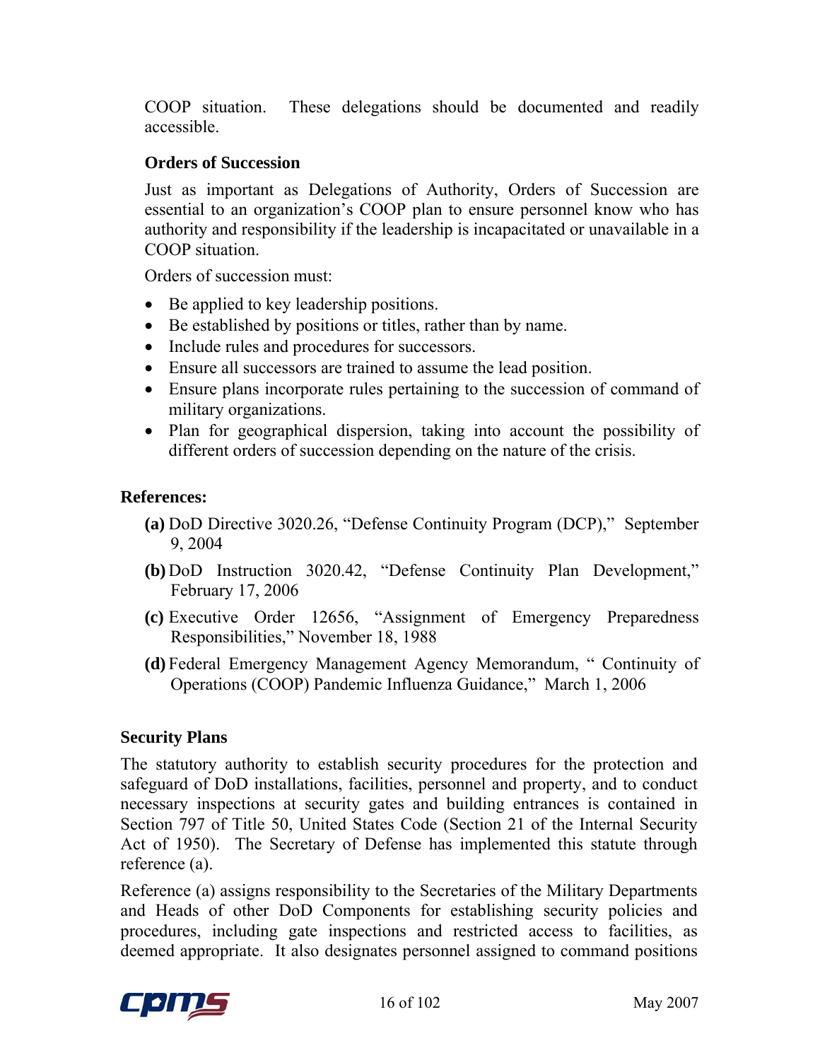COOP situation. These delegations should be documented and readily accessible.

### Orders of Succession

Just as important as Delegations of Authority, Orders of Succession are essential to an organization's COOP plan to ensure personnel know who has authority and responsibility if the leadership is incapacitated or unavailable in a COOP situation.

Orders of succession must:

- Be applied to key leadership positions.
- Be established by positions or titles, rather than by name.
- Include rules and procedures for successors.
- Ensure all successors are trained to assume the lead position.
- Ensure plans incorporate rules pertaining to the succession of command of military organizations.
- Plan for geographical dispersion, taking into account the possibility of different orders of succession depending on the nature of the crisis.

**References:**

**(a)** DoD Directive 3020.26, "Defense Continuity Program (DCP)," September 9, 2004

**(b)** DoD Instruction 3020.42, "Defense Continuity Plan Development," February 17, 2006

**(c)** Executive Order 12656, "Assignment of Emergency Preparedness Responsibilities," November 18, 1988

**(d)** Federal Emergency Management Agency Memorandum, " Continuity of Operations (COOP) Pandemic Influenza Guidance," March 1, 2006

## Security Plans

The statutory authority to establish security procedures for the protection and safeguard of DoD installations, facilities, personnel and property, and to conduct necessary inspections at security gates and building entrances is contained in Section 797 of Title 50, United States Code (Section 21 of the Internal Security Act of 1950). The Secretary of Defense has implemented this statute through reference (a).

Reference (a) assigns responsibility to the Secretaries of the Military Departments and Heads of other DoD Components for establishing security policies and procedures, including gate inspections and restricted access to facilities, as deemed appropriate. It also designates personnel assigned to command positions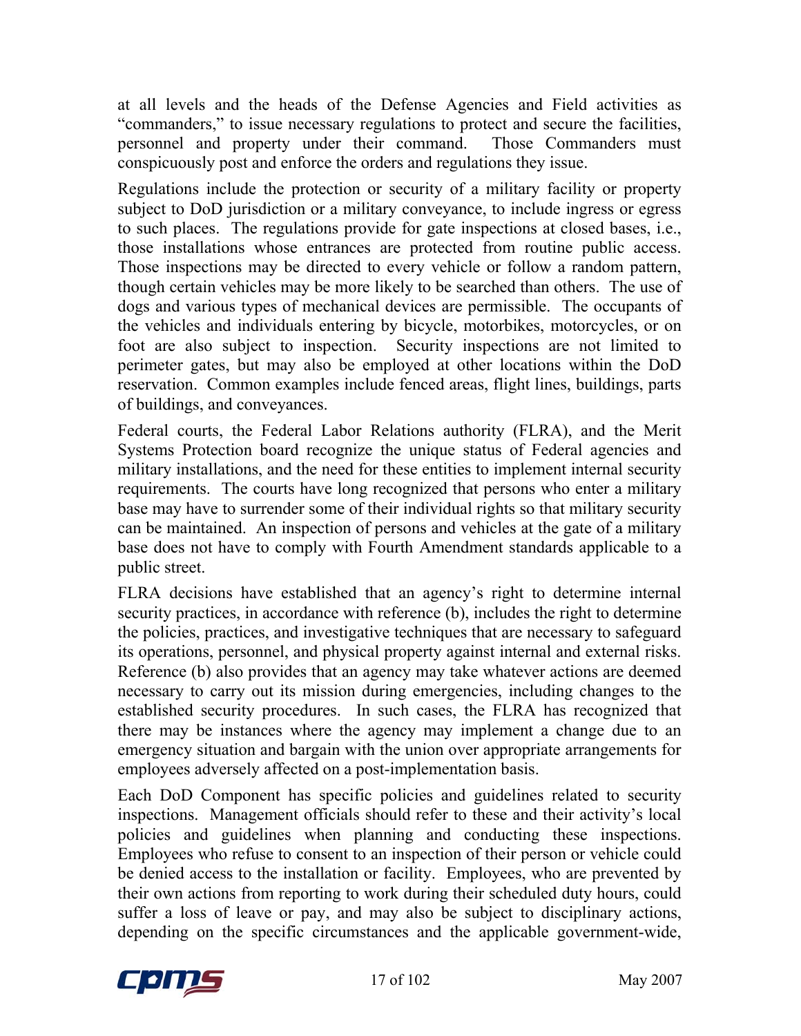at all levels and the heads of the Defense Agencies and Field activities as “commanders,” to issue necessary regulations to protect and secure the facilities, personnel and property under their command. Those Commanders must conspicuously post and enforce the orders and regulations they issue.

Regulations include the protection or security of a military facility or property subject to DoD jurisdiction or a military conveyance, to include ingress or egress to such places. The regulations provide for gate inspections at closed bases, i.e., those installations whose entrances are protected from routine public access. Those inspections may be directed to every vehicle or follow a random pattern, though certain vehicles may be more likely to be searched than others. The use of dogs and various types of mechanical devices are permissible. The occupants of the vehicles and individuals entering by bicycle, motorbikes, motorcycles, or on foot are also subject to inspection. Security inspections are not limited to perimeter gates, but may also be employed at other locations within the DoD reservation. Common examples include fenced areas, flight lines, buildings, parts of buildings, and conveyances.

Federal courts, the Federal Labor Relations authority (FLRA), and the Merit Systems Protection board recognize the unique status of Federal agencies and military installations, and the need for these entities to implement internal security requirements. The courts have long recognized that persons who enter a military base may have to surrender some of their individual rights so that military security can be maintained. An inspection of persons and vehicles at the gate of a military base does not have to comply with Fourth Amendment standards applicable to a public street.

FLRA decisions have established that an agency’s right to determine internal security practices, in accordance with reference (b), includes the right to determine the policies, practices, and investigative techniques that are necessary to safeguard its operations, personnel, and physical property against internal and external risks. Reference (b) also provides that an agency may take whatever actions are deemed necessary to carry out its mission during emergencies, including changes to the established security procedures. In such cases, the FLRA has recognized that there may be instances where the agency may implement a change due to an emergency situation and bargain with the union over appropriate arrangements for employees adversely affected on a post-implementation basis.

Each DoD Component has specific policies and guidelines related to security inspections. Management officials should refer to these and their activity’s local policies and guidelines when planning and conducting these inspections. Employees who refuse to consent to an inspection of their person or vehicle could be denied access to the installation or facility. Employees, who are prevented by their own actions from reporting to work during their scheduled duty hours, could suffer a loss of leave or pay, and may also be subject to disciplinary actions, depending on the specific circumstances and the applicable government-wide,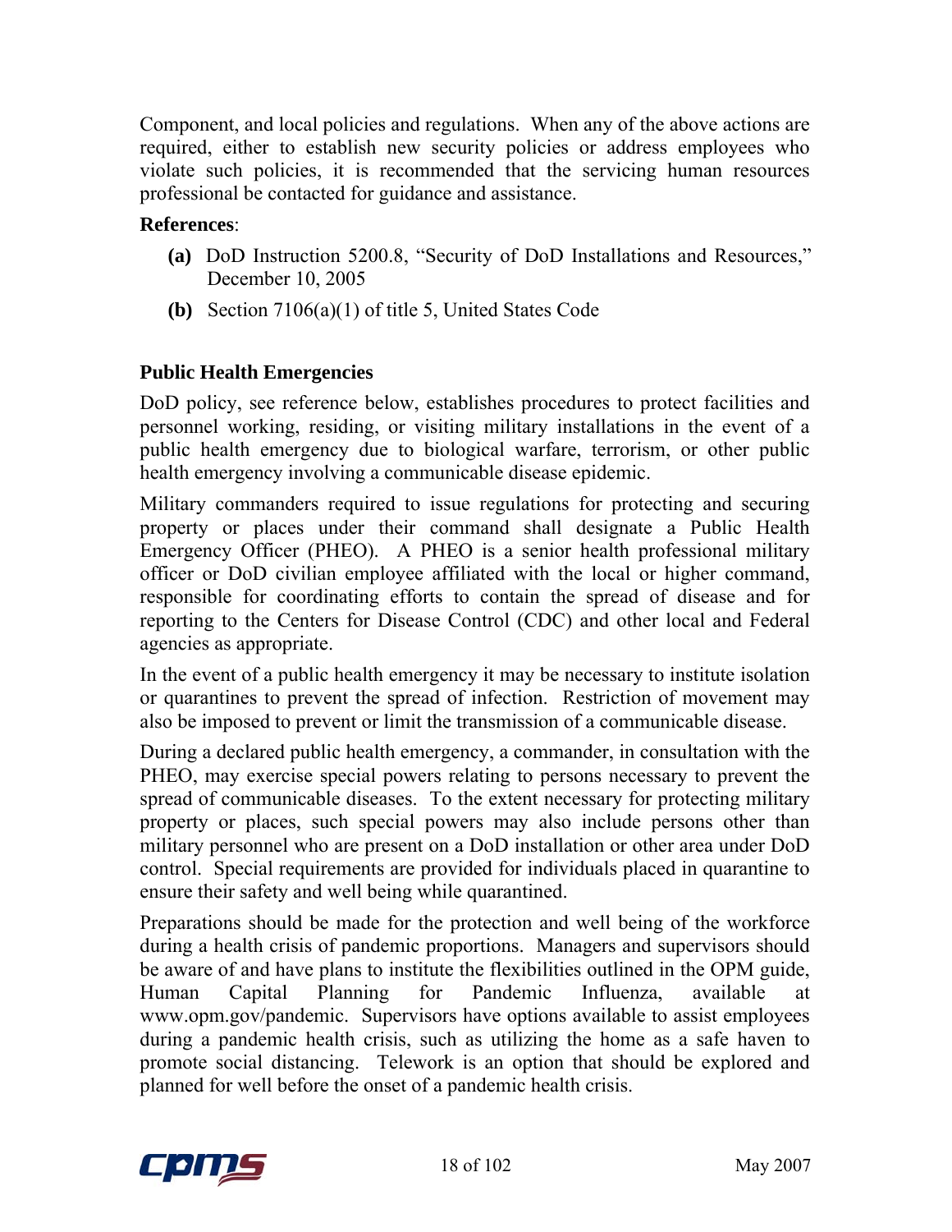Component, and local policies and regulations. When any of the above actions are required, either to establish new security policies or address employees who violate such policies, it is recommended that the servicing human resources professional be contacted for guidance and assistance.

**References**:

- **(a)** DoD Instruction 5200.8, "Security of DoD Installations and Resources," December 10, 2005
- **(b)** Section 7106(a)(1) of title 5, United States Code

**Public Health Emergencies**

DoD policy, see reference below, establishes procedures to protect facilities and personnel working, residing, or visiting military installations in the event of a public health emergency due to biological warfare, terrorism, or other public health emergency involving a communicable disease epidemic.

Military commanders required to issue regulations for protecting and securing property or places under their command shall designate a Public Health Emergency Officer (PHEO). A PHEO is a senior health professional military officer or DoD civilian employee affiliated with the local or higher command, responsible for coordinating efforts to contain the spread of disease and for reporting to the Centers for Disease Control (CDC) and other local and Federal agencies as appropriate.

In the event of a public health emergency it may be necessary to institute isolation or quarantines to prevent the spread of infection. Restriction of movement may also be imposed to prevent or limit the transmission of a communicable disease.

During a declared public health emergency, a commander, in consultation with the PHEO, may exercise special powers relating to persons necessary to prevent the spread of communicable diseases. To the extent necessary for protecting military property or places, such special powers may also include persons other than military personnel who are present on a DoD installation or other area under DoD control. Special requirements are provided for individuals placed in quarantine to ensure their safety and well being while quarantined.

Preparations should be made for the protection and well being of the workforce during a health crisis of pandemic proportions. Managers and supervisors should be aware of and have plans to institute the flexibilities outlined in the OPM guide, Human Capital Planning for Pandemic Influenza, available at www.opm.gov/pandemic. Supervisors have options available to assist employees during a pandemic health crisis, such as utilizing the home as a safe haven to promote social distancing. Telework is an option that should be explored and planned for well before the onset of a pandemic health crisis.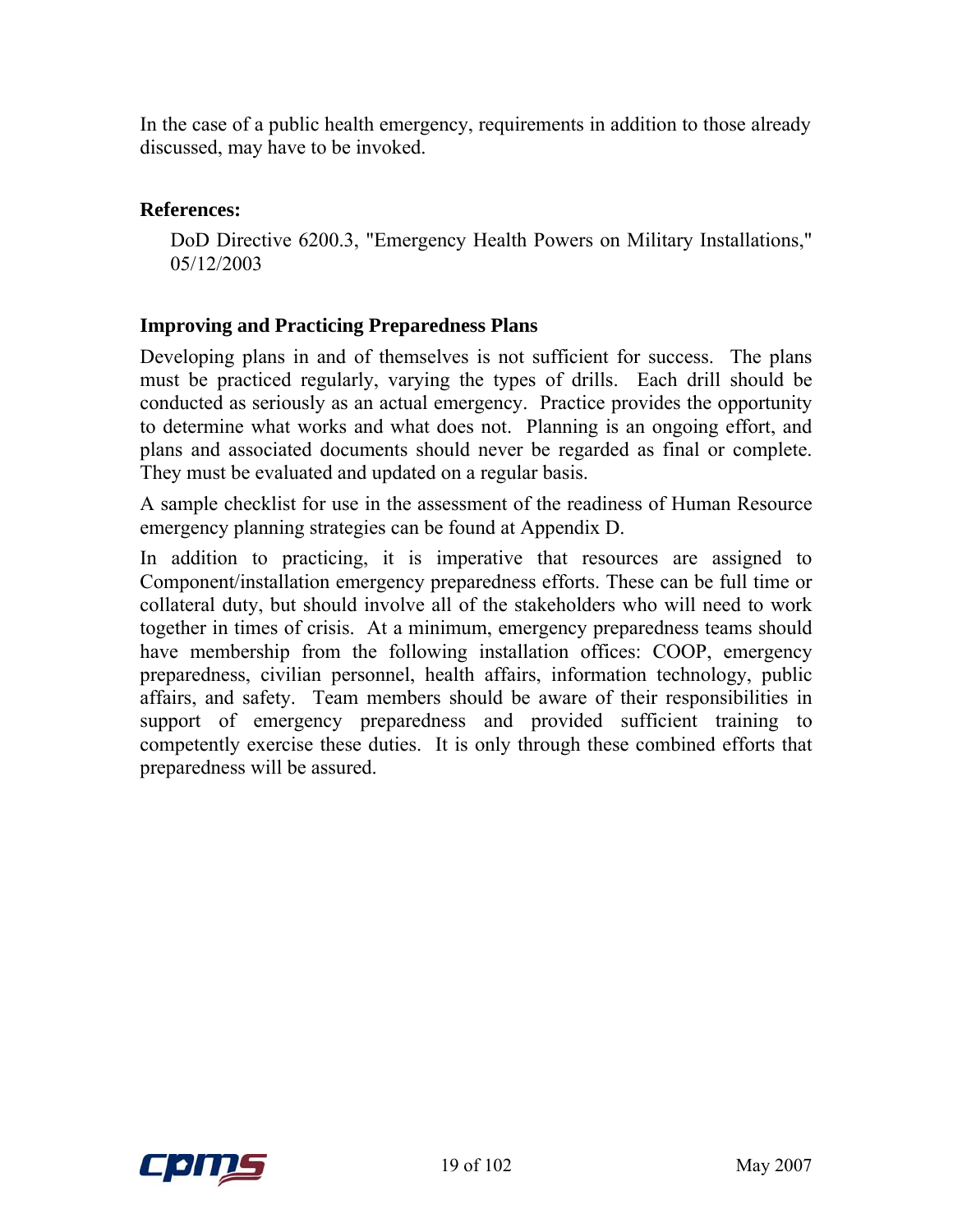In the case of a public health emergency, requirements in addition to those already discussed, may have to be invoked.

**References:**

DoD Directive 6200.3, "Emergency Health Powers on Military Installations," 05/12/2003

### Improving and Practicing Preparedness Plans

Developing plans in and of themselves is not sufficient for success. The plans must be practiced regularly, varying the types of drills. Each drill should be conducted as seriously as an actual emergency. Practice provides the opportunity to determine what works and what does not. Planning is an ongoing effort, and plans and associated documents should never be regarded as final or complete. They must be evaluated and updated on a regular basis.

A sample checklist for use in the assessment of the readiness of Human Resource emergency planning strategies can be found at Appendix D.

In addition to practicing, it is imperative that resources are assigned to Component/installation emergency preparedness efforts. These can be full time or collateral duty, but should involve all of the stakeholders who will need to work together in times of crisis. At a minimum, emergency preparedness teams should have membership from the following installation offices: COOP, emergency preparedness, civilian personnel, health affairs, information technology, public affairs, and safety. Team members should be aware of their responsibilities in support of emergency preparedness and provided sufficient training to competently exercise these duties. It is only through these combined efforts that preparedness will be assured.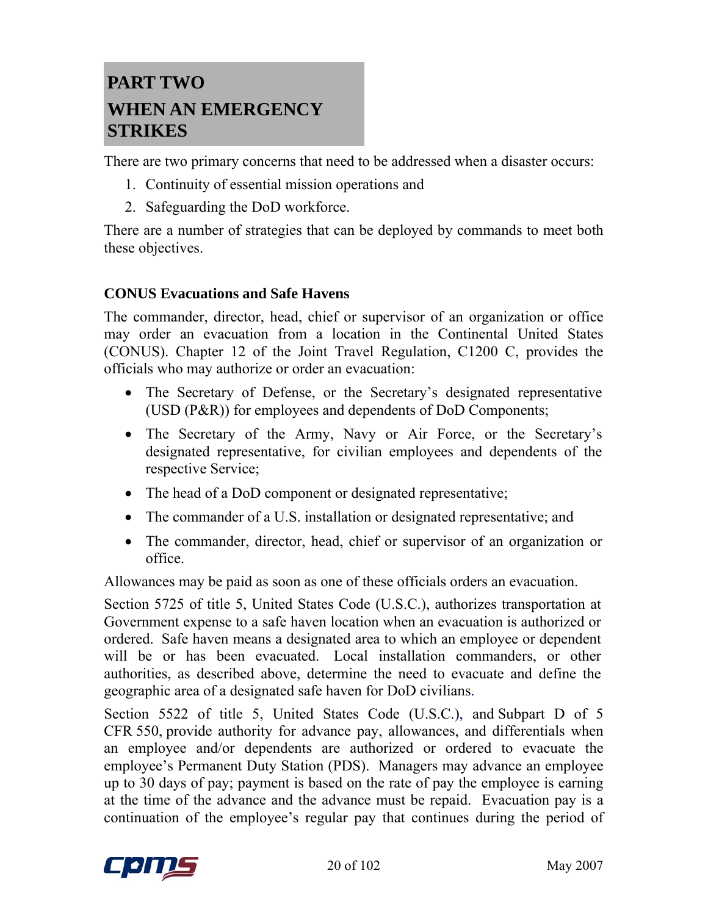# PART TWO
# WHEN AN EMERGENCY STRIKES

There are two primary concerns that need to be addressed when a disaster occurs:

1. Continuity of essential mission operations and
2. Safeguarding the DoD workforce.

There are a number of strategies that can be deployed by commands to meet both these objectives.

### CONUS Evacuations and Safe Havens

The commander, director, head, chief or supervisor of an organization or office may order an evacuation from a location in the Continental United States (CONUS). Chapter 12 of the Joint Travel Regulation, C1200 C, provides the officials who may authorize or order an evacuation:

- The Secretary of Defense, or the Secretary's designated representative (USD (P&R)) for employees and dependents of DoD Components;
- The Secretary of the Army, Navy or Air Force, or the Secretary's designated representative, for civilian employees and dependents of the respective Service;
- The head of a DoD component or designated representative;
- The commander of a U.S. installation or designated representative; and
- The commander, director, head, chief or supervisor of an organization or office.

Allowances may be paid as soon as one of these officials orders an evacuation.

Section 5725 of title 5, United States Code (U.S.C.), authorizes transportation at Government expense to a safe haven location when an evacuation is authorized or ordered. Safe haven means a designated area to which an employee or dependent will be or has been evacuated. Local installation commanders, or other authorities, as described above, determine the need to evacuate and define the geographic area of a designated safe haven for DoD civilians.

Section 5522 of title 5, United States Code (U.S.C.), and Subpart D of 5 CFR 550, provide authority for advance pay, allowances, and differentials when an employee and/or dependents are authorized or ordered to evacuate the employee's Permanent Duty Station (PDS). Managers may advance an employee up to 30 days of pay; payment is based on the rate of pay the employee is earning at the time of the advance and the advance must be repaid. Evacuation pay is a continuation of the employee's regular pay that continues during the period of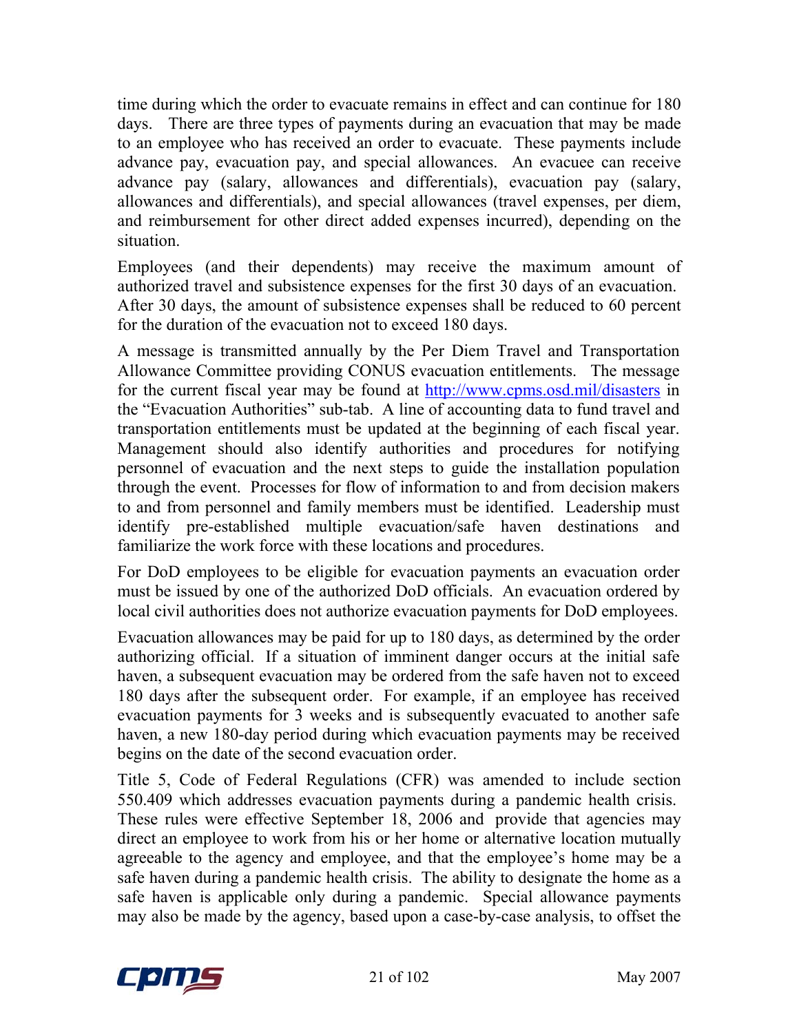time during which the order to evacuate remains in effect and can continue for 180 days. There are three types of payments during an evacuation that may be made to an employee who has received an order to evacuate. These payments include advance pay, evacuation pay, and special allowances. An evacuee can receive advance pay (salary, allowances and differentials), evacuation pay (salary, allowances and differentials), and special allowances (travel expenses, per diem, and reimbursement for other direct added expenses incurred), depending on the situation.

Employees (and their dependents) may receive the maximum amount of authorized travel and subsistence expenses for the first 30 days of an evacuation. After 30 days, the amount of subsistence expenses shall be reduced to 60 percent for the duration of the evacuation not to exceed 180 days.

A message is transmitted annually by the Per Diem Travel and Transportation Allowance Committee providing CONUS evacuation entitlements. The message for the current fiscal year may be found at http://www.cpms.osd.mil/disasters in the "Evacuation Authorities" sub-tab. A line of accounting data to fund travel and transportation entitlements must be updated at the beginning of each fiscal year. Management should also identify authorities and procedures for notifying personnel of evacuation and the next steps to guide the installation population through the event. Processes for flow of information to and from decision makers to and from personnel and family members must be identified. Leadership must identify pre-established multiple evacuation/safe haven destinations and familiarize the work force with these locations and procedures.

For DoD employees to be eligible for evacuation payments an evacuation order must be issued by one of the authorized DoD officials. An evacuation ordered by local civil authorities does not authorize evacuation payments for DoD employees.

Evacuation allowances may be paid for up to 180 days, as determined by the order authorizing official. If a situation of imminent danger occurs at the initial safe haven, a subsequent evacuation may be ordered from the safe haven not to exceed 180 days after the subsequent order. For example, if an employee has received evacuation payments for 3 weeks and is subsequently evacuated to another safe haven, a new 180-day period during which evacuation payments may be received begins on the date of the second evacuation order.

Title 5, Code of Federal Regulations (CFR) was amended to include section 550.409 which addresses evacuation payments during a pandemic health crisis. These rules were effective September 18, 2006 and provide that agencies may direct an employee to work from his or her home or alternative location mutually agreeable to the agency and employee, and that the employee's home may be a safe haven during a pandemic health crisis. The ability to designate the home as a safe haven is applicable only during a pandemic. Special allowance payments may also be made by the agency, based upon a case-by-case analysis, to offset the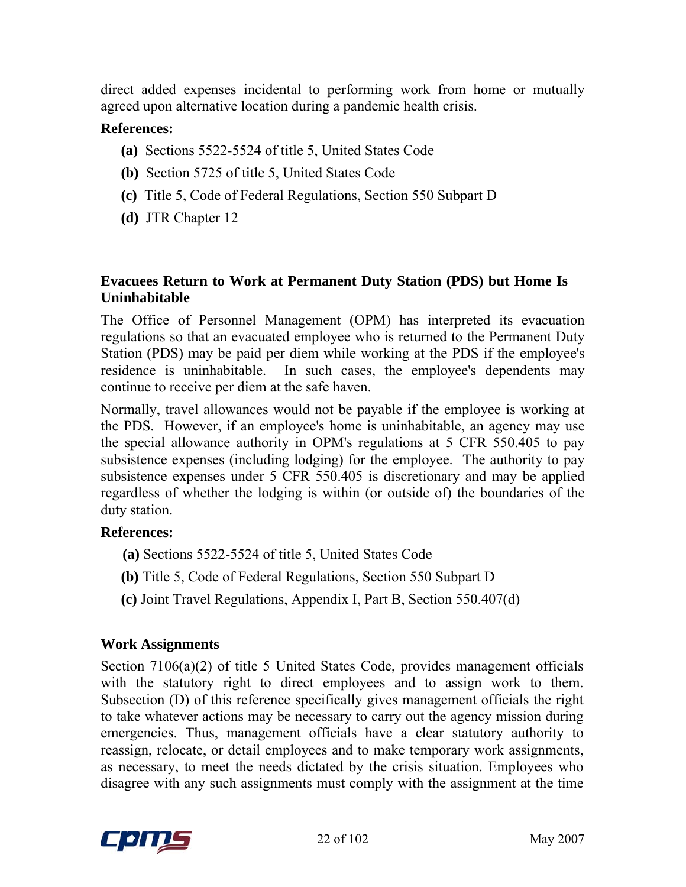direct added expenses incidental to performing work from home or mutually agreed upon alternative location during a pandemic health crisis.

**References:**

- **(a)** Sections 5522-5524 of title 5, United States Code
- **(b)** Section 5725 of title 5, United States Code
- **(c)** Title 5, Code of Federal Regulations, Section 550 Subpart D
- **(d)** JTR Chapter 12

### Evacuees Return to Work at Permanent Duty Station (PDS) but Home Is Uninhabitable

The Office of Personnel Management (OPM) has interpreted its evacuation regulations so that an evacuated employee who is returned to the Permanent Duty Station (PDS) may be paid per diem while working at the PDS if the employee's residence is uninhabitable. In such cases, the employee's dependents may continue to receive per diem at the safe haven.

Normally, travel allowances would not be payable if the employee is working at the PDS. However, if an employee's home is uninhabitable, an agency may use the special allowance authority in OPM's regulations at 5 CFR 550.405 to pay subsistence expenses (including lodging) for the employee. The authority to pay subsistence expenses under 5 CFR 550.405 is discretionary and may be applied regardless of whether the lodging is within (or outside of) the boundaries of the duty station.

**References:**

- **(a)** Sections 5522-5524 of title 5, United States Code
- **(b)** Title 5, Code of Federal Regulations, Section 550 Subpart D
- **(c)** Joint Travel Regulations, Appendix I, Part B, Section 550.407(d)

### Work Assignments

Section 7106(a)(2) of title 5 United States Code, provides management officials with the statutory right to direct employees and to assign work to them. Subsection (D) of this reference specifically gives management officials the right to take whatever actions may be necessary to carry out the agency mission during emergencies. Thus, management officials have a clear statutory authority to reassign, relocate, or detail employees and to make temporary work assignments, as necessary, to meet the needs dictated by the crisis situation. Employees who disagree with any such assignments must comply with the assignment at the time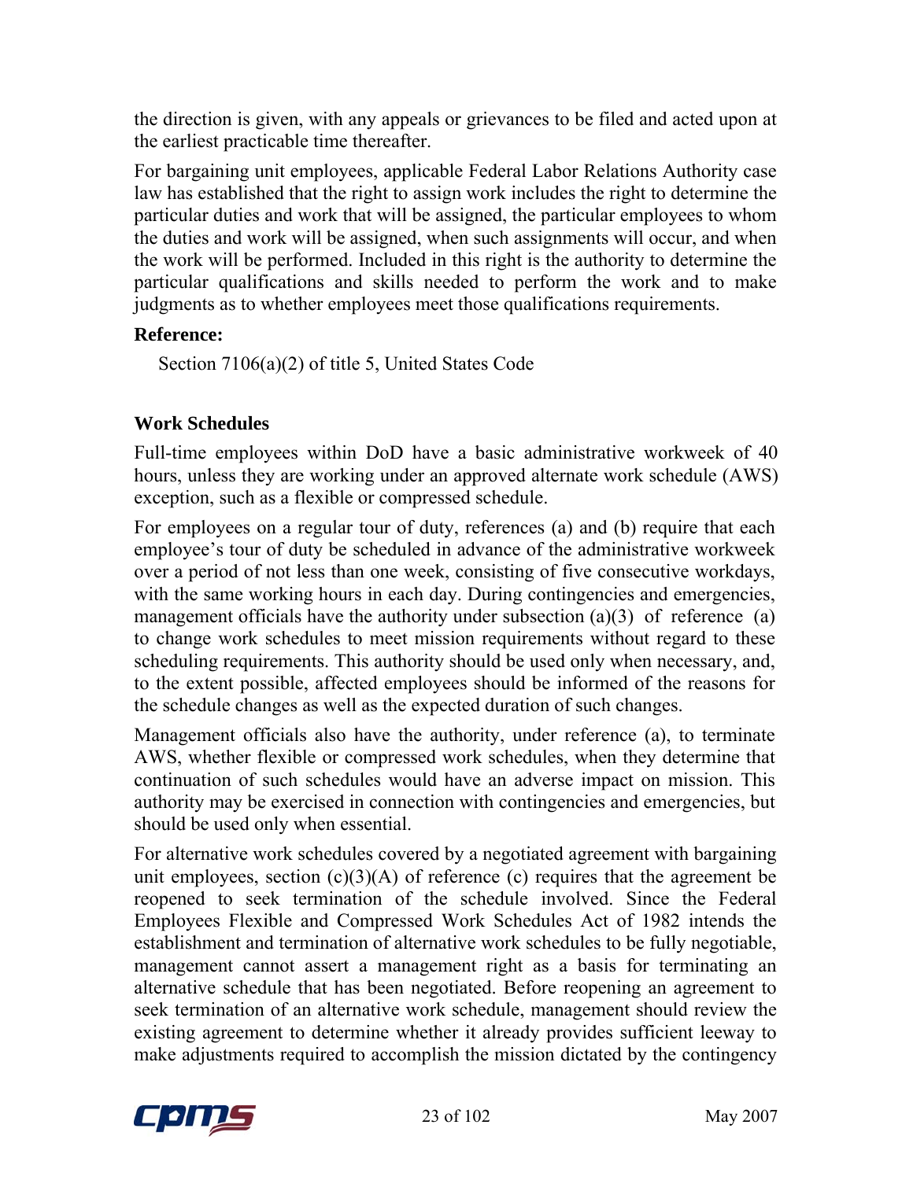the direction is given, with any appeals or grievances to be filed and acted upon at the earliest practicable time thereafter.

For bargaining unit employees, applicable Federal Labor Relations Authority case law has established that the right to assign work includes the right to determine the particular duties and work that will be assigned, the particular employees to whom the duties and work will be assigned, when such assignments will occur, and when the work will be performed. Included in this right is the authority to determine the particular qualifications and skills needed to perform the work and to make judgments as to whether employees meet those qualifications requirements.

**Reference:**

Section 7106(a)(2) of title 5, United States Code

**Work Schedules**

Full-time employees within DoD have a basic administrative workweek of 40 hours, unless they are working under an approved alternate work schedule (AWS) exception, such as a flexible or compressed schedule.

For employees on a regular tour of duty, references (a) and (b) require that each employee's tour of duty be scheduled in advance of the administrative workweek over a period of not less than one week, consisting of five consecutive workdays, with the same working hours in each day. During contingencies and emergencies, management officials have the authority under subsection (a)(3) of reference (a) to change work schedules to meet mission requirements without regard to these scheduling requirements. This authority should be used only when necessary, and, to the extent possible, affected employees should be informed of the reasons for the schedule changes as well as the expected duration of such changes.

Management officials also have the authority, under reference (a), to terminate AWS, whether flexible or compressed work schedules, when they determine that continuation of such schedules would have an adverse impact on mission. This authority may be exercised in connection with contingencies and emergencies, but should be used only when essential.

For alternative work schedules covered by a negotiated agreement with bargaining unit employees, section (c)(3)(A) of reference (c) requires that the agreement be reopened to seek termination of the schedule involved. Since the Federal Employees Flexible and Compressed Work Schedules Act of 1982 intends the establishment and termination of alternative work schedules to be fully negotiable, management cannot assert a management right as a basis for terminating an alternative schedule that has been negotiated. Before reopening an agreement to seek termination of an alternative work schedule, management should review the existing agreement to determine whether it already provides sufficient leeway to make adjustments required to accomplish the mission dictated by the contingency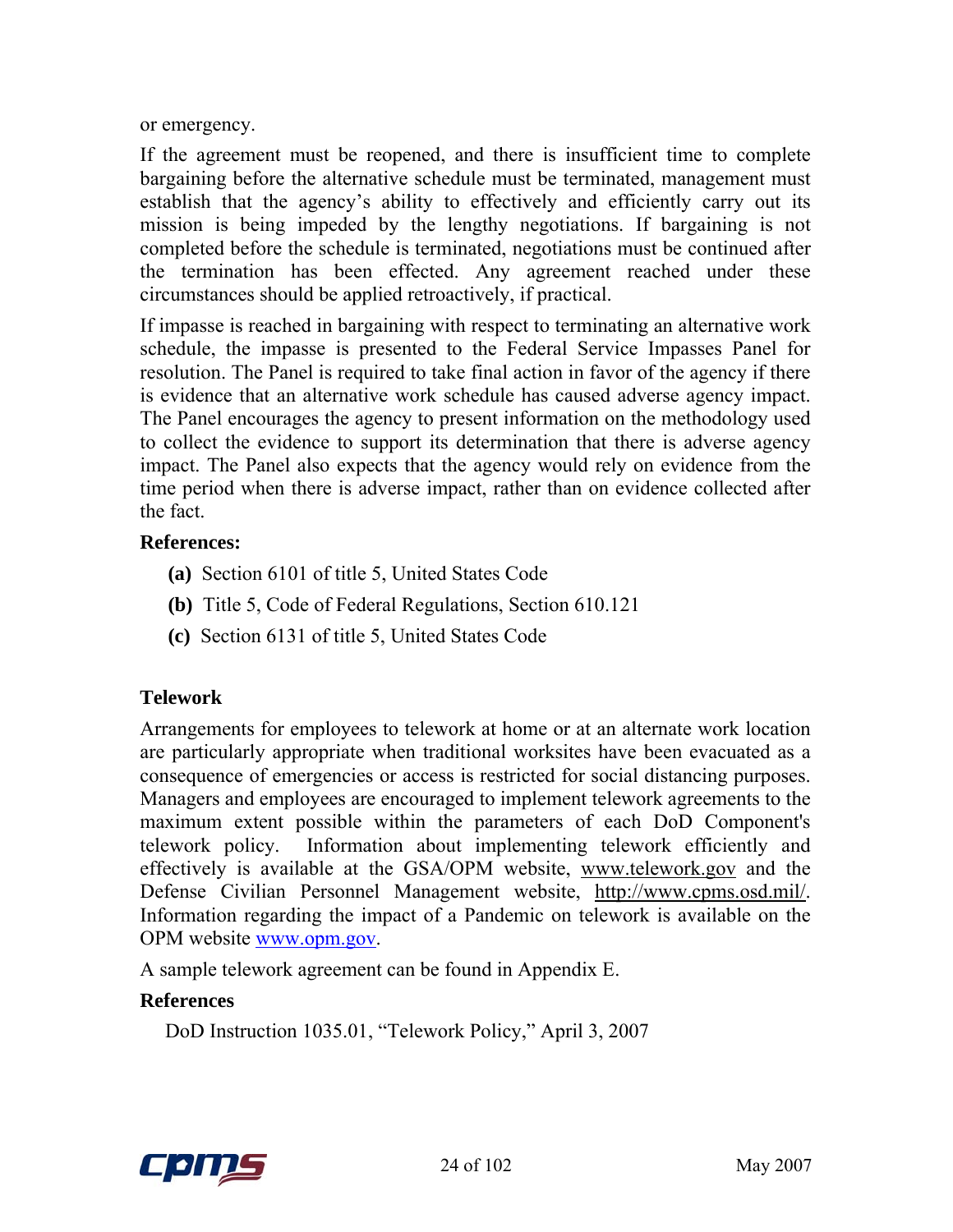or emergency.

If the agreement must be reopened, and there is insufficient time to complete bargaining before the alternative schedule must be terminated, management must establish that the agency's ability to effectively and efficiently carry out its mission is being impeded by the lengthy negotiations. If bargaining is not completed before the schedule is terminated, negotiations must be continued after the termination has been effected. Any agreement reached under these circumstances should be applied retroactively, if practical.

If impasse is reached in bargaining with respect to terminating an alternative work schedule, the impasse is presented to the Federal Service Impasses Panel for resolution. The Panel is required to take final action in favor of the agency if there is evidence that an alternative work schedule has caused adverse agency impact. The Panel encourages the agency to present information on the methodology used to collect the evidence to support its determination that there is adverse agency impact. The Panel also expects that the agency would rely on evidence from the time period when there is adverse impact, rather than on evidence collected after the fact.

**References:**

**(a)** Section 6101 of title 5, United States Code

**(b)** Title 5, Code of Federal Regulations, Section 610.121

**(c)** Section 6131 of title 5, United States Code

## Telework

Arrangements for employees to telework at home or at an alternate work location are particularly appropriate when traditional worksites have been evacuated as a consequence of emergencies or access is restricted for social distancing purposes. Managers and employees are encouraged to implement telework agreements to the maximum extent possible within the parameters of each DoD Component's telework policy. Information about implementing telework efficiently and effectively is available at the GSA/OPM website, www.telework.gov and the Defense Civilian Personnel Management website, http://www.cpms.osd.mil/. Information regarding the impact of a Pandemic on telework is available on the OPM website www.opm.gov.

A sample telework agreement can be found in Appendix E.

**References**

DoD Instruction 1035.01, "Telework Policy," April 3, 2007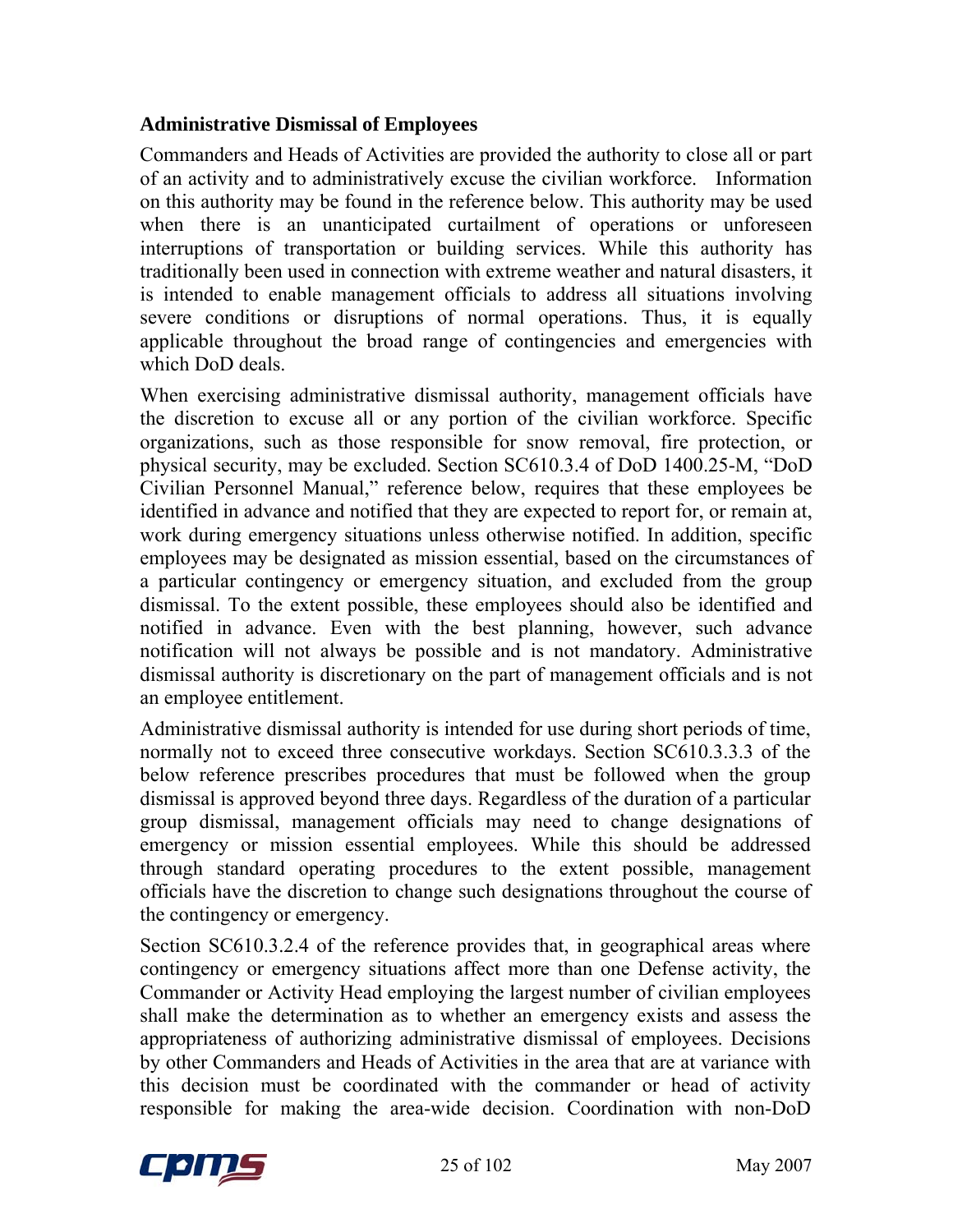### Administrative Dismissal of Employees

Commanders and Heads of Activities are provided the authority to close all or part of an activity and to administratively excuse the civilian workforce. Information on this authority may be found in the reference below. This authority may be used when there is an unanticipated curtailment of operations or unforeseen interruptions of transportation or building services. While this authority has traditionally been used in connection with extreme weather and natural disasters, it is intended to enable management officials to address all situations involving severe conditions or disruptions of normal operations. Thus, it is equally applicable throughout the broad range of contingencies and emergencies with which DoD deals.

When exercising administrative dismissal authority, management officials have the discretion to excuse all or any portion of the civilian workforce. Specific organizations, such as those responsible for snow removal, fire protection, or physical security, may be excluded. Section SC610.3.4 of DoD 1400.25-M, "DoD Civilian Personnel Manual," reference below, requires that these employees be identified in advance and notified that they are expected to report for, or remain at, work during emergency situations unless otherwise notified. In addition, specific employees may be designated as mission essential, based on the circumstances of a particular contingency or emergency situation, and excluded from the group dismissal. To the extent possible, these employees should also be identified and notified in advance. Even with the best planning, however, such advance notification will not always be possible and is not mandatory. Administrative dismissal authority is discretionary on the part of management officials and is not an employee entitlement.

Administrative dismissal authority is intended for use during short periods of time, normally not to exceed three consecutive workdays. Section SC610.3.3.3 of the below reference prescribes procedures that must be followed when the group dismissal is approved beyond three days. Regardless of the duration of a particular group dismissal, management officials may need to change designations of emergency or mission essential employees. While this should be addressed through standard operating procedures to the extent possible, management officials have the discretion to change such designations throughout the course of the contingency or emergency.

Section SC610.3.2.4 of the reference provides that, in geographical areas where contingency or emergency situations affect more than one Defense activity, the Commander or Activity Head employing the largest number of civilian employees shall make the determination as to whether an emergency exists and assess the appropriateness of authorizing administrative dismissal of employees. Decisions by other Commanders and Heads of Activities in the area that are at variance with this decision must be coordinated with the commander or head of activity responsible for making the area-wide decision. Coordination with non-DoD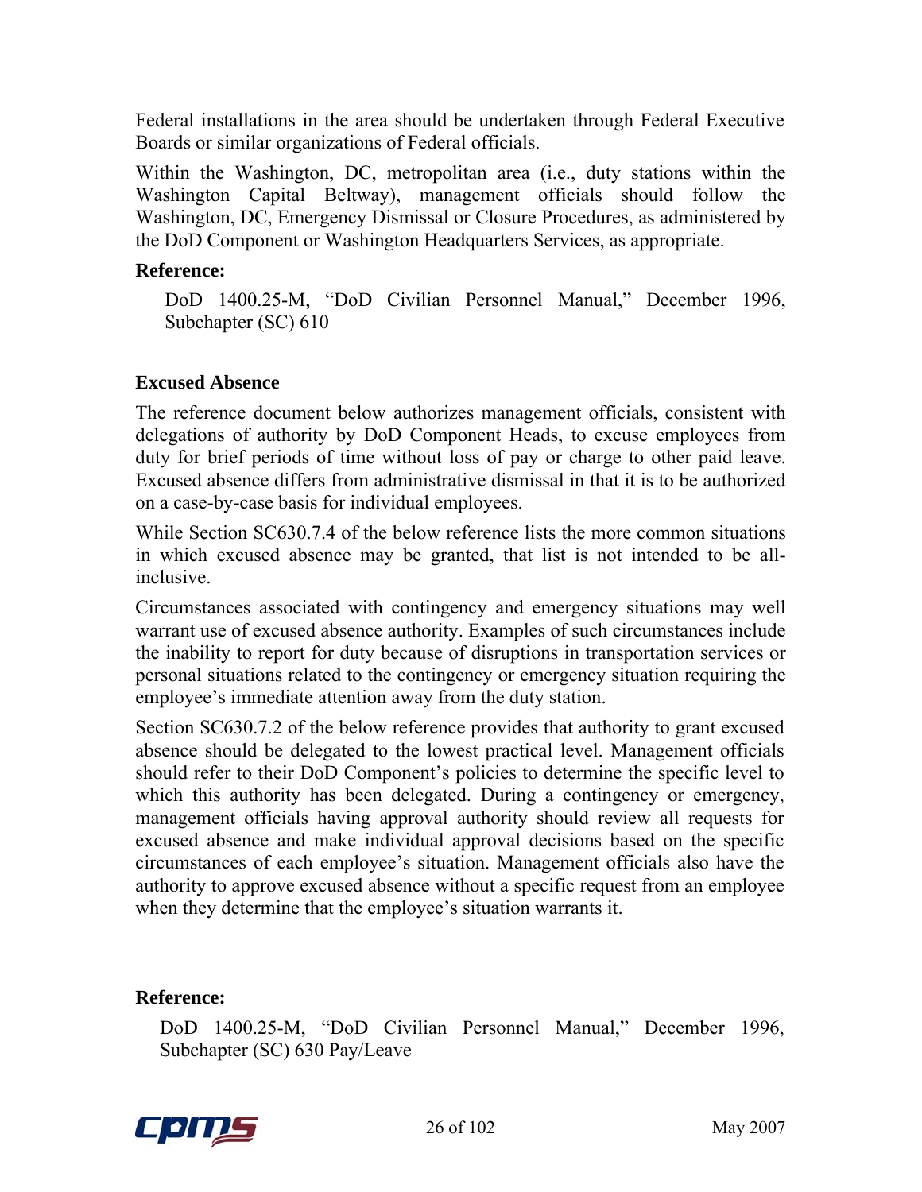Federal installations in the area should be undertaken through Federal Executive Boards or similar organizations of Federal officials.

Within the Washington, DC, metropolitan area (i.e., duty stations within the Washington Capital Beltway), management officials should follow the Washington, DC, Emergency Dismissal or Closure Procedures, as administered by the DoD Component or Washington Headquarters Services, as appropriate.

**Reference:**

DoD 1400.25-M, "DoD Civilian Personnel Manual," December 1996, Subchapter (SC) 610

**Excused Absence**

The reference document below authorizes management officials, consistent with delegations of authority by DoD Component Heads, to excuse employees from duty for brief periods of time without loss of pay or charge to other paid leave. Excused absence differs from administrative dismissal in that it is to be authorized on a case-by-case basis for individual employees.

While Section SC630.7.4 of the below reference lists the more common situations in which excused absence may be granted, that list is not intended to be all-inclusive.

Circumstances associated with contingency and emergency situations may well warrant use of excused absence authority. Examples of such circumstances include the inability to report for duty because of disruptions in transportation services or personal situations related to the contingency or emergency situation requiring the employee's immediate attention away from the duty station.

Section SC630.7.2 of the below reference provides that authority to grant excused absence should be delegated to the lowest practical level. Management officials should refer to their DoD Component's policies to determine the specific level to which this authority has been delegated. During a contingency or emergency, management officials having approval authority should review all requests for excused absence and make individual approval decisions based on the specific circumstances of each employee's situation. Management officials also have the authority to approve excused absence without a specific request from an employee when they determine that the employee's situation warrants it.

**Reference:**

DoD 1400.25-M, "DoD Civilian Personnel Manual," December 1996, Subchapter (SC) 630 Pay/Leave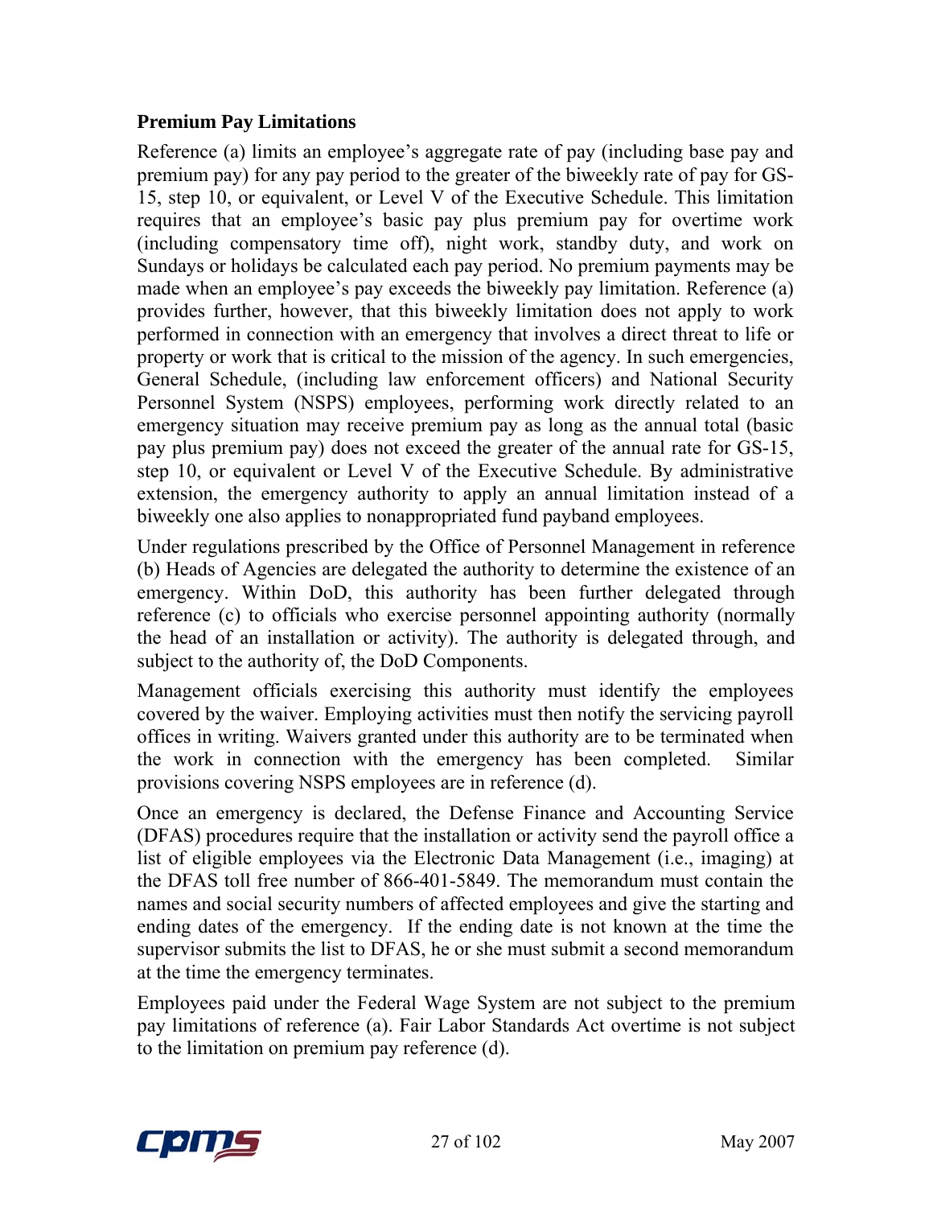## Premium Pay Limitations

Reference (a) limits an employee's aggregate rate of pay (including base pay and premium pay) for any pay period to the greater of the biweekly rate of pay for GS-15, step 10, or equivalent, or Level V of the Executive Schedule. This limitation requires that an employee's basic pay plus premium pay for overtime work (including compensatory time off), night work, standby duty, and work on Sundays or holidays be calculated each pay period. No premium payments may be made when an employee's pay exceeds the biweekly pay limitation. Reference (a) provides further, however, that this biweekly limitation does not apply to work performed in connection with an emergency that involves a direct threat to life or property or work that is critical to the mission of the agency. In such emergencies, General Schedule, (including law enforcement officers) and National Security Personnel System (NSPS) employees, performing work directly related to an emergency situation may receive premium pay as long as the annual total (basic pay plus premium pay) does not exceed the greater of the annual rate for GS-15, step 10, or equivalent or Level V of the Executive Schedule. By administrative extension, the emergency authority to apply an annual limitation instead of a biweekly one also applies to nonappropriated fund payband employees.

Under regulations prescribed by the Office of Personnel Management in reference (b) Heads of Agencies are delegated the authority to determine the existence of an emergency. Within DoD, this authority has been further delegated through reference (c) to officials who exercise personnel appointing authority (normally the head of an installation or activity). The authority is delegated through, and subject to the authority of, the DoD Components.

Management officials exercising this authority must identify the employees covered by the waiver. Employing activities must then notify the servicing payroll offices in writing. Waivers granted under this authority are to be terminated when the work in connection with the emergency has been completed. Similar provisions covering NSPS employees are in reference (d).

Once an emergency is declared, the Defense Finance and Accounting Service (DFAS) procedures require that the installation or activity send the payroll office a list of eligible employees via the Electronic Data Management (i.e., imaging) at the DFAS toll free number of 866-401-5849. The memorandum must contain the names and social security numbers of affected employees and give the starting and ending dates of the emergency. If the ending date is not known at the time the supervisor submits the list to DFAS, he or she must submit a second memorandum at the time the emergency terminates.

Employees paid under the Federal Wage System are not subject to the premium pay limitations of reference (a). Fair Labor Standards Act overtime is not subject to the limitation on premium pay reference (d).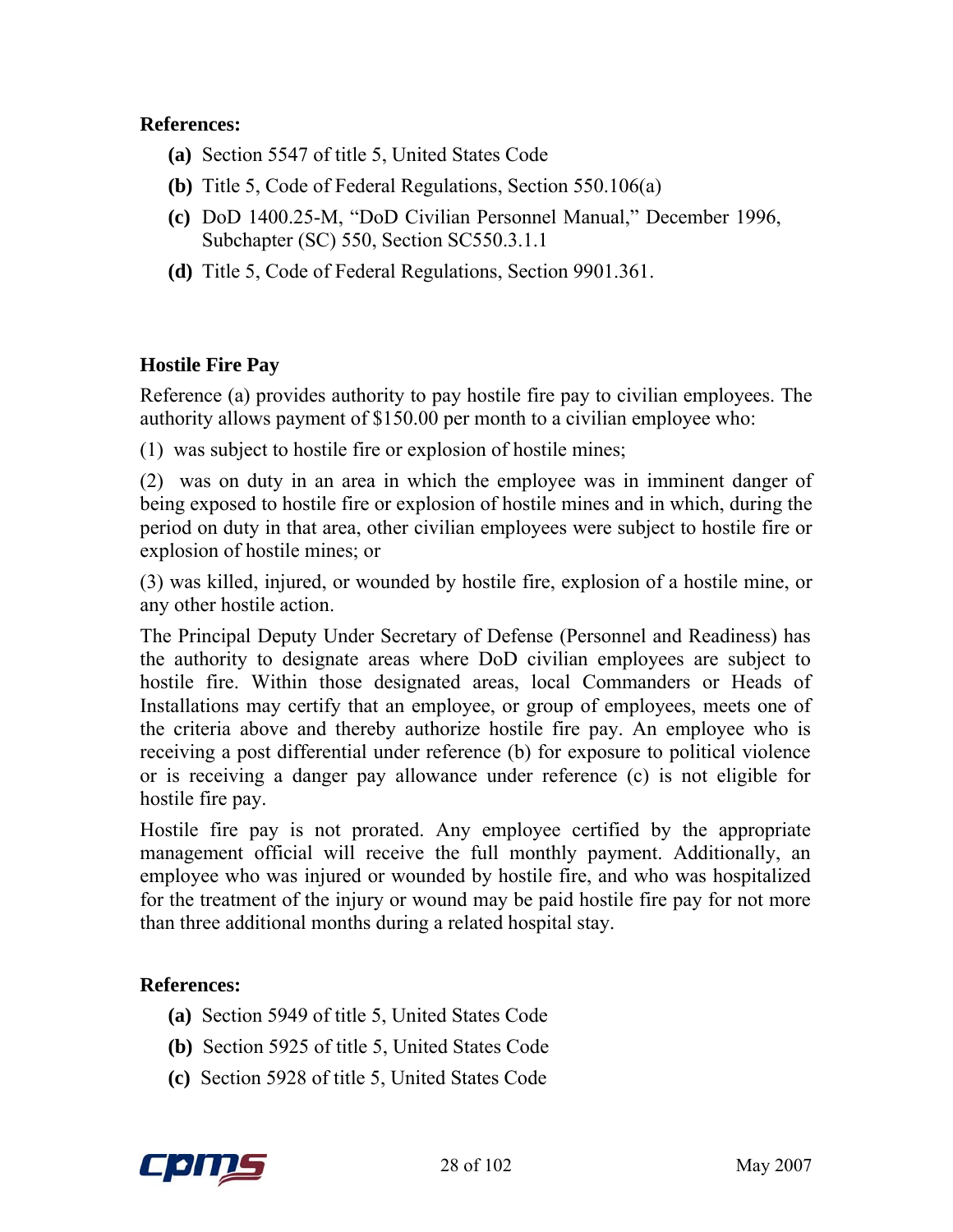**References:**

- **(a)** Section 5547 of title 5, United States Code
- **(b)** Title 5, Code of Federal Regulations, Section 550.106(a)
- **(c)** DoD 1400.25-M, "DoD Civilian Personnel Manual," December 1996, Subchapter (SC) 550, Section SC550.3.1.1
- **(d)** Title 5, Code of Federal Regulations, Section 9901.361.

**Hostile Fire Pay**

Reference (a) provides authority to pay hostile fire pay to civilian employees. The authority allows payment of $150.00 per month to a civilian employee who:

(1) was subject to hostile fire or explosion of hostile mines;

(2) was on duty in an area in which the employee was in imminent danger of being exposed to hostile fire or explosion of hostile mines and in which, during the period on duty in that area, other civilian employees were subject to hostile fire or explosion of hostile mines; or

(3) was killed, injured, or wounded by hostile fire, explosion of a hostile mine, or any other hostile action.

The Principal Deputy Under Secretary of Defense (Personnel and Readiness) has the authority to designate areas where DoD civilian employees are subject to hostile fire. Within those designated areas, local Commanders or Heads of Installations may certify that an employee, or group of employees, meets one of the criteria above and thereby authorize hostile fire pay. An employee who is receiving a post differential under reference (b) for exposure to political violence or is receiving a danger pay allowance under reference (c) is not eligible for hostile fire pay.

Hostile fire pay is not prorated. Any employee certified by the appropriate management official will receive the full monthly payment. Additionally, an employee who was injured or wounded by hostile fire, and who was hospitalized for the treatment of the injury or wound may be paid hostile fire pay for not more than three additional months during a related hospital stay.

**References:**

- **(a)** Section 5949 of title 5, United States Code
- **(b)** Section 5925 of title 5, United States Code
- **(c)** Section 5928 of title 5, United States Code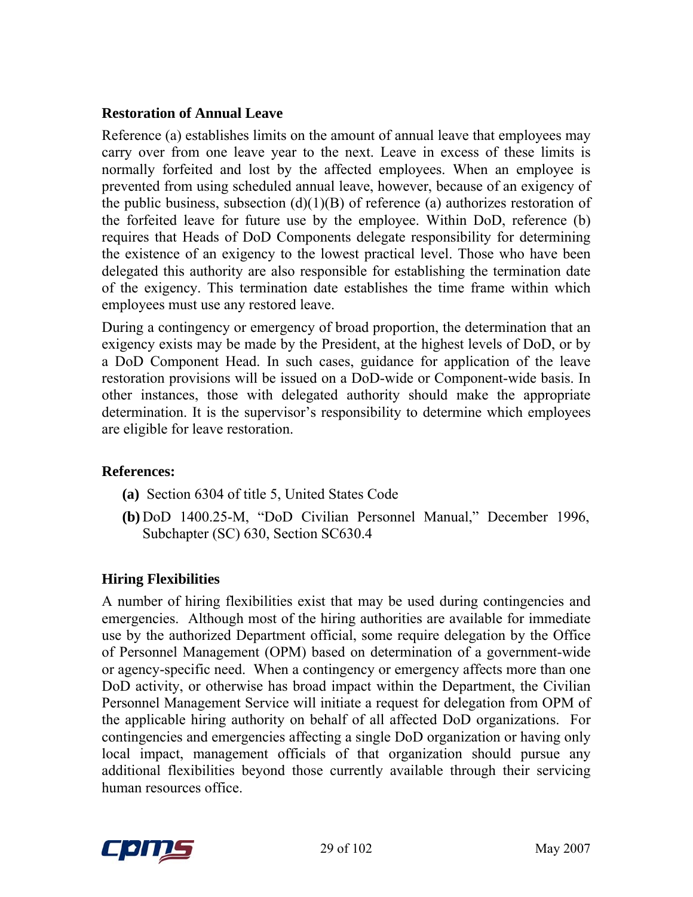### Restoration of Annual Leave

Reference (a) establishes limits on the amount of annual leave that employees may carry over from one leave year to the next. Leave in excess of these limits is normally forfeited and lost by the affected employees. When an employee is prevented from using scheduled annual leave, however, because of an exigency of the public business, subsection (d)(1)(B) of reference (a) authorizes restoration of the forfeited leave for future use by the employee. Within DoD, reference (b) requires that Heads of DoD Components delegate responsibility for determining the existence of an exigency to the lowest practical level. Those who have been delegated this authority are also responsible for establishing the termination date of the exigency. This termination date establishes the time frame within which employees must use any restored leave.

During a contingency or emergency of broad proportion, the determination that an exigency exists may be made by the President, at the highest levels of DoD, or by a DoD Component Head. In such cases, guidance for application of the leave restoration provisions will be issued on a DoD-wide or Component-wide basis. In other instances, those with delegated authority should make the appropriate determination. It is the supervisor's responsibility to determine which employees are eligible for leave restoration.

**References:**

- **(a)** Section 6304 of title 5, United States Code
- **(b)** DoD 1400.25-M, "DoD Civilian Personnel Manual," December 1996, Subchapter (SC) 630, Section SC630.4

### Hiring Flexibilities

A number of hiring flexibilities exist that may be used during contingencies and emergencies. Although most of the hiring authorities are available for immediate use by the authorized Department official, some require delegation by the Office of Personnel Management (OPM) based on determination of a government-wide or agency-specific need. When a contingency or emergency affects more than one DoD activity, or otherwise has broad impact within the Department, the Civilian Personnel Management Service will initiate a request for delegation from OPM of the applicable hiring authority on behalf of all affected DoD organizations. For contingencies and emergencies affecting a single DoD organization or having only local impact, management officials of that organization should pursue any additional flexibilities beyond those currently available through their servicing human resources office.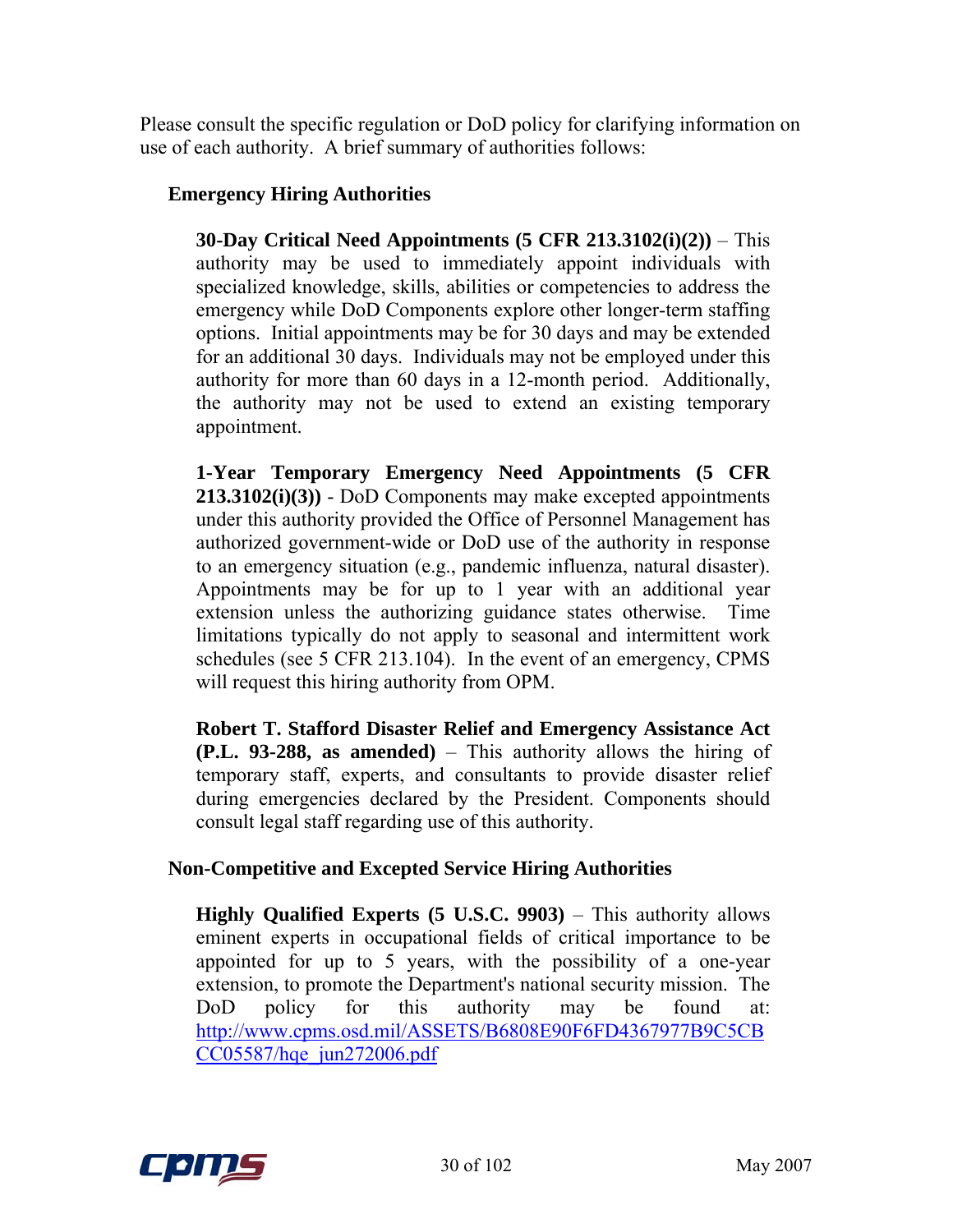Please consult the specific regulation or DoD policy for clarifying information on use of each authority. A brief summary of authorities follows:

### Emergency Hiring Authorities

**30-Day Critical Need Appointments (5 CFR 213.3102(i)(2))** – This authority may be used to immediately appoint individuals with specialized knowledge, skills, abilities or competencies to address the emergency while DoD Components explore other longer-term staffing options. Initial appointments may be for 30 days and may be extended for an additional 30 days. Individuals may not be employed under this authority for more than 60 days in a 12-month period. Additionally, the authority may not be used to extend an existing temporary appointment.

**1-Year Temporary Emergency Need Appointments (5 CFR 213.3102(i)(3))** - DoD Components may make excepted appointments under this authority provided the Office of Personnel Management has authorized government-wide or DoD use of the authority in response to an emergency situation (e.g., pandemic influenza, natural disaster). Appointments may be for up to 1 year with an additional year extension unless the authorizing guidance states otherwise. Time limitations typically do not apply to seasonal and intermittent work schedules (see 5 CFR 213.104). In the event of an emergency, CPMS will request this hiring authority from OPM.

**Robert T. Stafford Disaster Relief and Emergency Assistance Act (P.L. 93-288, as amended)** – This authority allows the hiring of temporary staff, experts, and consultants to provide disaster relief during emergencies declared by the President. Components should consult legal staff regarding use of this authority.

### Non-Competitive and Excepted Service Hiring Authorities

**Highly Qualified Experts (5 U.S.C. 9903)** – This authority allows eminent experts in occupational fields of critical importance to be appointed for up to 5 years, with the possibility of a one-year extension, to promote the Department's national security mission. The DoD policy for this authority may be found at: http://www.cpms.osd.mil/ASSETS/B6808E90F6FD4367977B9C5CBCC05587/hqe_jun272006.pdf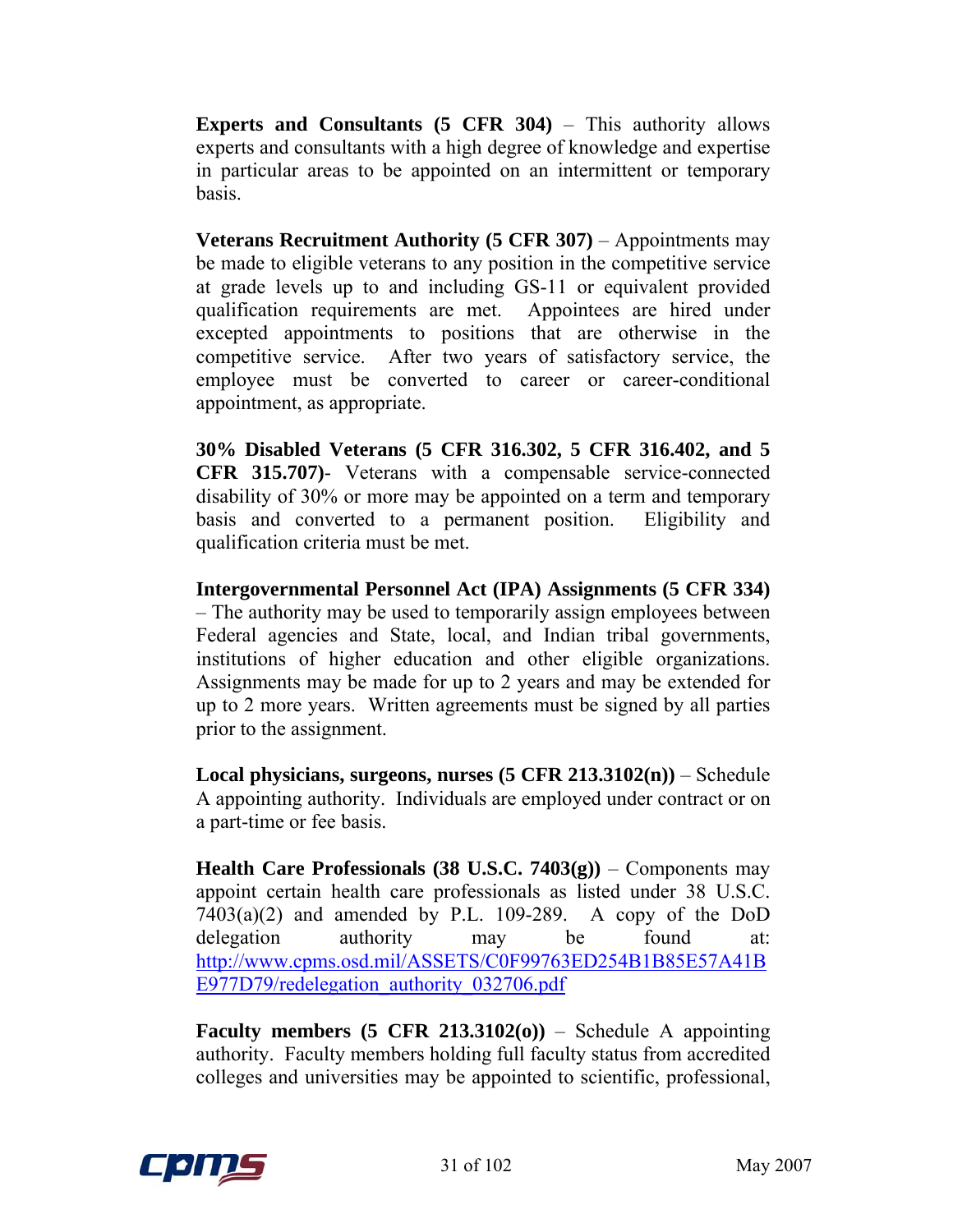**Experts and Consultants (5 CFR 304)** – This authority allows experts and consultants with a high degree of knowledge and expertise in particular areas to be appointed on an intermittent or temporary basis.

**Veterans Recruitment Authority (5 CFR 307)** – Appointments may be made to eligible veterans to any position in the competitive service at grade levels up to and including GS-11 or equivalent provided qualification requirements are met. Appointees are hired under excepted appointments to positions that are otherwise in the competitive service. After two years of satisfactory service, the employee must be converted to career or career-conditional appointment, as appropriate.

**30% Disabled Veterans (5 CFR 316.302, 5 CFR 316.402, and 5 CFR 315.707)**- Veterans with a compensable service-connected disability of 30% or more may be appointed on a term and temporary basis and converted to a permanent position. Eligibility and qualification criteria must be met.

**Intergovernmental Personnel Act (IPA) Assignments (5 CFR 334)** – The authority may be used to temporarily assign employees between Federal agencies and State, local, and Indian tribal governments, institutions of higher education and other eligible organizations. Assignments may be made for up to 2 years and may be extended for up to 2 more years. Written agreements must be signed by all parties prior to the assignment.

**Local physicians, surgeons, nurses (5 CFR 213.3102(n))** – Schedule A appointing authority. Individuals are employed under contract or on a part-time or fee basis.

**Health Care Professionals (38 U.S.C. 7403(g))** – Components may appoint certain health care professionals as listed under 38 U.S.C. 7403(a)(2) and amended by P.L. 109-289. A copy of the DoD delegation authority may be found at: [http://www.cpms.osd.mil/ASSETS/C0F99763ED254B1B85E57A41BE977D79/redelegation_authority_032706.pdf](http://www.cpms.osd.mil/ASSETS/C0F99763ED254B1B85E57A41BE977D79/redelegation_authority_032706.pdf)

**Faculty members (5 CFR 213.3102(o))** – Schedule A appointing authority. Faculty members holding full faculty status from accredited colleges and universities may be appointed to scientific, professional,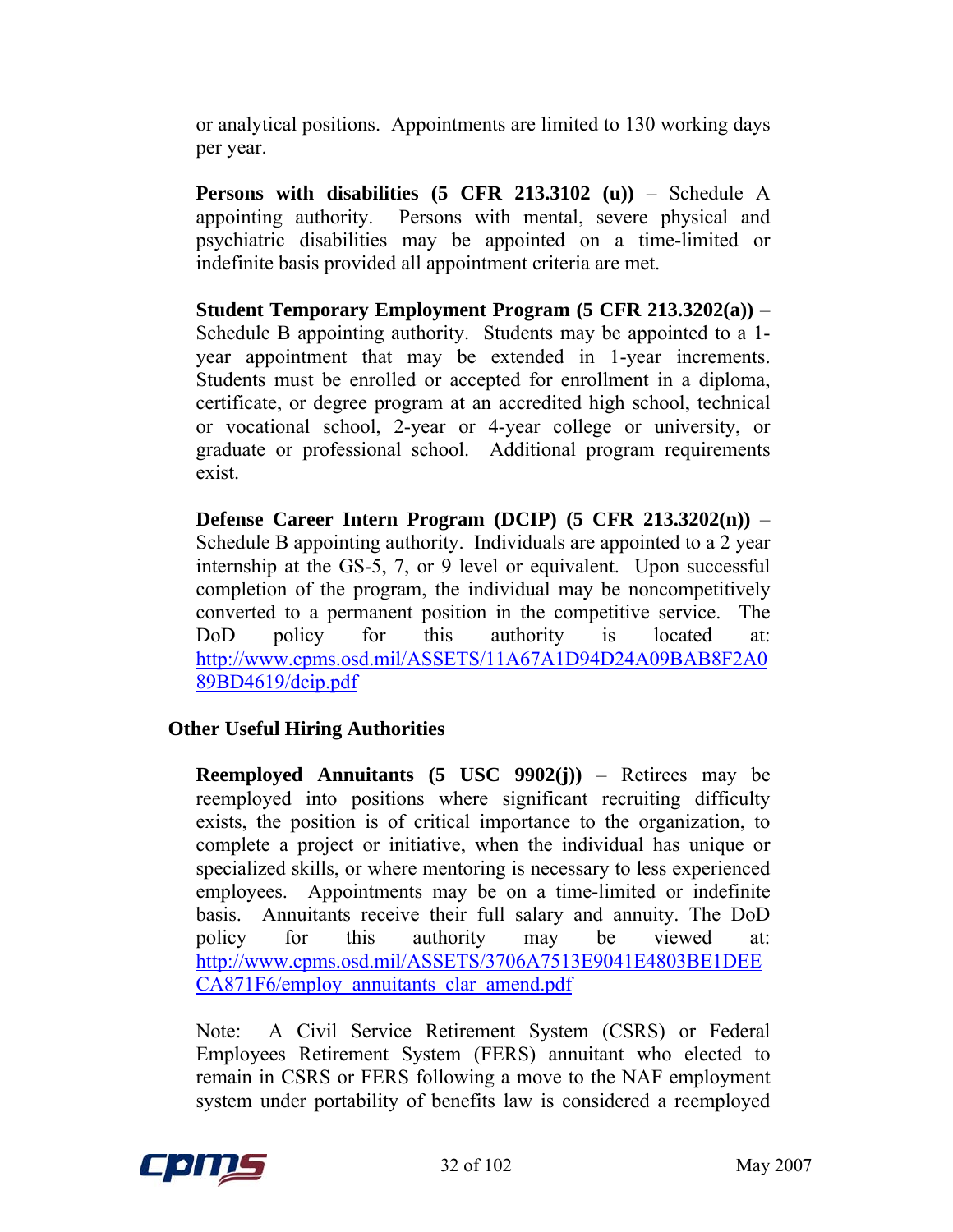or analytical positions. Appointments are limited to 130 working days per year.

**Persons with disabilities (5 CFR 213.3102 (u))** – Schedule A appointing authority. Persons with mental, severe physical and psychiatric disabilities may be appointed on a time-limited or indefinite basis provided all appointment criteria are met.

**Student Temporary Employment Program (5 CFR 213.3202(a))** – Schedule B appointing authority. Students may be appointed to a 1-year appointment that may be extended in 1-year increments. Students must be enrolled or accepted for enrollment in a diploma, certificate, or degree program at an accredited high school, technical or vocational school, 2-year or 4-year college or university, or graduate or professional school. Additional program requirements exist.

**Defense Career Intern Program (DCIP) (5 CFR 213.3202(n))** – Schedule B appointing authority. Individuals are appointed to a 2 year internship at the GS-5, 7, or 9 level or equivalent. Upon successful completion of the program, the individual may be noncompetitively converted to a permanent position in the competitive service. The DoD policy for this authority is located at: http://www.cpms.osd.mil/ASSETS/11A67A1D94D24A09BAB8F2A089BD4619/dcip.pdf

## Other Useful Hiring Authorities

**Reemployed Annuitants (5 USC 9902(j))** – Retirees may be reemployed into positions where significant recruiting difficulty exists, the position is of critical importance to the organization, to complete a project or initiative, when the individual has unique or specialized skills, or where mentoring is necessary to less experienced employees. Appointments may be on a time-limited or indefinite basis. Annuitants receive their full salary and annuity. The DoD policy for this authority may be viewed at: http://www.cpms.osd.mil/ASSETS/3706A7513E9041E4803BE1DEECA871F6/employ_annuitants_clar_amend.pdf

Note: A Civil Service Retirement System (CSRS) or Federal Employees Retirement System (FERS) annuitant who elected to remain in CSRS or FERS following a move to the NAF employment system under portability of benefits law is considered a reemployed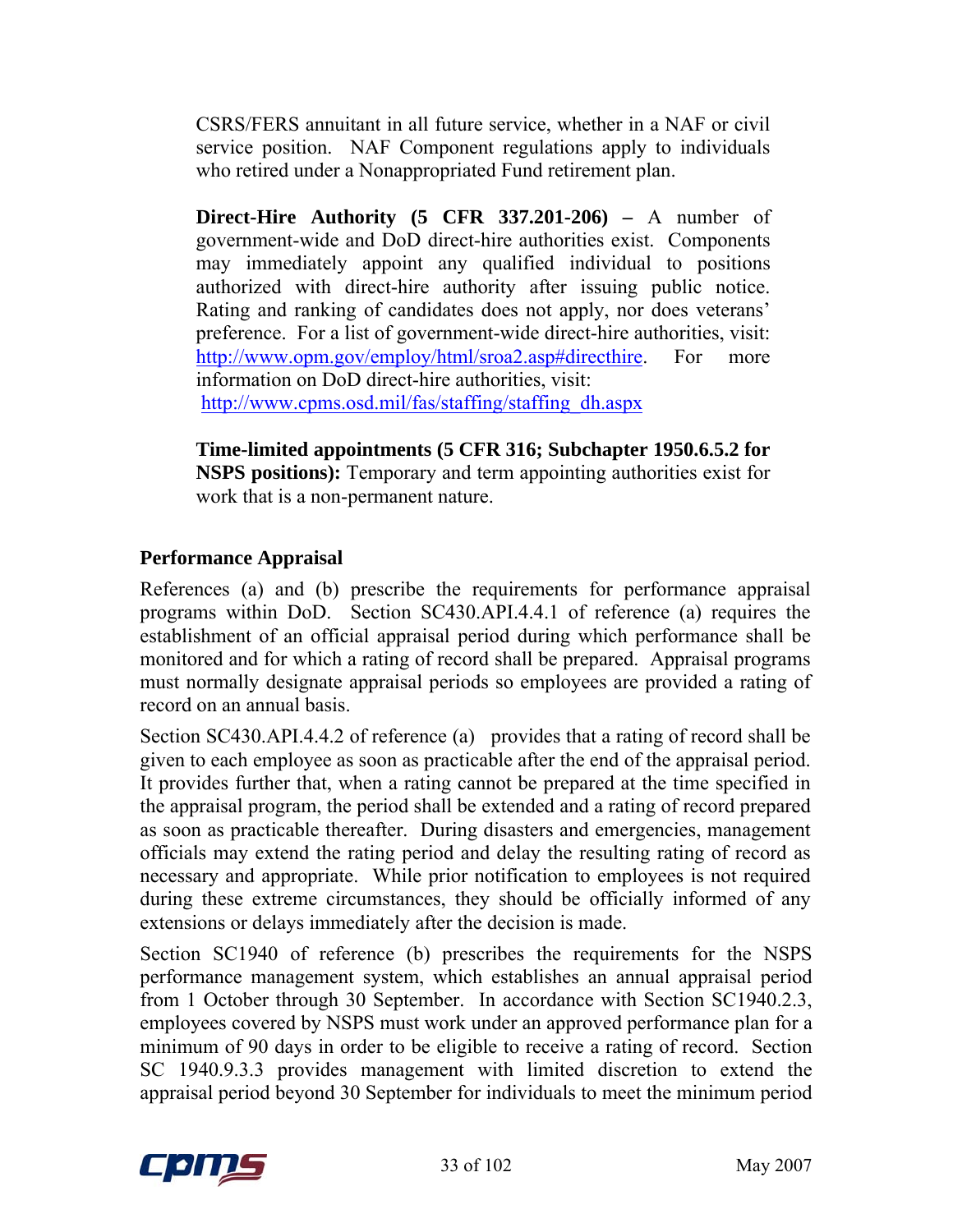CSRS/FERS annuitant in all future service, whether in a NAF or civil service position. NAF Component regulations apply to individuals who retired under a Nonappropriated Fund retirement plan.

**Direct-Hire Authority (5 CFR 337.201-206) –** A number of government-wide and DoD direct-hire authorities exist. Components may immediately appoint any qualified individual to positions authorized with direct-hire authority after issuing public notice. Rating and ranking of candidates does not apply, nor does veterans' preference. For a list of government-wide direct-hire authorities, visit: http://www.opm.gov/employ/html/sroa2.asp#directhire. For more information on DoD direct-hire authorities, visit: http://www.cpms.osd.mil/fas/staffing/staffing_dh.aspx

**Time-limited appointments (5 CFR 316; Subchapter 1950.6.5.2 for NSPS positions):** Temporary and term appointing authorities exist for work that is a non-permanent nature.

### Performance Appraisal

References (a) and (b) prescribe the requirements for performance appraisal programs within DoD. Section SC430.API.4.4.1 of reference (a) requires the establishment of an official appraisal period during which performance shall be monitored and for which a rating of record shall be prepared. Appraisal programs must normally designate appraisal periods so employees are provided a rating of record on an annual basis.

Section SC430.API.4.4.2 of reference (a) provides that a rating of record shall be given to each employee as soon as practicable after the end of the appraisal period. It provides further that, when a rating cannot be prepared at the time specified in the appraisal program, the period shall be extended and a rating of record prepared as soon as practicable thereafter. During disasters and emergencies, management officials may extend the rating period and delay the resulting rating of record as necessary and appropriate. While prior notification to employees is not required during these extreme circumstances, they should be officially informed of any extensions or delays immediately after the decision is made.

Section SC1940 of reference (b) prescribes the requirements for the NSPS performance management system, which establishes an annual appraisal period from 1 October through 30 September. In accordance with Section SC1940.2.3, employees covered by NSPS must work under an approved performance plan for a minimum of 90 days in order to be eligible to receive a rating of record. Section SC 1940.9.3.3 provides management with limited discretion to extend the appraisal period beyond 30 September for individuals to meet the minimum period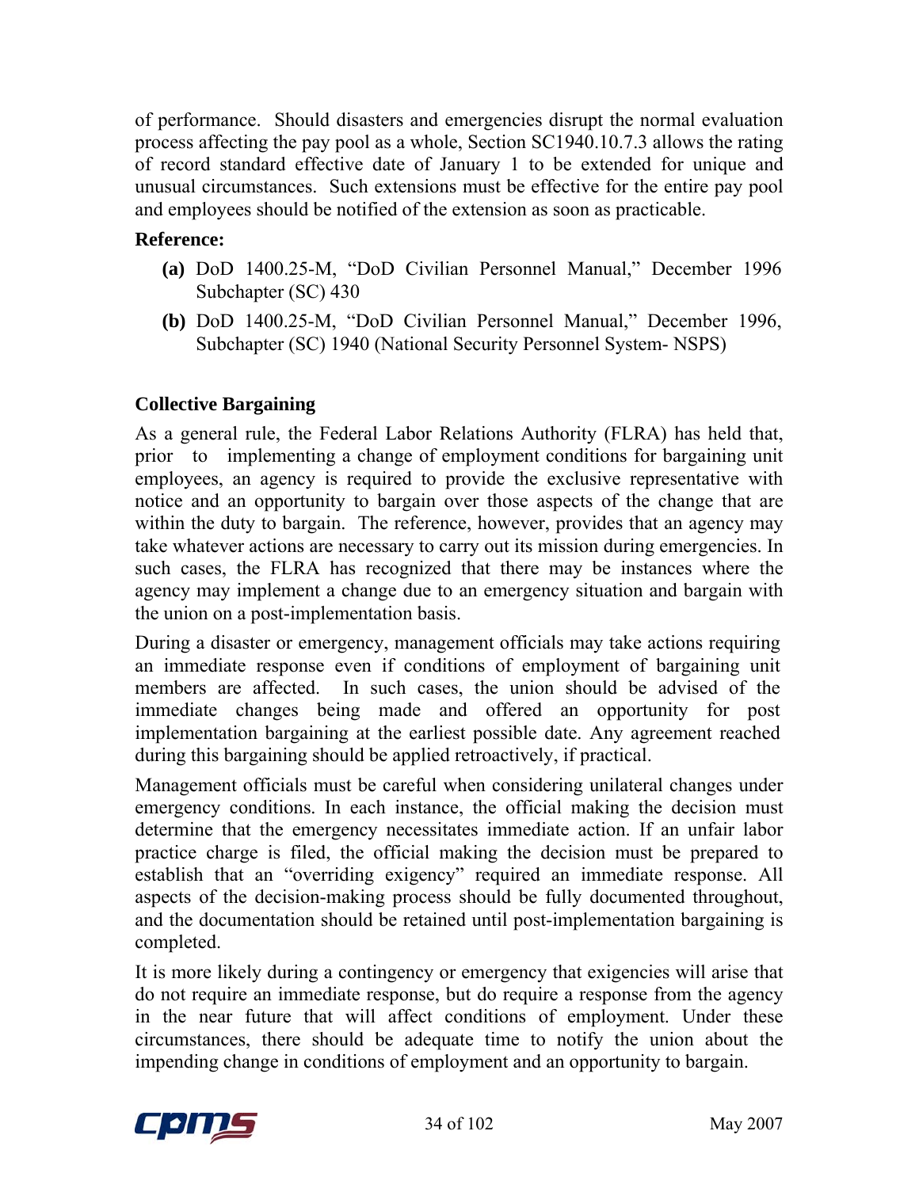of performance. Should disasters and emergencies disrupt the normal evaluation process affecting the pay pool as a whole, Section SC1940.10.7.3 allows the rating of record standard effective date of January 1 to be extended for unique and unusual circumstances. Such extensions must be effective for the entire pay pool and employees should be notified of the extension as soon as practicable.

**Reference:**

- **(a)** DoD 1400.25-M, "DoD Civilian Personnel Manual," December 1996 Subchapter (SC) 430
- **(b)** DoD 1400.25-M, "DoD Civilian Personnel Manual," December 1996, Subchapter (SC) 1940 (National Security Personnel System- NSPS)

## Collective Bargaining

As a general rule, the Federal Labor Relations Authority (FLRA) has held that, prior to implementing a change of employment conditions for bargaining unit employees, an agency is required to provide the exclusive representative with notice and an opportunity to bargain over those aspects of the change that are within the duty to bargain. The reference, however, provides that an agency may take whatever actions are necessary to carry out its mission during emergencies. In such cases, the FLRA has recognized that there may be instances where the agency may implement a change due to an emergency situation and bargain with the union on a post-implementation basis.

During a disaster or emergency, management officials may take actions requiring an immediate response even if conditions of employment of bargaining unit members are affected. In such cases, the union should be advised of the immediate changes being made and offered an opportunity for post implementation bargaining at the earliest possible date. Any agreement reached during this bargaining should be applied retroactively, if practical.

Management officials must be careful when considering unilateral changes under emergency conditions. In each instance, the official making the decision must determine that the emergency necessitates immediate action. If an unfair labor practice charge is filed, the official making the decision must be prepared to establish that an "overriding exigency" required an immediate response. All aspects of the decision-making process should be fully documented throughout, and the documentation should be retained until post-implementation bargaining is completed.

It is more likely during a contingency or emergency that exigencies will arise that do not require an immediate response, but do require a response from the agency in the near future that will affect conditions of employment. Under these circumstances, there should be adequate time to notify the union about the impending change in conditions of employment and an opportunity to bargain.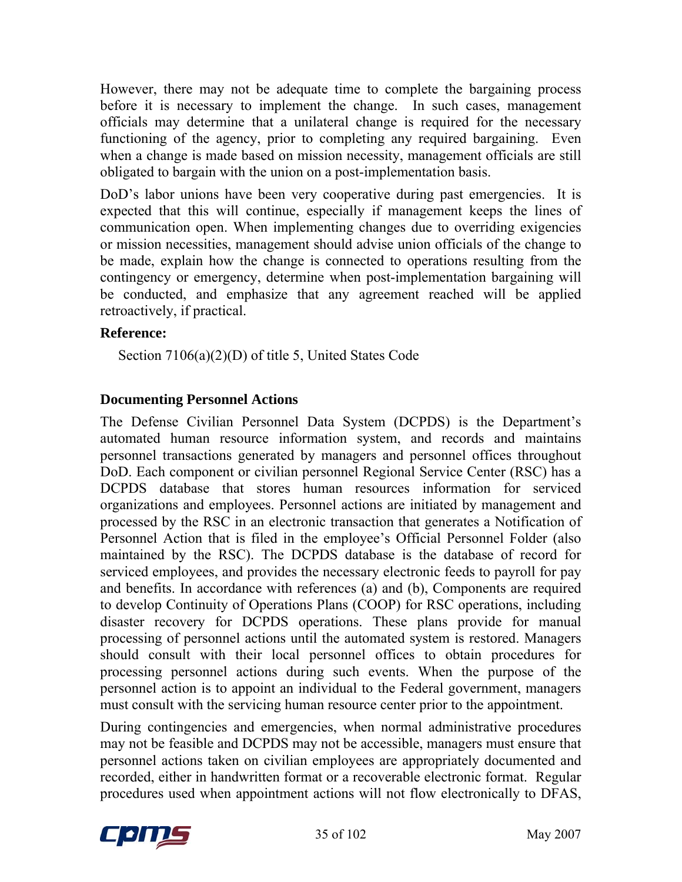However, there may not be adequate time to complete the bargaining process before it is necessary to implement the change. In such cases, management officials may determine that a unilateral change is required for the necessary functioning of the agency, prior to completing any required bargaining. Even when a change is made based on mission necessity, management officials are still obligated to bargain with the union on a post-implementation basis.

DoD's labor unions have been very cooperative during past emergencies. It is expected that this will continue, especially if management keeps the lines of communication open. When implementing changes due to overriding exigencies or mission necessities, management should advise union officials of the change to be made, explain how the change is connected to operations resulting from the contingency or emergency, determine when post-implementation bargaining will be conducted, and emphasize that any agreement reached will be applied retroactively, if practical.

**Reference:**

Section 7106(a)(2)(D) of title 5, United States Code

### Documenting Personnel Actions

The Defense Civilian Personnel Data System (DCPDS) is the Department's automated human resource information system, and records and maintains personnel transactions generated by managers and personnel offices throughout DoD. Each component or civilian personnel Regional Service Center (RSC) has a DCPDS database that stores human resources information for serviced organizations and employees. Personnel actions are initiated by management and processed by the RSC in an electronic transaction that generates a Notification of Personnel Action that is filed in the employee's Official Personnel Folder (also maintained by the RSC). The DCPDS database is the database of record for serviced employees, and provides the necessary electronic feeds to payroll for pay and benefits. In accordance with references (a) and (b), Components are required to develop Continuity of Operations Plans (COOP) for RSC operations, including disaster recovery for DCPDS operations. These plans provide for manual processing of personnel actions until the automated system is restored. Managers should consult with their local personnel offices to obtain procedures for processing personnel actions during such events. When the purpose of the personnel action is to appoint an individual to the Federal government, managers must consult with the servicing human resource center prior to the appointment.

During contingencies and emergencies, when normal administrative procedures may not be feasible and DCPDS may not be accessible, managers must ensure that personnel actions taken on civilian employees are appropriately documented and recorded, either in handwritten format or a recoverable electronic format. Regular procedures used when appointment actions will not flow electronically to DFAS,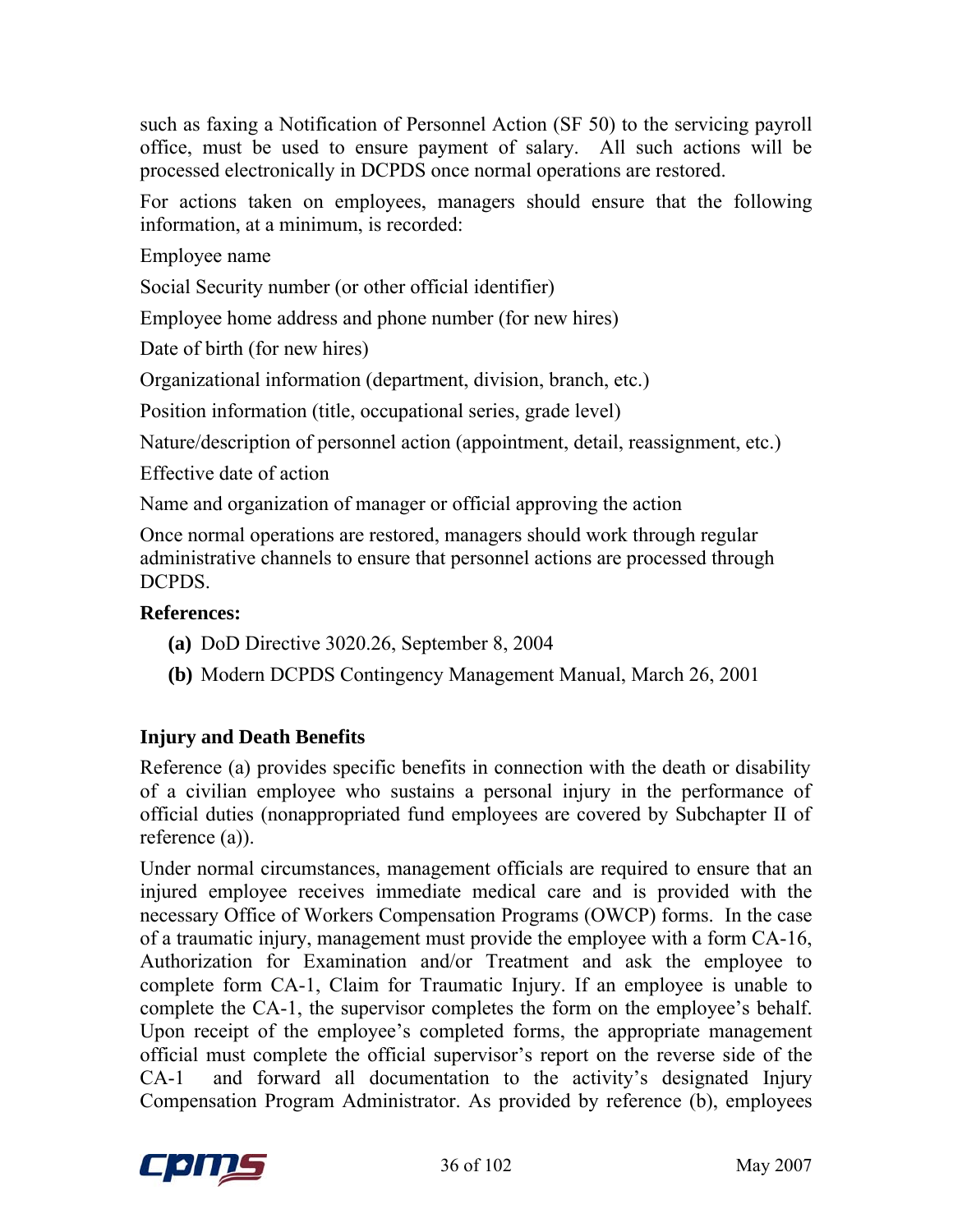such as faxing a Notification of Personnel Action (SF 50) to the servicing payroll office, must be used to ensure payment of salary. All such actions will be processed electronically in DCPDS once normal operations are restored.

For actions taken on employees, managers should ensure that the following information, at a minimum, is recorded:

Employee name

Social Security number (or other official identifier)

Employee home address and phone number (for new hires)

Date of birth (for new hires)

Organizational information (department, division, branch, etc.)

Position information (title, occupational series, grade level)

Nature/description of personnel action (appointment, detail, reassignment, etc.)

Effective date of action

Name and organization of manager or official approving the action

Once normal operations are restored, managers should work through regular administrative channels to ensure that personnel actions are processed through DCPDS.

**References:**

- **(a)** DoD Directive 3020.26, September 8, 2004
- **(b)** Modern DCPDS Contingency Management Manual, March 26, 2001

### Injury and Death Benefits

Reference (a) provides specific benefits in connection with the death or disability of a civilian employee who sustains a personal injury in the performance of official duties (nonappropriated fund employees are covered by Subchapter II of reference (a)).

Under normal circumstances, management officials are required to ensure that an injured employee receives immediate medical care and is provided with the necessary Office of Workers Compensation Programs (OWCP) forms. In the case of a traumatic injury, management must provide the employee with a form CA-16, Authorization for Examination and/or Treatment and ask the employee to complete form CA-1, Claim for Traumatic Injury. If an employee is unable to complete the CA-1, the supervisor completes the form on the employee's behalf. Upon receipt of the employee's completed forms, the appropriate management official must complete the official supervisor's report on the reverse side of the CA-1 and forward all documentation to the activity's designated Injury Compensation Program Administrator. As provided by reference (b), employees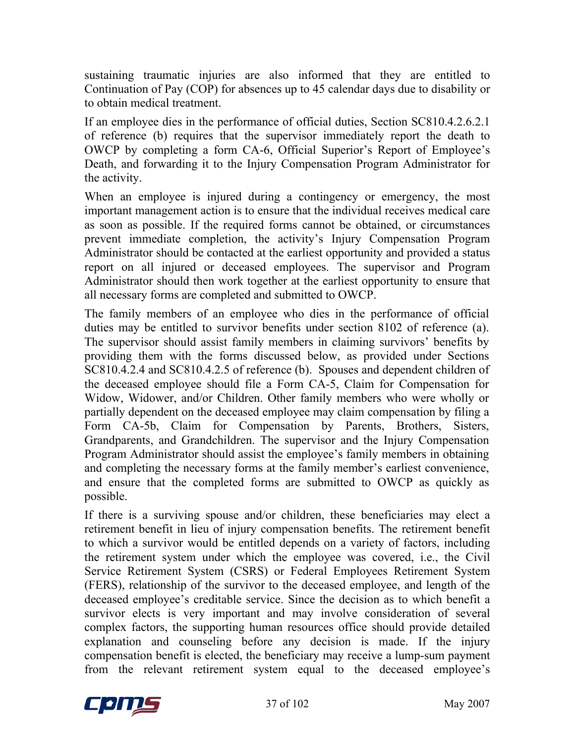sustaining traumatic injuries are also informed that they are entitled to Continuation of Pay (COP) for absences up to 45 calendar days due to disability or to obtain medical treatment.

If an employee dies in the performance of official duties, Section SC810.4.2.6.2.1 of reference (b) requires that the supervisor immediately report the death to OWCP by completing a form CA-6, Official Superior's Report of Employee's Death, and forwarding it to the Injury Compensation Program Administrator for the activity.

When an employee is injured during a contingency or emergency, the most important management action is to ensure that the individual receives medical care as soon as possible. If the required forms cannot be obtained, or circumstances prevent immediate completion, the activity's Injury Compensation Program Administrator should be contacted at the earliest opportunity and provided a status report on all injured or deceased employees. The supervisor and Program Administrator should then work together at the earliest opportunity to ensure that all necessary forms are completed and submitted to OWCP.

The family members of an employee who dies in the performance of official duties may be entitled to survivor benefits under section 8102 of reference (a). The supervisor should assist family members in claiming survivors' benefits by providing them with the forms discussed below, as provided under Sections SC810.4.2.4 and SC810.4.2.5 of reference (b). Spouses and dependent children of the deceased employee should file a Form CA-5, Claim for Compensation for Widow, Widower, and/or Children. Other family members who were wholly or partially dependent on the deceased employee may claim compensation by filing a Form CA-5b, Claim for Compensation by Parents, Brothers, Sisters, Grandparents, and Grandchildren. The supervisor and the Injury Compensation Program Administrator should assist the employee's family members in obtaining and completing the necessary forms at the family member's earliest convenience, and ensure that the completed forms are submitted to OWCP as quickly as possible.

If there is a surviving spouse and/or children, these beneficiaries may elect a retirement benefit in lieu of injury compensation benefits. The retirement benefit to which a survivor would be entitled depends on a variety of factors, including the retirement system under which the employee was covered, i.e., the Civil Service Retirement System (CSRS) or Federal Employees Retirement System (FERS), relationship of the survivor to the deceased employee, and length of the deceased employee's creditable service. Since the decision as to which benefit a survivor elects is very important and may involve consideration of several complex factors, the supporting human resources office should provide detailed explanation and counseling before any decision is made. If the injury compensation benefit is elected, the beneficiary may receive a lump-sum payment from the relevant retirement system equal to the deceased employee's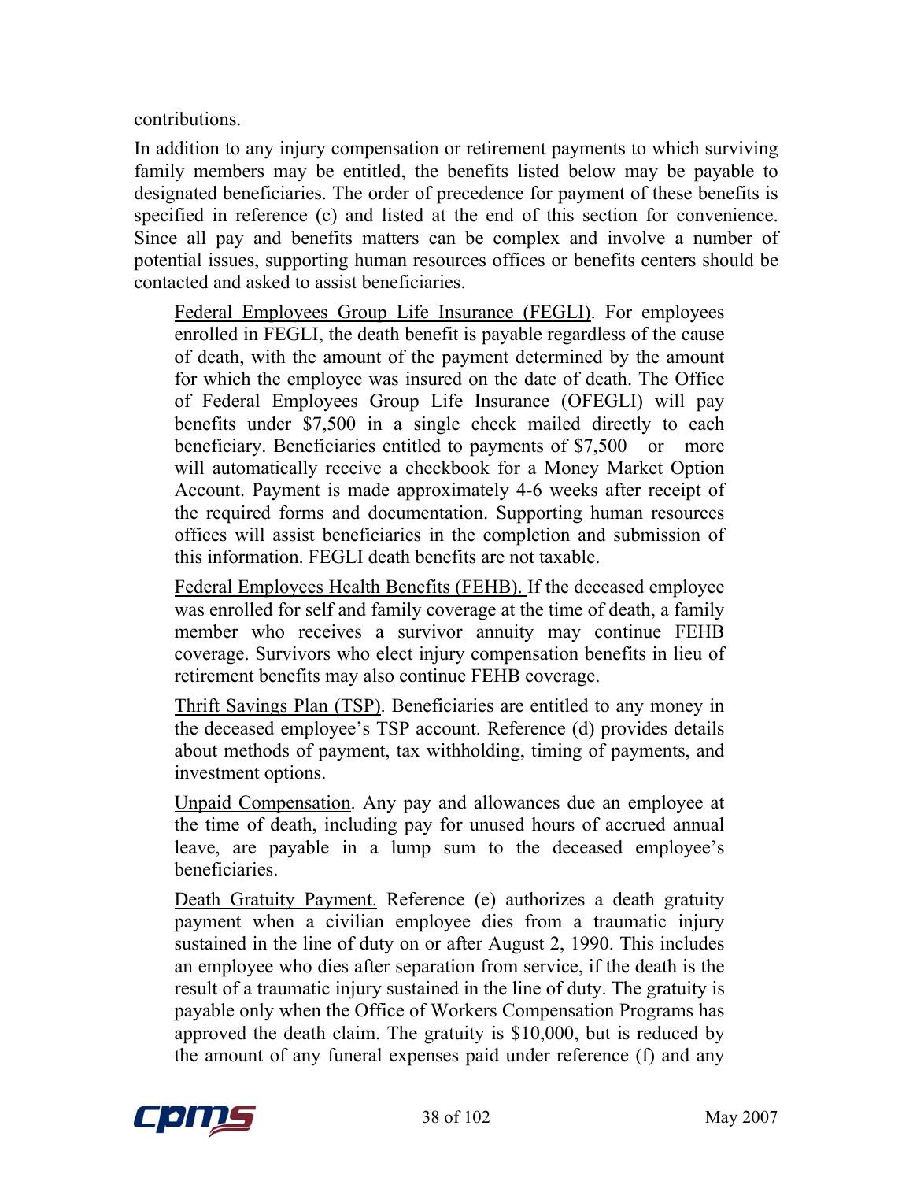contributions.

In addition to any injury compensation or retirement payments to which surviving family members may be entitled, the benefits listed below may be payable to designated beneficiaries. The order of precedence for payment of these benefits is specified in reference (c) and listed at the end of this section for convenience. Since all pay and benefits matters can be complex and involve a number of potential issues, supporting human resources offices or benefits centers should be contacted and asked to assist beneficiaries.

Federal Employees Group Life Insurance (FEGLI). For employees enrolled in FEGLI, the death benefit is payable regardless of the cause of death, with the amount of the payment determined by the amount for which the employee was insured on the date of death. The Office of Federal Employees Group Life Insurance (OFEGLI) will pay benefits under $7,500 in a single check mailed directly to each beneficiary. Beneficiaries entitled to payments of $7,500 or more will automatically receive a checkbook for a Money Market Option Account. Payment is made approximately 4-6 weeks after receipt of the required forms and documentation. Supporting human resources offices will assist beneficiaries in the completion and submission of this information. FEGLI death benefits are not taxable.

Federal Employees Health Benefits (FEHB). If the deceased employee was enrolled for self and family coverage at the time of death, a family member who receives a survivor annuity may continue FEHB coverage. Survivors who elect injury compensation benefits in lieu of retirement benefits may also continue FEHB coverage.

Thrift Savings Plan (TSP). Beneficiaries are entitled to any money in the deceased employee's TSP account. Reference (d) provides details about methods of payment, tax withholding, timing of payments, and investment options.

Unpaid Compensation. Any pay and allowances due an employee at the time of death, including pay for unused hours of accrued annual leave, are payable in a lump sum to the deceased employee's beneficiaries.

Death Gratuity Payment. Reference (e) authorizes a death gratuity payment when a civilian employee dies from a traumatic injury sustained in the line of duty on or after August 2, 1990. This includes an employee who dies after separation from service, if the death is the result of a traumatic injury sustained in the line of duty. The gratuity is payable only when the Office of Workers Compensation Programs has approved the death claim. The gratuity is $10,000, but is reduced by the amount of any funeral expenses paid under reference (f) and any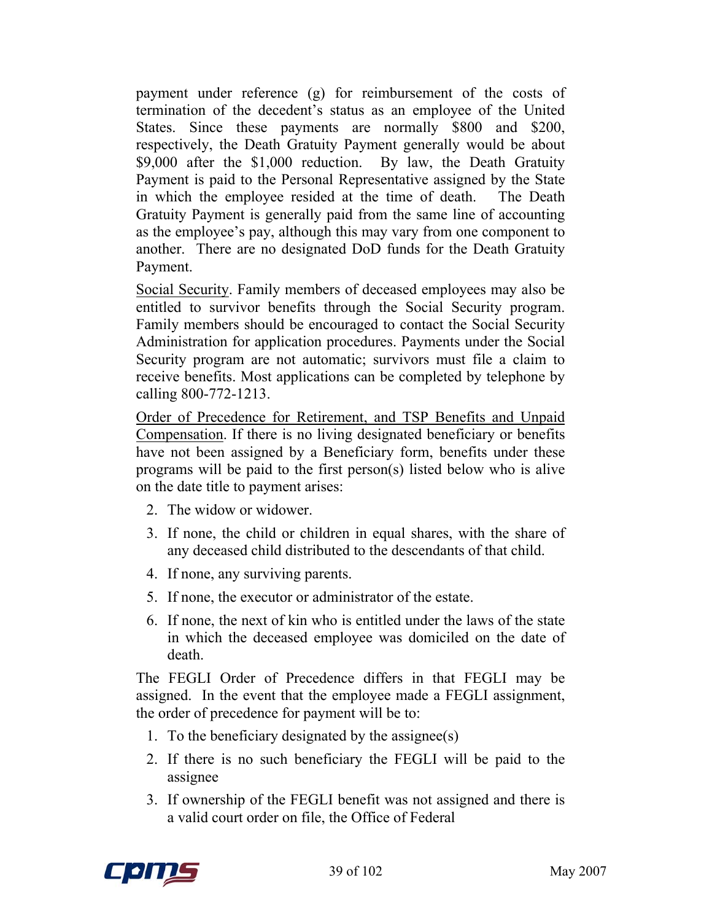payment under reference (g) for reimbursement of the costs of termination of the decedent's status as an employee of the United States. Since these payments are normally $800 and $200, respectively, the Death Gratuity Payment generally would be about $9,000 after the $1,000 reduction. By law, the Death Gratuity Payment is paid to the Personal Representative assigned by the State in which the employee resided at the time of death. The Death Gratuity Payment is generally paid from the same line of accounting as the employee's pay, although this may vary from one component to another. There are no designated DoD funds for the Death Gratuity Payment.

Social Security. Family members of deceased employees may also be entitled to survivor benefits through the Social Security program. Family members should be encouraged to contact the Social Security Administration for application procedures. Payments under the Social Security program are not automatic; survivors must file a claim to receive benefits. Most applications can be completed by telephone by calling 800-772-1213.

Order of Precedence for Retirement, and TSP Benefits and Unpaid Compensation. If there is no living designated beneficiary or benefits have not been assigned by a Beneficiary form, benefits under these programs will be paid to the first person(s) listed below who is alive on the date title to payment arises:

2. The widow or widower.
3. If none, the child or children in equal shares, with the share of any deceased child distributed to the descendants of that child.
4. If none, any surviving parents.
5. If none, the executor or administrator of the estate.
6. If none, the next of kin who is entitled under the laws of the state in which the deceased employee was domiciled on the date of death.

The FEGLI Order of Precedence differs in that FEGLI may be assigned. In the event that the employee made a FEGLI assignment, the order of precedence for payment will be to:

1. To the beneficiary designated by the assignee(s)
2. If there is no such beneficiary the FEGLI will be paid to the assignee
3. If ownership of the FEGLI benefit was not assigned and there is a valid court order on file, the Office of Federal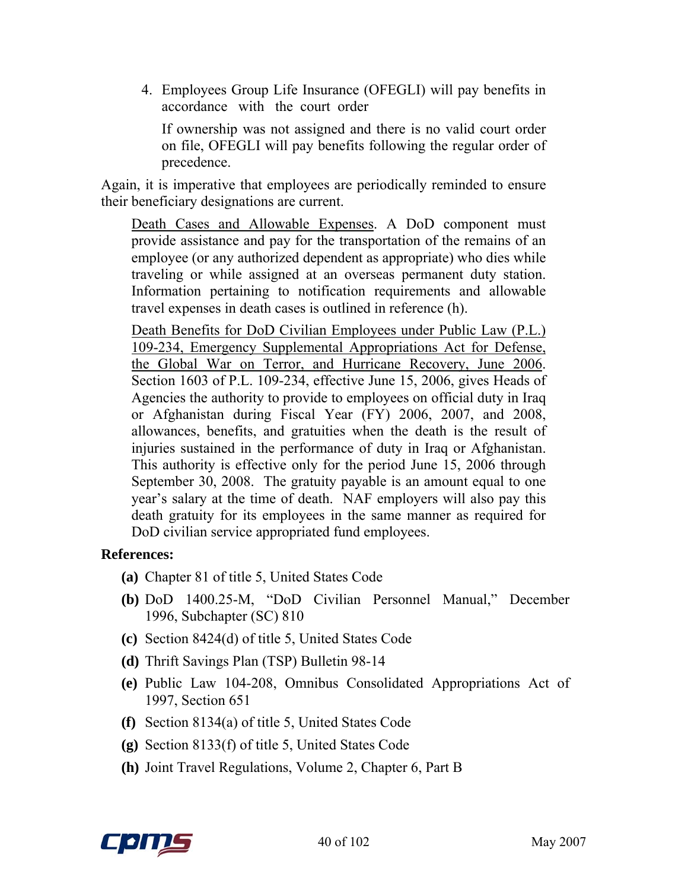4. Employees Group Life Insurance (OFEGLI) will pay benefits in accordance with the court order

   If ownership was not assigned and there is no valid court order on file, OFEGLI will pay benefits following the regular order of precedence.

Again, it is imperative that employees are periodically reminded to ensure their beneficiary designations are current.

<u>Death Cases and Allowable Expenses</u>. A DoD component must provide assistance and pay for the transportation of the remains of an employee (or any authorized dependent as appropriate) who dies while traveling or while assigned at an overseas permanent duty station. Information pertaining to notification requirements and allowable travel expenses in death cases is outlined in reference (h).

<u>Death Benefits for DoD Civilian Employees under Public Law (P.L.) 109-234, Emergency Supplemental Appropriations Act for Defense, the Global War on Terror, and Hurricane Recovery, June 2006</u>. Section 1603 of P.L. 109-234, effective June 15, 2006, gives Heads of Agencies the authority to provide to employees on official duty in Iraq or Afghanistan during Fiscal Year (FY) 2006, 2007, and 2008, allowances, benefits, and gratuities when the death is the result of injuries sustained in the performance of duty in Iraq or Afghanistan. This authority is effective only for the period June 15, 2006 through September 30, 2008. The gratuity payable is an amount equal to one year's salary at the time of death. NAF employers will also pay this death gratuity for its employees in the same manner as required for DoD civilian service appropriated fund employees.

**References:**

- **(a)** Chapter 81 of title 5, United States Code
- **(b)** DoD 1400.25-M, "DoD Civilian Personnel Manual," December 1996, Subchapter (SC) 810
- **(c)** Section 8424(d) of title 5, United States Code
- **(d)** Thrift Savings Plan (TSP) Bulletin 98-14
- **(e)** Public Law 104-208, Omnibus Consolidated Appropriations Act of 1997, Section 651
- **(f)** Section 8134(a) of title 5, United States Code
- **(g)** Section 8133(f) of title 5, United States Code
- **(h)** Joint Travel Regulations, Volume 2, Chapter 6, Part B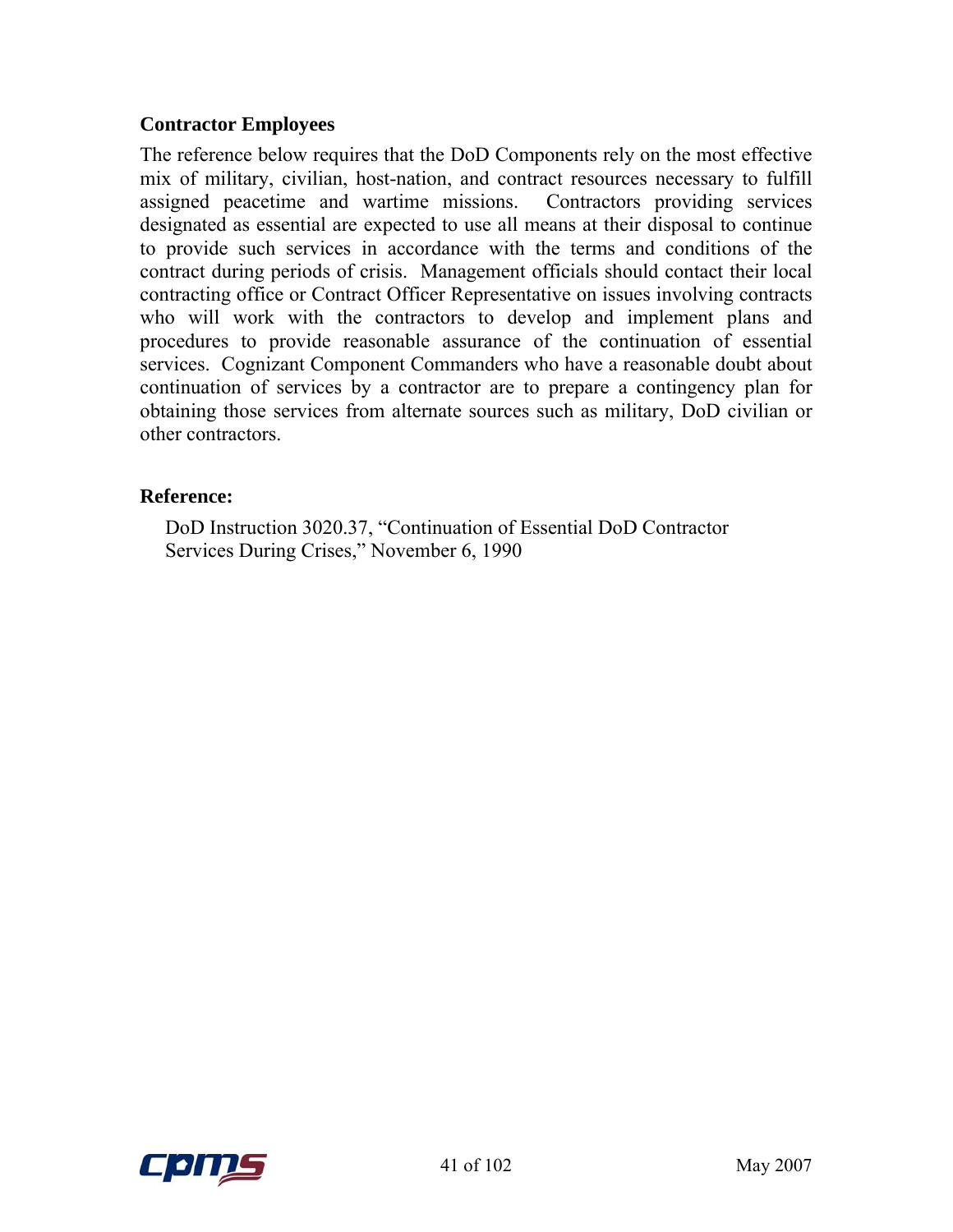### Contractor Employees

The reference below requires that the DoD Components rely on the most effective mix of military, civilian, host-nation, and contract resources necessary to fulfill assigned peacetime and wartime missions. Contractors providing services designated as essential are expected to use all means at their disposal to continue to provide such services in accordance with the terms and conditions of the contract during periods of crisis. Management officials should contact their local contracting office or Contract Officer Representative on issues involving contracts who will work with the contractors to develop and implement plans and procedures to provide reasonable assurance of the continuation of essential services. Cognizant Component Commanders who have a reasonable doubt about continuation of services by a contractor are to prepare a contingency plan for obtaining those services from alternate sources such as military, DoD civilian or other contractors.

### Reference:

DoD Instruction 3020.37, "Continuation of Essential DoD Contractor Services During Crises," November 6, 1990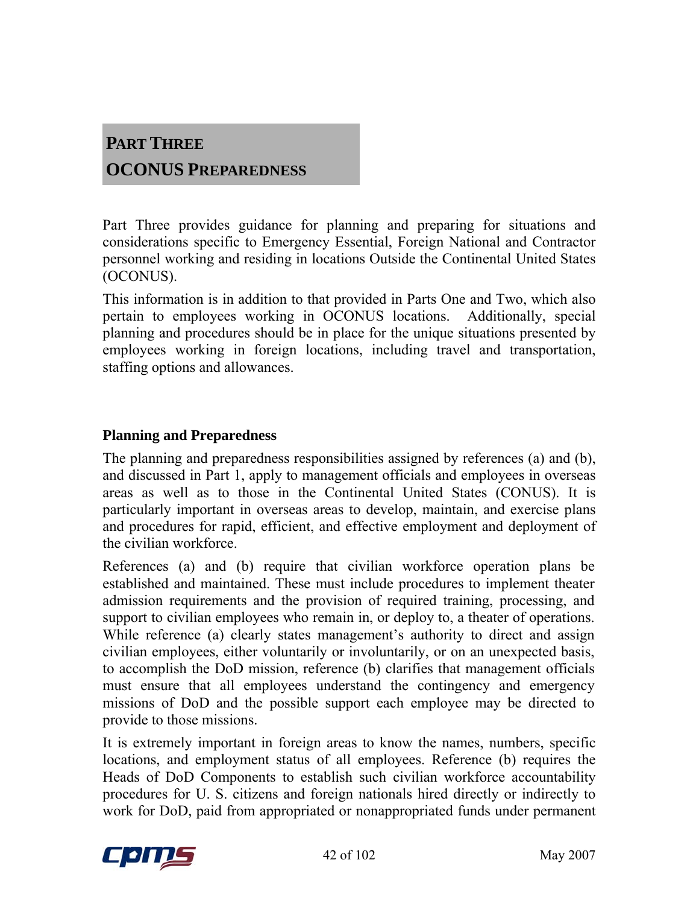# PART THREE
# OCONUS PREPAREDNESS

Part Three provides guidance for planning and preparing for situations and considerations specific to Emergency Essential, Foreign National and Contractor personnel working and residing in locations Outside the Continental United States (OCONUS).

This information is in addition to that provided in Parts One and Two, which also pertain to employees working in OCONUS locations. Additionally, special planning and procedures should be in place for the unique situations presented by employees working in foreign locations, including travel and transportation, staffing options and allowances.

## Planning and Preparedness

The planning and preparedness responsibilities assigned by references (a) and (b), and discussed in Part 1, apply to management officials and employees in overseas areas as well as to those in the Continental United States (CONUS). It is particularly important in overseas areas to develop, maintain, and exercise plans and procedures for rapid, efficient, and effective employment and deployment of the civilian workforce.

References (a) and (b) require that civilian workforce operation plans be established and maintained. These must include procedures to implement theater admission requirements and the provision of required training, processing, and support to civilian employees who remain in, or deploy to, a theater of operations. While reference (a) clearly states management's authority to direct and assign civilian employees, either voluntarily or involuntarily, or on an unexpected basis, to accomplish the DoD mission, reference (b) clarifies that management officials must ensure that all employees understand the contingency and emergency missions of DoD and the possible support each employee may be directed to provide to those missions.

It is extremely important in foreign areas to know the names, numbers, specific locations, and employment status of all employees. Reference (b) requires the Heads of DoD Components to establish such civilian workforce accountability procedures for U. S. citizens and foreign nationals hired directly or indirectly to work for DoD, paid from appropriated or nonappropriated funds under permanent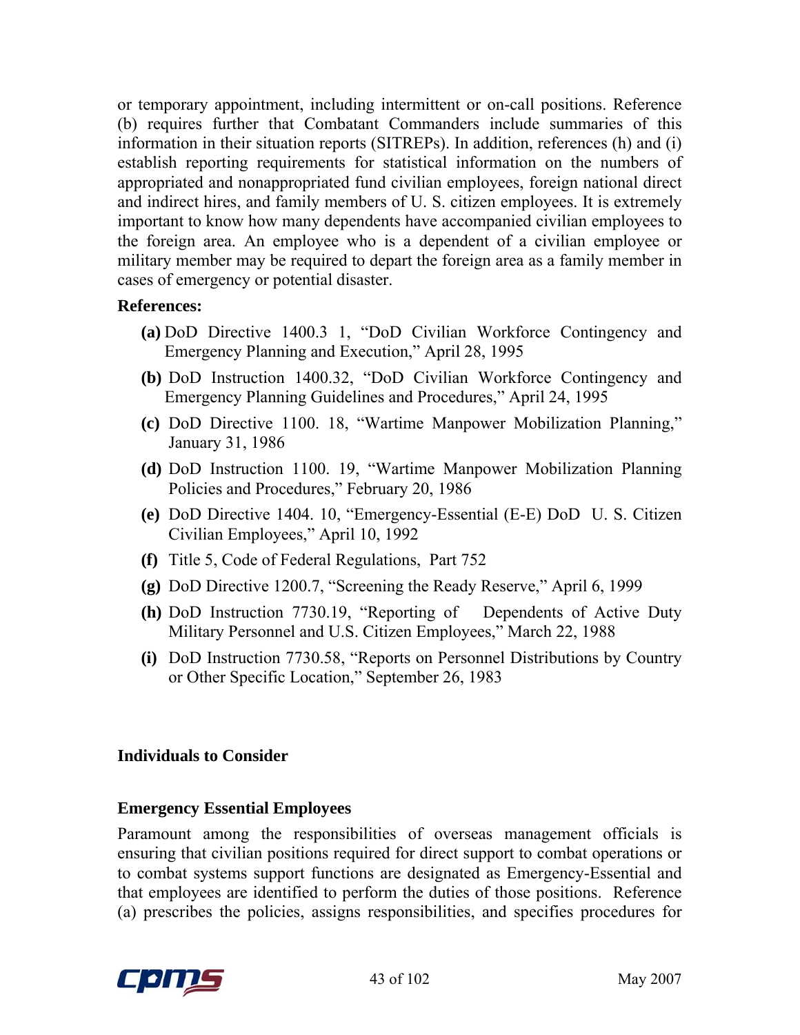or temporary appointment, including intermittent or on-call positions. Reference (b) requires further that Combatant Commanders include summaries of this information in their situation reports (SITREPs). In addition, references (h) and (i) establish reporting requirements for statistical information on the numbers of appropriated and nonappropriated fund civilian employees, foreign national direct and indirect hires, and family members of U. S. citizen employees. It is extremely important to know how many dependents have accompanied civilian employees to the foreign area. An employee who is a dependent of a civilian employee or military member may be required to depart the foreign area as a family member in cases of emergency or potential disaster.

**References:**

- **(a)** DoD Directive 1400.3 1, "DoD Civilian Workforce Contingency and Emergency Planning and Execution," April 28, 1995
- **(b)** DoD Instruction 1400.32, "DoD Civilian Workforce Contingency and Emergency Planning Guidelines and Procedures," April 24, 1995
- **(c)** DoD Directive 1100. 18, "Wartime Manpower Mobilization Planning," January 31, 1986
- **(d)** DoD Instruction 1100. 19, "Wartime Manpower Mobilization Planning Policies and Procedures," February 20, 1986
- **(e)** DoD Directive 1404. 10, "Emergency-Essential (E-E) DoD U. S. Citizen Civilian Employees," April 10, 1992
- **(f)** Title 5, Code of Federal Regulations, Part 752
- **(g)** DoD Directive 1200.7, "Screening the Ready Reserve," April 6, 1999
- **(h)** DoD Instruction 7730.19, "Reporting of Dependents of Active Duty Military Personnel and U.S. Citizen Employees," March 22, 1988
- **(i)** DoD Instruction 7730.58, "Reports on Personnel Distributions by Country or Other Specific Location," September 26, 1983

## Individuals to Consider

### Emergency Essential Employees

Paramount among the responsibilities of overseas management officials is ensuring that civilian positions required for direct support to combat operations or to combat systems support functions are designated as Emergency-Essential and that employees are identified to perform the duties of those positions. Reference (a) prescribes the policies, assigns responsibilities, and specifies procedures for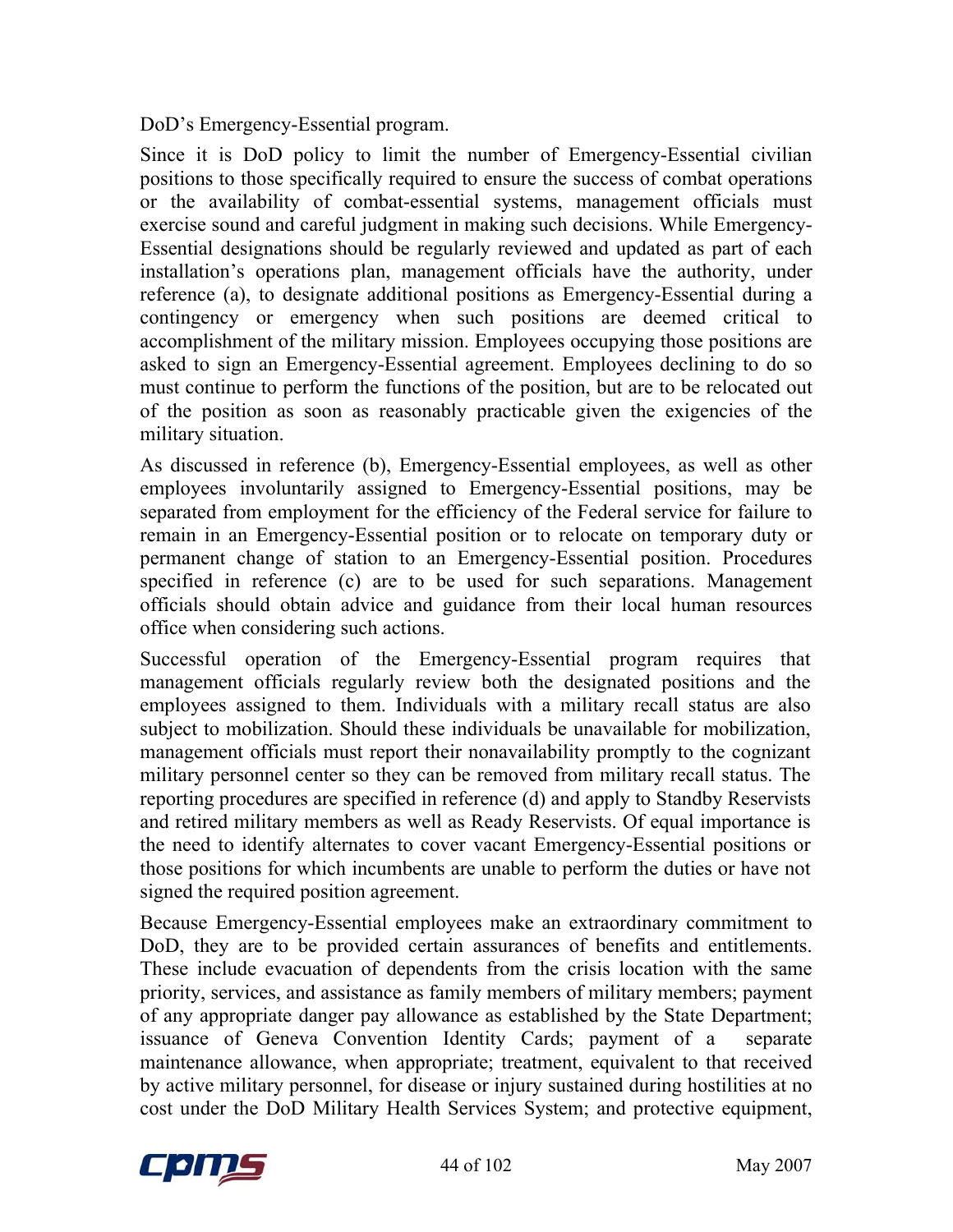DoD's Emergency-Essential program.

Since it is DoD policy to limit the number of Emergency-Essential civilian positions to those specifically required to ensure the success of combat operations or the availability of combat-essential systems, management officials must exercise sound and careful judgment in making such decisions. While Emergency-Essential designations should be regularly reviewed and updated as part of each installation's operations plan, management officials have the authority, under reference (a), to designate additional positions as Emergency-Essential during a contingency or emergency when such positions are deemed critical to accomplishment of the military mission. Employees occupying those positions are asked to sign an Emergency-Essential agreement. Employees declining to do so must continue to perform the functions of the position, but are to be relocated out of the position as soon as reasonably practicable given the exigencies of the military situation.

As discussed in reference (b), Emergency-Essential employees, as well as other employees involuntarily assigned to Emergency-Essential positions, may be separated from employment for the efficiency of the Federal service for failure to remain in an Emergency-Essential position or to relocate on temporary duty or permanent change of station to an Emergency-Essential position. Procedures specified in reference (c) are to be used for such separations. Management officials should obtain advice and guidance from their local human resources office when considering such actions.

Successful operation of the Emergency-Essential program requires that management officials regularly review both the designated positions and the employees assigned to them. Individuals with a military recall status are also subject to mobilization. Should these individuals be unavailable for mobilization, management officials must report their nonavailability promptly to the cognizant military personnel center so they can be removed from military recall status. The reporting procedures are specified in reference (d) and apply to Standby Reservists and retired military members as well as Ready Reservists. Of equal importance is the need to identify alternates to cover vacant Emergency-Essential positions or those positions for which incumbents are unable to perform the duties or have not signed the required position agreement.

Because Emergency-Essential employees make an extraordinary commitment to DoD, they are to be provided certain assurances of benefits and entitlements. These include evacuation of dependents from the crisis location with the same priority, services, and assistance as family members of military members; payment of any appropriate danger pay allowance as established by the State Department; issuance of Geneva Convention Identity Cards; payment of a separate maintenance allowance, when appropriate; treatment, equivalent to that received by active military personnel, for disease or injury sustained during hostilities at no cost under the DoD Military Health Services System; and protective equipment,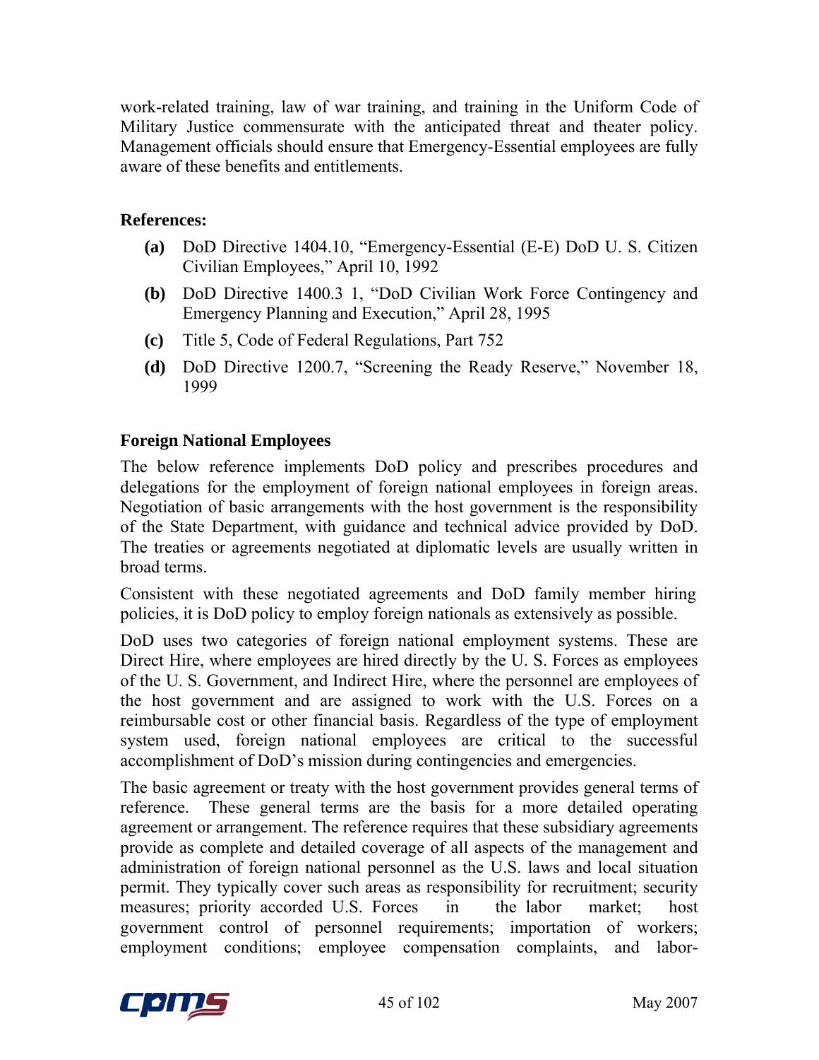work-related training, law of war training, and training in the Uniform Code of Military Justice commensurate with the anticipated threat and theater policy. Management officials should ensure that Emergency-Essential employees are fully aware of these benefits and entitlements.

**References:**

- **(a)** DoD Directive 1404.10, "Emergency-Essential (E-E) DoD U. S. Citizen Civilian Employees," April 10, 1992
- **(b)** DoD Directive 1400.3 1, "DoD Civilian Work Force Contingency and Emergency Planning and Execution," April 28, 1995
- **(c)** Title 5, Code of Federal Regulations, Part 752
- **(d)** DoD Directive 1200.7, "Screening the Ready Reserve," November 18, 1999

**Foreign National Employees**

The below reference implements DoD policy and prescribes procedures and delegations for the employment of foreign national employees in foreign areas. Negotiation of basic arrangements with the host government is the responsibility of the State Department, with guidance and technical advice provided by DoD. The treaties or agreements negotiated at diplomatic levels are usually written in broad terms.

Consistent with these negotiated agreements and DoD family member hiring policies, it is DoD policy to employ foreign nationals as extensively as possible.

DoD uses two categories of foreign national employment systems. These are Direct Hire, where employees are hired directly by the U. S. Forces as employees of the U. S. Government, and Indirect Hire, where the personnel are employees of the host government and are assigned to work with the U.S. Forces on a reimbursable cost or other financial basis. Regardless of the type of employment system used, foreign national employees are critical to the successful accomplishment of DoD's mission during contingencies and emergencies.

The basic agreement or treaty with the host government provides general terms of reference. These general terms are the basis for a more detailed operating agreement or arrangement. The reference requires that these subsidiary agreements provide as complete and detailed coverage of all aspects of the management and administration of foreign national personnel as the U.S. laws and local situation permit. They typically cover such areas as responsibility for recruitment; security measures; priority accorded U.S. Forces in the labor market; host government control of personnel requirements; importation of workers; employment conditions; employee compensation complaints, and labor-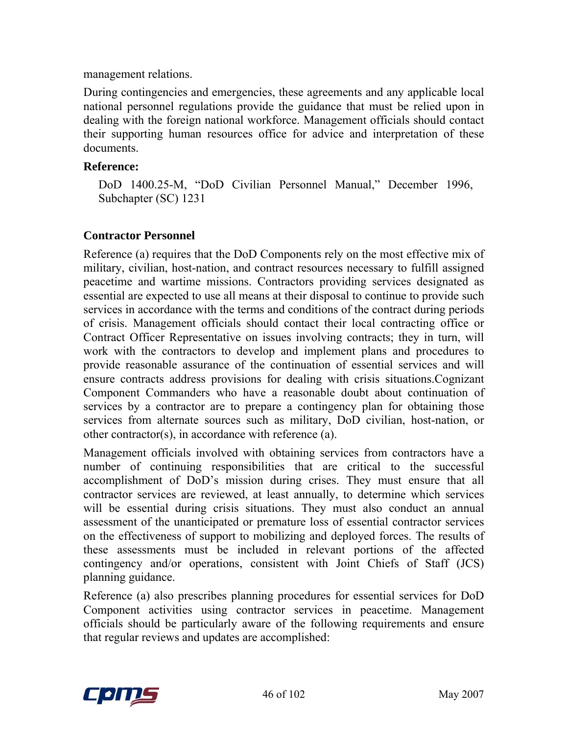management relations.

During contingencies and emergencies, these agreements and any applicable local national personnel regulations provide the guidance that must be relied upon in dealing with the foreign national workforce. Management officials should contact their supporting human resources office for advice and interpretation of these documents.

**Reference:**

DoD 1400.25-M, "DoD Civilian Personnel Manual," December 1996, Subchapter (SC) 1231

**Contractor Personnel**

Reference (a) requires that the DoD Components rely on the most effective mix of military, civilian, host-nation, and contract resources necessary to fulfill assigned peacetime and wartime missions. Contractors providing services designated as essential are expected to use all means at their disposal to continue to provide such services in accordance with the terms and conditions of the contract during periods of crisis. Management officials should contact their local contracting office or Contract Officer Representative on issues involving contracts; they in turn, will work with the contractors to develop and implement plans and procedures to provide reasonable assurance of the continuation of essential services and will ensure contracts address provisions for dealing with crisis situations.Cognizant Component Commanders who have a reasonable doubt about continuation of services by a contractor are to prepare a contingency plan for obtaining those services from alternate sources such as military, DoD civilian, host-nation, or other contractor(s), in accordance with reference (a).

Management officials involved with obtaining services from contractors have a number of continuing responsibilities that are critical to the successful accomplishment of DoD's mission during crises. They must ensure that all contractor services are reviewed, at least annually, to determine which services will be essential during crisis situations. They must also conduct an annual assessment of the unanticipated or premature loss of essential contractor services on the effectiveness of support to mobilizing and deployed forces. The results of these assessments must be included in relevant portions of the affected contingency and/or operations, consistent with Joint Chiefs of Staff (JCS) planning guidance.

Reference (a) also prescribes planning procedures for essential services for DoD Component activities using contractor services in peacetime. Management officials should be particularly aware of the following requirements and ensure that regular reviews and updates are accomplished: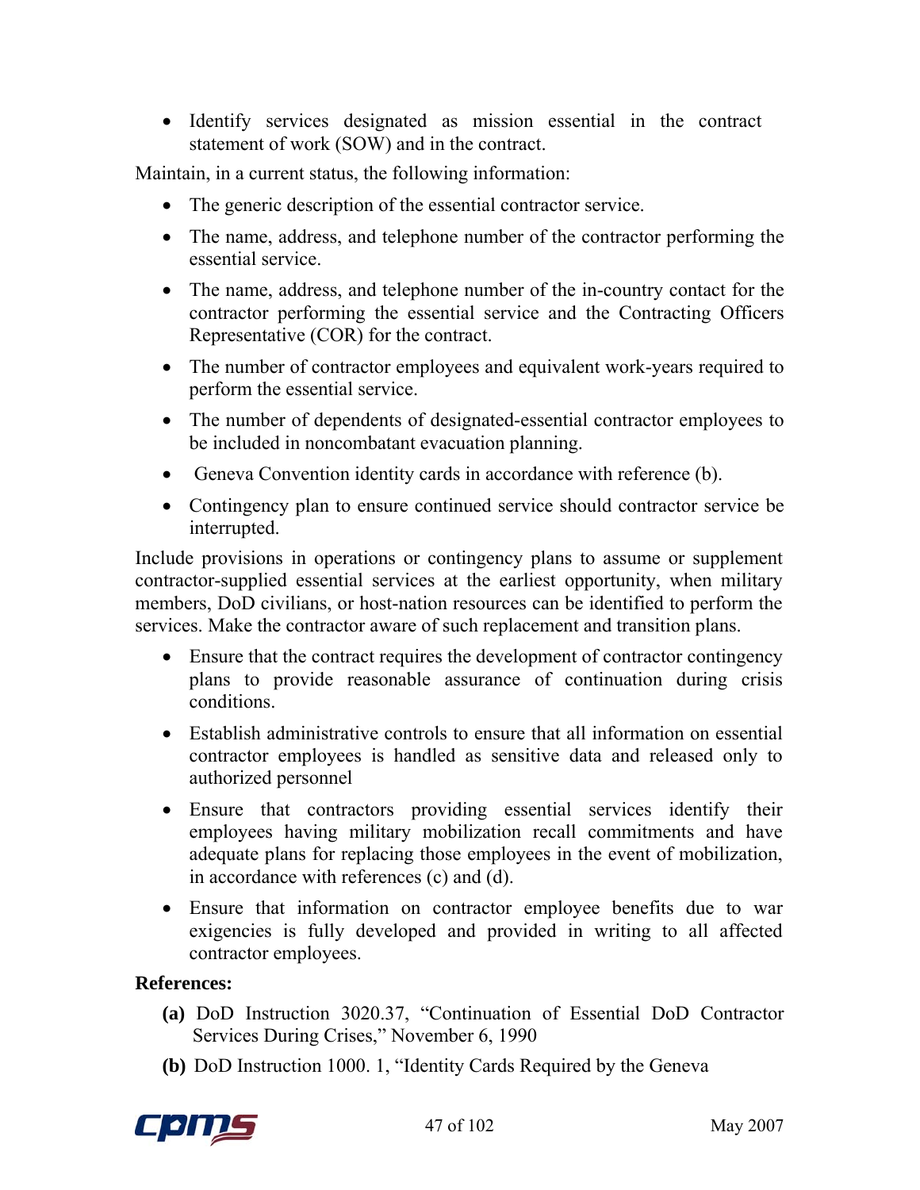- Identify services designated as mission essential in the contract statement of work (SOW) and in the contract.

Maintain, in a current status, the following information:

- The generic description of the essential contractor service.
- The name, address, and telephone number of the contractor performing the essential service.
- The name, address, and telephone number of the in-country contact for the contractor performing the essential service and the Contracting Officers Representative (COR) for the contract.
- The number of contractor employees and equivalent work-years required to perform the essential service.
- The number of dependents of designated-essential contractor employees to be included in noncombatant evacuation planning.
- Geneva Convention identity cards in accordance with reference (b).
- Contingency plan to ensure continued service should contractor service be interrupted.

Include provisions in operations or contingency plans to assume or supplement contractor-supplied essential services at the earliest opportunity, when military members, DoD civilians, or host-nation resources can be identified to perform the services. Make the contractor aware of such replacement and transition plans.

- Ensure that the contract requires the development of contractor contingency plans to provide reasonable assurance of continuation during crisis conditions.
- Establish administrative controls to ensure that all information on essential contractor employees is handled as sensitive data and released only to authorized personnel
- Ensure that contractors providing essential services identify their employees having military mobilization recall commitments and have adequate plans for replacing those employees in the event of mobilization, in accordance with references (c) and (d).
- Ensure that information on contractor employee benefits due to war exigencies is fully developed and provided in writing to all affected contractor employees.

**References:**

**(a)** DoD Instruction 3020.37, "Continuation of Essential DoD Contractor Services During Crises," November 6, 1990

**(b)** DoD Instruction 1000. 1, "Identity Cards Required by the Geneva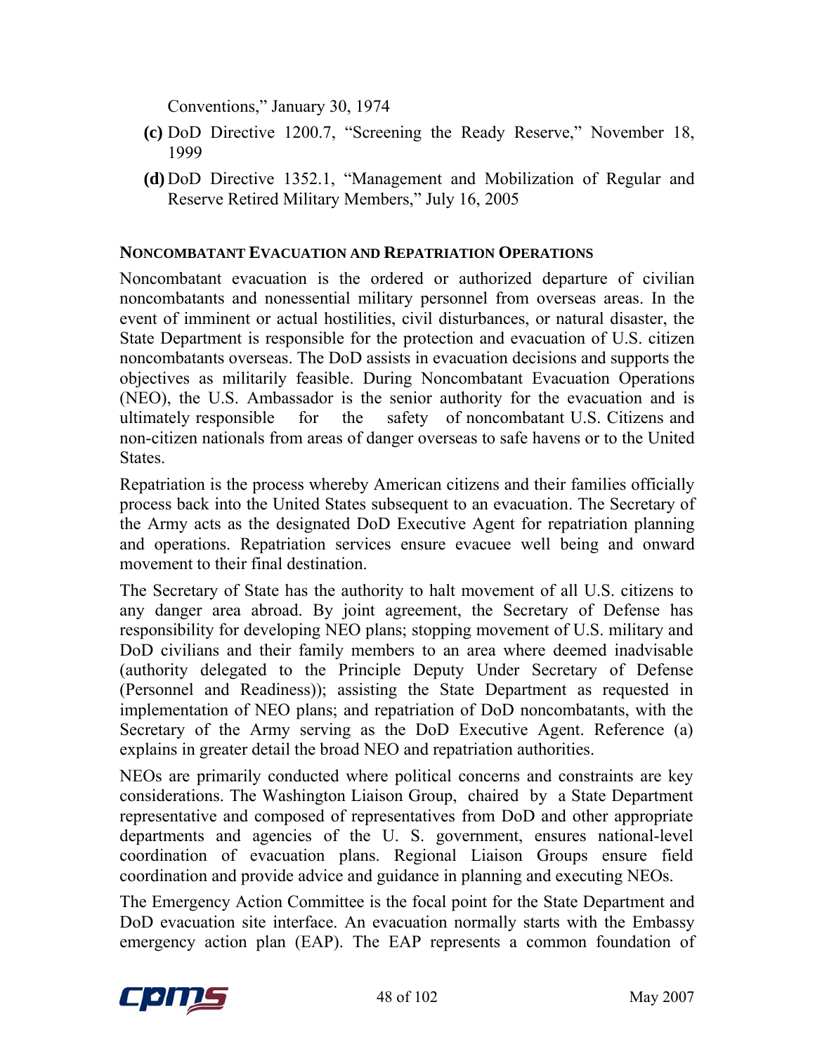Conventions," January 30, 1974

**(c)** DoD Directive 1200.7, "Screening the Ready Reserve," November 18, 1999

**(d)** DoD Directive 1352.1, "Management and Mobilization of Regular and Reserve Retired Military Members," July 16, 2005

### NONCOMBATANT EVACUATION AND REPATRIATION OPERATIONS

Noncombatant evacuation is the ordered or authorized departure of civilian noncombatants and nonessential military personnel from overseas areas. In the event of imminent or actual hostilities, civil disturbances, or natural disaster, the State Department is responsible for the protection and evacuation of U.S. citizen noncombatants overseas. The DoD assists in evacuation decisions and supports the objectives as militarily feasible. During Noncombatant Evacuation Operations (NEO), the U.S. Ambassador is the senior authority for the evacuation and is ultimately responsible for the safety of noncombatant U.S. Citizens and non-citizen nationals from areas of danger overseas to safe havens or to the United States.

Repatriation is the process whereby American citizens and their families officially process back into the United States subsequent to an evacuation. The Secretary of the Army acts as the designated DoD Executive Agent for repatriation planning and operations. Repatriation services ensure evacuee well being and onward movement to their final destination.

The Secretary of State has the authority to halt movement of all U.S. citizens to any danger area abroad. By joint agreement, the Secretary of Defense has responsibility for developing NEO plans; stopping movement of U.S. military and DoD civilians and their family members to an area where deemed inadvisable (authority delegated to the Principle Deputy Under Secretary of Defense (Personnel and Readiness)); assisting the State Department as requested in implementation of NEO plans; and repatriation of DoD noncombatants, with the Secretary of the Army serving as the DoD Executive Agent. Reference (a) explains in greater detail the broad NEO and repatriation authorities.

NEOs are primarily conducted where political concerns and constraints are key considerations. The Washington Liaison Group, chaired by a State Department representative and composed of representatives from DoD and other appropriate departments and agencies of the U. S. government, ensures national-level coordination of evacuation plans. Regional Liaison Groups ensure field coordination and provide advice and guidance in planning and executing NEOs.

The Emergency Action Committee is the focal point for the State Department and DoD evacuation site interface. An evacuation normally starts with the Embassy emergency action plan (EAP). The EAP represents a common foundation of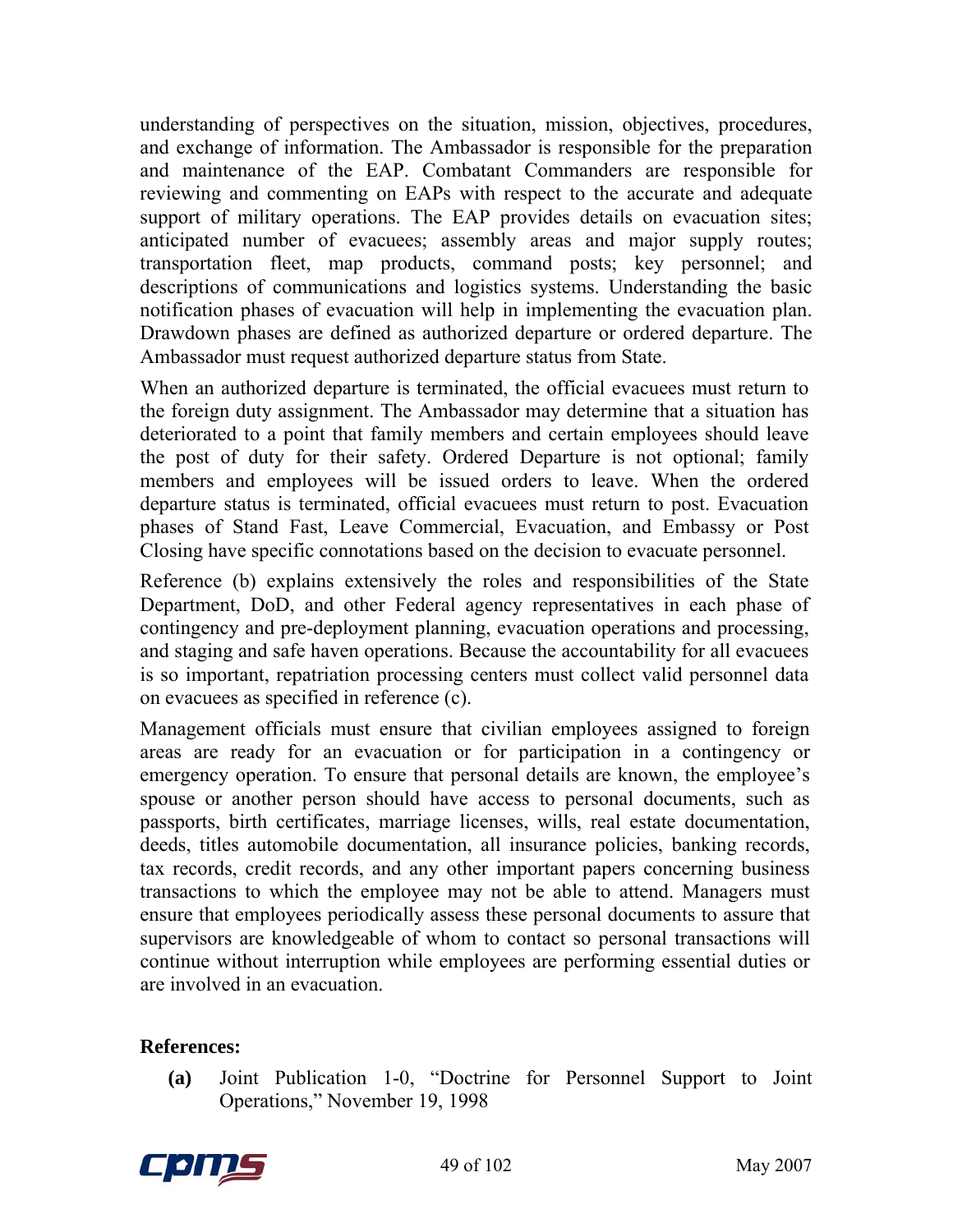understanding of perspectives on the situation, mission, objectives, procedures, and exchange of information. The Ambassador is responsible for the preparation and maintenance of the EAP. Combatant Commanders are responsible for reviewing and commenting on EAPs with respect to the accurate and adequate support of military operations. The EAP provides details on evacuation sites; anticipated number of evacuees; assembly areas and major supply routes; transportation fleet, map products, command posts; key personnel; and descriptions of communications and logistics systems. Understanding the basic notification phases of evacuation will help in implementing the evacuation plan. Drawdown phases are defined as authorized departure or ordered departure. The Ambassador must request authorized departure status from State.

When an authorized departure is terminated, the official evacuees must return to the foreign duty assignment. The Ambassador may determine that a situation has deteriorated to a point that family members and certain employees should leave the post of duty for their safety. Ordered Departure is not optional; family members and employees will be issued orders to leave. When the ordered departure status is terminated, official evacuees must return to post. Evacuation phases of Stand Fast, Leave Commercial, Evacuation, and Embassy or Post Closing have specific connotations based on the decision to evacuate personnel.

Reference (b) explains extensively the roles and responsibilities of the State Department, DoD, and other Federal agency representatives in each phase of contingency and pre-deployment planning, evacuation operations and processing, and staging and safe haven operations. Because the accountability for all evacuees is so important, repatriation processing centers must collect valid personnel data on evacuees as specified in reference (c).

Management officials must ensure that civilian employees assigned to foreign areas are ready for an evacuation or for participation in a contingency or emergency operation. To ensure that personal details are known, the employee's spouse or another person should have access to personal documents, such as passports, birth certificates, marriage licenses, wills, real estate documentation, deeds, titles automobile documentation, all insurance policies, banking records, tax records, credit records, and any other important papers concerning business transactions to which the employee may not be able to attend. Managers must ensure that employees periodically assess these personal documents to assure that supervisors are knowledgeable of whom to contact so personal transactions will continue without interruption while employees are performing essential duties or are involved in an evacuation.

**References:**

**(a)** Joint Publication 1-0, "Doctrine for Personnel Support to Joint Operations," November 19, 1998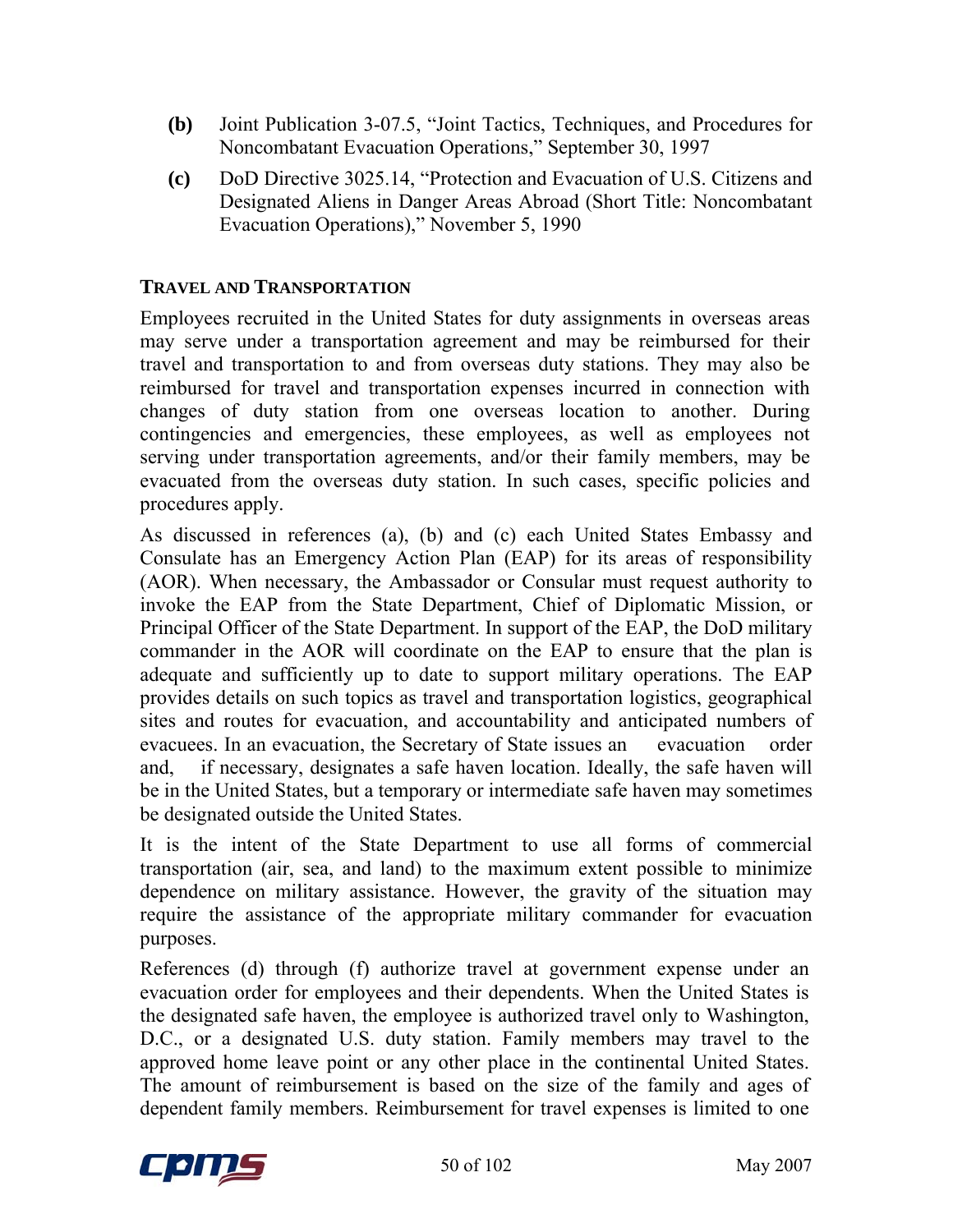**(b)** Joint Publication 3-07.5, "Joint Tactics, Techniques, and Procedures for Noncombatant Evacuation Operations," September 30, 1997

**(c)** DoD Directive 3025.14, "Protection and Evacuation of U.S. Citizens and Designated Aliens in Danger Areas Abroad (Short Title: Noncombatant Evacuation Operations)," November 5, 1990

### TRAVEL AND TRANSPORTATION

Employees recruited in the United States for duty assignments in overseas areas may serve under a transportation agreement and may be reimbursed for their travel and transportation to and from overseas duty stations. They may also be reimbursed for travel and transportation expenses incurred in connection with changes of duty station from one overseas location to another. During contingencies and emergencies, these employees, as well as employees not serving under transportation agreements, and/or their family members, may be evacuated from the overseas duty station. In such cases, specific policies and procedures apply.

As discussed in references (a), (b) and (c) each United States Embassy and Consulate has an Emergency Action Plan (EAP) for its areas of responsibility (AOR). When necessary, the Ambassador or Consular must request authority to invoke the EAP from the State Department, Chief of Diplomatic Mission, or Principal Officer of the State Department. In support of the EAP, the DoD military commander in the AOR will coordinate on the EAP to ensure that the plan is adequate and sufficiently up to date to support military operations. The EAP provides details on such topics as travel and transportation logistics, geographical sites and routes for evacuation, and accountability and anticipated numbers of evacuees. In an evacuation, the Secretary of State issues an evacuation order and, if necessary, designates a safe haven location. Ideally, the safe haven will be in the United States, but a temporary or intermediate safe haven may sometimes be designated outside the United States.

It is the intent of the State Department to use all forms of commercial transportation (air, sea, and land) to the maximum extent possible to minimize dependence on military assistance. However, the gravity of the situation may require the assistance of the appropriate military commander for evacuation purposes.

References (d) through (f) authorize travel at government expense under an evacuation order for employees and their dependents. When the United States is the designated safe haven, the employee is authorized travel only to Washington, D.C., or a designated U.S. duty station. Family members may travel to the approved home leave point or any other place in the continental United States. The amount of reimbursement is based on the size of the family and ages of dependent family members. Reimbursement for travel expenses is limited to one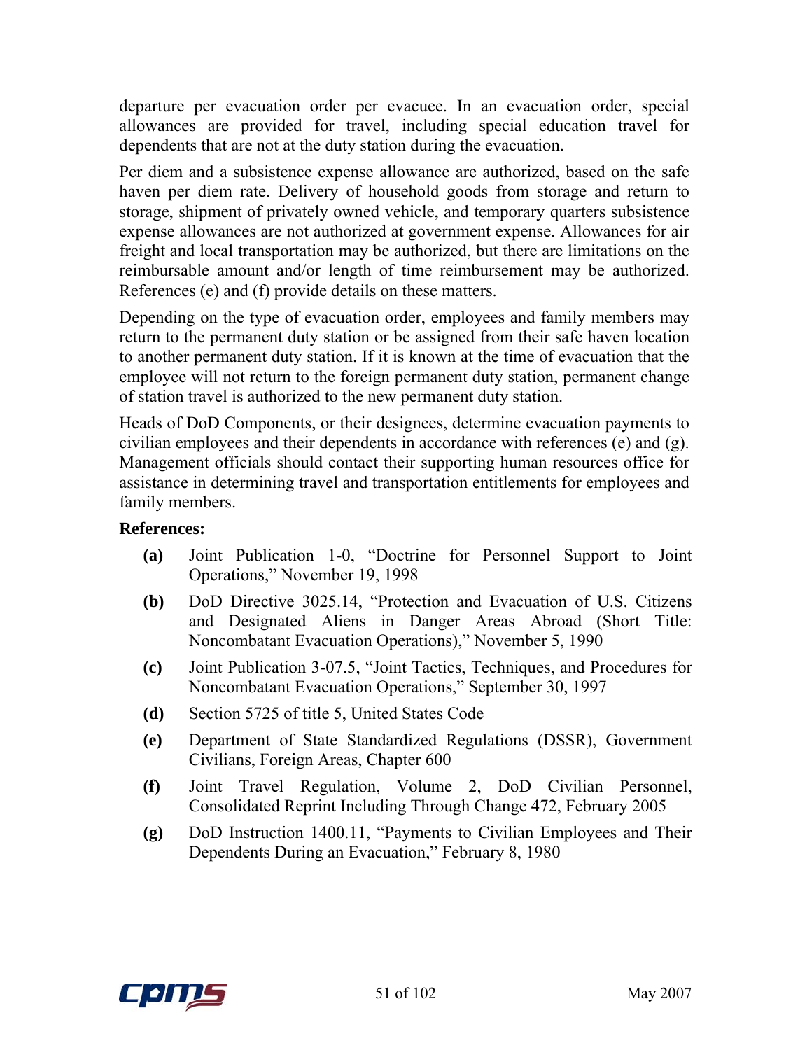departure per evacuation order per evacuee. In an evacuation order, special allowances are provided for travel, including special education travel for dependents that are not at the duty station during the evacuation.

Per diem and a subsistence expense allowance are authorized, based on the safe haven per diem rate. Delivery of household goods from storage and return to storage, shipment of privately owned vehicle, and temporary quarters subsistence expense allowances are not authorized at government expense. Allowances for air freight and local transportation may be authorized, but there are limitations on the reimbursable amount and/or length of time reimbursement may be authorized. References (e) and (f) provide details on these matters.

Depending on the type of evacuation order, employees and family members may return to the permanent duty station or be assigned from their safe haven location to another permanent duty station. If it is known at the time of evacuation that the employee will not return to the foreign permanent duty station, permanent change of station travel is authorized to the new permanent duty station.

Heads of DoD Components, or their designees, determine evacuation payments to civilian employees and their dependents in accordance with references (e) and (g). Management officials should contact their supporting human resources office for assistance in determining travel and transportation entitlements for employees and family members.

**References:**

- **(a)** Joint Publication 1-0, “Doctrine for Personnel Support to Joint Operations,” November 19, 1998
- **(b)** DoD Directive 3025.14, “Protection and Evacuation of U.S. Citizens and Designated Aliens in Danger Areas Abroad (Short Title: Noncombatant Evacuation Operations),” November 5, 1990
- **(c)** Joint Publication 3-07.5, “Joint Tactics, Techniques, and Procedures for Noncombatant Evacuation Operations,” September 30, 1997
- **(d)** Section 5725 of title 5, United States Code
- **(e)** Department of State Standardized Regulations (DSSR), Government Civilians, Foreign Areas, Chapter 600
- **(f)** Joint Travel Regulation, Volume 2, DoD Civilian Personnel, Consolidated Reprint Including Through Change 472, February 2005
- **(g)** DoD Instruction 1400.11, “Payments to Civilian Employees and Their Dependents During an Evacuation,” February 8, 1980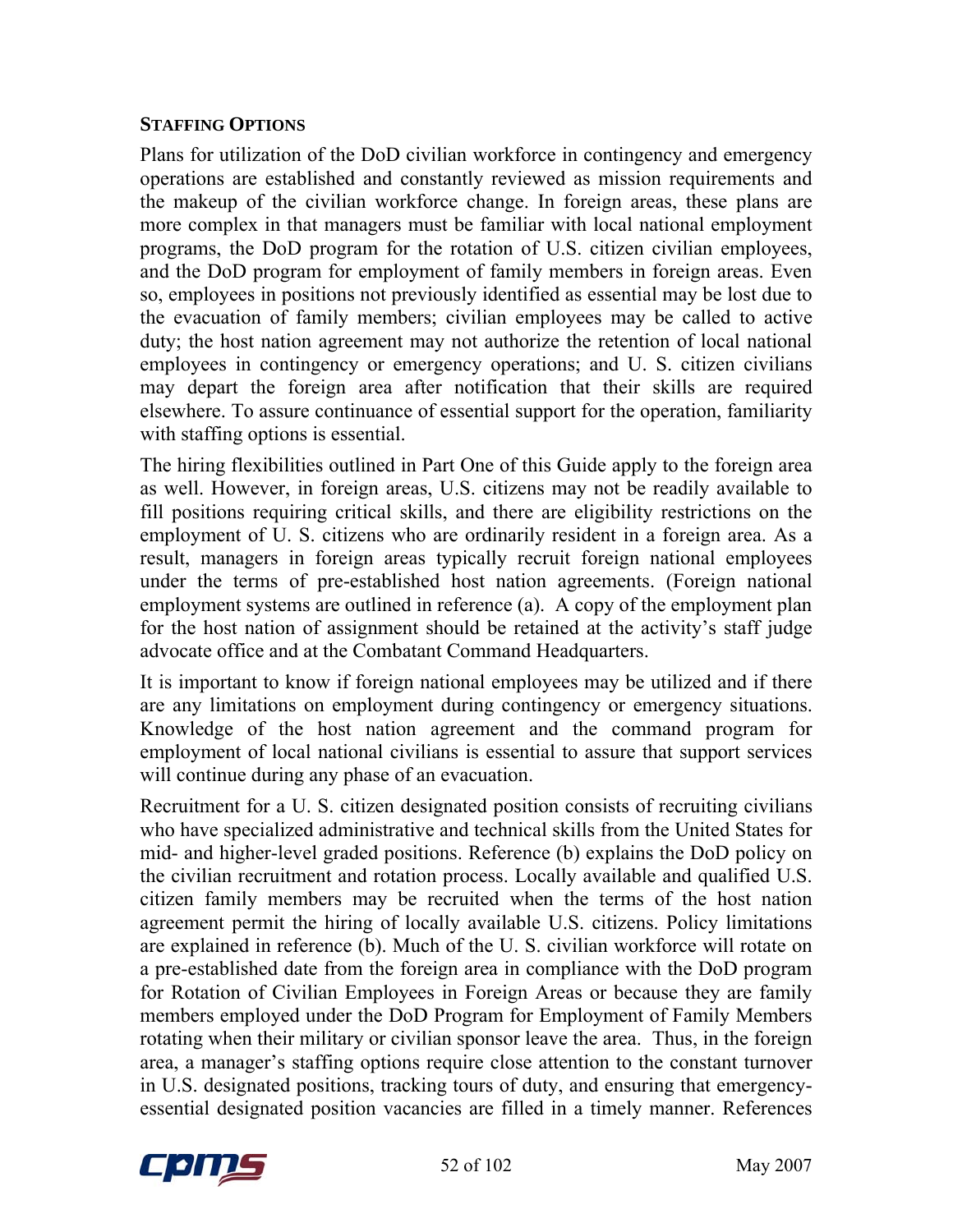**STAFFING OPTIONS**

Plans for utilization of the DoD civilian workforce in contingency and emergency operations are established and constantly reviewed as mission requirements and the makeup of the civilian workforce change. In foreign areas, these plans are more complex in that managers must be familiar with local national employment programs, the DoD program for the rotation of U.S. citizen civilian employees, and the DoD program for employment of family members in foreign areas. Even so, employees in positions not previously identified as essential may be lost due to the evacuation of family members; civilian employees may be called to active duty; the host nation agreement may not authorize the retention of local national employees in contingency or emergency operations; and U. S. citizen civilians may depart the foreign area after notification that their skills are required elsewhere. To assure continuance of essential support for the operation, familiarity with staffing options is essential.

The hiring flexibilities outlined in Part One of this Guide apply to the foreign area as well. However, in foreign areas, U.S. citizens may not be readily available to fill positions requiring critical skills, and there are eligibility restrictions on the employment of U. S. citizens who are ordinarily resident in a foreign area. As a result, managers in foreign areas typically recruit foreign national employees under the terms of pre-established host nation agreements. (Foreign national employment systems are outlined in reference (a). A copy of the employment plan for the host nation of assignment should be retained at the activity's staff judge advocate office and at the Combatant Command Headquarters.

It is important to know if foreign national employees may be utilized and if there are any limitations on employment during contingency or emergency situations. Knowledge of the host nation agreement and the command program for employment of local national civilians is essential to assure that support services will continue during any phase of an evacuation.

Recruitment for a U. S. citizen designated position consists of recruiting civilians who have specialized administrative and technical skills from the United States for mid- and higher-level graded positions. Reference (b) explains the DoD policy on the civilian recruitment and rotation process. Locally available and qualified U.S. citizen family members may be recruited when the terms of the host nation agreement permit the hiring of locally available U.S. citizens. Policy limitations are explained in reference (b). Much of the U. S. civilian workforce will rotate on a pre-established date from the foreign area in compliance with the DoD program for Rotation of Civilian Employees in Foreign Areas or because they are family members employed under the DoD Program for Employment of Family Members rotating when their military or civilian sponsor leave the area. Thus, in the foreign area, a manager's staffing options require close attention to the constant turnover in U.S. designated positions, tracking tours of duty, and ensuring that emergency-essential designated position vacancies are filled in a timely manner. References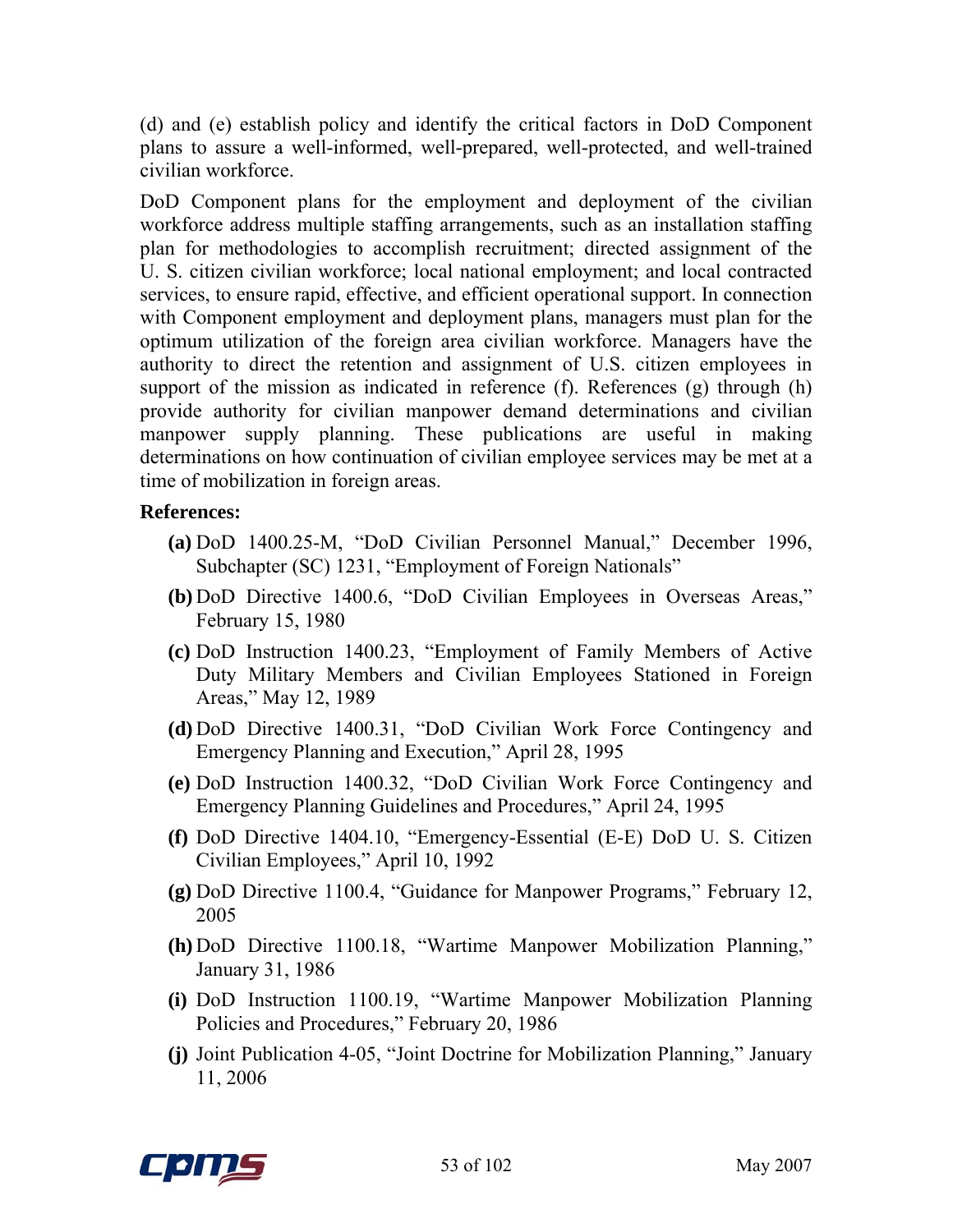(d) and (e) establish policy and identify the critical factors in DoD Component plans to assure a well-informed, well-prepared, well-protected, and well-trained civilian workforce.

DoD Component plans for the employment and deployment of the civilian workforce address multiple staffing arrangements, such as an installation staffing plan for methodologies to accomplish recruitment; directed assignment of the U. S. citizen civilian workforce; local national employment; and local contracted services, to ensure rapid, effective, and efficient operational support. In connection with Component employment and deployment plans, managers must plan for the optimum utilization of the foreign area civilian workforce. Managers have the authority to direct the retention and assignment of U.S. citizen employees in support of the mission as indicated in reference (f). References (g) through (h) provide authority for civilian manpower demand determinations and civilian manpower supply planning. These publications are useful in making determinations on how continuation of civilian employee services may be met at a time of mobilization in foreign areas.

**References:**

- **(a)** DoD 1400.25-M, "DoD Civilian Personnel Manual," December 1996, Subchapter (SC) 1231, "Employment of Foreign Nationals"
- **(b)** DoD Directive 1400.6, "DoD Civilian Employees in Overseas Areas," February 15, 1980
- **(c)** DoD Instruction 1400.23, "Employment of Family Members of Active Duty Military Members and Civilian Employees Stationed in Foreign Areas," May 12, 1989
- **(d)** DoD Directive 1400.31, "DoD Civilian Work Force Contingency and Emergency Planning and Execution," April 28, 1995
- **(e)** DoD Instruction 1400.32, "DoD Civilian Work Force Contingency and Emergency Planning Guidelines and Procedures," April 24, 1995
- **(f)** DoD Directive 1404.10, "Emergency-Essential (E-E) DoD U. S. Citizen Civilian Employees," April 10, 1992
- **(g)** DoD Directive 1100.4, "Guidance for Manpower Programs," February 12, 2005
- **(h)** DoD Directive 1100.18, "Wartime Manpower Mobilization Planning," January 31, 1986
- **(i)** DoD Instruction 1100.19, "Wartime Manpower Mobilization Planning Policies and Procedures," February 20, 1986
- **(j)** Joint Publication 4-05, "Joint Doctrine for Mobilization Planning," January 11, 2006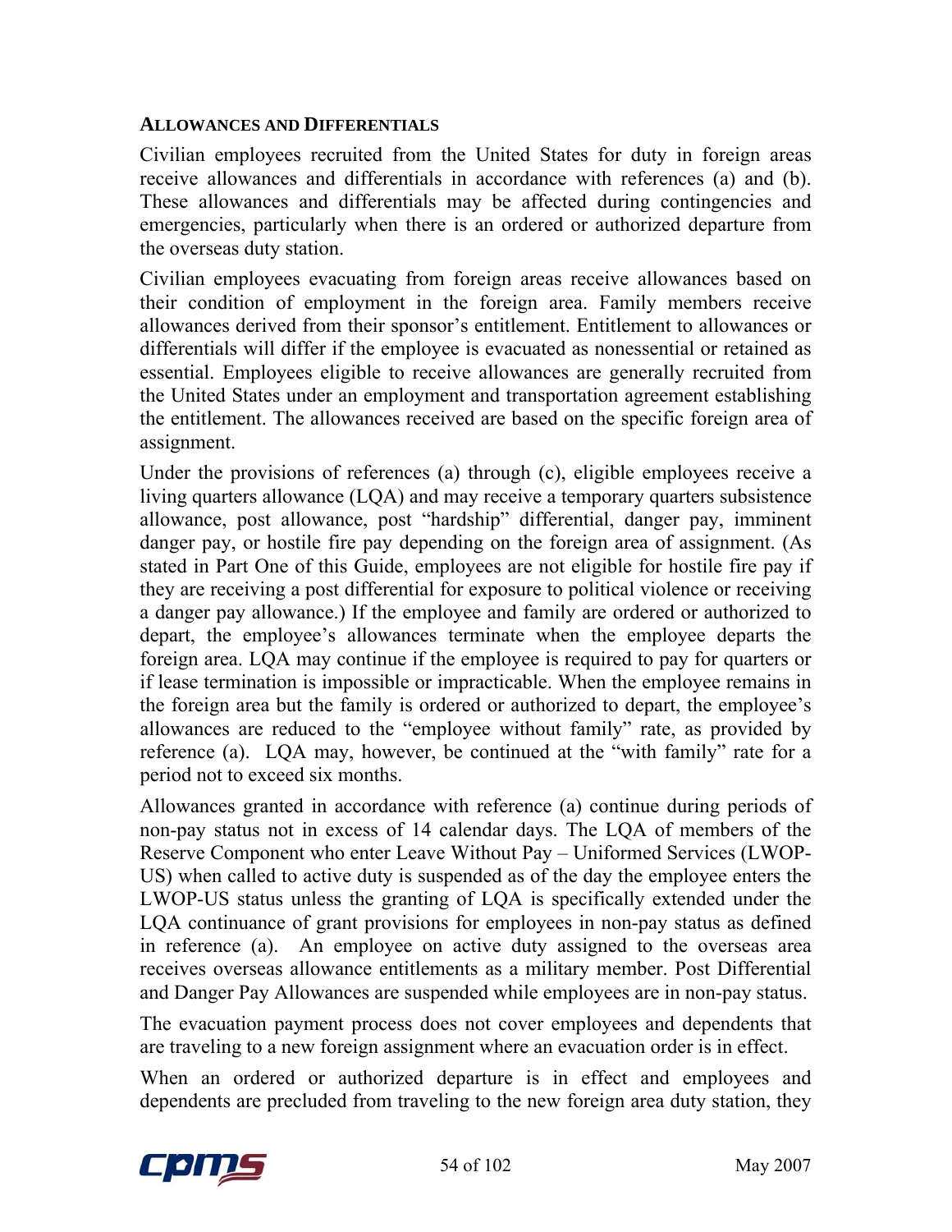### Allowances and Differentials

Civilian employees recruited from the United States for duty in foreign areas receive allowances and differentials in accordance with references (a) and (b). These allowances and differentials may be affected during contingencies and emergencies, particularly when there is an ordered or authorized departure from the overseas duty station.

Civilian employees evacuating from foreign areas receive allowances based on their condition of employment in the foreign area. Family members receive allowances derived from their sponsor's entitlement. Entitlement to allowances or differentials will differ if the employee is evacuated as nonessential or retained as essential. Employees eligible to receive allowances are generally recruited from the United States under an employment and transportation agreement establishing the entitlement. The allowances received are based on the specific foreign area of assignment.

Under the provisions of references (a) through (c), eligible employees receive a living quarters allowance (LQA) and may receive a temporary quarters subsistence allowance, post allowance, post "hardship" differential, danger pay, imminent danger pay, or hostile fire pay depending on the foreign area of assignment. (As stated in Part One of this Guide, employees are not eligible for hostile fire pay if they are receiving a post differential for exposure to political violence or receiving a danger pay allowance.) If the employee and family are ordered or authorized to depart, the employee's allowances terminate when the employee departs the foreign area. LQA may continue if the employee is required to pay for quarters or if lease termination is impossible or impracticable. When the employee remains in the foreign area but the family is ordered or authorized to depart, the employee's allowances are reduced to the "employee without family" rate, as provided by reference (a). LQA may, however, be continued at the "with family" rate for a period not to exceed six months.

Allowances granted in accordance with reference (a) continue during periods of non-pay status not in excess of 14 calendar days. The LQA of members of the Reserve Component who enter Leave Without Pay – Uniformed Services (LWOP-US) when called to active duty is suspended as of the day the employee enters the LWOP-US status unless the granting of LQA is specifically extended under the LQA continuance of grant provisions for employees in non-pay status as defined in reference (a). An employee on active duty assigned to the overseas area receives overseas allowance entitlements as a military member. Post Differential and Danger Pay Allowances are suspended while employees are in non-pay status.

The evacuation payment process does not cover employees and dependents that are traveling to a new foreign assignment where an evacuation order is in effect.

When an ordered or authorized departure is in effect and employees and dependents are precluded from traveling to the new foreign area duty station, they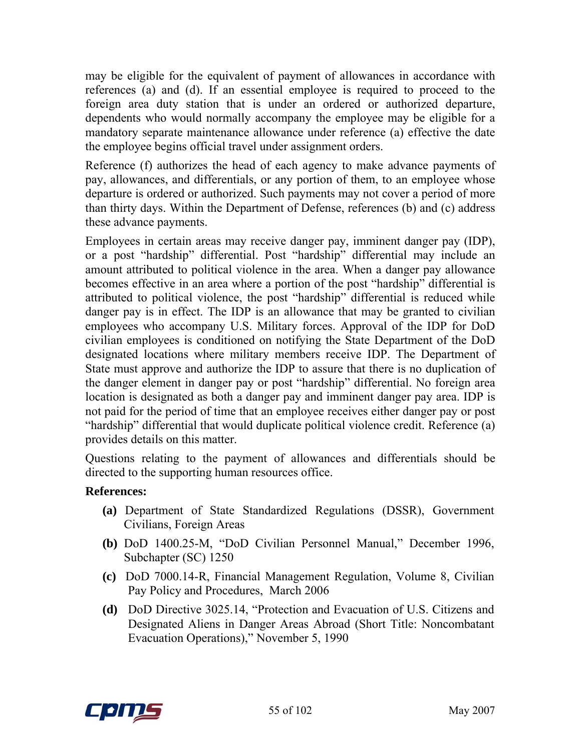may be eligible for the equivalent of payment of allowances in accordance with references (a) and (d). If an essential employee is required to proceed to the foreign area duty station that is under an ordered or authorized departure, dependents who would normally accompany the employee may be eligible for a mandatory separate maintenance allowance under reference (a) effective the date the employee begins official travel under assignment orders.

Reference (f) authorizes the head of each agency to make advance payments of pay, allowances, and differentials, or any portion of them, to an employee whose departure is ordered or authorized. Such payments may not cover a period of more than thirty days. Within the Department of Defense, references (b) and (c) address these advance payments.

Employees in certain areas may receive danger pay, imminent danger pay (IDP), or a post "hardship" differential. Post "hardship" differential may include an amount attributed to political violence in the area. When a danger pay allowance becomes effective in an area where a portion of the post "hardship" differential is attributed to political violence, the post "hardship" differential is reduced while danger pay is in effect. The IDP is an allowance that may be granted to civilian employees who accompany U.S. Military forces. Approval of the IDP for DoD civilian employees is conditioned on notifying the State Department of the DoD designated locations where military members receive IDP. The Department of State must approve and authorize the IDP to assure that there is no duplication of the danger element in danger pay or post "hardship" differential. No foreign area location is designated as both a danger pay and imminent danger pay area. IDP is not paid for the period of time that an employee receives either danger pay or post "hardship" differential that would duplicate political violence credit. Reference (a) provides details on this matter.

Questions relating to the payment of allowances and differentials should be directed to the supporting human resources office.

**References:**

- **(a)** Department of State Standardized Regulations (DSSR), Government Civilians, Foreign Areas
- **(b)** DoD 1400.25-M, "DoD Civilian Personnel Manual," December 1996, Subchapter (SC) 1250
- **(c)** DoD 7000.14-R, Financial Management Regulation, Volume 8, Civilian Pay Policy and Procedures, March 2006
- **(d)** DoD Directive 3025.14, "Protection and Evacuation of U.S. Citizens and Designated Aliens in Danger Areas Abroad (Short Title: Noncombatant Evacuation Operations)," November 5, 1990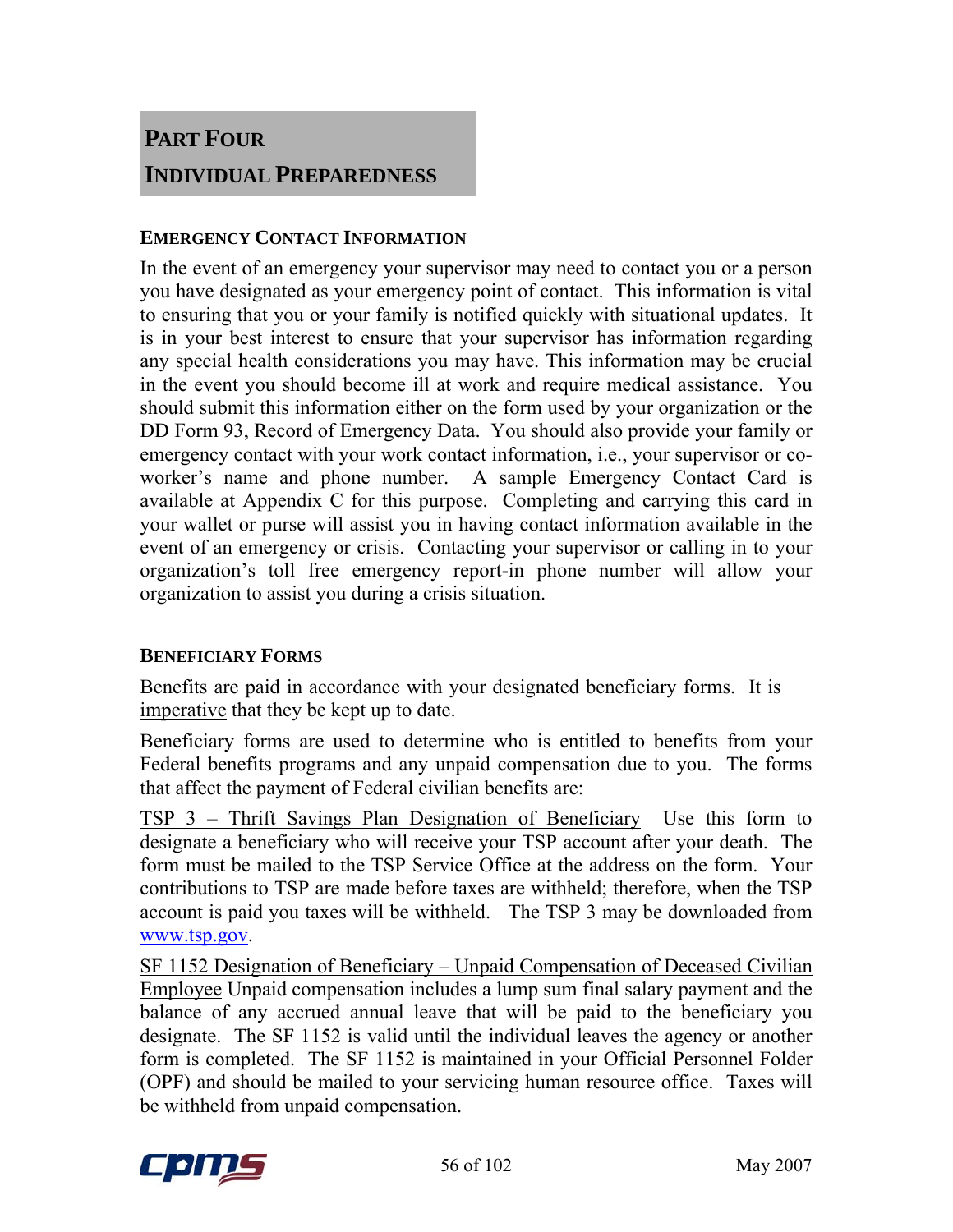# PART FOUR
# INDIVIDUAL PREPAREDNESS

## EMERGENCY CONTACT INFORMATION

In the event of an emergency your supervisor may need to contact you or a person you have designated as your emergency point of contact. This information is vital to ensuring that you or your family is notified quickly with situational updates. It is in your best interest to ensure that your supervisor has information regarding any special health considerations you may have. This information may be crucial in the event you should become ill at work and require medical assistance. You should submit this information either on the form used by your organization or the DD Form 93, Record of Emergency Data. You should also provide your family or emergency contact with your work contact information, i.e., your supervisor or co-worker's name and phone number. A sample Emergency Contact Card is available at Appendix C for this purpose. Completing and carrying this card in your wallet or purse will assist you in having contact information available in the event of an emergency or crisis. Contacting your supervisor or calling in to your organization's toll free emergency report-in phone number will allow your organization to assist you during a crisis situation.

## BENEFICIARY FORMS

Benefits are paid in accordance with your designated beneficiary forms. It is <u>imperative</u> that they be kept up to date.

Beneficiary forms are used to determine who is entitled to benefits from your Federal benefits programs and any unpaid compensation due to you. The forms that affect the payment of Federal civilian benefits are:

<u>TSP 3 – Thrift Savings Plan Designation of Beneficiary</u> Use this form to designate a beneficiary who will receive your TSP account after your death. The form must be mailed to the TSP Service Office at the address on the form. Your contributions to TSP are made before taxes are withheld; therefore, when the TSP account is paid you taxes will be withheld. The TSP 3 may be downloaded from www.tsp.gov.

<u>SF 1152 Designation of Beneficiary – Unpaid Compensation of Deceased Civilian Employee</u> Unpaid compensation includes a lump sum final salary payment and the balance of any accrued annual leave that will be paid to the beneficiary you designate. The SF 1152 is valid until the individual leaves the agency or another form is completed. The SF 1152 is maintained in your Official Personnel Folder (OPF) and should be mailed to your servicing human resource office. Taxes will be withheld from unpaid compensation.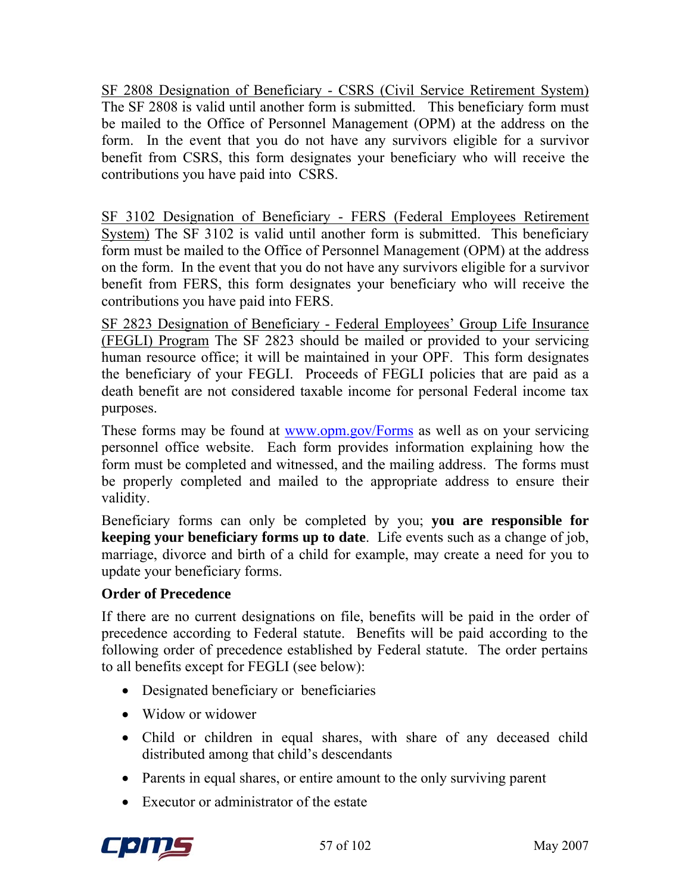SF 2808 Designation of Beneficiary - CSRS (Civil Service Retirement System) The SF 2808 is valid until another form is submitted. This beneficiary form must be mailed to the Office of Personnel Management (OPM) at the address on the form. In the event that you do not have any survivors eligible for a survivor benefit from CSRS, this form designates your beneficiary who will receive the contributions you have paid into CSRS.

SF 3102 Designation of Beneficiary - FERS (Federal Employees Retirement System) The SF 3102 is valid until another form is submitted. This beneficiary form must be mailed to the Office of Personnel Management (OPM) at the address on the form. In the event that you do not have any survivors eligible for a survivor benefit from FERS, this form designates your beneficiary who will receive the contributions you have paid into FERS.

SF 2823 Designation of Beneficiary - Federal Employees' Group Life Insurance (FEGLI) Program The SF 2823 should be mailed or provided to your servicing human resource office; it will be maintained in your OPF. This form designates the beneficiary of your FEGLI. Proceeds of FEGLI policies that are paid as a death benefit are not considered taxable income for personal Federal income tax purposes.

These forms may be found at [www.opm.gov/Forms](http://www.opm.gov/Forms) as well as on your servicing personnel office website. Each form provides information explaining how the form must be completed and witnessed, and the mailing address. The forms must be properly completed and mailed to the appropriate address to ensure their validity.

Beneficiary forms can only be completed by you; **you are responsible for keeping your beneficiary forms up to date**. Life events such as a change of job, marriage, divorce and birth of a child for example, may create a need for you to update your beneficiary forms.

**Order of Precedence**

If there are no current designations on file, benefits will be paid in the order of precedence according to Federal statute. Benefits will be paid according to the following order of precedence established by Federal statute. The order pertains to all benefits except for FEGLI (see below):

- Designated beneficiary or beneficiaries
- Widow or widower
- Child or children in equal shares, with share of any deceased child distributed among that child's descendants
- Parents in equal shares, or entire amount to the only surviving parent
- Executor or administrator of the estate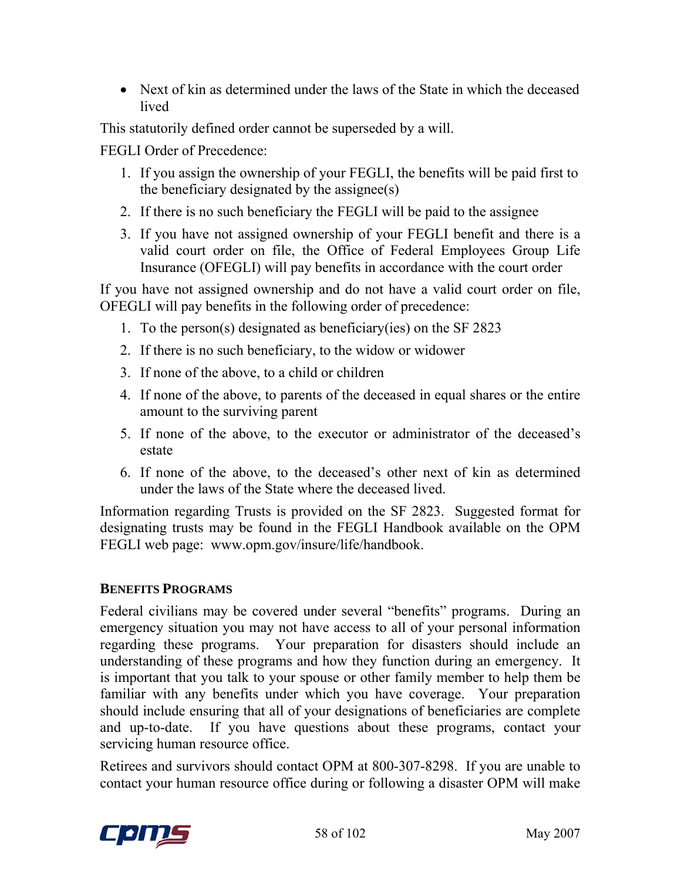- Next of kin as determined under the laws of the State in which the deceased lived

This statutorily defined order cannot be superseded by a will.

FEGLI Order of Precedence:

1. If you assign the ownership of your FEGLI, the benefits will be paid first to the beneficiary designated by the assignee(s)
2. If there is no such beneficiary the FEGLI will be paid to the assignee
3. If you have not assigned ownership of your FEGLI benefit and there is a valid court order on file, the Office of Federal Employees Group Life Insurance (OFEGLI) will pay benefits in accordance with the court order

If you have not assigned ownership and do not have a valid court order on file, OFEGLI will pay benefits in the following order of precedence:

1. To the person(s) designated as beneficiary(ies) on the SF 2823
2. If there is no such beneficiary, to the widow or widower
3. If none of the above, to a child or children
4. If none of the above, to parents of the deceased in equal shares or the entire amount to the surviving parent
5. If none of the above, to the executor or administrator of the deceased's estate
6. If none of the above, to the deceased's other next of kin as determined under the laws of the State where the deceased lived.

Information regarding Trusts is provided on the SF 2823. Suggested format for designating trusts may be found in the FEGLI Handbook available on the OPM FEGLI web page: www.opm.gov/insure/life/handbook.

### BENEFITS PROGRAMS

Federal civilians may be covered under several "benefits" programs. During an emergency situation you may not have access to all of your personal information regarding these programs. Your preparation for disasters should include an understanding of these programs and how they function during an emergency. It is important that you talk to your spouse or other family member to help them be familiar with any benefits under which you have coverage. Your preparation should include ensuring that all of your designations of beneficiaries are complete and up-to-date. If you have questions about these programs, contact your servicing human resource office.

Retirees and survivors should contact OPM at 800-307-8298. If you are unable to contact your human resource office during or following a disaster OPM will make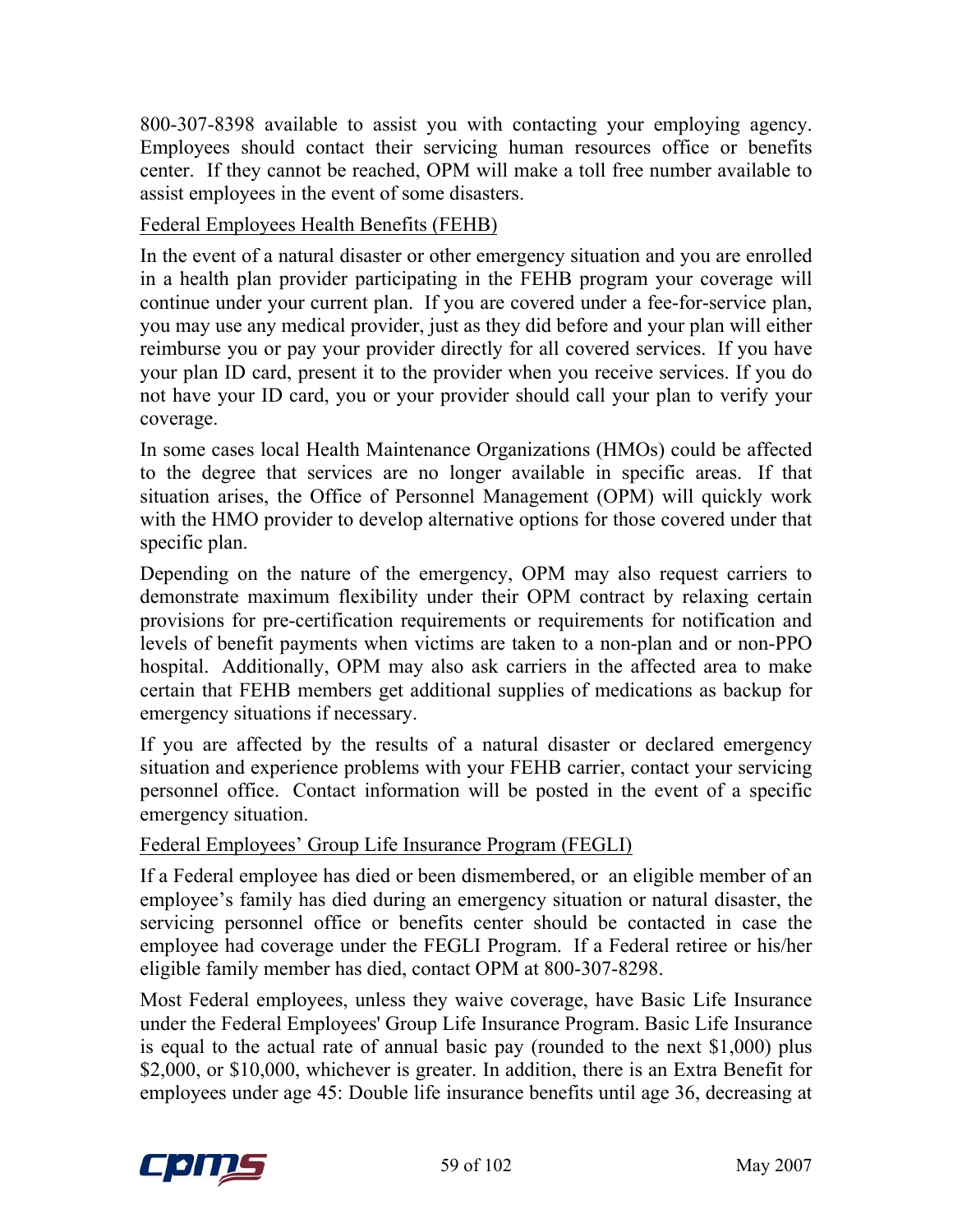800-307-8398 available to assist you with contacting your employing agency. Employees should contact their servicing human resources office or benefits center. If they cannot be reached, OPM will make a toll free number available to assist employees in the event of some disasters.

Federal Employees Health Benefits (FEHB)

In the event of a natural disaster or other emergency situation and you are enrolled in a health plan provider participating in the FEHB program your coverage will continue under your current plan. If you are covered under a fee-for-service plan, you may use any medical provider, just as they did before and your plan will either reimburse you or pay your provider directly for all covered services. If you have your plan ID card, present it to the provider when you receive services. If you do not have your ID card, you or your provider should call your plan to verify your coverage.

In some cases local Health Maintenance Organizations (HMOs) could be affected to the degree that services are no longer available in specific areas. If that situation arises, the Office of Personnel Management (OPM) will quickly work with the HMO provider to develop alternative options for those covered under that specific plan.

Depending on the nature of the emergency, OPM may also request carriers to demonstrate maximum flexibility under their OPM contract by relaxing certain provisions for pre-certification requirements or requirements for notification and levels of benefit payments when victims are taken to a non-plan and or non-PPO hospital. Additionally, OPM may also ask carriers in the affected area to make certain that FEHB members get additional supplies of medications as backup for emergency situations if necessary.

If you are affected by the results of a natural disaster or declared emergency situation and experience problems with your FEHB carrier, contact your servicing personnel office. Contact information will be posted in the event of a specific emergency situation.

Federal Employees' Group Life Insurance Program (FEGLI)

If a Federal employee has died or been dismembered, or an eligible member of an employee's family has died during an emergency situation or natural disaster, the servicing personnel office or benefits center should be contacted in case the employee had coverage under the FEGLI Program. If a Federal retiree or his/her eligible family member has died, contact OPM at 800-307-8298.

Most Federal employees, unless they waive coverage, have Basic Life Insurance under the Federal Employees' Group Life Insurance Program. Basic Life Insurance is equal to the actual rate of annual basic pay (rounded to the next $1,000) plus $2,000, or $10,000, whichever is greater. In addition, there is an Extra Benefit for employees under age 45: Double life insurance benefits until age 36, decreasing at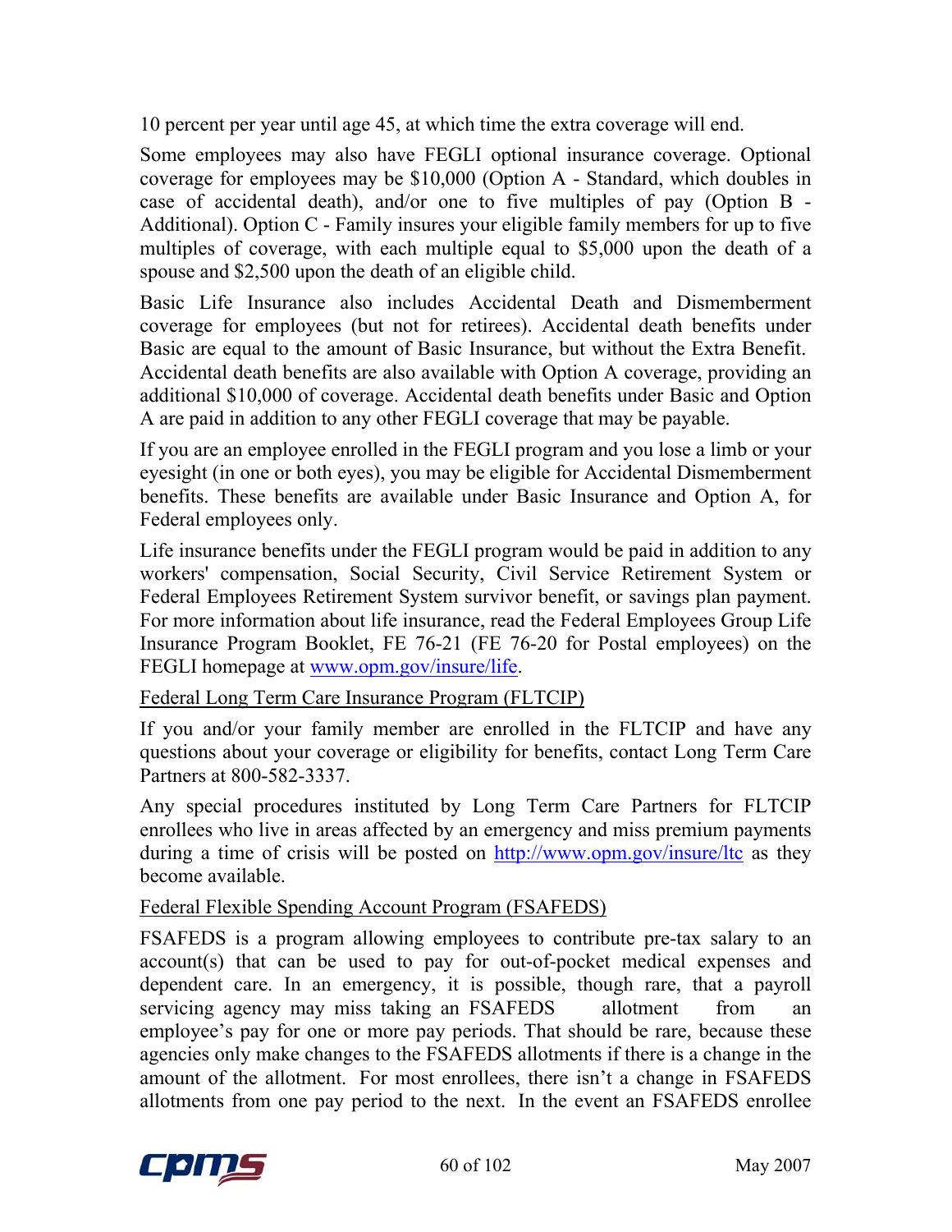10 percent per year until age 45, at which time the extra coverage will end.

Some employees may also have FEGLI optional insurance coverage. Optional coverage for employees may be $10,000 (Option A - Standard, which doubles in case of accidental death), and/or one to five multiples of pay (Option B - Additional). Option C - Family insures your eligible family members for up to five multiples of coverage, with each multiple equal to $5,000 upon the death of a spouse and $2,500 upon the death of an eligible child.

Basic Life Insurance also includes Accidental Death and Dismemberment coverage for employees (but not for retirees). Accidental death benefits under Basic are equal to the amount of Basic Insurance, but without the Extra Benefit. Accidental death benefits are also available with Option A coverage, providing an additional $10,000 of coverage. Accidental death benefits under Basic and Option A are paid in addition to any other FEGLI coverage that may be payable.

If you are an employee enrolled in the FEGLI program and you lose a limb or your eyesight (in one or both eyes), you may be eligible for Accidental Dismemberment benefits. These benefits are available under Basic Insurance and Option A, for Federal employees only.

Life insurance benefits under the FEGLI program would be paid in addition to any workers' compensation, Social Security, Civil Service Retirement System or Federal Employees Retirement System survivor benefit, or savings plan payment. For more information about life insurance, read the Federal Employees Group Life Insurance Program Booklet, FE 76-21 (FE 76-20 for Postal employees) on the FEGLI homepage at [www.opm.gov/insure/life](www.opm.gov/insure/life).

Federal Long Term Care Insurance Program (FLTCIP)

If you and/or your family member are enrolled in the FLTCIP and have any questions about your coverage or eligibility for benefits, contact Long Term Care Partners at 800-582-3337.

Any special procedures instituted by Long Term Care Partners for FLTCIP enrollees who live in areas affected by an emergency and miss premium payments during a time of crisis will be posted on [http://www.opm.gov/insure/ltc](http://www.opm.gov/insure/ltc) as they become available.

Federal Flexible Spending Account Program (FSAFEDS)

FSAFEDS is a program allowing employees to contribute pre-tax salary to an account(s) that can be used to pay for out-of-pocket medical expenses and dependent care. In an emergency, it is possible, though rare, that a payroll servicing agency may miss taking an FSAFEDS allotment from an employee's pay for one or more pay periods. That should be rare, because these agencies only make changes to the FSAFEDS allotments if there is a change in the amount of the allotment. For most enrollees, there isn't a change in FSAFEDS allotments from one pay period to the next. In the event an FSAFEDS enrollee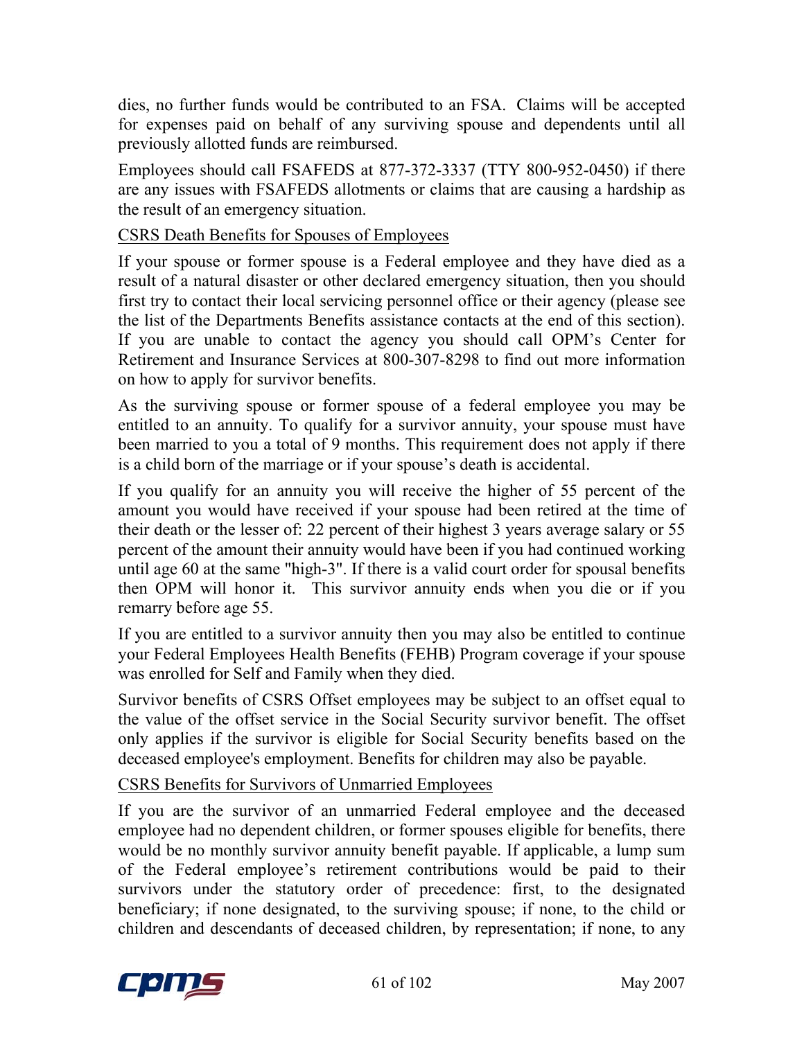dies, no further funds would be contributed to an FSA. Claims will be accepted for expenses paid on behalf of any surviving spouse and dependents until all previously allotted funds are reimbursed.

Employees should call FSAFEDS at 877-372-3337 (TTY 800-952-0450) if there are any issues with FSAFEDS allotments or claims that are causing a hardship as the result of an emergency situation.

<u>CSRS Death Benefits for Spouses of Employees</u>

If your spouse or former spouse is a Federal employee and they have died as a result of a natural disaster or other declared emergency situation, then you should first try to contact their local servicing personnel office or their agency (please see the list of the Departments Benefits assistance contacts at the end of this section). If you are unable to contact the agency you should call OPM's Center for Retirement and Insurance Services at 800-307-8298 to find out more information on how to apply for survivor benefits.

As the surviving spouse or former spouse of a federal employee you may be entitled to an annuity. To qualify for a survivor annuity, your spouse must have been married to you a total of 9 months. This requirement does not apply if there is a child born of the marriage or if your spouse's death is accidental.

If you qualify for an annuity you will receive the higher of 55 percent of the amount you would have received if your spouse had been retired at the time of their death or the lesser of: 22 percent of their highest 3 years average salary or 55 percent of the amount their annuity would have been if you had continued working until age 60 at the same "high-3". If there is a valid court order for spousal benefits then OPM will honor it. This survivor annuity ends when you die or if you remarry before age 55.

If you are entitled to a survivor annuity then you may also be entitled to continue your Federal Employees Health Benefits (FEHB) Program coverage if your spouse was enrolled for Self and Family when they died.

Survivor benefits of CSRS Offset employees may be subject to an offset equal to the value of the offset service in the Social Security survivor benefit. The offset only applies if the survivor is eligible for Social Security benefits based on the deceased employee's employment. Benefits for children may also be payable.

<u>CSRS Benefits for Survivors of Unmarried Employees</u>

If you are the survivor of an unmarried Federal employee and the deceased employee had no dependent children, or former spouses eligible for benefits, there would be no monthly survivor annuity benefit payable. If applicable, a lump sum of the Federal employee's retirement contributions would be paid to their survivors under the statutory order of precedence: first, to the designated beneficiary; if none designated, to the surviving spouse; if none, to the child or children and descendants of deceased children, by representation; if none, to any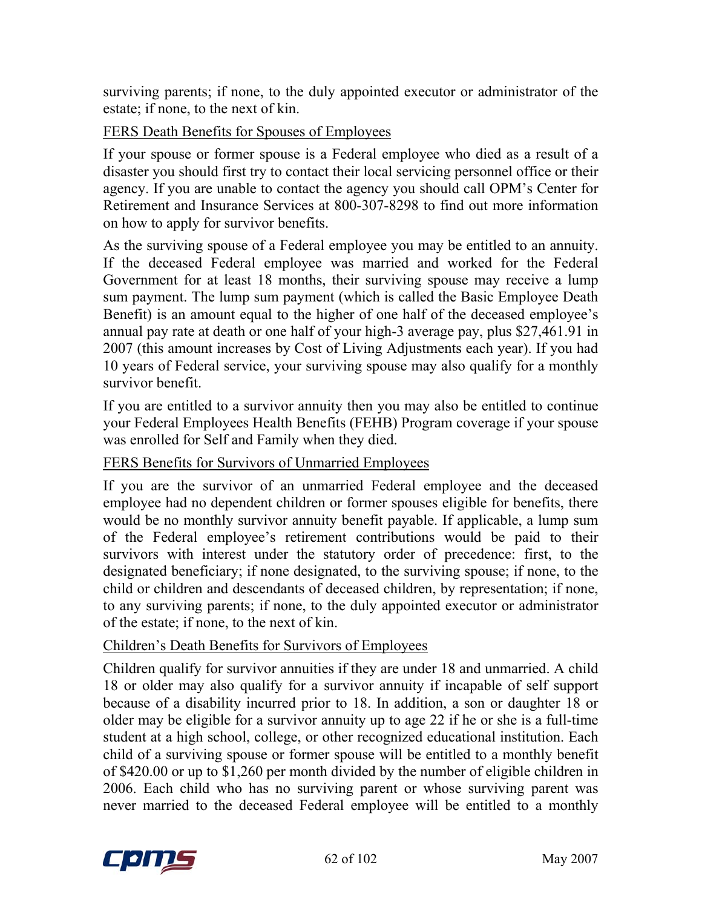surviving parents; if none, to the duly appointed executor or administrator of the estate; if none, to the next of kin.

FERS Death Benefits for Spouses of Employees

If your spouse or former spouse is a Federal employee who died as a result of a disaster you should first try to contact their local servicing personnel office or their agency. If you are unable to contact the agency you should call OPM's Center for Retirement and Insurance Services at 800-307-8298 to find out more information on how to apply for survivor benefits.

As the surviving spouse of a Federal employee you may be entitled to an annuity. If the deceased Federal employee was married and worked for the Federal Government for at least 18 months, their surviving spouse may receive a lump sum payment. The lump sum payment (which is called the Basic Employee Death Benefit) is an amount equal to the higher of one half of the deceased employee's annual pay rate at death or one half of your high-3 average pay, plus $27,461.91 in 2007 (this amount increases by Cost of Living Adjustments each year). If you had 10 years of Federal service, your surviving spouse may also qualify for a monthly survivor benefit.

If you are entitled to a survivor annuity then you may also be entitled to continue your Federal Employees Health Benefits (FEHB) Program coverage if your spouse was enrolled for Self and Family when they died.

FERS Benefits for Survivors of Unmarried Employees

If you are the survivor of an unmarried Federal employee and the deceased employee had no dependent children or former spouses eligible for benefits, there would be no monthly survivor annuity benefit payable. If applicable, a lump sum of the Federal employee's retirement contributions would be paid to their survivors with interest under the statutory order of precedence: first, to the designated beneficiary; if none designated, to the surviving spouse; if none, to the child or children and descendants of deceased children, by representation; if none, to any surviving parents; if none, to the duly appointed executor or administrator of the estate; if none, to the next of kin.

Children's Death Benefits for Survivors of Employees

Children qualify for survivor annuities if they are under 18 and unmarried. A child 18 or older may also qualify for a survivor annuity if incapable of self support because of a disability incurred prior to 18. In addition, a son or daughter 18 or older may be eligible for a survivor annuity up to age 22 if he or she is a full-time student at a high school, college, or other recognized educational institution. Each child of a surviving spouse or former spouse will be entitled to a monthly benefit of $420.00 or up to $1,260 per month divided by the number of eligible children in 2006. Each child who has no surviving parent or whose surviving parent was never married to the deceased Federal employee will be entitled to a monthly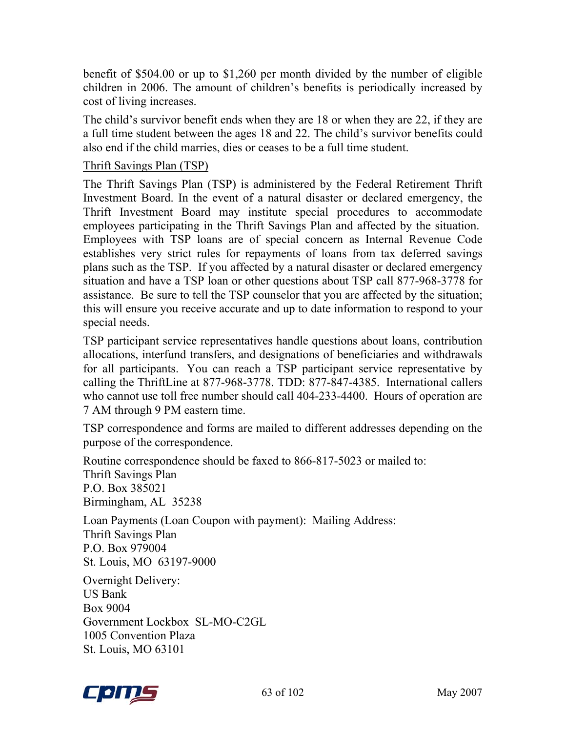benefit of $504.00 or up to $1,260 per month divided by the number of eligible children in 2006. The amount of children's benefits is periodically increased by cost of living increases.

The child's survivor benefit ends when they are 18 or when they are 22, if they are a full time student between the ages 18 and 22. The child's survivor benefits could also end if the child marries, dies or ceases to be a full time student.

<u>Thrift Savings Plan (TSP)</u>

The Thrift Savings Plan (TSP) is administered by the Federal Retirement Thrift Investment Board. In the event of a natural disaster or declared emergency, the Thrift Investment Board may institute special procedures to accommodate employees participating in the Thrift Savings Plan and affected by the situation. Employees with TSP loans are of special concern as Internal Revenue Code establishes very strict rules for repayments of loans from tax deferred savings plans such as the TSP. If you affected by a natural disaster or declared emergency situation and have a TSP loan or other questions about TSP call 877-968-3778 for assistance. Be sure to tell the TSP counselor that you are affected by the situation; this will ensure you receive accurate and up to date information to respond to your special needs.

TSP participant service representatives handle questions about loans, contribution allocations, interfund transfers, and designations of beneficiaries and withdrawals for all participants. You can reach a TSP participant service representative by calling the ThriftLine at 877-968-3778. TDD: 877-847-4385. International callers who cannot use toll free number should call 404-233-4400. Hours of operation are 7 AM through 9 PM eastern time.

TSP correspondence and forms are mailed to different addresses depending on the purpose of the correspondence.

Routine correspondence should be faxed to 866-817-5023 or mailed to:
Thrift Savings Plan
P.O. Box 385021
Birmingham, AL 35238

Loan Payments (Loan Coupon with payment): Mailing Address:
Thrift Savings Plan
P.O. Box 979004
St. Louis, MO 63197-9000

Overnight Delivery:
US Bank
Box 9004
Government Lockbox SL-MO-C2GL
1005 Convention Plaza
St. Louis, MO 63101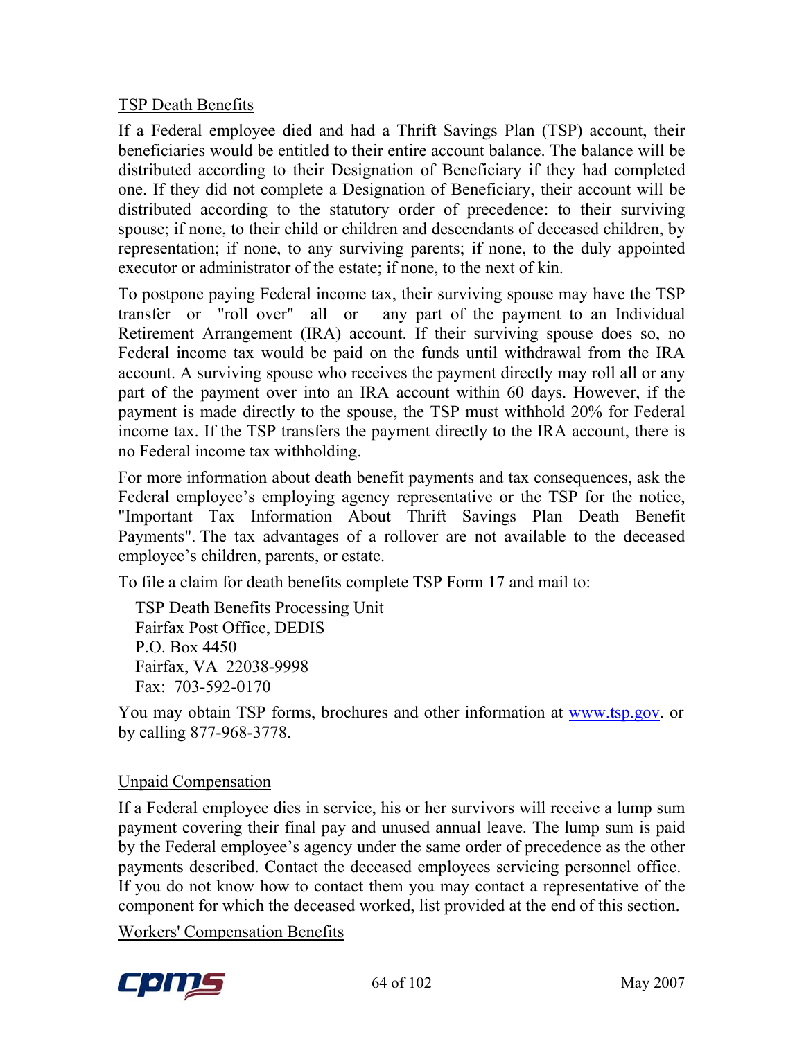## TSP Death Benefits

If a Federal employee died and had a Thrift Savings Plan (TSP) account, their beneficiaries would be entitled to their entire account balance. The balance will be distributed according to their Designation of Beneficiary if they had completed one. If they did not complete a Designation of Beneficiary, their account will be distributed according to the statutory order of precedence: to their surviving spouse; if none, to their child or children and descendants of deceased children, by representation; if none, to any surviving parents; if none, to the duly appointed executor or administrator of the estate; if none, to the next of kin.

To postpone paying Federal income tax, their surviving spouse may have the TSP transfer or "roll over" all or any part of the payment to an Individual Retirement Arrangement (IRA) account. If their surviving spouse does so, no Federal income tax would be paid on the funds until withdrawal from the IRA account. A surviving spouse who receives the payment directly may roll all or any part of the payment over into an IRA account within 60 days. However, if the payment is made directly to the spouse, the TSP must withhold 20% for Federal income tax. If the TSP transfers the payment directly to the IRA account, there is no Federal income tax withholding.

For more information about death benefit payments and tax consequences, ask the Federal employee's employing agency representative or the TSP for the notice, "Important Tax Information About Thrift Savings Plan Death Benefit Payments". The tax advantages of a rollover are not available to the deceased employee's children, parents, or estate.

To file a claim for death benefits complete TSP Form 17 and mail to:

TSP Death Benefits Processing Unit
Fairfax Post Office, DEDIS
P.O. Box 4450
Fairfax, VA 22038-9998
Fax: 703-592-0170

You may obtain TSP forms, brochures and other information at www.tsp.gov. or by calling 877-968-3778.

## Unpaid Compensation

If a Federal employee dies in service, his or her survivors will receive a lump sum payment covering their final pay and unused annual leave. The lump sum is paid by the Federal employee's agency under the same order of precedence as the other payments described. Contact the deceased employees servicing personnel office. If you do not know how to contact them you may contact a representative of the component for which the deceased worked, list provided at the end of this section.

## Workers' Compensation Benefits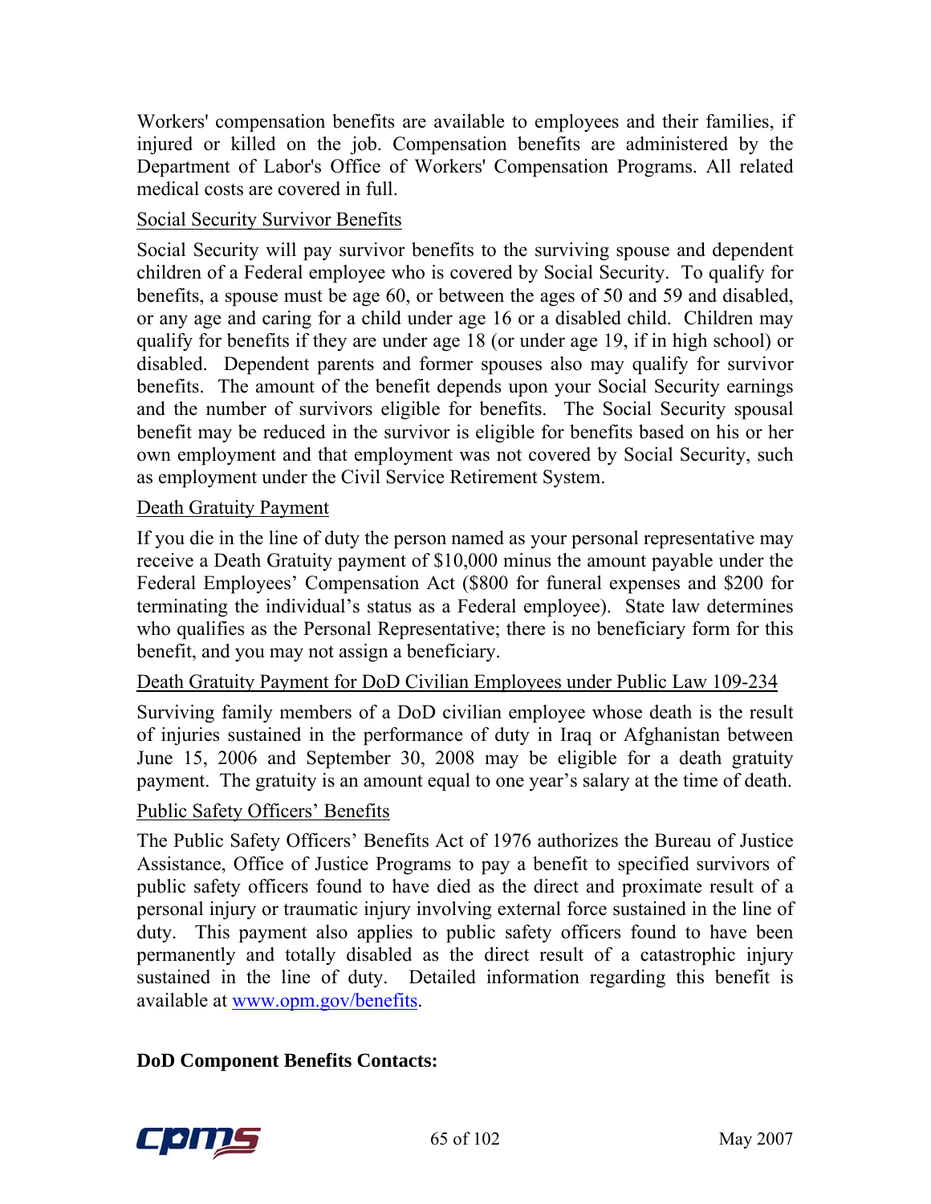Workers' compensation benefits are available to employees and their families, if injured or killed on the job. Compensation benefits are administered by the Department of Labor's Office of Workers' Compensation Programs. All related medical costs are covered in full.

Social Security Survivor Benefits

Social Security will pay survivor benefits to the surviving spouse and dependent children of a Federal employee who is covered by Social Security. To qualify for benefits, a spouse must be age 60, or between the ages of 50 and 59 and disabled, or any age and caring for a child under age 16 or a disabled child. Children may qualify for benefits if they are under age 18 (or under age 19, if in high school) or disabled. Dependent parents and former spouses also may qualify for survivor benefits. The amount of the benefit depends upon your Social Security earnings and the number of survivors eligible for benefits. The Social Security spousal benefit may be reduced in the survivor is eligible for benefits based on his or her own employment and that employment was not covered by Social Security, such as employment under the Civil Service Retirement System.

Death Gratuity Payment

If you die in the line of duty the person named as your personal representative may receive a Death Gratuity payment of $10,000 minus the amount payable under the Federal Employees' Compensation Act ($800 for funeral expenses and $200 for terminating the individual's status as a Federal employee). State law determines who qualifies as the Personal Representative; there is no beneficiary form for this benefit, and you may not assign a beneficiary.

Death Gratuity Payment for DoD Civilian Employees under Public Law 109-234

Surviving family members of a DoD civilian employee whose death is the result of injuries sustained in the performance of duty in Iraq or Afghanistan between June 15, 2006 and September 30, 2008 may be eligible for a death gratuity payment. The gratuity is an amount equal to one year's salary at the time of death.

Public Safety Officers' Benefits

The Public Safety Officers' Benefits Act of 1976 authorizes the Bureau of Justice Assistance, Office of Justice Programs to pay a benefit to specified survivors of public safety officers found to have died as the direct and proximate result of a personal injury or traumatic injury involving external force sustained in the line of duty. This payment also applies to public safety officers found to have been permanently and totally disabled as the direct result of a catastrophic injury sustained in the line of duty. Detailed information regarding this benefit is available at www.opm.gov/benefits.

**DoD Component Benefits Contacts:**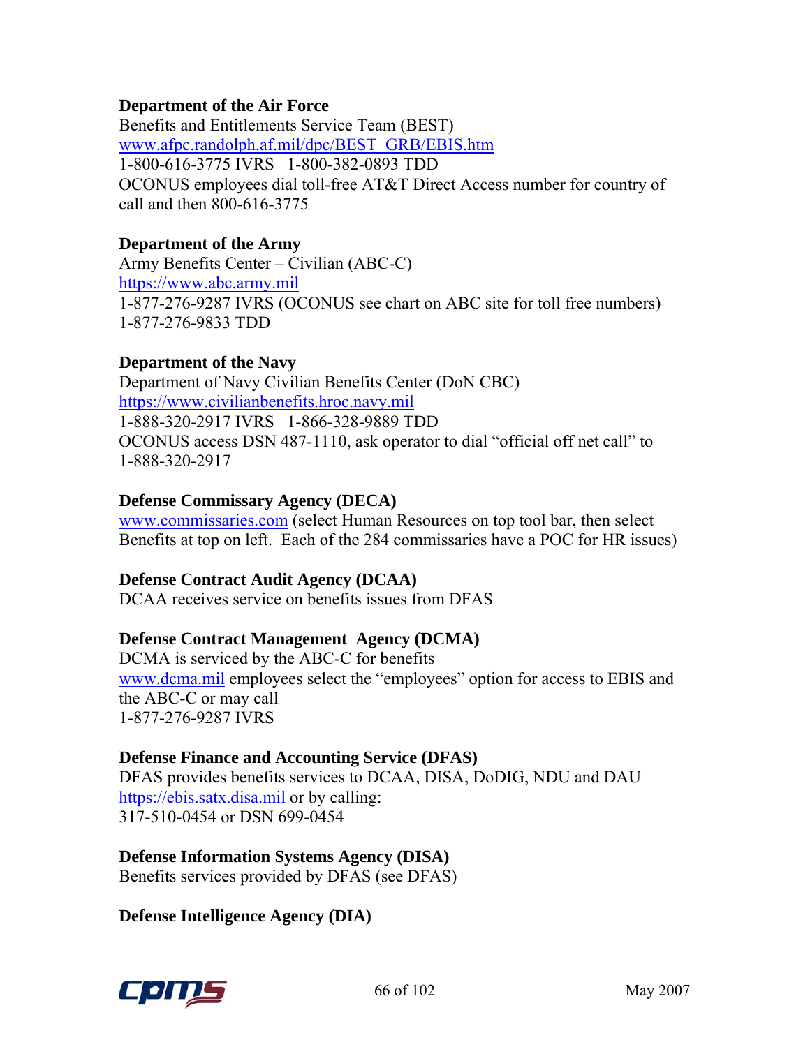**Department of the Air Force**
Benefits and Entitlements Service Team (BEST)
www.afpc.randolph.af.mil/dpc/BEST_GRB/EBIS.htm
1-800-616-3775 IVRS   1-800-382-0893 TDD
OCONUS employees dial toll-free AT&T Direct Access number for country of call and then 800-616-3775

**Department of the Army**
Army Benefits Center – Civilian (ABC-C)
https://www.abc.army.mil
1-877-276-9287 IVRS (OCONUS see chart on ABC site for toll free numbers)
1-877-276-9833 TDD

**Department of the Navy**
Department of Navy Civilian Benefits Center (DoN CBC)
https://www.civilianbenefits.hroc.navy.mil
1-888-320-2917 IVRS   1-866-328-9889 TDD
OCONUS access DSN 487-1110, ask operator to dial "official off net call" to 1-888-320-2917

**Defense Commissary Agency (DECA)**
www.commissaries.com (select Human Resources on top tool bar, then select Benefits at top on left.  Each of the 284 commissaries have a POC for HR issues)

**Defense Contract Audit Agency (DCAA)**
DCAA receives service on benefits issues from DFAS

**Defense Contract Management  Agency (DCMA)**
DCMA is serviced by the ABC-C for benefits
www.dcma.mil employees select the "employees" option for access to EBIS and the ABC-C or may call
1-877-276-9287 IVRS

**Defense Finance and Accounting Service (DFAS)**
DFAS provides benefits services to DCAA, DISA, DoDIG, NDU and DAU
https://ebis.satx.disa.mil or by calling:
317-510-0454 or DSN 699-0454

**Defense Information Systems Agency (DISA)**
Benefits services provided by DFAS (see DFAS)

**Defense Intelligence Agency (DIA)**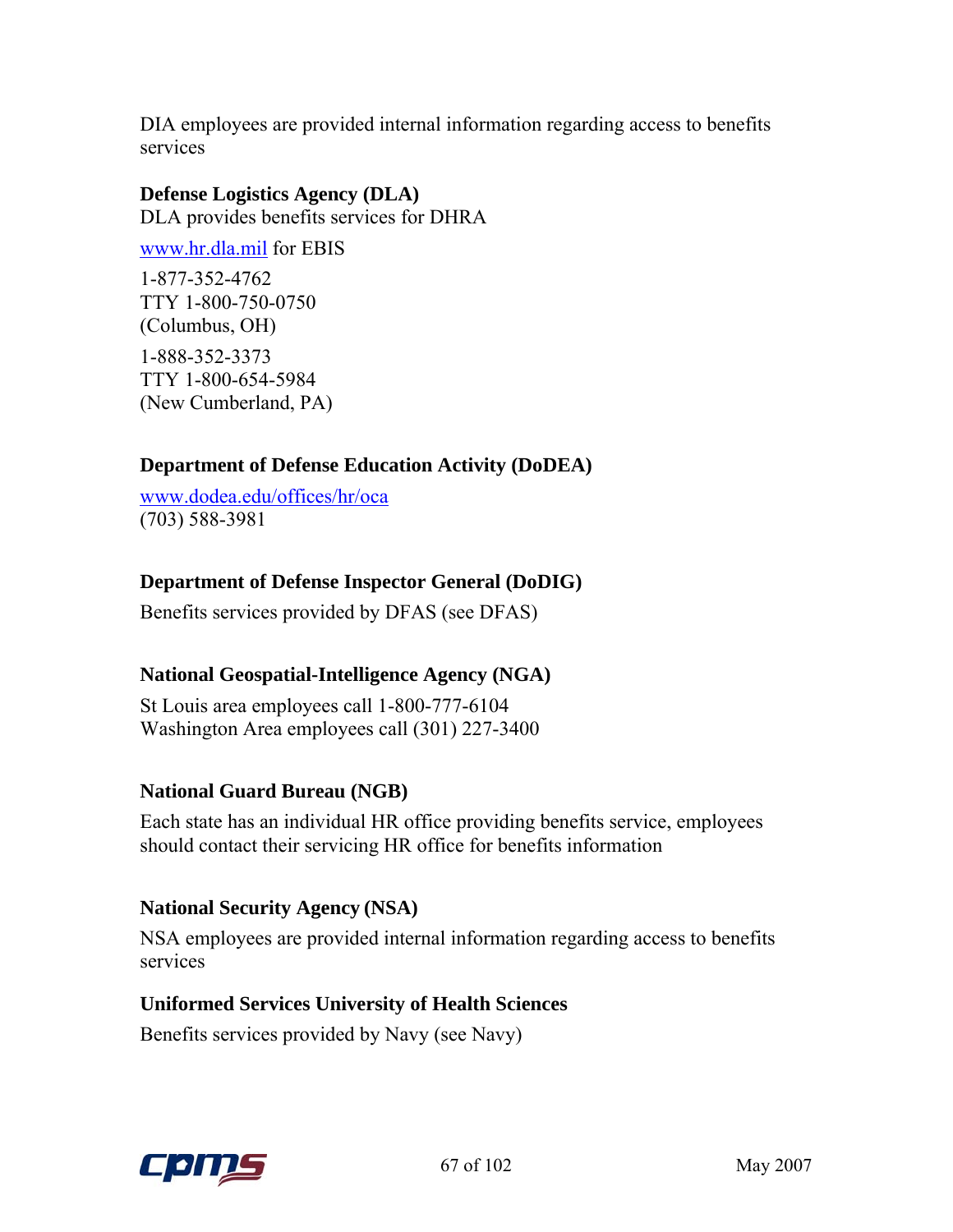DIA employees are provided internal information regarding access to benefits services

**Defense Logistics Agency (DLA)**
DLA provides benefits services for DHRA

www.hr.dla.mil for EBIS

1-877-352-4762
TTY 1-800-750-0750
(Columbus, OH)

1-888-352-3373
TTY 1-800-654-5984
(New Cumberland, PA)

**Department of Defense Education Activity (DoDEA)**

www.dodea.edu/offices/hr/oca
(703) 588-3981

**Department of Defense Inspector General (DoDIG)**

Benefits services provided by DFAS (see DFAS)

**National Geospatial-Intelligence Agency (NGA)**

St Louis area employees call 1-800-777-6104
Washington Area employees call (301) 227-3400

**National Guard Bureau (NGB)**

Each state has an individual HR office providing benefits service, employees should contact their servicing HR office for benefits information

**National Security Agency (NSA)**

NSA employees are provided internal information regarding access to benefits services

**Uniformed Services University of Health Sciences**

Benefits services provided by Navy (see Navy)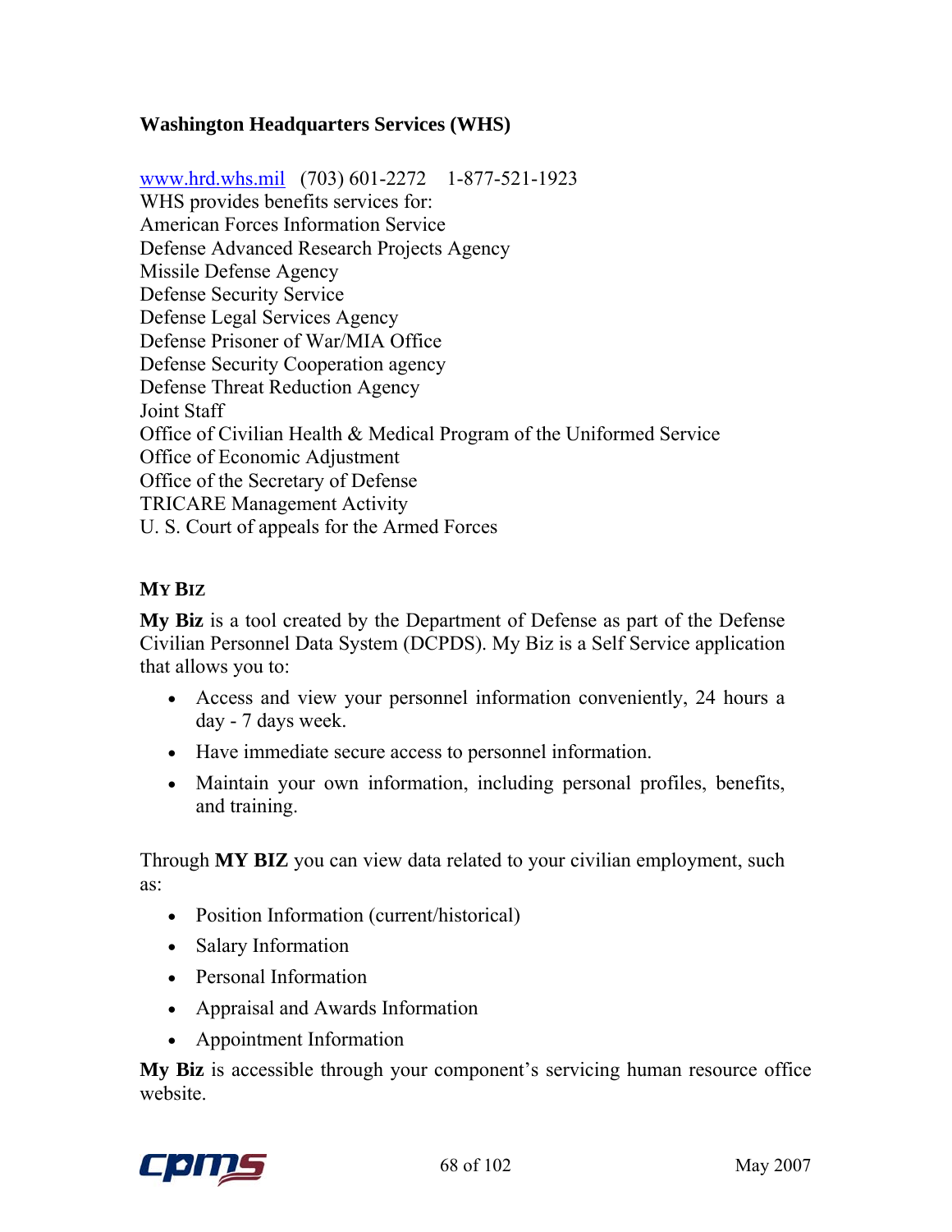**Washington Headquarters Services (WHS)**

www.hrd.whs.mil (703) 601-2272 1-877-521-1923
WHS provides benefits services for:
American Forces Information Service
Defense Advanced Research Projects Agency
Missile Defense Agency
Defense Security Service
Defense Legal Services Agency
Defense Prisoner of War/MIA Office
Defense Security Cooperation agency
Defense Threat Reduction Agency
Joint Staff
Office of Civilian Health & Medical Program of the Uniformed Service
Office of Economic Adjustment
Office of the Secretary of Defense
TRICARE Management Activity
U. S. Court of appeals for the Armed Forces

## MY BIZ

**My Biz** is a tool created by the Department of Defense as part of the Defense Civilian Personnel Data System (DCPDS). My Biz is a Self Service application that allows you to:

- Access and view your personnel information conveniently, 24 hours a day - 7 days week.
- Have immediate secure access to personnel information.
- Maintain your own information, including personal profiles, benefits, and training.

Through **MY BIZ** you can view data related to your civilian employment, such as:

- Position Information (current/historical)
- Salary Information
- Personal Information
- Appraisal and Awards Information
- Appointment Information

**My Biz** is accessible through your component's servicing human resource office website.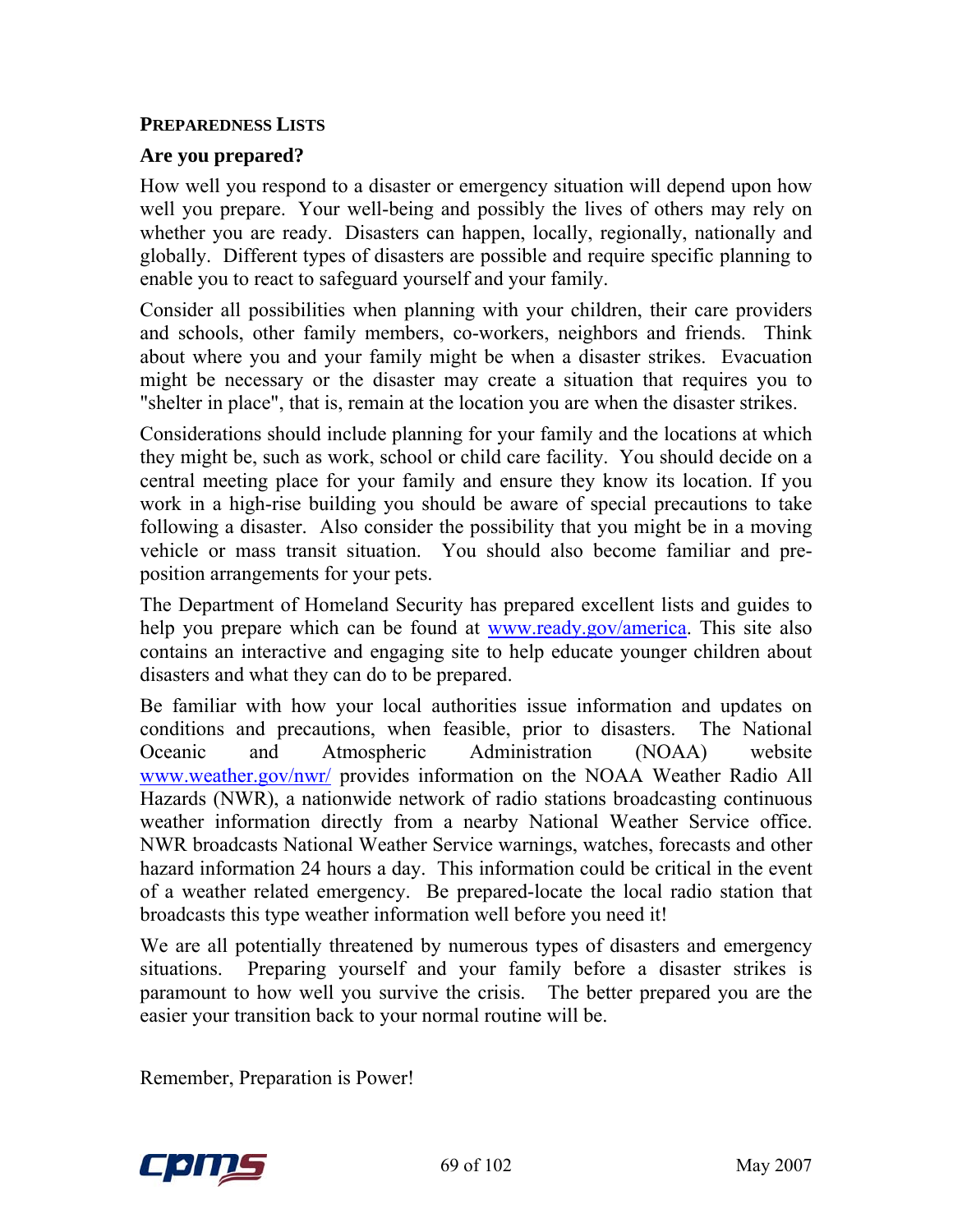## PREPAREDNESS LISTS

### Are you prepared?

How well you respond to a disaster or emergency situation will depend upon how well you prepare. Your well-being and possibly the lives of others may rely on whether you are ready. Disasters can happen, locally, regionally, nationally and globally. Different types of disasters are possible and require specific planning to enable you to react to safeguard yourself and your family.

Consider all possibilities when planning with your children, their care providers and schools, other family members, co-workers, neighbors and friends. Think about where you and your family might be when a disaster strikes. Evacuation might be necessary or the disaster may create a situation that requires you to "shelter in place", that is, remain at the location you are when the disaster strikes.

Considerations should include planning for your family and the locations at which they might be, such as work, school or child care facility. You should decide on a central meeting place for your family and ensure they know its location. If you work in a high-rise building you should be aware of special precautions to take following a disaster. Also consider the possibility that you might be in a moving vehicle or mass transit situation. You should also become familiar and pre-position arrangements for your pets.

The Department of Homeland Security has prepared excellent lists and guides to help you prepare which can be found at www.ready.gov/america. This site also contains an interactive and engaging site to help educate younger children about disasters and what they can do to be prepared.

Be familiar with how your local authorities issue information and updates on conditions and precautions, when feasible, prior to disasters. The National Oceanic and Atmospheric Administration (NOAA) website www.weather.gov/nwr/ provides information on the NOAA Weather Radio All Hazards (NWR), a nationwide network of radio stations broadcasting continuous weather information directly from a nearby National Weather Service office. NWR broadcasts National Weather Service warnings, watches, forecasts and other hazard information 24 hours a day. This information could be critical in the event of a weather related emergency. Be prepared-locate the local radio station that broadcasts this type weather information well before you need it!

We are all potentially threatened by numerous types of disasters and emergency situations. Preparing yourself and your family before a disaster strikes is paramount to how well you survive the crisis. The better prepared you are the easier your transition back to your normal routine will be.

Remember, Preparation is Power!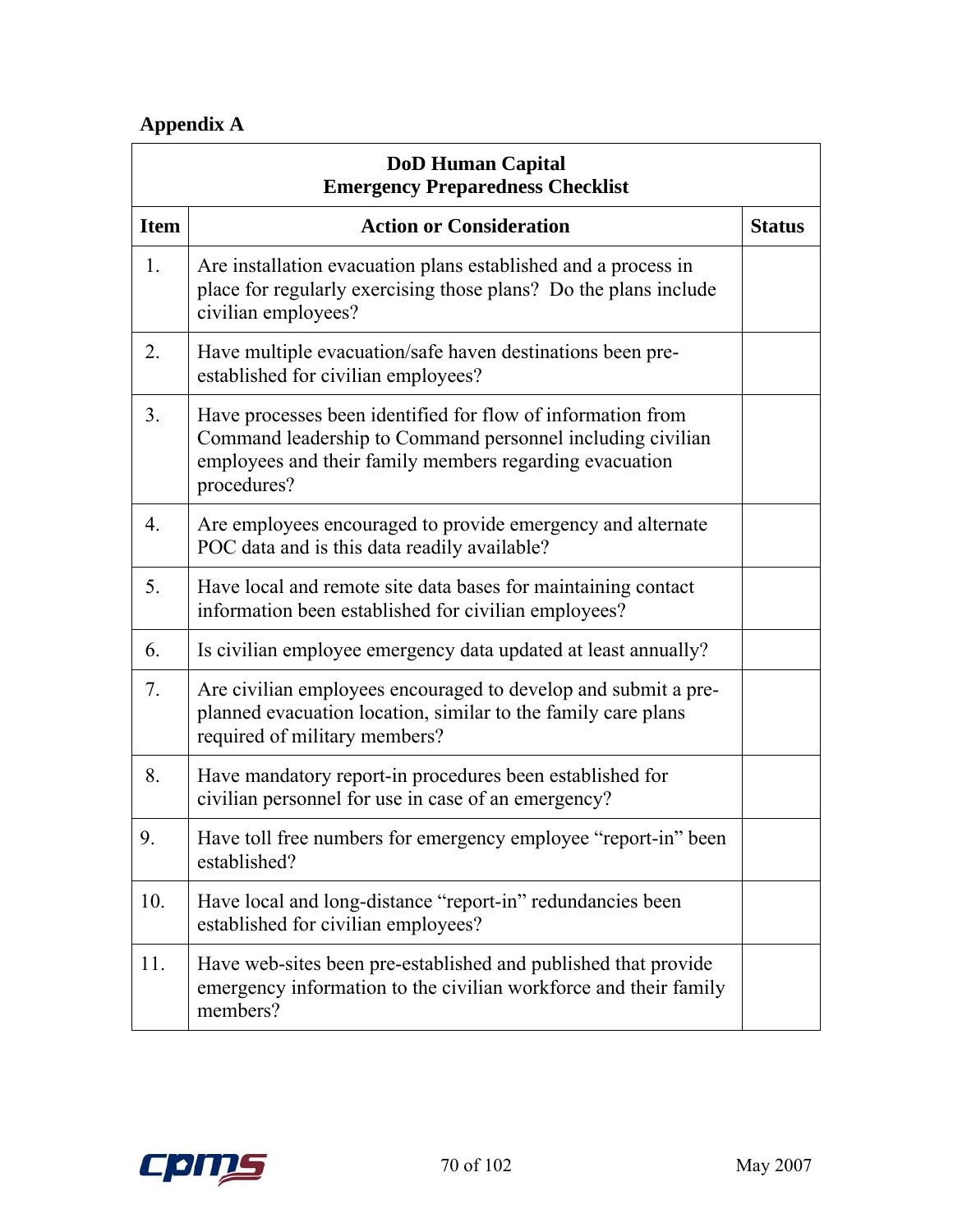## Appendix A

| DoD Human Capital<br>Emergency Preparedness Checklist | | |
|---|---|---|
| **Item** | **Action or Consideration** | **Status** |
| 1. | Are installation evacuation plans established and a process in place for regularly exercising those plans? Do the plans include civilian employees? | |
| 2. | Have multiple evacuation/safe haven destinations been pre-established for civilian employees? | |
| 3. | Have processes been identified for flow of information from Command leadership to Command personnel including civilian employees and their family members regarding evacuation procedures? | |
| 4. | Are employees encouraged to provide emergency and alternate POC data and is this data readily available? | |
| 5. | Have local and remote site data bases for maintaining contact information been established for civilian employees? | |
| 6. | Is civilian employee emergency data updated at least annually? | |
| 7. | Are civilian employees encouraged to develop and submit a pre-planned evacuation location, similar to the family care plans required of military members? | |
| 8. | Have mandatory report-in procedures been established for civilian personnel for use in case of an emergency? | |
| 9. | Have toll free numbers for emergency employee "report-in" been established? | |
| 10. | Have local and long-distance "report-in" redundancies been established for civilian employees? | |
| 11. | Have web-sites been pre-established and published that provide emergency information to the civilian workforce and their family members? | |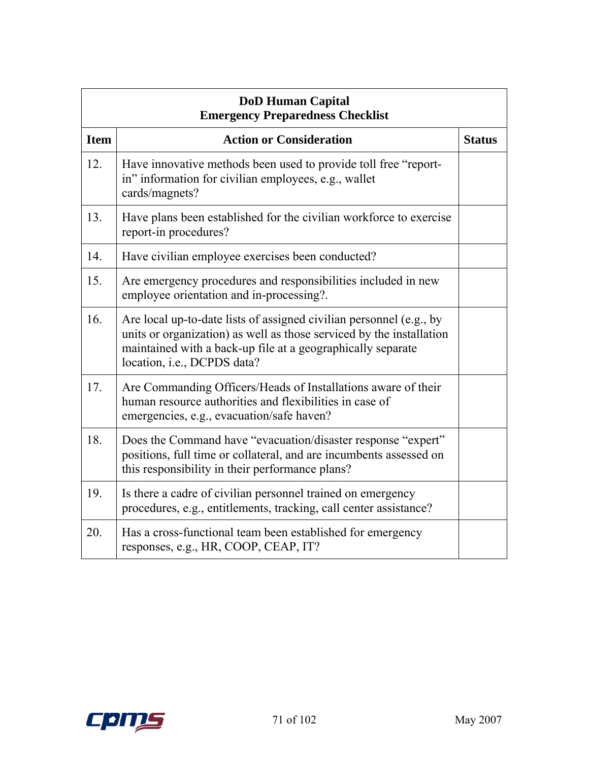| DoD Human Capital<br>Emergency Preparedness Checklist | | |
|---|---|---|
| **Item** | **Action or Consideration** | **Status** |
| 12. | Have innovative methods been used to provide toll free "report-in" information for civilian employees, e.g., wallet cards/magnets? | |
| 13. | Have plans been established for the civilian workforce to exercise report-in procedures? | |
| 14. | Have civilian employee exercises been conducted? | |
| 15. | Are emergency procedures and responsibilities included in new employee orientation and in-processing?. | |
| 16. | Are local up-to-date lists of assigned civilian personnel (e.g., by units or organization) as well as those serviced by the installation maintained with a back-up file at a geographically separate location, i.e., DCPDS data? | |
| 17. | Are Commanding Officers/Heads of Installations aware of their human resource authorities and flexibilities in case of emergencies, e.g., evacuation/safe haven? | |
| 18. | Does the Command have "evacuation/disaster response "expert" positions, full time or collateral, and are incumbents assessed on this responsibility in their performance plans? | |
| 19. | Is there a cadre of civilian personnel trained on emergency procedures, e.g., entitlements, tracking, call center assistance? | |
| 20. | Has a cross-functional team been established for emergency responses, e.g., HR, COOP, CEAP, IT? | |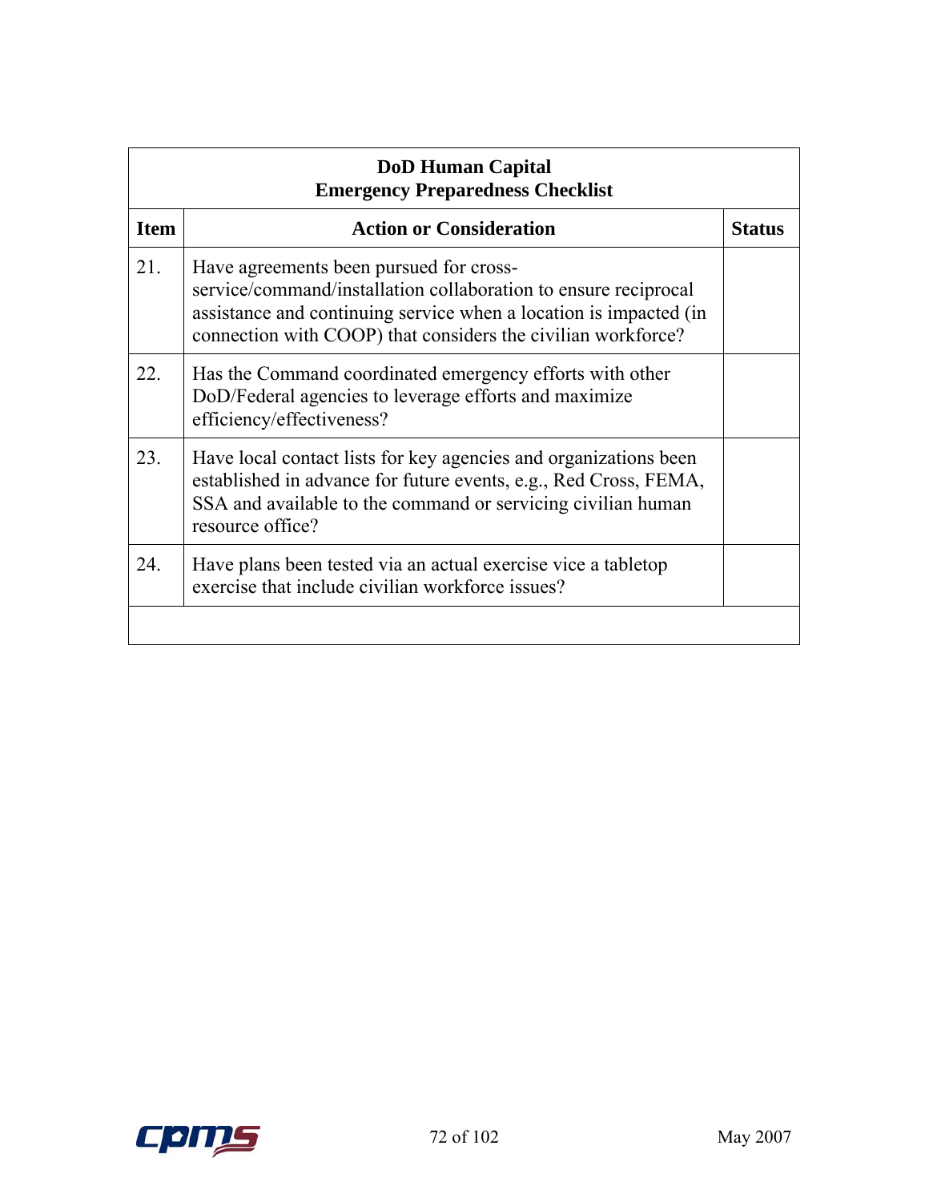| **DoD Human Capital**<br>**Emergency Preparedness Checklist** | | |
|---|---|---|
| **Item** | **Action or Consideration** | **Status** |
| 21. | Have agreements been pursued for cross-service/command/installation collaboration to ensure reciprocal assistance and continuing service when a location is impacted (in connection with COOP) that considers the civilian workforce? | |
| 22. | Has the Command coordinated emergency efforts with other DoD/Federal agencies to leverage efforts and maximize efficiency/effectiveness? | |
| 23. | Have local contact lists for key agencies and organizations been established in advance for future events, e.g., Red Cross, FEMA, SSA and available to the command or servicing civilian human resource office? | |
| 24. | Have plans been tested via an actual exercise vice a tabletop exercise that include civilian workforce issues? | |
| | | |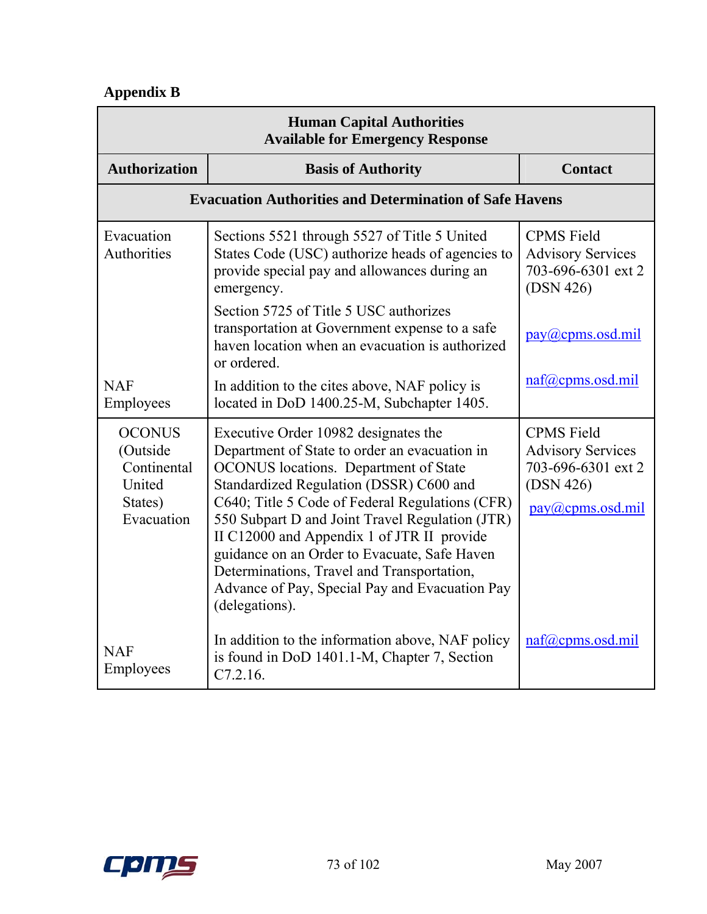## Appendix B

| Human Capital Authorities Available for Emergency Response | | |
|---|---|---|
| **Authorization** | **Basis of Authority** | **Contact** |
| **Evacuation Authorities and Determination of Safe Havens** | | |
| Evacuation Authorities | Sections 5521 through 5527 of Title 5 United States Code (USC) authorize heads of agencies to provide special pay and allowances during an emergency.<br><br>Section 5725 of Title 5 USC authorizes transportation at Government expense to a safe haven location when an evacuation is authorized or ordered. | CPMS Field Advisory Services 703-696-6301 ext 2 (DSN 426)<br><br>pay@cpms.osd.mil |
| NAF Employees | In addition to the cites above, NAF policy is located in DoD 1400.25-M, Subchapter 1405. | naf@cpms.osd.mil |
| OCONUS (Outside Continental United States) Evacuation | Executive Order 10982 designates the Department of State to order an evacuation in OCONUS locations. Department of State Standardized Regulation (DSSR) C600 and C640; Title 5 Code of Federal Regulations (CFR) 550 Subpart D and Joint Travel Regulation (JTR) II C12000 and Appendix 1 of JTR II provide guidance on an Order to Evacuate, Safe Haven Determinations, Travel and Transportation, Advance of Pay, Special Pay and Evacuation Pay (delegations). | CPMS Field Advisory Services 703-696-6301 ext 2 (DSN 426)<br><br>pay@cpms.osd.mil |
| NAF Employees | In addition to the information above, NAF policy is found in DoD 1401.1-M, Chapter 7, Section C7.2.16. | naf@cpms.osd.mil |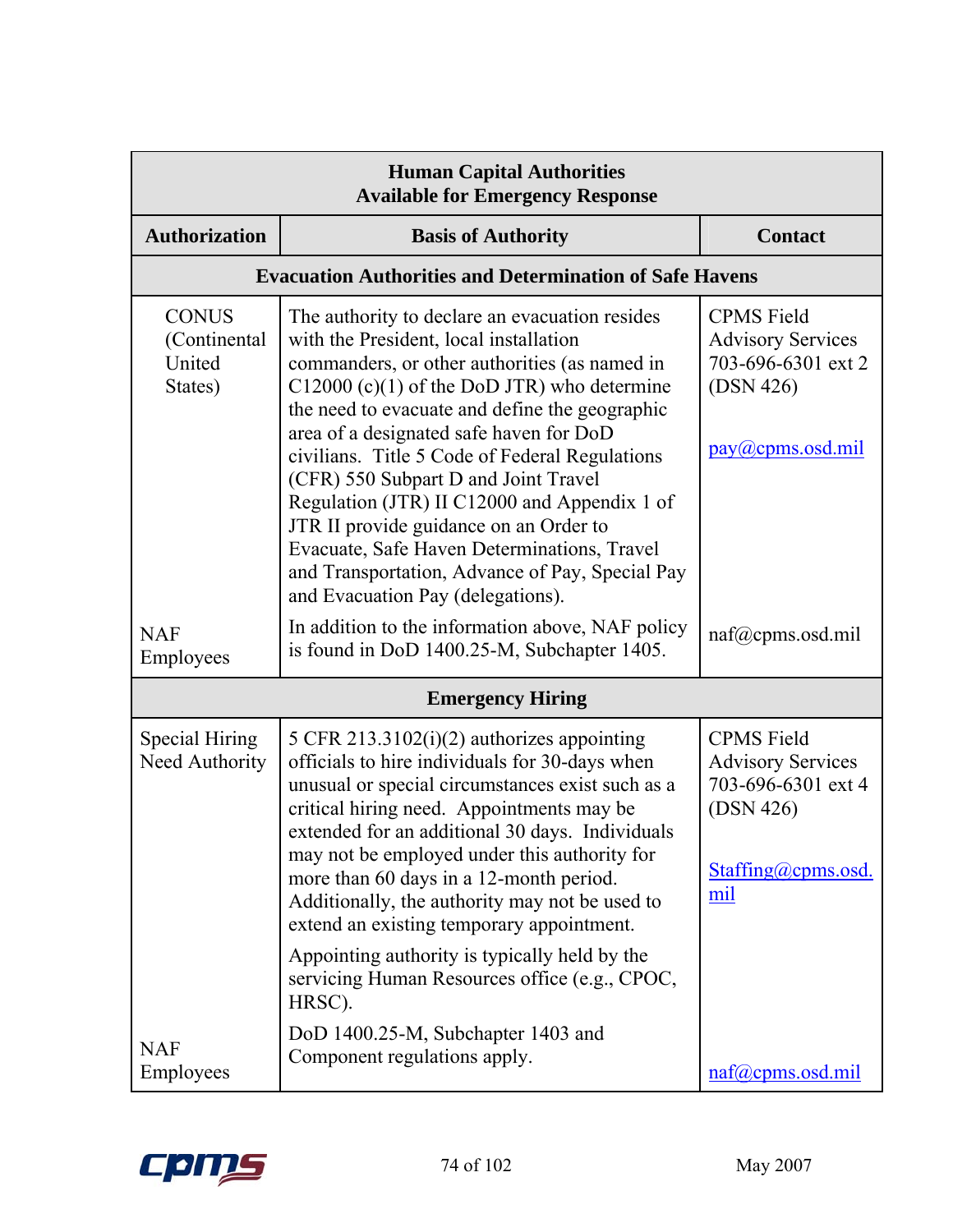| Human Capital Authorities Available for Emergency Response | | |
|---|---|---|
| **Authorization** | **Basis of Authority** | **Contact** |
| **Evacuation Authorities and Determination of Safe Havens** | | |
| CONUS (Continental United States) | The authority to declare an evacuation resides with the President, local installation commanders, or other authorities (as named in C12000 (c)(1) of the DoD JTR) who determine the need to evacuate and define the geographic area of a designated safe haven for DoD civilians. Title 5 Code of Federal Regulations (CFR) 550 Subpart D and Joint Travel Regulation (JTR) II C12000 and Appendix 1 of JTR II provide guidance on an Order to Evacuate, Safe Haven Determinations, Travel and Transportation, Advance of Pay, Special Pay and Evacuation Pay (delegations). | CPMS Field Advisory Services 703-696-6301 ext 2 (DSN 426) pay@cpms.osd.mil |
| NAF Employees | In addition to the information above, NAF policy is found in DoD 1400.25-M, Subchapter 1405. | naf@cpms.osd.mil |
| **Emergency Hiring** | | |
| Special Hiring Need Authority | 5 CFR 213.3102(i)(2) authorizes appointing officials to hire individuals for 30-days when unusual or special circumstances exist such as a critical hiring need. Appointments may be extended for an additional 30 days. Individuals may not be employed under this authority for more than 60 days in a 12-month period. Additionally, the authority may not be used to extend an existing temporary appointment. Appointing authority is typically held by the servicing Human Resources office (e.g., CPOC, HRSC). | CPMS Field Advisory Services 703-696-6301 ext 4 (DSN 426) Staffing@cpms.osd.mil |
| NAF Employees | DoD 1400.25-M, Subchapter 1403 and Component regulations apply. | naf@cpms.osd.mil |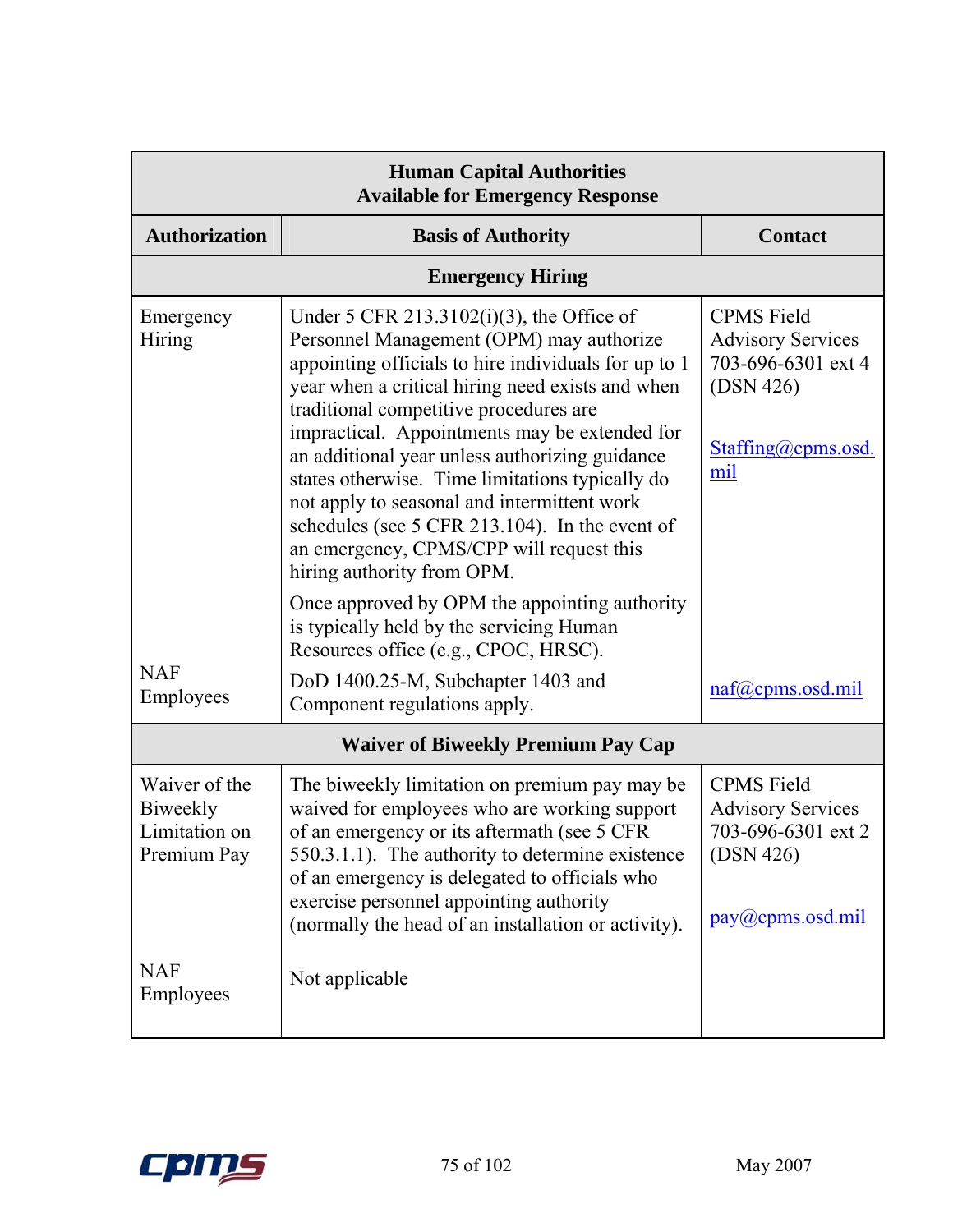| Human Capital Authorities Available for Emergency Response | | |
|---|---|---|
| **Authorization** | **Basis of Authority** | **Contact** |
| **Emergency Hiring** | | |
| Emergency Hiring | Under 5 CFR 213.3102(i)(3), the Office of Personnel Management (OPM) may authorize appointing officials to hire individuals for up to 1 year when a critical hiring need exists and when traditional competitive procedures are impractical. Appointments may be extended for an additional year unless authorizing guidance states otherwise. Time limitations typically do not apply to seasonal and intermittent work schedules (see 5 CFR 213.104). In the event of an emergency, CPMS/CPP will request this hiring authority from OPM. Once approved by OPM the appointing authority is typically held by the servicing Human Resources office (e.g., CPOC, HRSC). | CPMS Field Advisory Services 703-696-6301 ext 4 (DSN 426) Staffing@cpms.osd.mil |
| NAF Employees | DoD 1400.25-M, Subchapter 1403 and Component regulations apply. | naf@cpms.osd.mil |
| **Waiver of Biweekly Premium Pay Cap** | | |
| Waiver of the Biweekly Limitation on Premium Pay | The biweekly limitation on premium pay may be waived for employees who are working support of an emergency or its aftermath (see 5 CFR 550.3.1.1). The authority to determine existence of an emergency is delegated to officials who exercise personnel appointing authority (normally the head of an installation or activity). | CPMS Field Advisory Services 703-696-6301 ext 2 (DSN 426) pay@cpms.osd.mil |
| NAF Employees | Not applicable | |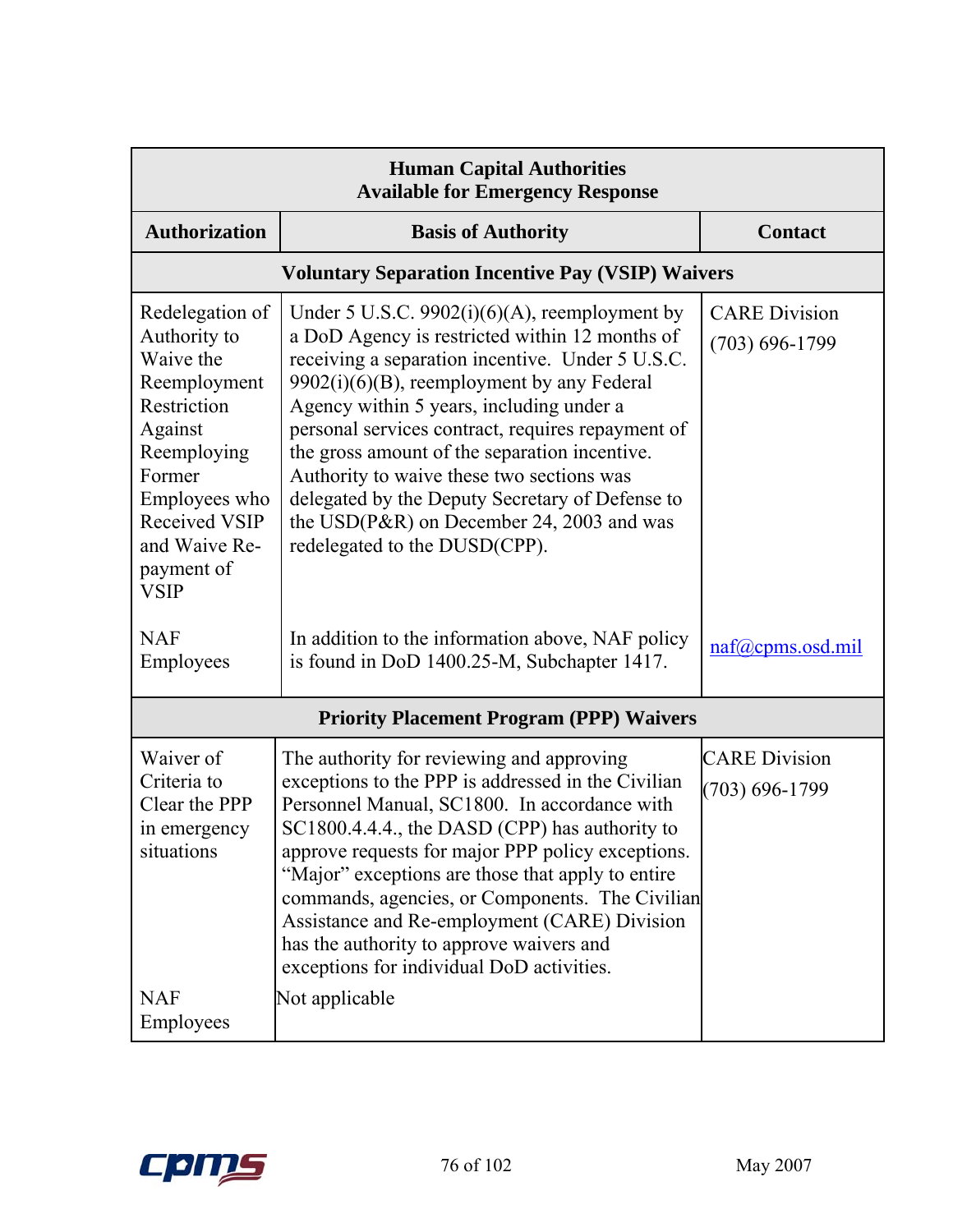| Human Capital Authorities Available for Emergency Response | | |
|---|---|---|
| **Authorization** | **Basis of Authority** | **Contact** |
| **Voluntary Separation Incentive Pay (VSIP) Waivers** | | |
| Redelegation of Authority to Waive the Reemployment Restriction Against Reemploying Former Employees who Received VSIP and Waive Re-payment of VSIP | Under 5 U.S.C. 9902(i)(6)(A), reemployment by a DoD Agency is restricted within 12 months of receiving a separation incentive. Under 5 U.S.C. 9902(i)(6)(B), reemployment by any Federal Agency within 5 years, including under a personal services contract, requires repayment of the gross amount of the separation incentive. Authority to waive these two sections was delegated by the Deputy Secretary of Defense to the USD(P&R) on December 24, 2003 and was redelegated to the DUSD(CPP). | CARE Division (703) 696-1799 |
| NAF Employees | In addition to the information above, NAF policy is found in DoD 1400.25-M, Subchapter 1417. | naf@cpms.osd.mil |
| **Priority Placement Program (PPP) Waivers** | | |
| Waiver of Criteria to Clear the PPP in emergency situations | The authority for reviewing and approving exceptions to the PPP is addressed in the Civilian Personnel Manual, SC1800. In accordance with SC1800.4.4.4., the DASD (CPP) has authority to approve requests for major PPP policy exceptions. "Major" exceptions are those that apply to entire commands, agencies, or Components. The Civilian Assistance and Re-employment (CARE) Division has the authority to approve waivers and exceptions for individual DoD activities. | CARE Division (703) 696-1799 |
| NAF Employees | Not applicable | |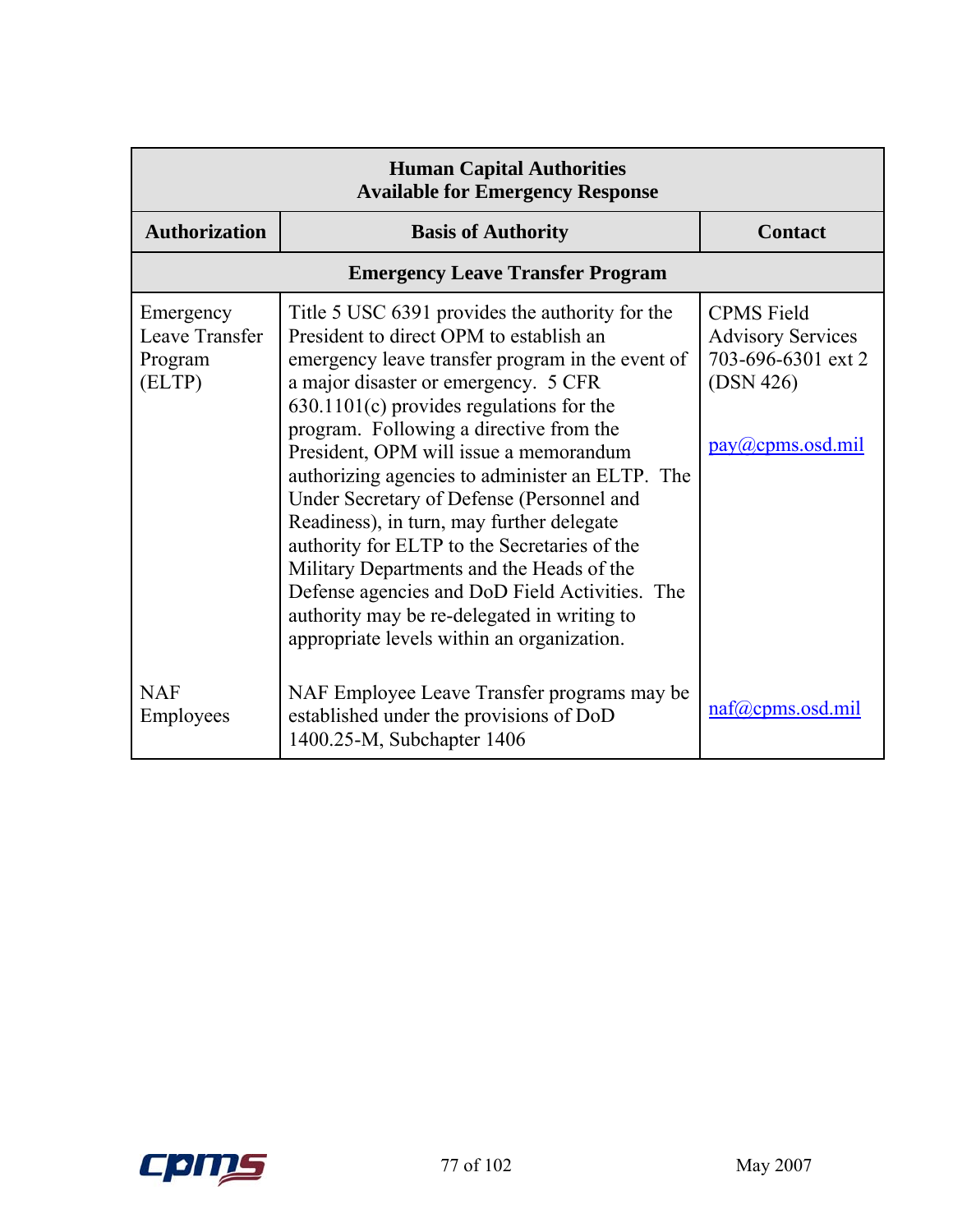| Human Capital Authorities<br>Available for Emergency Response | | |
|---|---|---|
| **Authorization** | **Basis of Authority** | **Contact** |
| **Emergency Leave Transfer Program** | | |
| Emergency Leave Transfer Program (ELTP) | Title 5 USC 6391 provides the authority for the President to direct OPM to establish an emergency leave transfer program in the event of a major disaster or emergency. 5 CFR 630.1101(c) provides regulations for the program. Following a directive from the President, OPM will issue a memorandum authorizing agencies to administer an ELTP. The Under Secretary of Defense (Personnel and Readiness), in turn, may further delegate authority for ELTP to the Secretaries of the Military Departments and the Heads of the Defense agencies and DoD Field Activities. The authority may be re-delegated in writing to appropriate levels within an organization. | CPMS Field Advisory Services 703-696-6301 ext 2 (DSN 426)<br><br>pay@cpms.osd.mil |
| NAF Employees | NAF Employee Leave Transfer programs may be established under the provisions of DoD 1400.25-M, Subchapter 1406 | naf@cpms.osd.mil |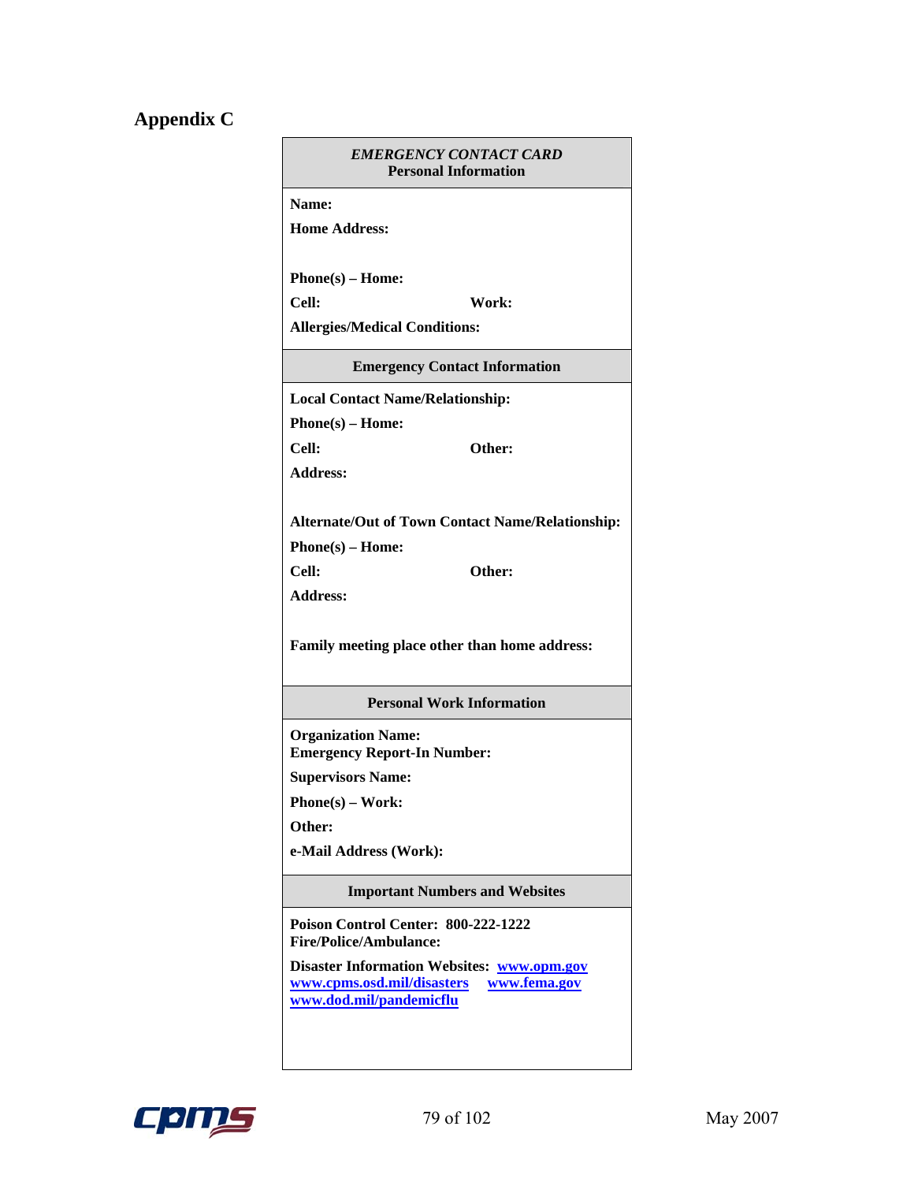## Appendix C

| *EMERGENCY CONTACT CARD*<br>**Personal Information** | |
|---|---|
| **Name:** | |
| **Home Address:** | |
| **Phone(s) – Home:** | |
| **Cell:** | **Work:** |
| **Allergies/Medical Conditions:** | |
| **Emergency Contact Information** | |
| **Local Contact Name/Relationship:** | |
| **Phone(s) – Home:** | |
| **Cell:** | **Other:** |
| **Address:** | |
| **Alternate/Out of Town Contact Name/Relationship:** | |
| **Phone(s) – Home:** | |
| **Cell:** | **Other:** |
| **Address:** | |
| **Family meeting place other than home address:** | |
| **Personal Work Information** | |
| **Organization Name:**<br>**Emergency Report-In Number:** | |
| **Supervisors Name:** | |
| **Phone(s) – Work:** | |
| **Other:** | |
| **e-Mail Address (Work):** | |
| **Important Numbers and Websites** | |
| **Poison Control Center: 800-222-1222**<br>**Fire/Police/Ambulance:** | |
| **Disaster Information Websites:** www.opm.gov<br>www.cpms.osd.mil/disasters www.fema.gov<br>www.dod.mil/pandemicflu | |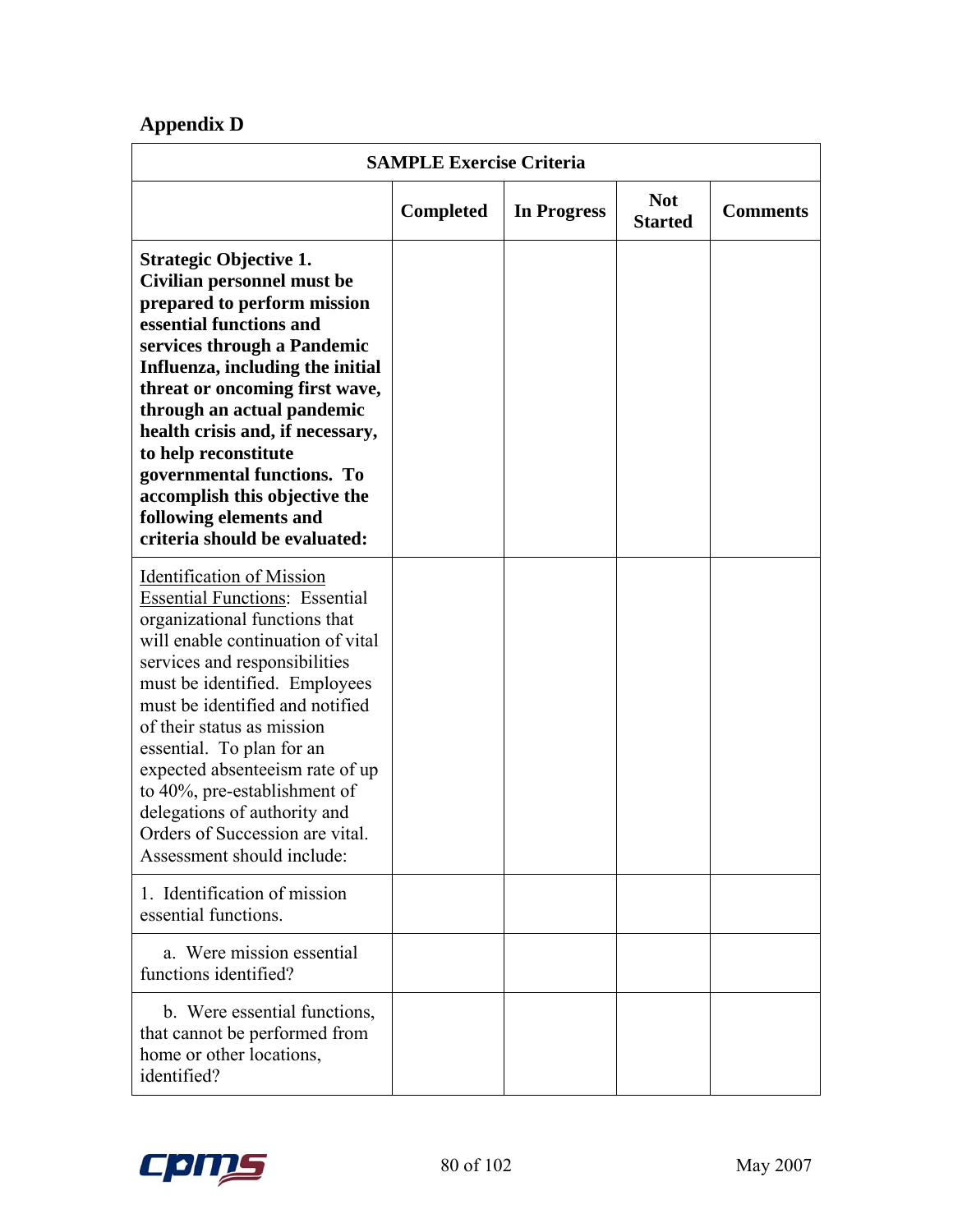## Appendix D

| SAMPLE Exercise Criteria | | | | |
|---|---|---|---|---|
| | **Completed** | **In Progress** | **Not Started** | **Comments** |
| **Strategic Objective 1. Civilian personnel must be prepared to perform mission essential functions and services through a Pandemic Influenza, including the initial threat or oncoming first wave, through an actual pandemic health crisis and, if necessary, to help reconstitute governmental functions. To accomplish this objective the following elements and criteria should be evaluated:** | | | | |
| Identification of Mission Essential Functions: Essential organizational functions that will enable continuation of vital services and responsibilities must be identified. Employees must be identified and notified of their status as mission essential. To plan for an expected absenteeism rate of up to 40%, pre-establishment of delegations of authority and Orders of Succession are vital. Assessment should include: | | | | |
| 1. Identification of mission essential functions. | | | | |
| a. Were mission essential functions identified? | | | | |
| b. Were essential functions, that cannot be performed from home or other locations, identified? | | | | |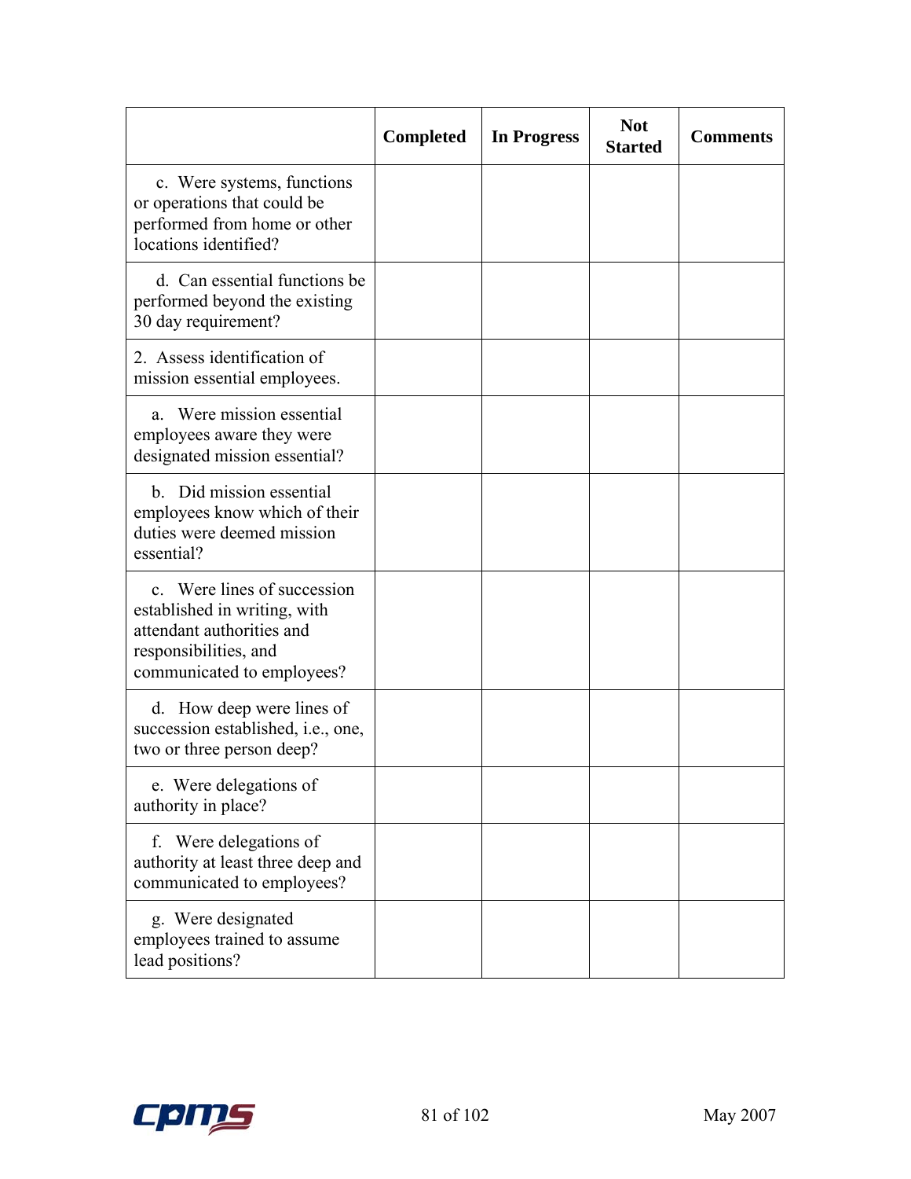| | Completed | In Progress | Not Started | Comments |
|---|---|---|---|---|
| c. Were systems, functions or operations that could be performed from home or other locations identified? | | | | |
| d. Can essential functions be performed beyond the existing 30 day requirement? | | | | |
| 2. Assess identification of mission essential employees. | | | | |
| a. Were mission essential employees aware they were designated mission essential? | | | | |
| b. Did mission essential employees know which of their duties were deemed mission essential? | | | | |
| c. Were lines of succession established in writing, with attendant authorities and responsibilities, and communicated to employees? | | | | |
| d. How deep were lines of succession established, i.e., one, two or three person deep? | | | | |
| e. Were delegations of authority in place? | | | | |
| f. Were delegations of authority at least three deep and communicated to employees? | | | | |
| g. Were designated employees trained to assume lead positions? | | | | |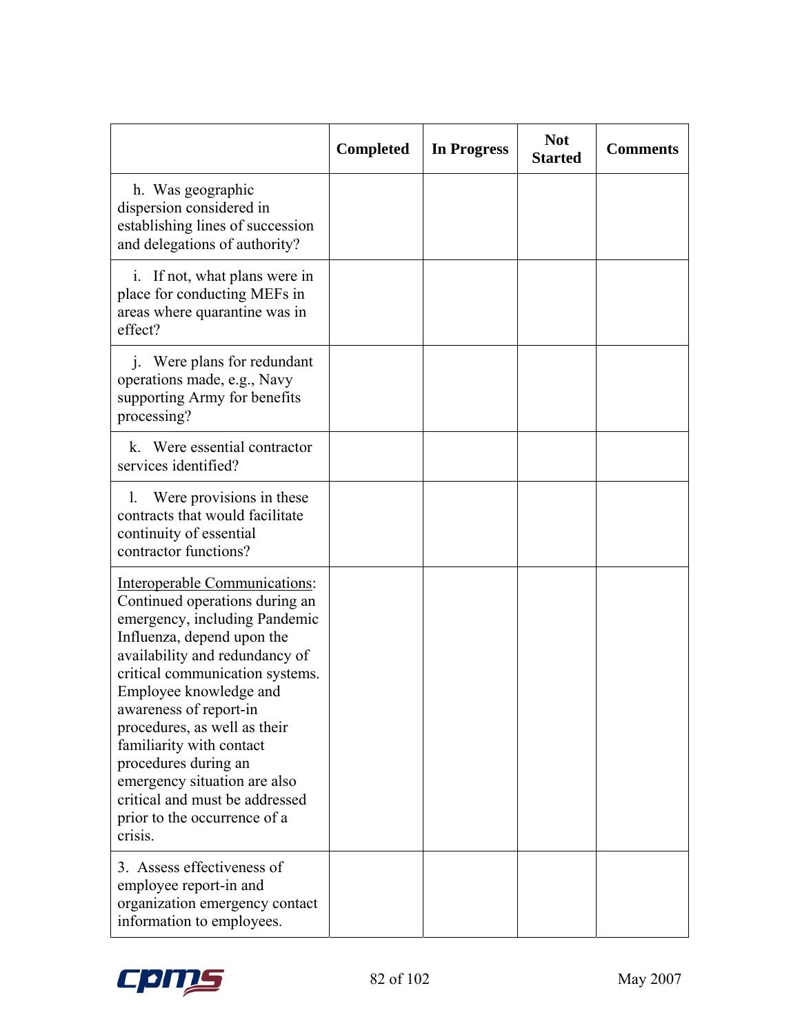| | Completed | In Progress | Not Started | Comments |
|---|---|---|---|---|
| h. Was geographic dispersion considered in establishing lines of succession and delegations of authority? | | | | |
| i. If not, what plans were in place for conducting MEFs in areas where quarantine was in effect? | | | | |
| j. Were plans for redundant operations made, e.g., Navy supporting Army for benefits processing? | | | | |
| k. Were essential contractor services identified? | | | | |
| l. Were provisions in these contracts that would facilitate continuity of essential contractor functions? | | | | |
| <u>Interoperable Communications</u>: Continued operations during an emergency, including Pandemic Influenza, depend upon the availability and redundancy of critical communication systems. Employee knowledge and awareness of report-in procedures, as well as their familiarity with contact procedures during an emergency situation are also critical and must be addressed prior to the occurrence of a crisis. | | | | |
| 3. Assess effectiveness of employee report-in and organization emergency contact information to employees. | | | | |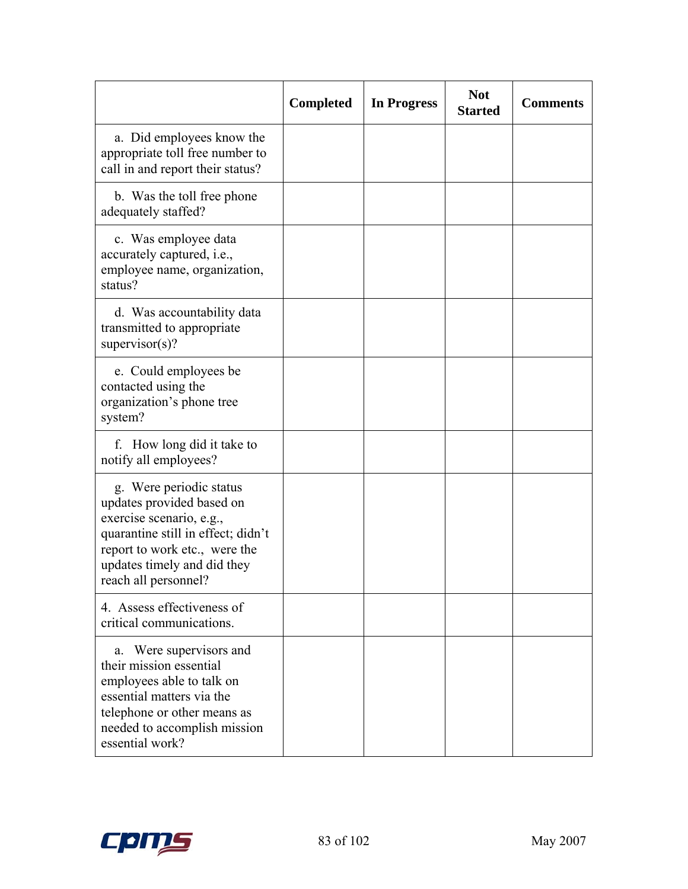| | Completed | In Progress | Not Started | Comments |
|---|---|---|---|---|
| a. Did employees know the appropriate toll free number to call in and report their status? | | | | |
| b. Was the toll free phone adequately staffed? | | | | |
| c. Was employee data accurately captured, i.e., employee name, organization, status? | | | | |
| d. Was accountability data transmitted to appropriate supervisor(s)? | | | | |
| e. Could employees be contacted using the organization's phone tree system? | | | | |
| f. How long did it take to notify all employees? | | | | |
| g. Were periodic status updates provided based on exercise scenario, e.g., quarantine still in effect; didn't report to work etc., were the updates timely and did they reach all personnel? | | | | |
| 4. Assess effectiveness of critical communications. | | | | |
| a. Were supervisors and their mission essential employees able to talk on essential matters via the telephone or other means as needed to accomplish mission essential work? | | | | |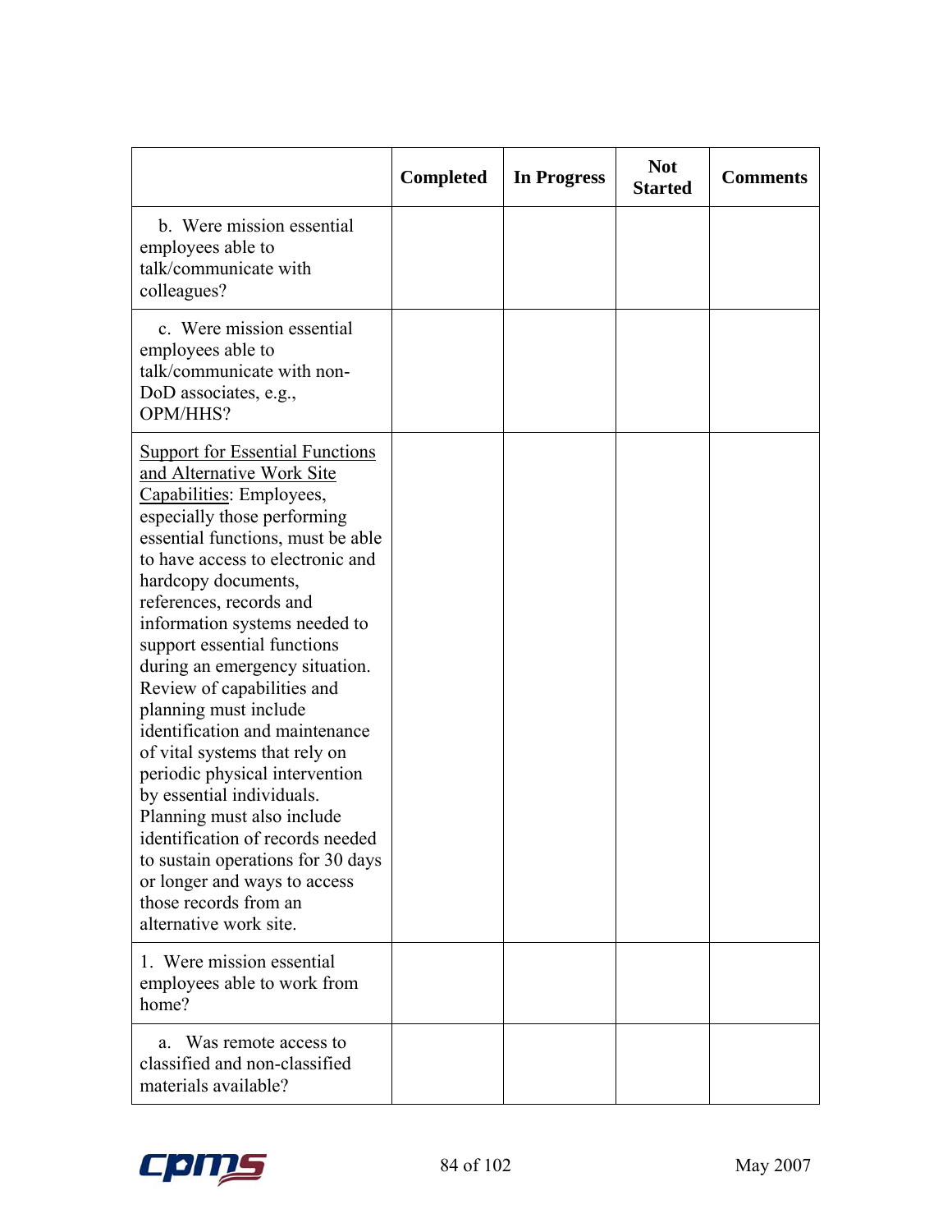| | Completed | In Progress | Not Started | Comments |
|---|---|---|---|---|
| b. Were mission essential employees able to talk/communicate with colleagues? | | | | |
| c. Were mission essential employees able to talk/communicate with non-DoD associates, e.g., OPM/HHS? | | | | |
| Support for Essential Functions and Alternative Work Site Capabilities: Employees, especially those performing essential functions, must be able to have access to electronic and hardcopy documents, references, records and information systems needed to support essential functions during an emergency situation. Review of capabilities and planning must include identification and maintenance of vital systems that rely on periodic physical intervention by essential individuals. Planning must also include identification of records needed to sustain operations for 30 days or longer and ways to access those records from an alternative work site. | | | | |
| 1. Were mission essential employees able to work from home? | | | | |
| a. Was remote access to classified and non-classified materials available? | | | | |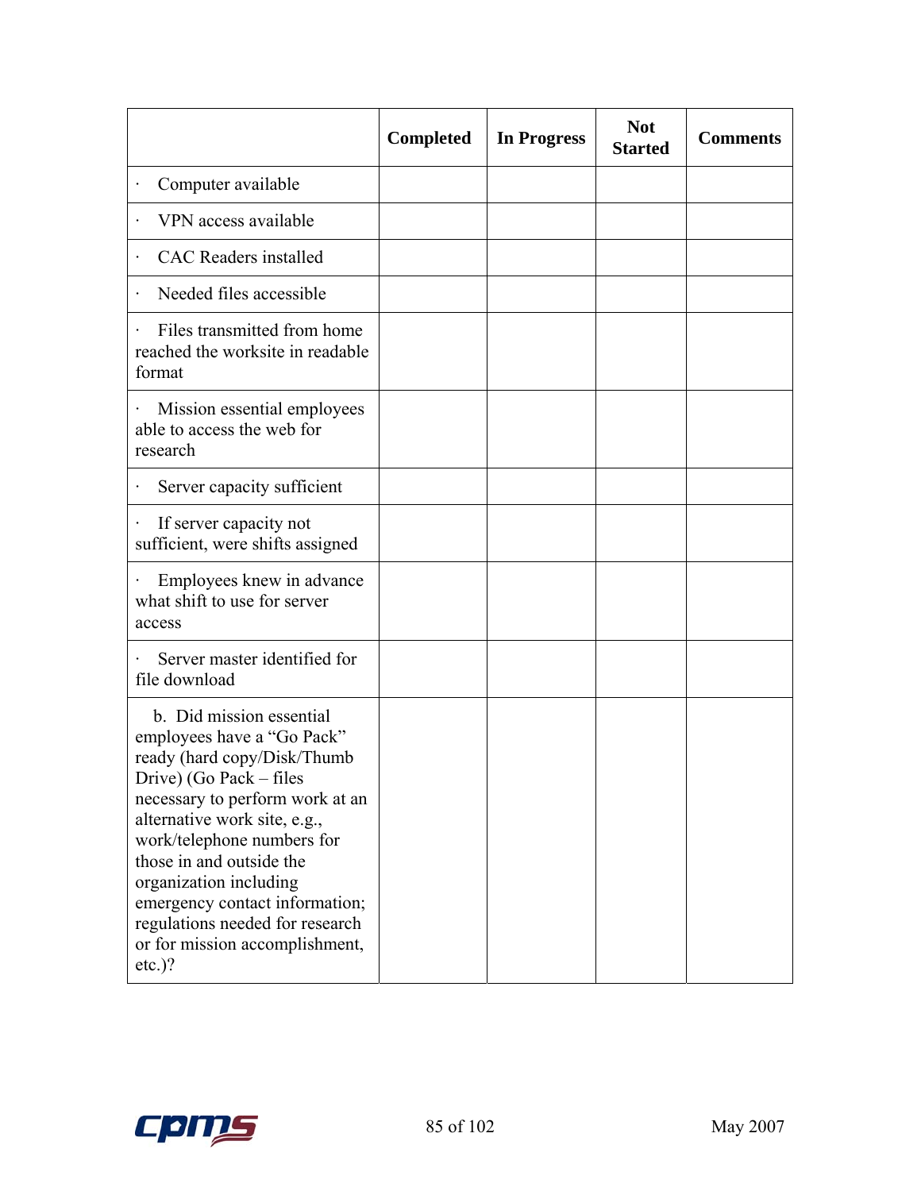| | Completed | In Progress | Not Started | Comments |
|---|---|---|---|---|
| · Computer available | | | | |
| · VPN access available | | | | |
| · CAC Readers installed | | | | |
| · Needed files accessible | | | | |
| · Files transmitted from home reached the worksite in readable format | | | | |
| · Mission essential employees able to access the web for research | | | | |
| · Server capacity sufficient | | | | |
| · If server capacity not sufficient, were shifts assigned | | | | |
| · Employees knew in advance what shift to use for server access | | | | |
| · Server master identified for file download | | | | |
| b. Did mission essential employees have a "Go Pack" ready (hard copy/Disk/Thumb Drive) (Go Pack – files necessary to perform work at an alternative work site, e.g., work/telephone numbers for those in and outside the organization including emergency contact information; regulations needed for research or for mission accomplishment, etc.)? | | | | |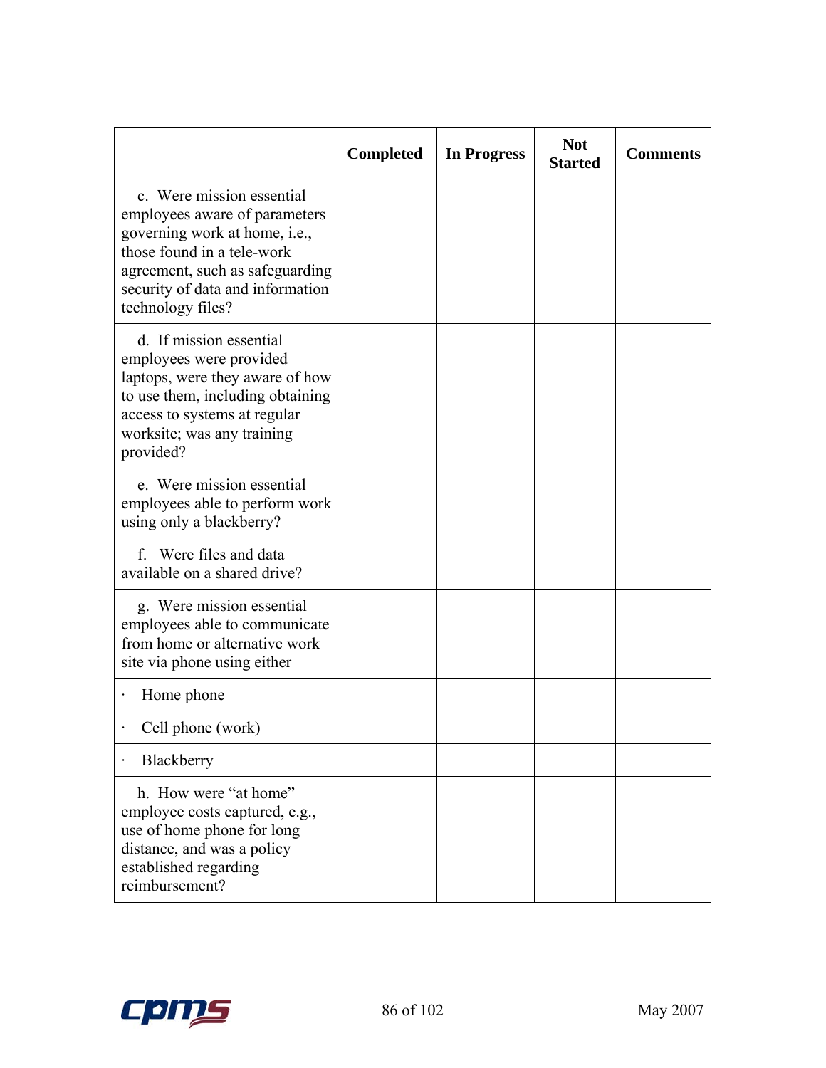| | Completed | In Progress | Not Started | Comments |
|---|---|---|---|---|
| c. Were mission essential employees aware of parameters governing work at home, i.e., those found in a tele-work agreement, such as safeguarding security of data and information technology files? | | | | |
| d. If mission essential employees were provided laptops, were they aware of how to use them, including obtaining access to systems at regular worksite; was any training provided? | | | | |
| e. Were mission essential employees able to perform work using only a blackberry? | | | | |
| f. Were files and data available on a shared drive? | | | | |
| g. Were mission essential employees able to communicate from home or alternative work site via phone using either | | | | |
| · Home phone | | | | |
| · Cell phone (work) | | | | |
| · Blackberry | | | | |
| h. How were "at home" employee costs captured, e.g., use of home phone for long distance, and was a policy established regarding reimbursement? | | | | |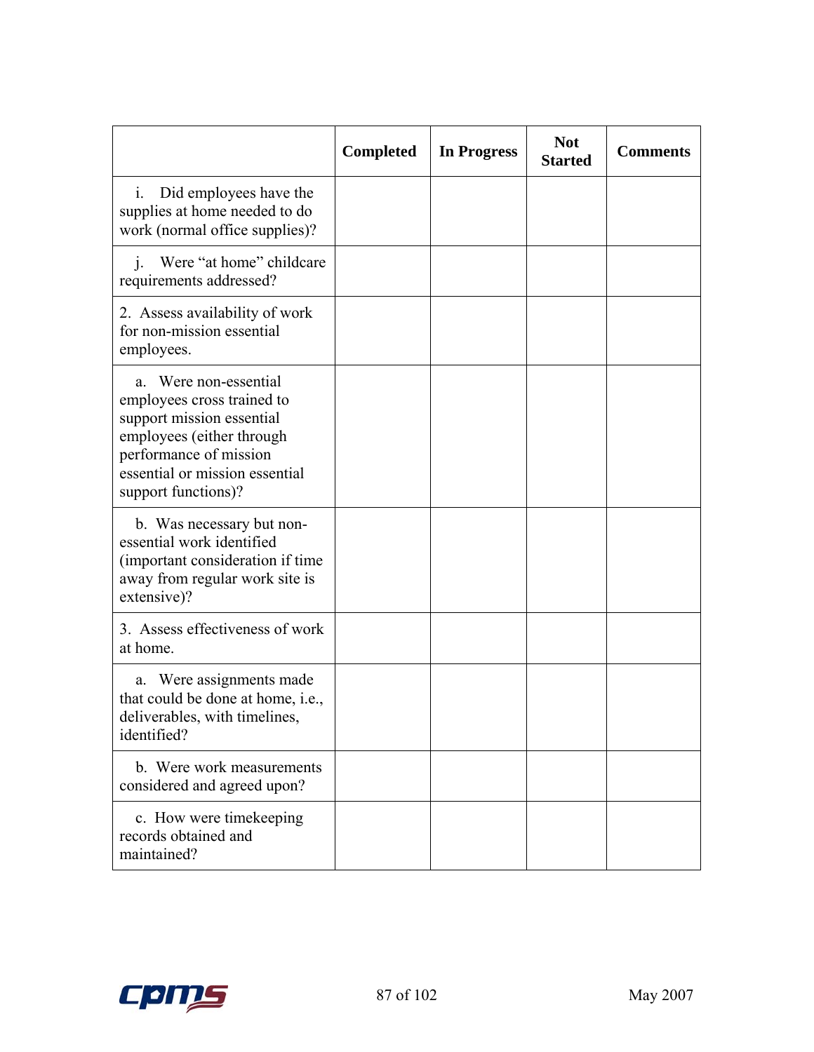| | Completed | In Progress | Not Started | Comments |
|---|---|---|---|---|
| i. Did employees have the supplies at home needed to do work (normal office supplies)? | | | | |
| j. Were "at home" childcare requirements addressed? | | | | |
| 2. Assess availability of work for non-mission essential employees. | | | | |
| a. Were non-essential employees cross trained to support mission essential employees (either through performance of mission essential or mission essential support functions)? | | | | |
| b. Was necessary but non-essential work identified (important consideration if time away from regular work site is extensive)? | | | | |
| 3. Assess effectiveness of work at home. | | | | |
| a. Were assignments made that could be done at home, i.e., deliverables, with timelines, identified? | | | | |
| b. Were work measurements considered and agreed upon? | | | | |
| c. How were timekeeping records obtained and maintained? | | | | |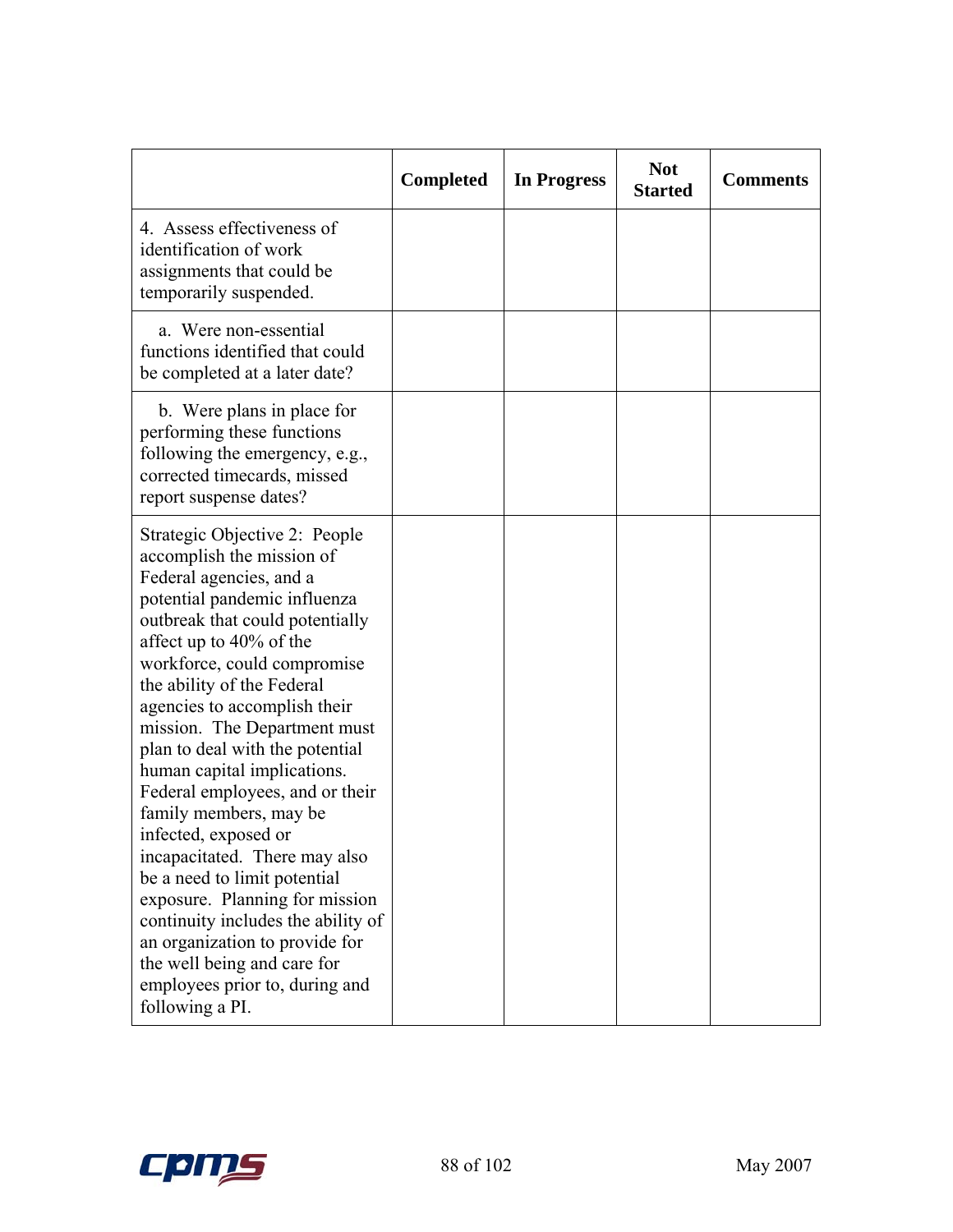| | Completed | In Progress | Not Started | Comments |
|---|---|---|---|---|
| 4. Assess effectiveness of identification of work assignments that could be temporarily suspended. | | | | |
| a. Were non-essential functions identified that could be completed at a later date? | | | | |
| b. Were plans in place for performing these functions following the emergency, e.g., corrected timecards, missed report suspense dates? | | | | |
| Strategic Objective 2: People accomplish the mission of Federal agencies, and a potential pandemic influenza outbreak that could potentially affect up to 40% of the workforce, could compromise the ability of the Federal agencies to accomplish their mission. The Department must plan to deal with the potential human capital implications. Federal employees, and or their family members, may be infected, exposed or incapacitated. There may also be a need to limit potential exposure. Planning for mission continuity includes the ability of an organization to provide for the well being and care for employees prior to, during and following a PI. | | | | |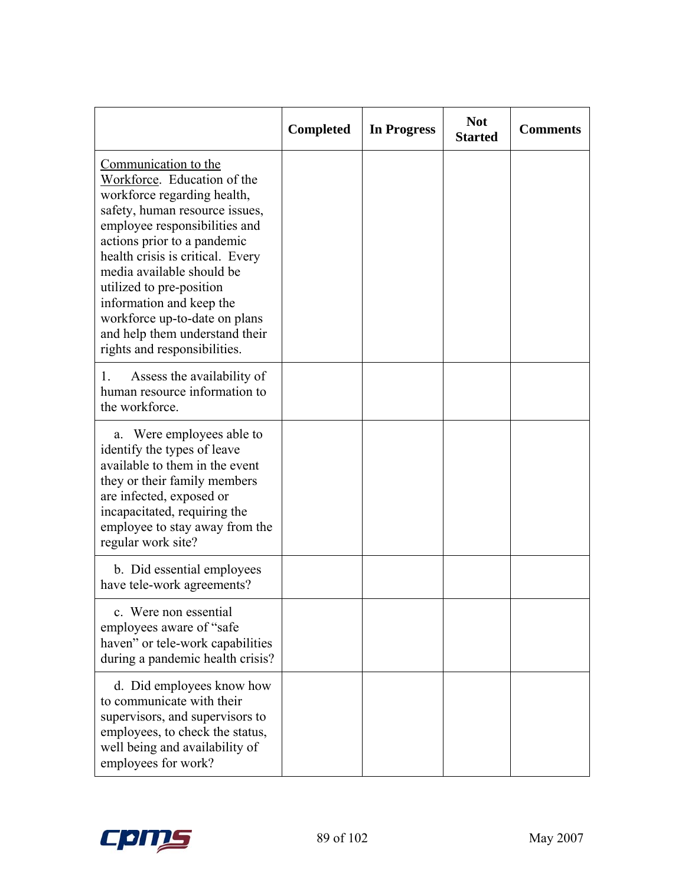| | Completed | In Progress | Not Started | Comments |
|---|---|---|---|---|
| <u>Communication to the Workforce</u>. Education of the workforce regarding health, safety, human resource issues, employee responsibilities and actions prior to a pandemic health crisis is critical. Every media available should be utilized to pre-position information and keep the workforce up-to-date on plans and help them understand their rights and responsibilities. | | | | |
| 1. Assess the availability of human resource information to the workforce. | | | | |
| a. Were employees able to identify the types of leave available to them in the event they or their family members are infected, exposed or incapacitated, requiring the employee to stay away from the regular work site? | | | | |
| b. Did essential employees have tele-work agreements? | | | | |
| c. Were non essential employees aware of "safe haven" or tele-work capabilities during a pandemic health crisis? | | | | |
| d. Did employees know how to communicate with their supervisors, and supervisors to employees, to check the status, well being and availability of employees for work? | | | | |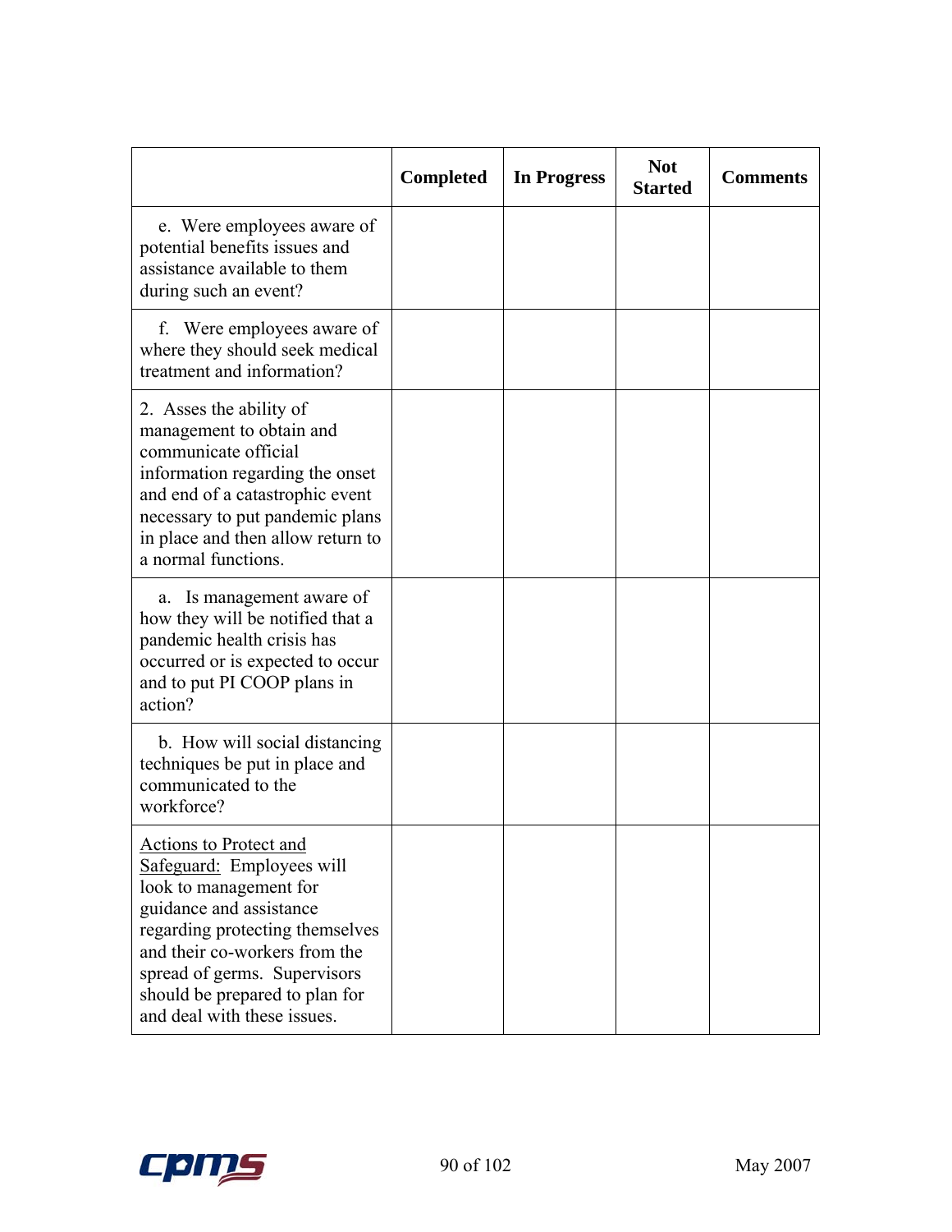| | Completed | In Progress | Not Started | Comments |
|---|---|---|---|---|
| e. Were employees aware of potential benefits issues and assistance available to them during such an event? | | | | |
| f. Were employees aware of where they should seek medical treatment and information? | | | | |
| 2. Asses the ability of management to obtain and communicate official information regarding the onset and end of a catastrophic event necessary to put pandemic plans in place and then allow return to a normal functions. | | | | |
| a. Is management aware of how they will be notified that a pandemic health crisis has occurred or is expected to occur and to put PI COOP plans in action? | | | | |
| b. How will social distancing techniques be put in place and communicated to the workforce? | | | | |
| <u>Actions to Protect and Safeguard:</u> Employees will look to management for guidance and assistance regarding protecting themselves and their co-workers from the spread of germs. Supervisors should be prepared to plan for and deal with these issues. | | | | |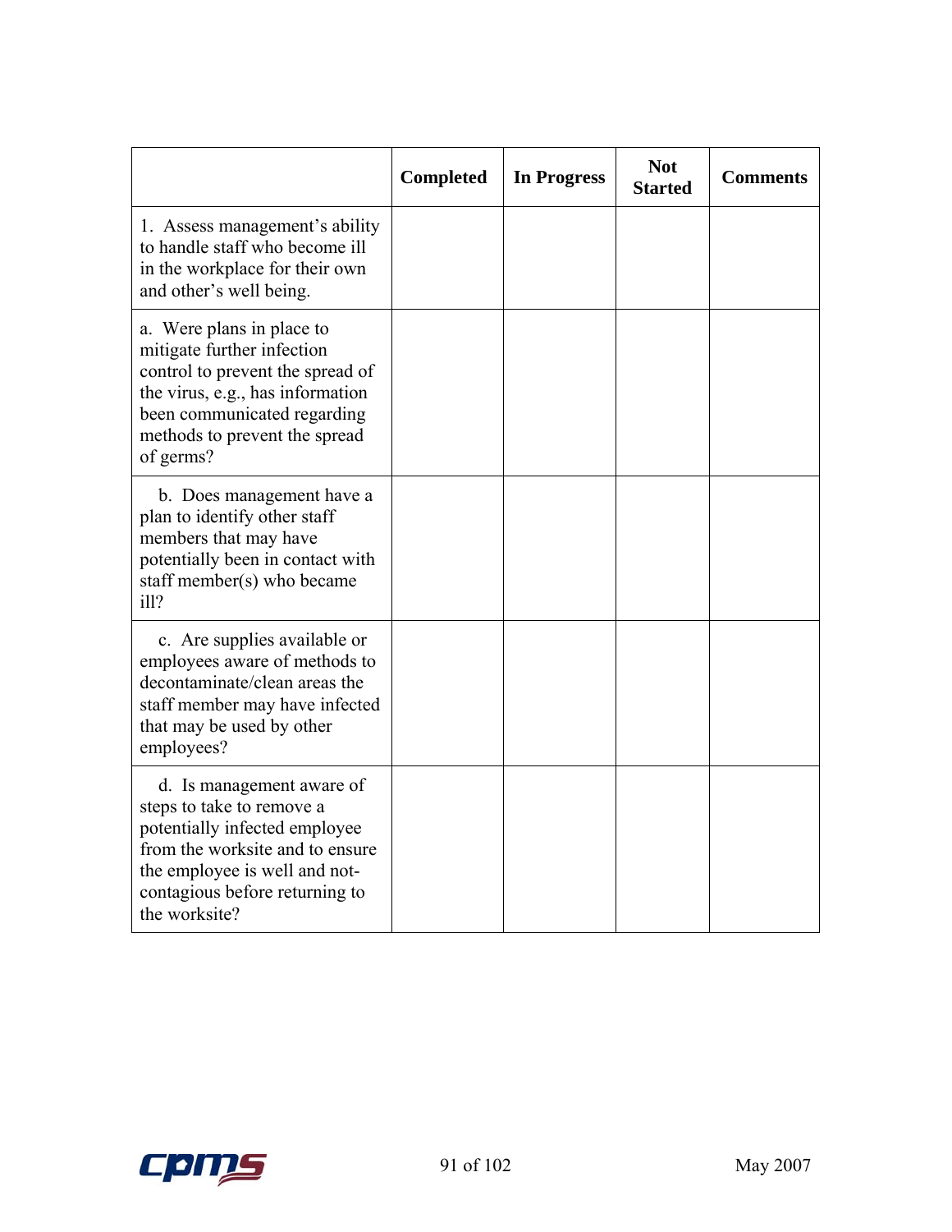| | Completed | In Progress | Not Started | Comments |
|---|---|---|---|---|
| 1. Assess management's ability to handle staff who become ill in the workplace for their own and other's well being. | | | | |
| a. Were plans in place to mitigate further infection control to prevent the spread of the virus, e.g., has information been communicated regarding methods to prevent the spread of germs? | | | | |
| b. Does management have a plan to identify other staff members that may have potentially been in contact with staff member(s) who became ill? | | | | |
| c. Are supplies available or employees aware of methods to decontaminate/clean areas the staff member may have infected that may be used by other employees? | | | | |
| d. Is management aware of steps to take to remove a potentially infected employee from the worksite and to ensure the employee is well and not-contagious before returning to the worksite? | | | | |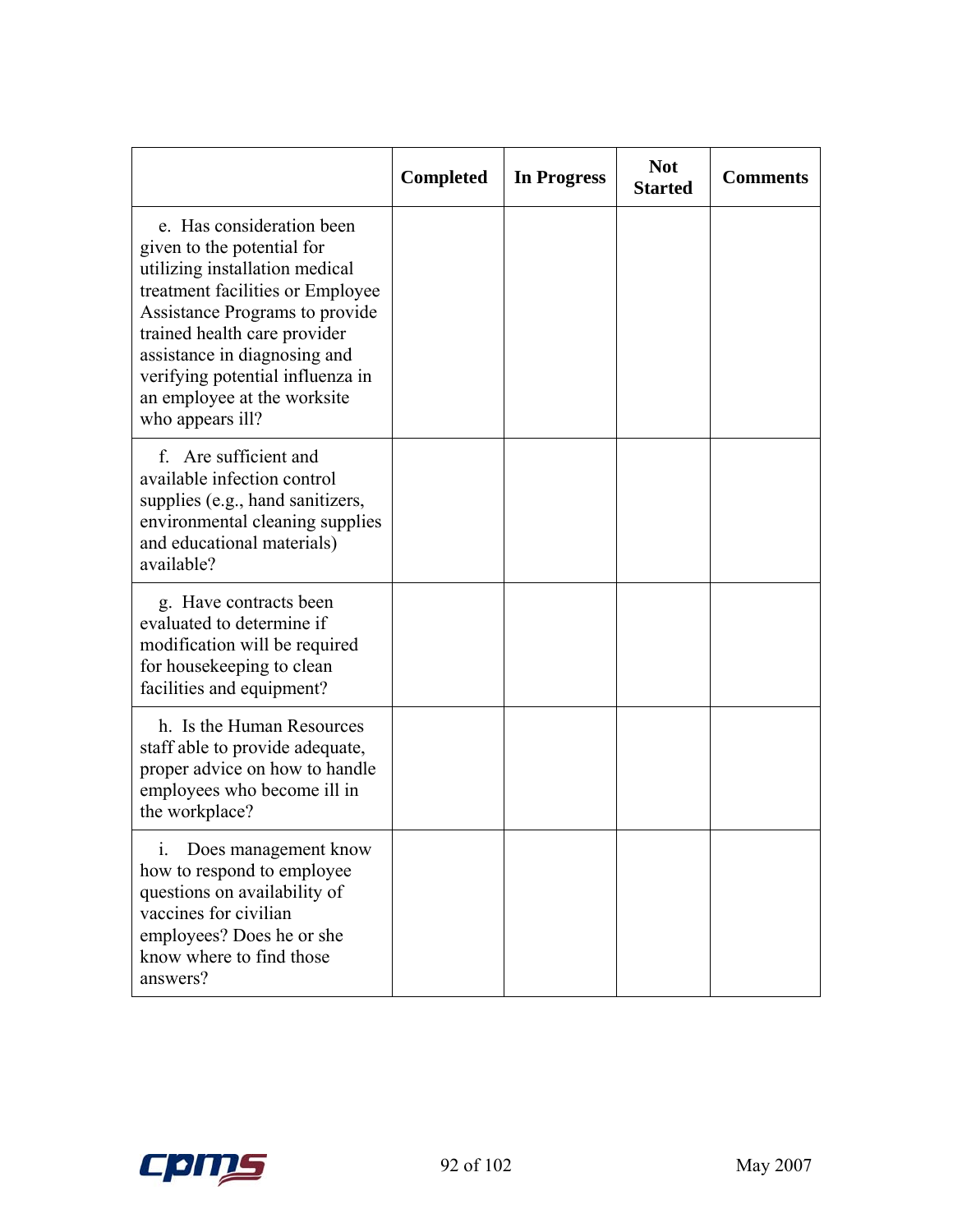| | Completed | In Progress | Not Started | Comments |
|---|---|---|---|---|
| e. Has consideration been given to the potential for utilizing installation medical treatment facilities or Employee Assistance Programs to provide trained health care provider assistance in diagnosing and verifying potential influenza in an employee at the worksite who appears ill? | | | | |
| f. Are sufficient and available infection control supplies (e.g., hand sanitizers, environmental cleaning supplies and educational materials) available? | | | | |
| g. Have contracts been evaluated to determine if modification will be required for housekeeping to clean facilities and equipment? | | | | |
| h. Is the Human Resources staff able to provide adequate, proper advice on how to handle employees who become ill in the workplace? | | | | |
| i. Does management know how to respond to employee questions on availability of vaccines for civilian employees? Does he or she know where to find those answers? | | | | |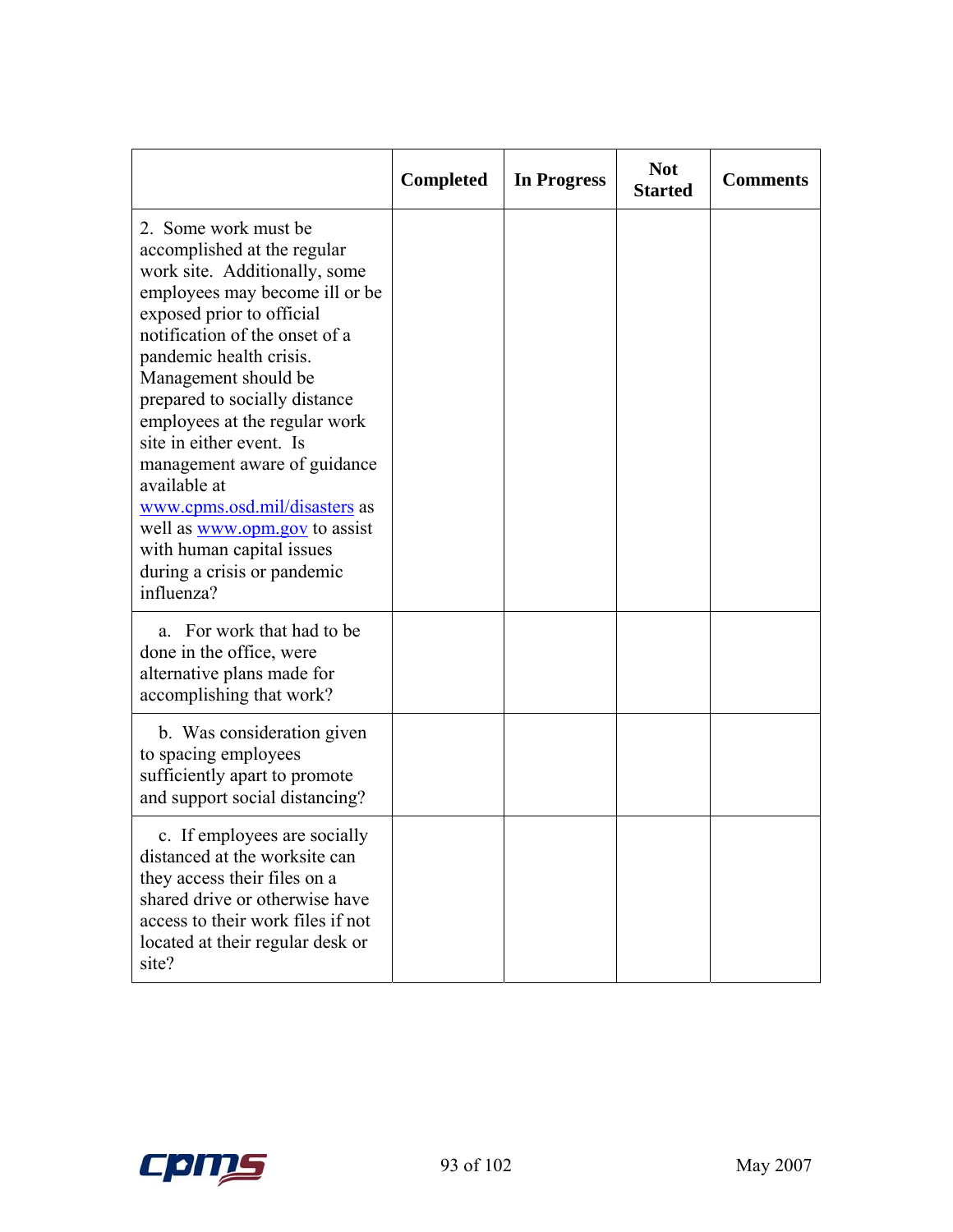| | Completed | In Progress | Not Started | Comments |
|---|---|---|---|---|
| 2. Some work must be accomplished at the regular work site. Additionally, some employees may become ill or be exposed prior to official notification of the onset of a pandemic health crisis. Management should be prepared to socially distance employees at the regular work site in either event. Is management aware of guidance available at www.cpms.osd.mil/disasters as well as www.opm.gov to assist with human capital issues during a crisis or pandemic influenza? | | | | |
| a. For work that had to be done in the office, were alternative plans made for accomplishing that work? | | | | |
| b. Was consideration given to spacing employees sufficiently apart to promote and support social distancing? | | | | |
| c. If employees are socially distanced at the worksite can they access their files on a shared drive or otherwise have access to their work files if not located at their regular desk or site? | | | | |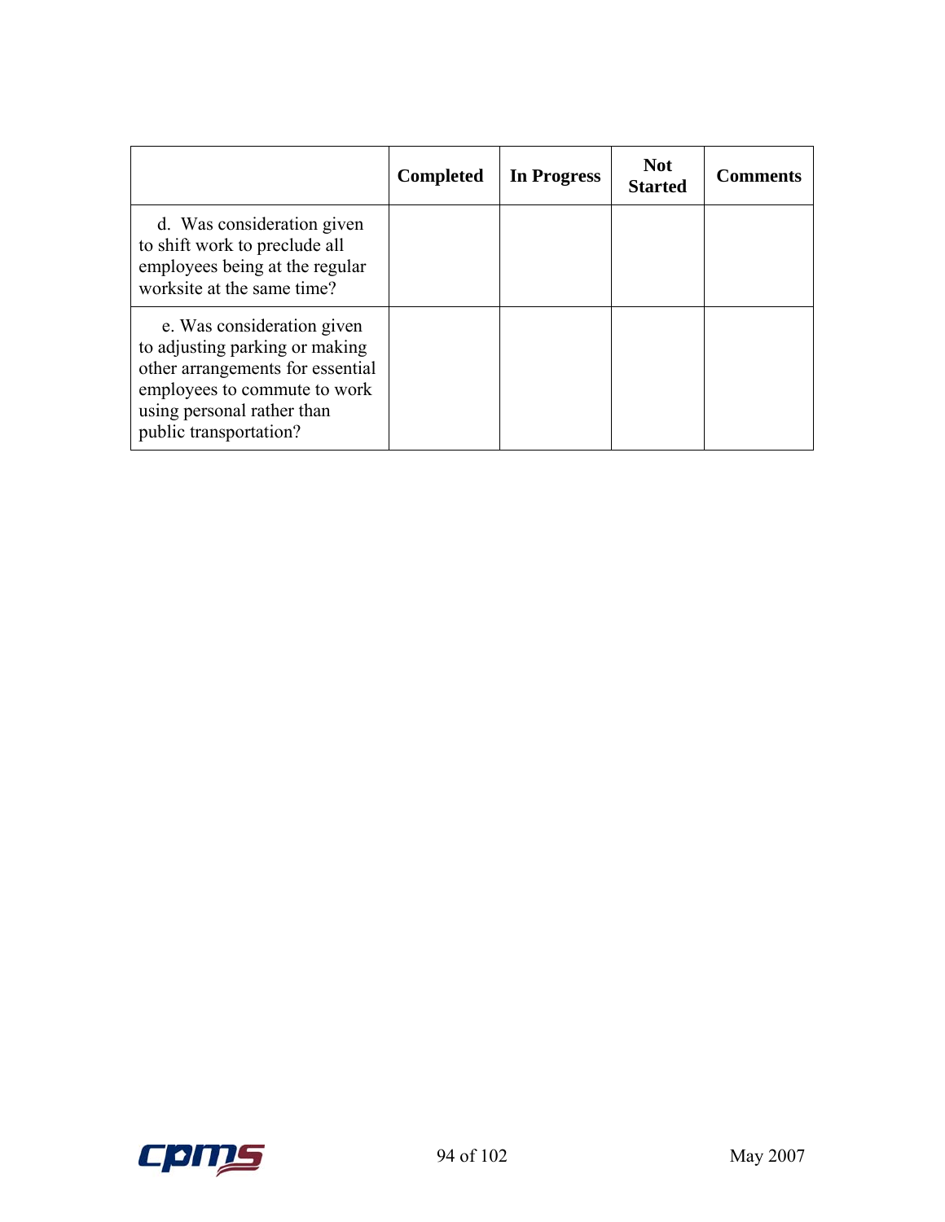| | Completed | In Progress | Not Started | Comments |
|---|---|---|---|---|
| d. Was consideration given to shift work to preclude all employees being at the regular worksite at the same time? | | | | |
| e. Was consideration given to adjusting parking or making other arrangements for essential employees to commute to work using personal rather than public transportation? | | | | |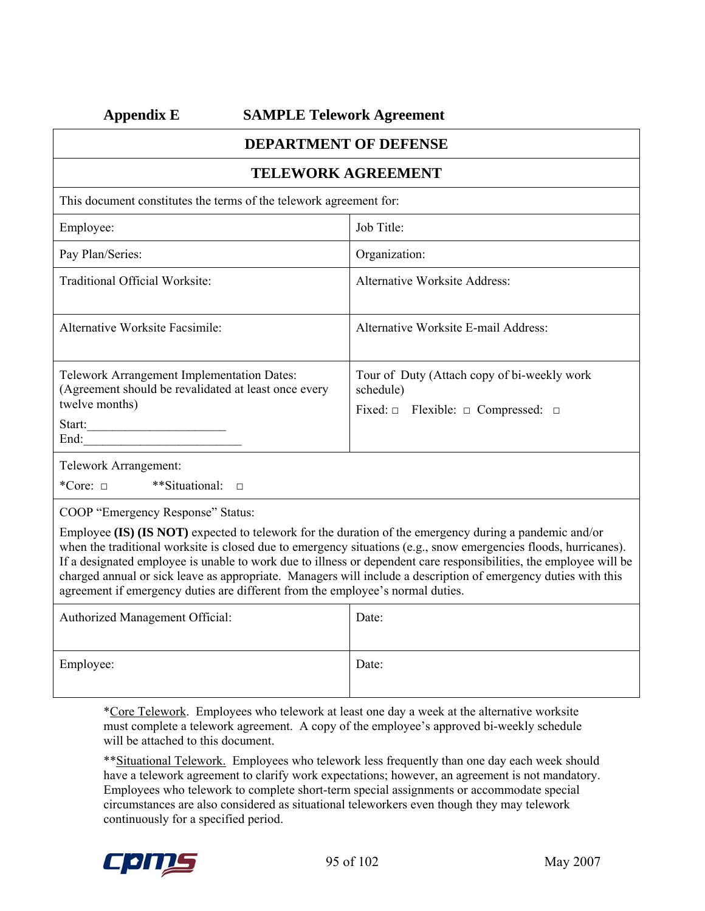## Appendix E SAMPLE Telework Agreement

| DEPARTMENT OF DEFENSE | |
|---|---|
| **TELEWORK AGREEMENT** | |
| This document constitutes the terms of the telework agreement for: | |
| Employee: | Job Title: |
| Pay Plan/Series: | Organization: |
| Traditional Official Worksite: | Alternative Worksite Address: |
| Alternative Worksite Facsimile: | Alternative Worksite E-mail Address: |
| Telework Arrangement Implementation Dates: (Agreement should be revalidated at least once every twelve months)<br>Start:______________________<br>End:_________________________ | Tour of Duty (Attach copy of bi-weekly work schedule)<br>Fixed: □ Flexible: □ Compressed: □ |
| Telework Arrangement:<br>*Core: □ **Situational: □ | |
| COOP "Emergency Response" Status:<br>Employee **(IS) (IS NOT)** expected to telework for the duration of the emergency during a pandemic and/or when the traditional worksite is closed due to emergency situations (e.g., snow emergencies floods, hurricanes). If a designated employee is unable to work due to illness or dependent care responsibilities, the employee will be charged annual or sick leave as appropriate. Managers will include a description of emergency duties with this agreement if emergency duties are different from the employee's normal duties. | |
| Authorized Management Official: | Date: |
| Employee: | Date: |

*Core Telework. Employees who telework at least one day a week at the alternative worksite must complete a telework agreement. A copy of the employee's approved bi-weekly schedule will be attached to this document.

**Situational Telework. Employees who telework less frequently than one day each week should have a telework agreement to clarify work expectations; however, an agreement is not mandatory. Employees who telework to complete short-term special assignments or accommodate special circumstances are also considered as situational teleworkers even though they may telework continuously for a specified period.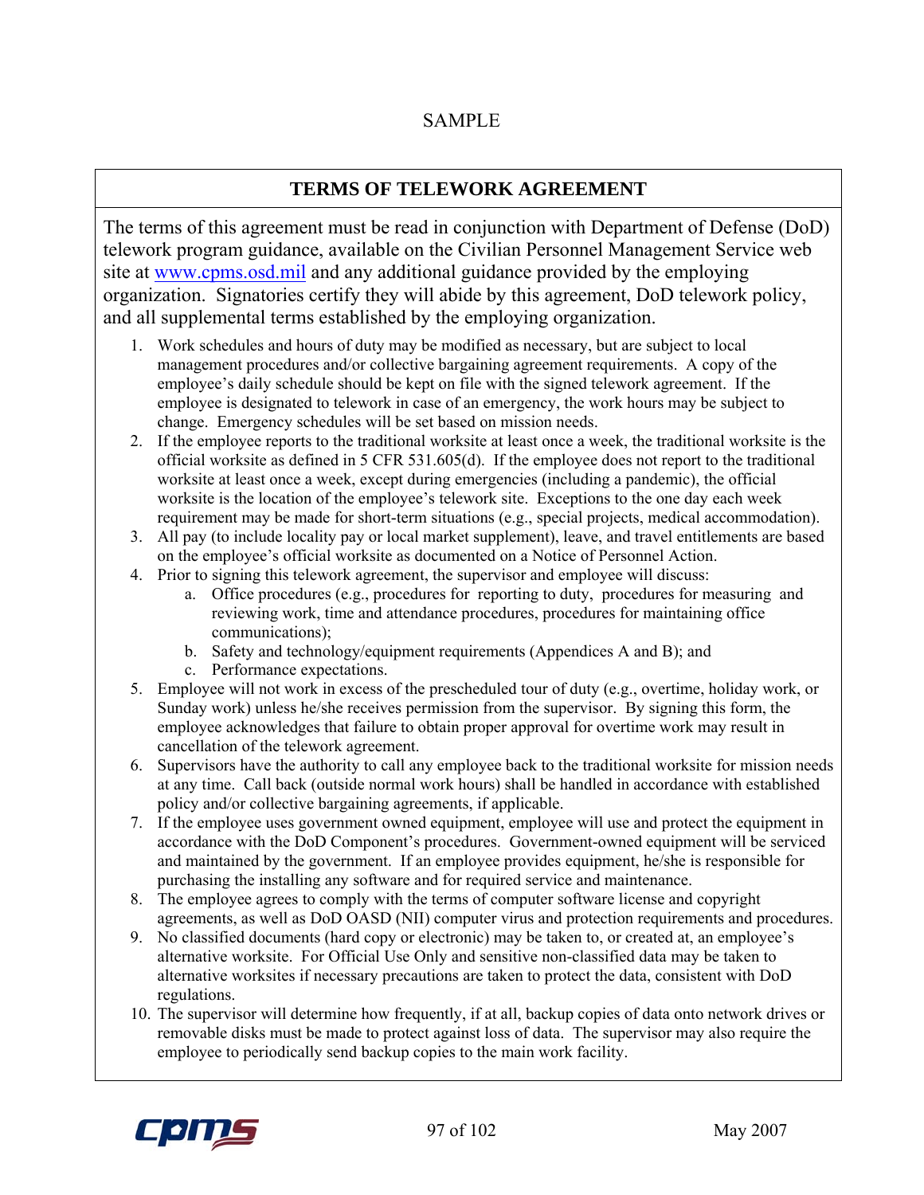SAMPLE

## TERMS OF TELEWORK AGREEMENT

The terms of this agreement must be read in conjunction with Department of Defense (DoD) telework program guidance, available on the Civilian Personnel Management Service web site at www.cpms.osd.mil and any additional guidance provided by the employing organization. Signatories certify they will abide by this agreement, DoD telework policy, and all supplemental terms established by the employing organization.

1. Work schedules and hours of duty may be modified as necessary, but are subject to local management procedures and/or collective bargaining agreement requirements. A copy of the employee's daily schedule should be kept on file with the signed telework agreement. If the employee is designated to telework in case of an emergency, the work hours may be subject to change. Emergency schedules will be set based on mission needs.
2. If the employee reports to the traditional worksite at least once a week, the traditional worksite is the official worksite as defined in 5 CFR 531.605(d). If the employee does not report to the traditional worksite at least once a week, except during emergencies (including a pandemic), the official worksite is the location of the employee's telework site. Exceptions to the one day each week requirement may be made for short-term situations (e.g., special projects, medical accommodation).
3. All pay (to include locality pay or local market supplement), leave, and travel entitlements are based on the employee's official worksite as documented on a Notice of Personnel Action.
4. Prior to signing this telework agreement, the supervisor and employee will discuss:
   a. Office procedures (e.g., procedures for reporting to duty, procedures for measuring and reviewing work, time and attendance procedures, procedures for maintaining office communications);
   b. Safety and technology/equipment requirements (Appendices A and B); and
   c. Performance expectations.
5. Employee will not work in excess of the prescheduled tour of duty (e.g., overtime, holiday work, or Sunday work) unless he/she receives permission from the supervisor. By signing this form, the employee acknowledges that failure to obtain proper approval for overtime work may result in cancellation of the telework agreement.
6. Supervisors have the authority to call any employee back to the traditional worksite for mission needs at any time. Call back (outside normal work hours) shall be handled in accordance with established policy and/or collective bargaining agreements, if applicable.
7. If the employee uses government owned equipment, employee will use and protect the equipment in accordance with the DoD Component's procedures. Government-owned equipment will be serviced and maintained by the government. If an employee provides equipment, he/she is responsible for purchasing the installing any software and for required service and maintenance.
8. The employee agrees to comply with the terms of computer software license and copyright agreements, as well as DoD OASD (NII) computer virus and protection requirements and procedures.
9. No classified documents (hard copy or electronic) may be taken to, or created at, an employee's alternative worksite. For Official Use Only and sensitive non-classified data may be taken to alternative worksites if necessary precautions are taken to protect the data, consistent with DoD regulations.
10. The supervisor will determine how frequently, if at all, backup copies of data onto network drives or removable disks must be made to protect against loss of data. The supervisor may also require the employee to periodically send backup copies to the main work facility.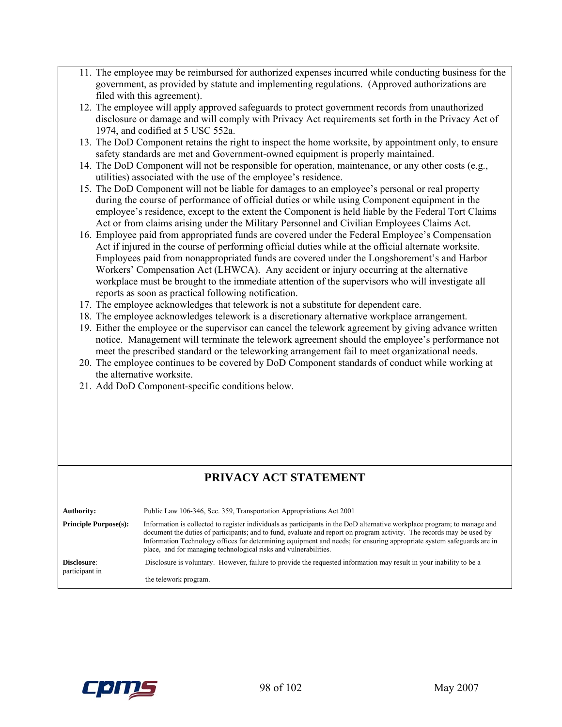11. The employee may be reimbursed for authorized expenses incurred while conducting business for the government, as provided by statute and implementing regulations. (Approved authorizations are filed with this agreement).
12. The employee will apply approved safeguards to protect government records from unauthorized disclosure or damage and will comply with Privacy Act requirements set forth in the Privacy Act of 1974, and codified at 5 USC 552a.
13. The DoD Component retains the right to inspect the home worksite, by appointment only, to ensure safety standards are met and Government-owned equipment is properly maintained.
14. The DoD Component will not be responsible for operation, maintenance, or any other costs (e.g., utilities) associated with the use of the employee's residence.
15. The DoD Component will not be liable for damages to an employee's personal or real property during the course of performance of official duties or while using Component equipment in the employee's residence, except to the extent the Component is held liable by the Federal Tort Claims Act or from claims arising under the Military Personnel and Civilian Employees Claims Act.
16. Employee paid from appropriated funds are covered under the Federal Employee's Compensation Act if injured in the course of performing official duties while at the official alternate worksite. Employees paid from nonappropriated funds are covered under the Longshorement's and Harbor Workers' Compensation Act (LHWCA). Any accident or injury occurring at the alternative workplace must be brought to the immediate attention of the supervisors who will investigate all reports as soon as practical following notification.
17. The employee acknowledges that telework is not a substitute for dependent care.
18. The employee acknowledges telework is a discretionary alternative workplace arrangement.
19. Either the employee or the supervisor can cancel the telework agreement by giving advance written notice. Management will terminate the telework agreement should the employee's performance not meet the prescribed standard or the teleworking arrangement fail to meet organizational needs.
20. The employee continues to be covered by DoD Component standards of conduct while working at the alternative worksite.
21. Add DoD Component-specific conditions below.

## PRIVACY ACT STATEMENT

| | |
|---|---|
| **Authority:** | Public Law 106-346, Sec. 359, Transportation Appropriations Act 2001 |
| **Principle Purpose(s):** | Information is collected to register individuals as participants in the DoD alternative workplace program; to manage and document the duties of participants; and to fund, evaluate and report on program activity. The records may be used by Information Technology offices for determining equipment and needs; for ensuring appropriate system safeguards are in place, and for managing technological risks and vulnerabilities. |
| **Disclosure**: | Disclosure is voluntary. However, failure to provide the requested information may result in your inability to be a participant in the telework program. |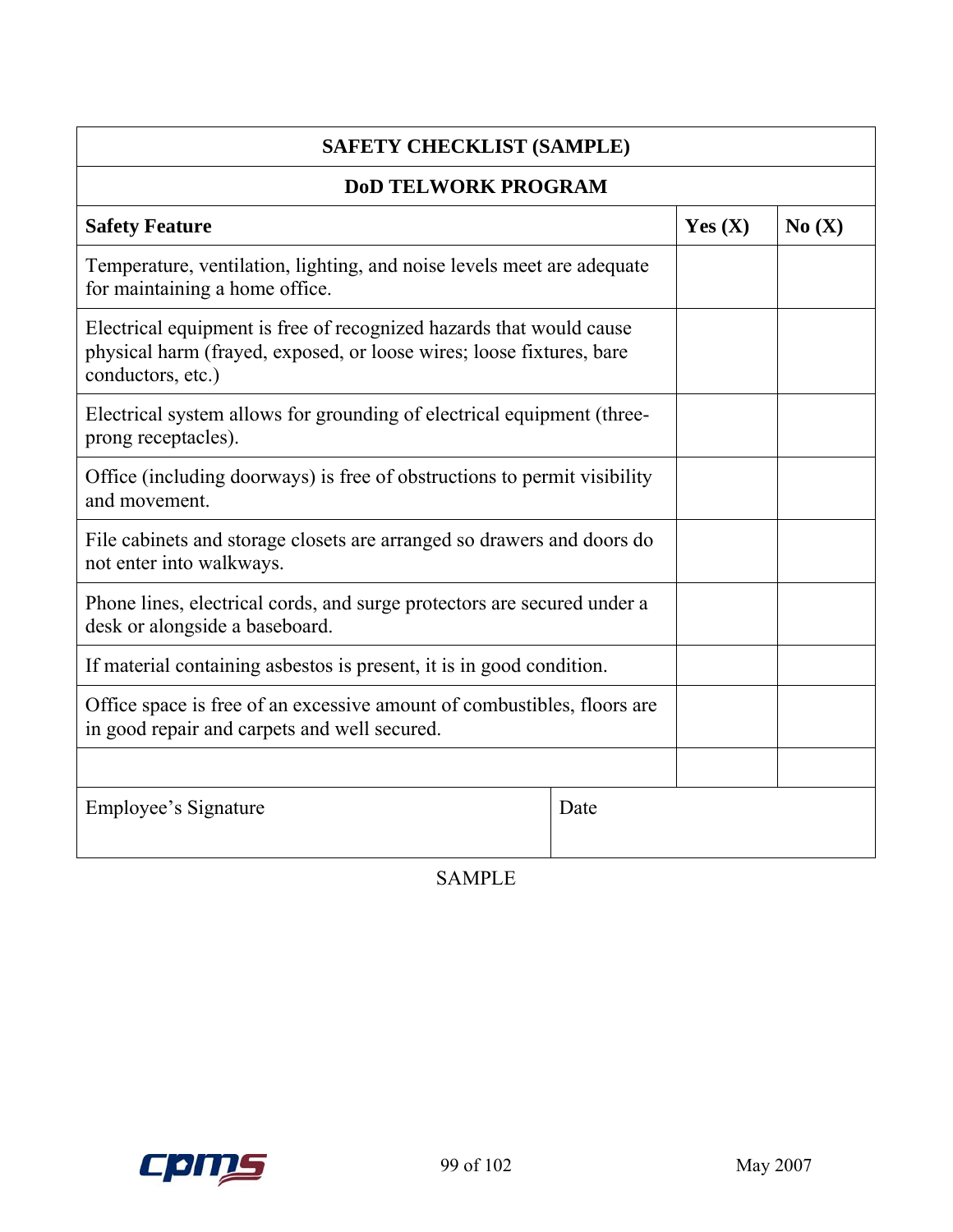| SAFETY CHECKLIST (SAMPLE) | | |
|---|---|---|
| **DoD TELWORK PROGRAM** | | |
| **Safety Feature** | **Yes (X)** | **No (X)** |
| Temperature, ventilation, lighting, and noise levels meet are adequate for maintaining a home office. | | |
| Electrical equipment is free of recognized hazards that would cause physical harm (frayed, exposed, or loose wires; loose fixtures, bare conductors, etc.) | | |
| Electrical system allows for grounding of electrical equipment (three-prong receptacles). | | |
| Office (including doorways) is free of obstructions to permit visibility and movement. | | |
| File cabinets and storage closets are arranged so drawers and doors do not enter into walkways. | | |
| Phone lines, electrical cords, and surge protectors are secured under a desk or alongside a baseboard. | | |
| If material containing asbestos is present, it is in good condition. | | |
| Office space is free of an excessive amount of combustibles, floors are in good repair and carpets and well secured. | | |
| | | |
| Employee's Signature | Date | |

SAMPLE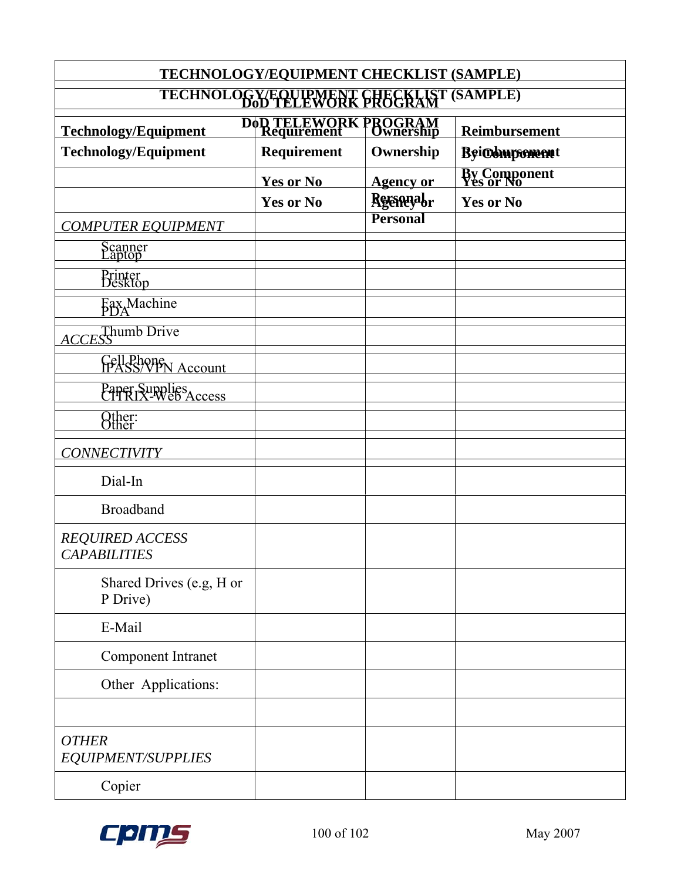## TECHNOLOGY/EQUIPMENT CHECKLIST (SAMPLE)

## DoD TELEWORK PROGRAM

| Technology/Equipment | Requirement | Ownership | Reimbursement By Component |
|---|---|---|---|
| | **Yes or No** | **Agency or Personal** | **Yes or No** |
| *COMPUTER EQUIPMENT* | | | |
| Laptop | | | |
| Desktop | | | |
| PDA | | | |
| *ACCESS* | | | |
| IPASS/VPN Account | | | |
| CITRIX-Web Access | | | |
| Other | | | |
| *CONNECTIVITY* | | | |
| Dial-In | | | |
| Broadband | | | |
| *REQUIRED ACCESS CAPABILITIES* | | | |
| Shared Drives (e.g, H or P Drive) | | | |
| E-Mail | | | |
| Component Intranet | | | |
| Other Applications: | | | |
| | | | |
| *OTHER EQUIPMENT/SUPPLIES* | | | |
| Copier | | | |
| Scanner | | | |
| Printer | | | |
| Fax Machine | | | |
| Thumb Drive | | | |
| Cell Phone | | | |
| Paper Supplies | | | |
| Other: | | | |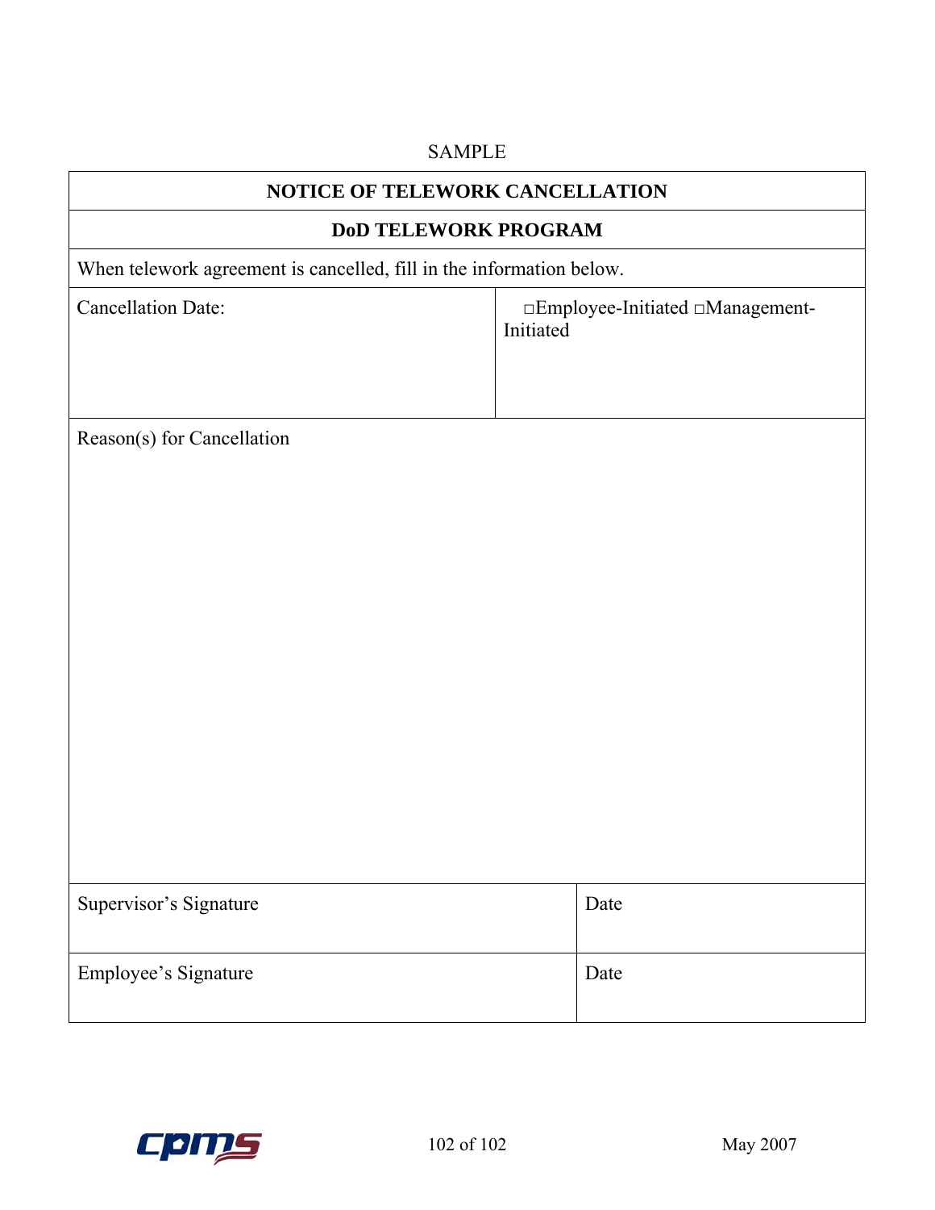SAMPLE

| NOTICE OF TELEWORK CANCELLATION | |
|---|---|
| **DoD TELEWORK PROGRAM** | |
| When telework agreement is cancelled, fill in the information below. | |
| Cancellation Date: | □Employee-Initiated □Management-Initiated |
| Reason(s) for Cancellation | |
| Supervisor's Signature | Date |
| Employee's Signature | Date |